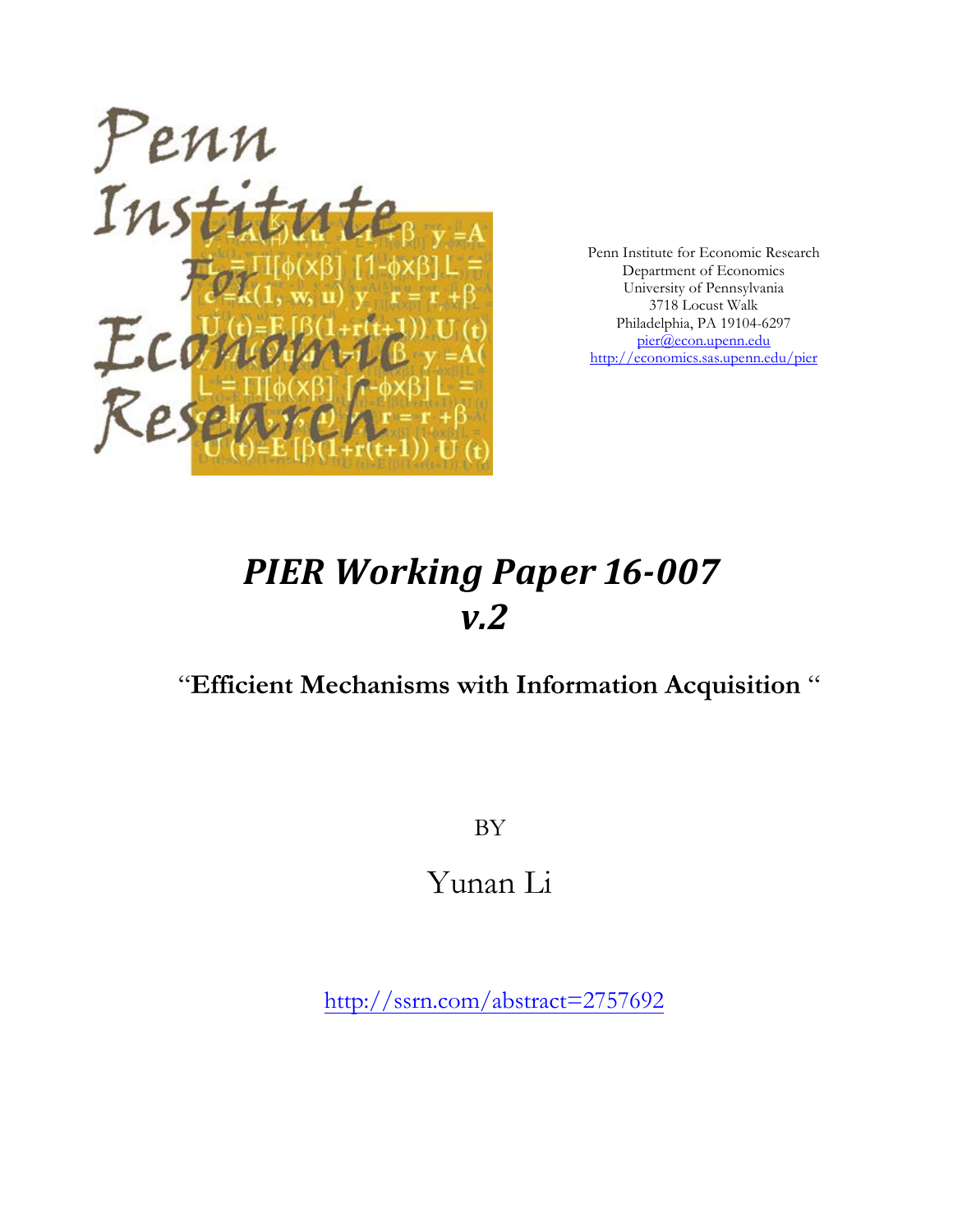Penn Institute for Economic Research
Department of Economics
University of Pennsylvania
3718 Locust Walk
Philadelphia, PA 19104-6297
pier@econ.upenn.edu
http://economics.sas.upenn.edu/pier

# *PIER Working Paper 16-007 v.2*

## "Efficient Mechanisms with Information Acquisition "

BY

Yunan Li

http://ssrn.com/abstract=2757692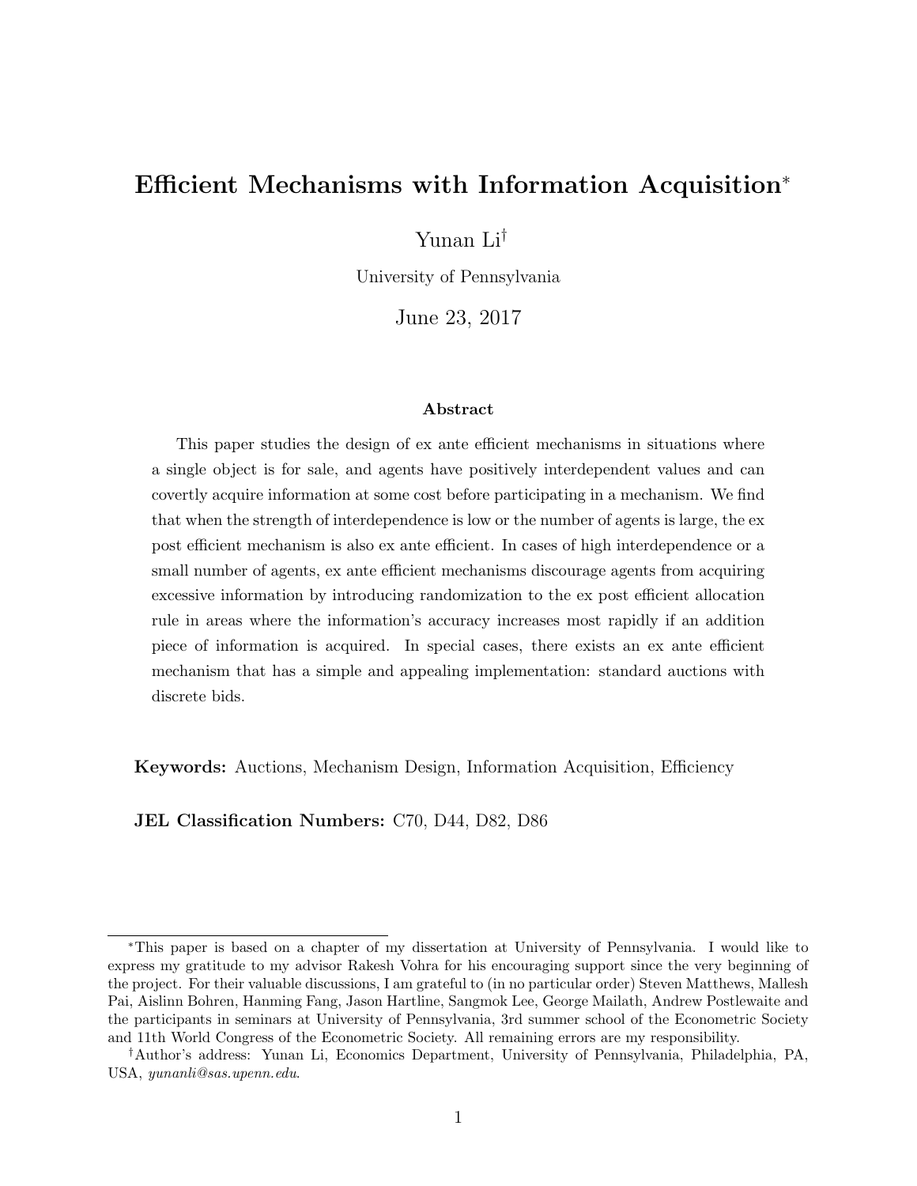# Efficient Mechanisms with Information Acquisition*

Yunan Li[†]

University of Pennsylvania

June 23, 2017

### Abstract

This paper studies the design of ex ante efficient mechanisms in situations where a single object is for sale, and agents have positively interdependent values and can covertly acquire information at some cost before participating in a mechanism. We find that when the strength of interdependence is low or the number of agents is large, the ex post efficient mechanism is also ex ante efficient. In cases of high interdependence or a small number of agents, ex ante efficient mechanisms discourage agents from acquiring excessive information by introducing randomization to the ex post efficient allocation rule in areas where the information's accuracy increases most rapidly if an addition piece of information is acquired. In special cases, there exists an ex ante efficient mechanism that has a simple and appealing implementation: standard auctions with discrete bids.

**Keywords:** Auctions, Mechanism Design, Information Acquisition, Efficiency

**JEL Classification Numbers:** C70, D44, D82, D86

*This paper is based on a chapter of my dissertation at University of Pennsylvania. I would like to express my gratitude to my advisor Rakesh Vohra for his encouraging support since the very beginning of the project. For their valuable discussions, I am grateful to (in no particular order) Steven Matthews, Mallesh Pai, Aislinn Bohren, Hanming Fang, Jason Hartline, Sangmok Lee, George Mailath, Andrew Postlewaite and the participants in seminars at University of Pennsylvania, 3rd summer school of the Econometric Society and 11th World Congress of the Econometric Society. All remaining errors are my responsibility.

[†]Author's address: Yunan Li, Economics Department, University of Pennsylvania, Philadelphia, PA, USA, *yunanli@sas.upenn.edu*.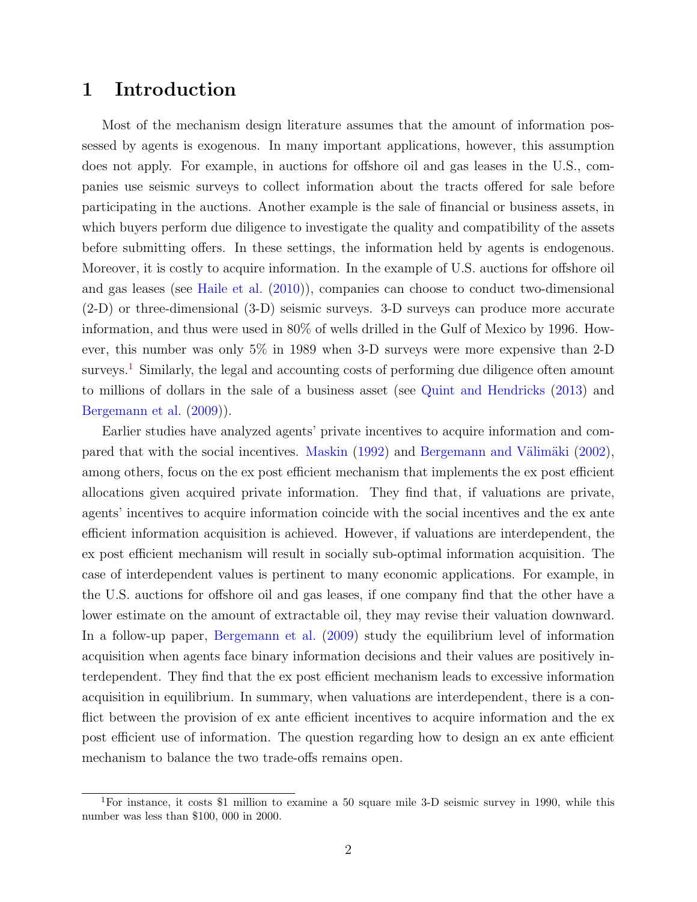# 1 Introduction

Most of the mechanism design literature assumes that the amount of information possessed by agents is exogenous. In many important applications, however, this assumption does not apply. For example, in auctions for offshore oil and gas leases in the U.S., companies use seismic surveys to collect information about the tracts offered for sale before participating in the auctions. Another example is the sale of financial or business assets, in which buyers perform due diligence to investigate the quality and compatibility of the assets before submitting offers. In these settings, the information held by agents is endogenous. Moreover, it is costly to acquire information. In the example of U.S. auctions for offshore oil and gas leases (see Haile et al. (2010)), companies can choose to conduct two-dimensional (2-D) or three-dimensional (3-D) seismic surveys. 3-D surveys can produce more accurate information, and thus were used in 80% of wells drilled in the Gulf of Mexico by 1996. However, this number was only 5% in 1989 when 3-D surveys were more expensive than 2-D surveys.[1] Similarly, the legal and accounting costs of performing due diligence often amount to millions of dollars in the sale of a business asset (see Quint and Hendricks (2013) and Bergemann et al. (2009)).

Earlier studies have analyzed agents' private incentives to acquire information and compared that with the social incentives. Maskin (1992) and Bergemann and Välimäki (2002), among others, focus on the ex post efficient mechanism that implements the ex post efficient allocations given acquired private information. They find that, if valuations are private, agents' incentives to acquire information coincide with the social incentives and the ex ante efficient information acquisition is achieved. However, if valuations are interdependent, the ex post efficient mechanism will result in socially sub-optimal information acquisition. The case of interdependent values is pertinent to many economic applications. For example, in the U.S. auctions for offshore oil and gas leases, if one company find that the other have a lower estimate on the amount of extractable oil, they may revise their valuation downward. In a follow-up paper, Bergemann et al. (2009) study the equilibrium level of information acquisition when agents face binary information decisions and their values are positively interdependent. They find that the ex post efficient mechanism leads to excessive information acquisition in equilibrium. In summary, when valuations are interdependent, there is a conflict between the provision of ex ante efficient incentives to acquire information and the ex post efficient use of information. The question regarding how to design an ex ante efficient mechanism to balance the two trade-offs remains open.

[1] For instance, it costs $1 million to examine a 50 square mile 3-D seismic survey in 1990, while this number was less than $100, 000 in 2000.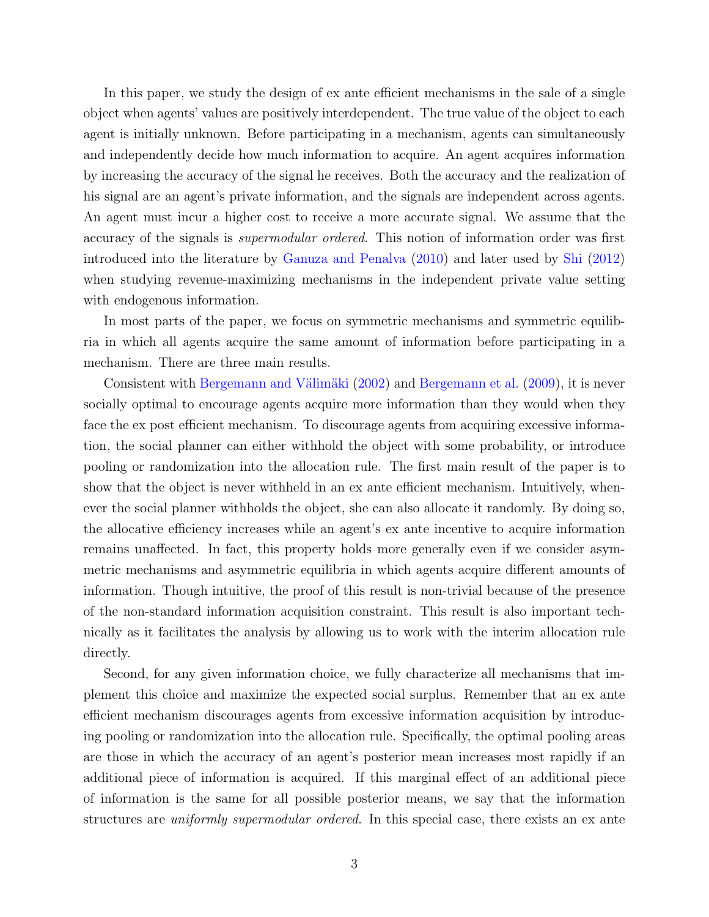In this paper, we study the design of ex ante efficient mechanisms in the sale of a single object when agents' values are positively interdependent. The true value of the object to each agent is initially unknown. Before participating in a mechanism, agents can simultaneously and independently decide how much information to acquire. An agent acquires information by increasing the accuracy of the signal he receives. Both the accuracy and the realization of his signal are an agent's private information, and the signals are independent across agents. An agent must incur a higher cost to receive a more accurate signal. We assume that the accuracy of the signals is *supermodular ordered*. This notion of information order was first introduced into the literature by Ganuza and Penalva (2010) and later used by Shi (2012) when studying revenue-maximizing mechanisms in the independent private value setting with endogenous information.

In most parts of the paper, we focus on symmetric mechanisms and symmetric equilibria in which all agents acquire the same amount of information before participating in a mechanism. There are three main results.

Consistent with Bergemann and Välimäki (2002) and Bergemann et al. (2009), it is never socially optimal to encourage agents acquire more information than they would when they face the ex post efficient mechanism. To discourage agents from acquiring excessive information, the social planner can either withhold the object with some probability, or introduce pooling or randomization into the allocation rule. The first main result of the paper is to show that the object is never withheld in an ex ante efficient mechanism. Intuitively, whenever the social planner withholds the object, she can also allocate it randomly. By doing so, the allocative efficiency increases while an agent's ex ante incentive to acquire information remains unaffected. In fact, this property holds more generally even if we consider asymmetric mechanisms and asymmetric equilibria in which agents acquire different amounts of information. Though intuitive, the proof of this result is non-trivial because of the presence of the non-standard information acquisition constraint. This result is also important technically as it facilitates the analysis by allowing us to work with the interim allocation rule directly.

Second, for any given information choice, we fully characterize all mechanisms that implement this choice and maximize the expected social surplus. Remember that an ex ante efficient mechanism discourages agents from excessive information acquisition by introducing pooling or randomization into the allocation rule. Specifically, the optimal pooling areas are those in which the accuracy of an agent's posterior mean increases most rapidly if an additional piece of information is acquired. If this marginal effect of an additional piece of information is the same for all possible posterior means, we say that the information structures are *uniformly supermodular ordered*. In this special case, there exists an ex ante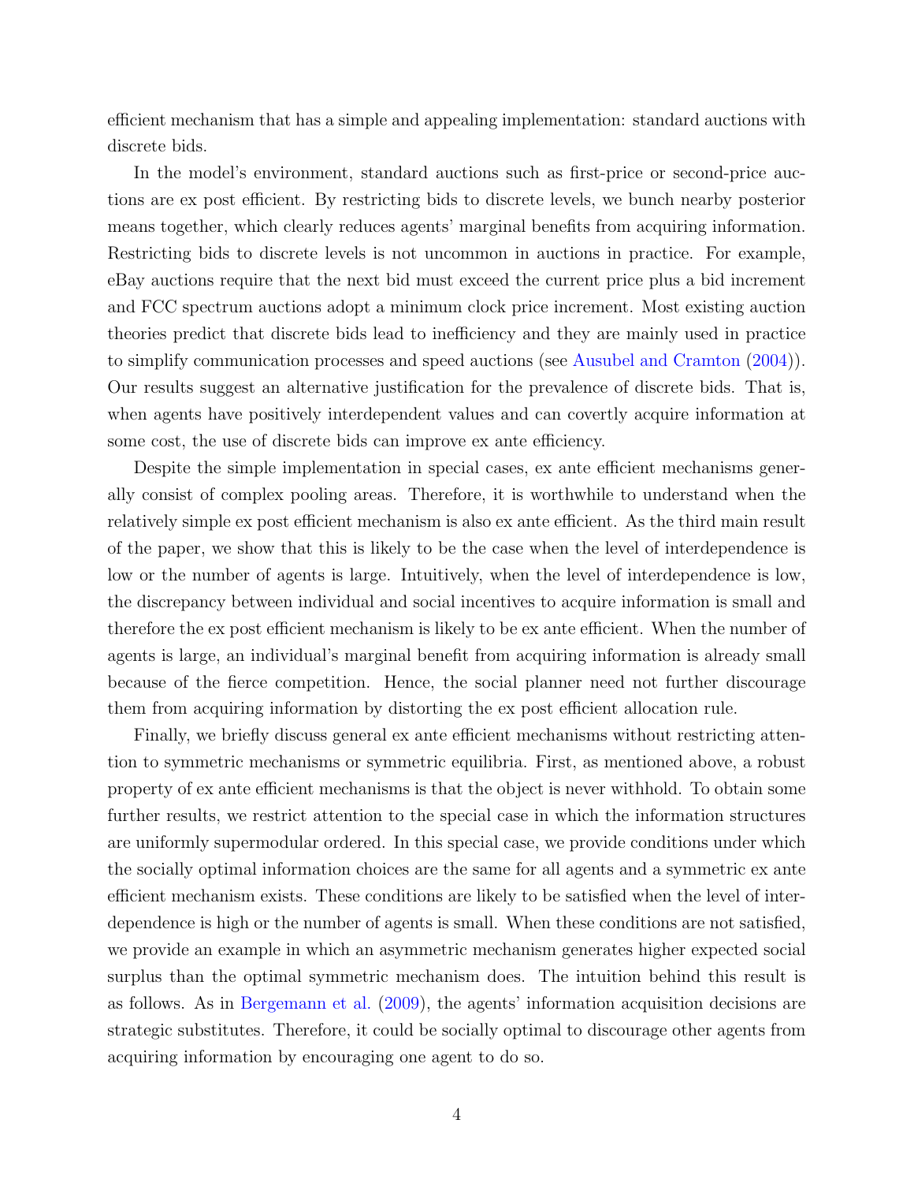efficient mechanism that has a simple and appealing implementation: standard auctions with discrete bids.

In the model's environment, standard auctions such as first-price or second-price auctions are ex post efficient. By restricting bids to discrete levels, we bunch nearby posterior means together, which clearly reduces agents' marginal benefits from acquiring information. Restricting bids to discrete levels is not uncommon in auctions in practice. For example, eBay auctions require that the next bid must exceed the current price plus a bid increment and FCC spectrum auctions adopt a minimum clock price increment. Most existing auction theories predict that discrete bids lead to inefficiency and they are mainly used in practice to simplify communication processes and speed auctions (see Ausubel and Cramton (2004)). Our results suggest an alternative justification for the prevalence of discrete bids. That is, when agents have positively interdependent values and can covertly acquire information at some cost, the use of discrete bids can improve ex ante efficiency.

Despite the simple implementation in special cases, ex ante efficient mechanisms generally consist of complex pooling areas. Therefore, it is worthwhile to understand when the relatively simple ex post efficient mechanism is also ex ante efficient. As the third main result of the paper, we show that this is likely to be the case when the level of interdependence is low or the number of agents is large. Intuitively, when the level of interdependence is low, the discrepancy between individual and social incentives to acquire information is small and therefore the ex post efficient mechanism is likely to be ex ante efficient. When the number of agents is large, an individual's marginal benefit from acquiring information is already small because of the fierce competition. Hence, the social planner need not further discourage them from acquiring information by distorting the ex post efficient allocation rule.

Finally, we briefly discuss general ex ante efficient mechanisms without restricting attention to symmetric mechanisms or symmetric equilibria. First, as mentioned above, a robust property of ex ante efficient mechanisms is that the object is never withhold. To obtain some further results, we restrict attention to the special case in which the information structures are uniformly supermodular ordered. In this special case, we provide conditions under which the socially optimal information choices are the same for all agents and a symmetric ex ante efficient mechanism exists. These conditions are likely to be satisfied when the level of interdependence is high or the number of agents is small. When these conditions are not satisfied, we provide an example in which an asymmetric mechanism generates higher expected social surplus than the optimal symmetric mechanism does. The intuition behind this result is as follows. As in Bergemann et al. (2009), the agents' information acquisition decisions are strategic substitutes. Therefore, it could be socially optimal to discourage other agents from acquiring information by encouraging one agent to do so.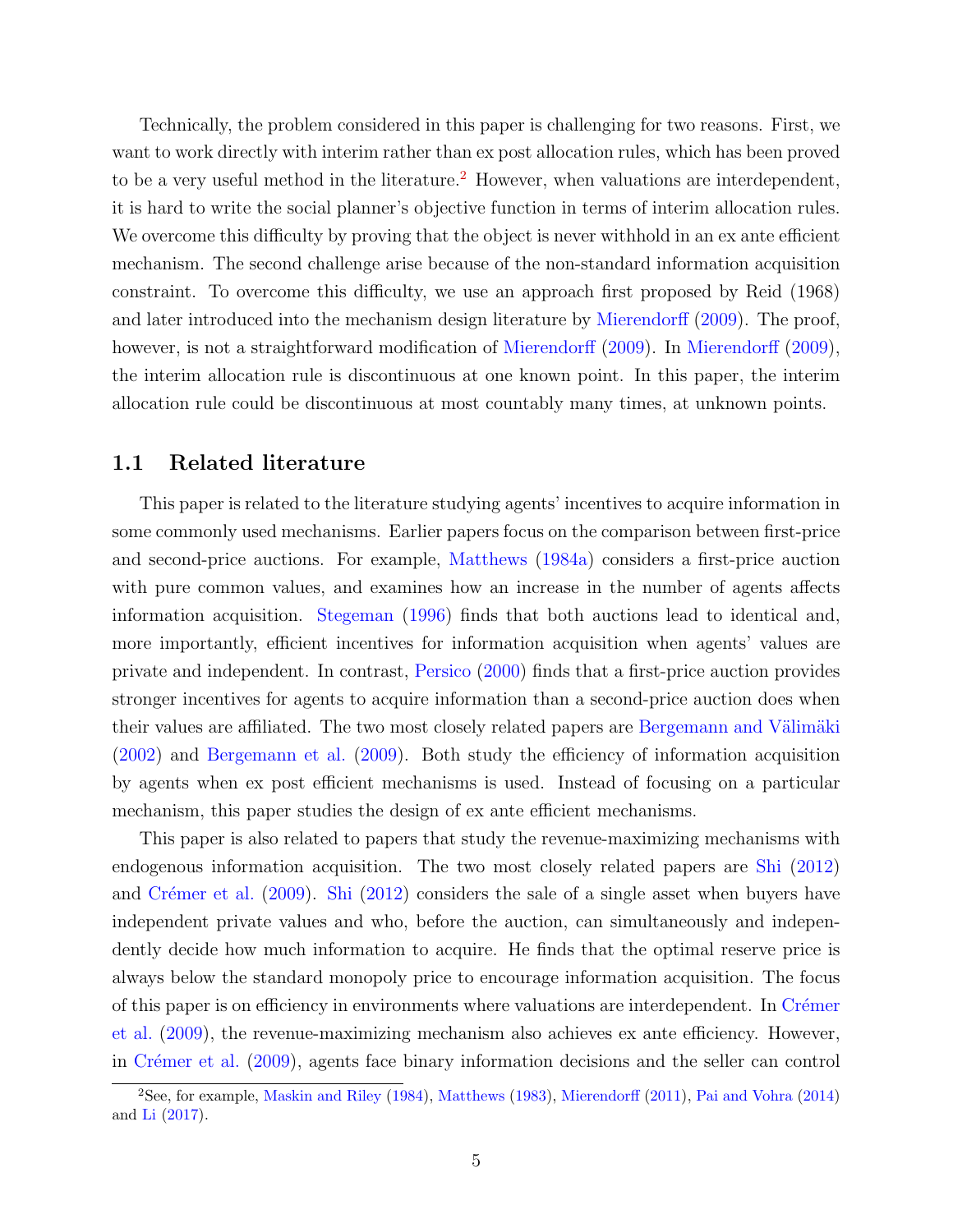Technically, the problem considered in this paper is challenging for two reasons. First, we want to work directly with interim rather than ex post allocation rules, which has been proved to be a very useful method in the literature.[2] However, when valuations are interdependent, it is hard to write the social planner's objective function in terms of interim allocation rules. We overcome this difficulty by proving that the object is never withhold in an ex ante efficient mechanism. The second challenge arise because of the non-standard information acquisition constraint. To overcome this difficulty, we use an approach first proposed by Reid (1968) and later introduced into the mechanism design literature by Mierendorff (2009). The proof, however, is not a straightforward modification of Mierendorff (2009). In Mierendorff (2009), the interim allocation rule is discontinuous at one known point. In this paper, the interim allocation rule could be discontinuous at most countably many times, at unknown points.

## 1.1 Related literature

This paper is related to the literature studying agents' incentives to acquire information in some commonly used mechanisms. Earlier papers focus on the comparison between first-price and second-price auctions. For example, Matthews (1984a) considers a first-price auction with pure common values, and examines how an increase in the number of agents affects information acquisition. Stegeman (1996) finds that both auctions lead to identical and, more importantly, efficient incentives for information acquisition when agents' values are private and independent. In contrast, Persico (2000) finds that a first-price auction provides stronger incentives for agents to acquire information than a second-price auction does when their values are affiliated. The two most closely related papers are Bergemann and Välimäki (2002) and Bergemann et al. (2009). Both study the efficiency of information acquisition by agents when ex post efficient mechanisms is used. Instead of focusing on a particular mechanism, this paper studies the design of ex ante efficient mechanisms.

This paper is also related to papers that study the revenue-maximizing mechanisms with endogenous information acquisition. The two most closely related papers are Shi (2012) and Crémer et al. (2009). Shi (2012) considers the sale of a single asset when buyers have independent private values and who, before the auction, can simultaneously and independently decide how much information to acquire. He finds that the optimal reserve price is always below the standard monopoly price to encourage information acquisition. The focus of this paper is on efficiency in environments where valuations are interdependent. In Crémer et al. (2009), the revenue-maximizing mechanism also achieves ex ante efficiency. However, in Crémer et al. (2009), agents face binary information decisions and the seller can control

[2] See, for example, Maskin and Riley (1984), Matthews (1983), Mierendorff (2011), Pai and Vohra (2014) and Li (2017).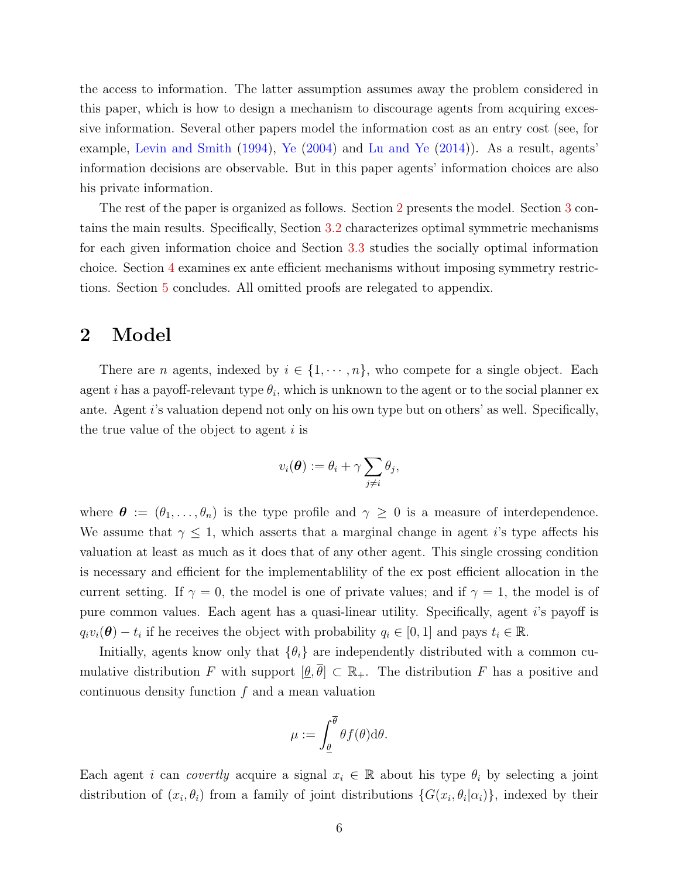the access to information. The latter assumption assumes away the problem considered in this paper, which is how to design a mechanism to discourage agents from acquiring excessive information. Several other papers model the information cost as an entry cost (see, for example, Levin and Smith (1994), Ye (2004) and Lu and Ye (2014)). As a result, agents' information decisions are observable. But in this paper agents' information choices are also his private information.

The rest of the paper is organized as follows. Section 2 presents the model. Section 3 contains the main results. Specifically, Section 3.2 characterizes optimal symmetric mechanisms for each given information choice and Section 3.3 studies the socially optimal information choice. Section 4 examines ex ante efficient mechanisms without imposing symmetry restrictions. Section 5 concludes. All omitted proofs are relegated to appendix.

# 2 Model

There are $n$ agents, indexed by $i \in \{1, \cdots, n\}$, who compete for a single object. Each agent $i$ has a payoff-relevant type $\theta_i$, which is unknown to the agent or to the social planner ex ante. Agent $i$'s valuation depend not only on his own type but on others' as well. Specifically, the true value of the object to agent $i$ is

$$v_i(\boldsymbol{\theta}) := \theta_i + \gamma \sum_{j \neq i} \theta_j,$$

where $\boldsymbol{\theta} := (\theta_1, \ldots, \theta_n)$ is the type profile and $\gamma \geq 0$ is a measure of interdependence. We assume that $\gamma \leq 1$, which asserts that a marginal change in agent $i$'s type affects his valuation at least as much as it does that of any other agent. This single crossing condition is necessary and efficient for the implementablility of the ex post efficient allocation in the current setting. If $\gamma = 0$, the model is one of private values; and if $\gamma = 1$, the model is of pure common values. Each agent has a quasi-linear utility. Specifically, agent $i$'s payoff is $q_i v_i(\boldsymbol{\theta}) - t_i$ if he receives the object with probability $q_i \in [0, 1]$ and pays $t_i \in \mathbb{R}$.

Initially, agents know only that $\{\theta_i\}$ are independently distributed with a common cumulative distribution $F$ with support $[\underline{\theta}, \overline{\theta}] \subset \mathbb{R}_+$. The distribution $F$ has a positive and continuous density function $f$ and a mean valuation

$$\mu := \int_{\underline{\theta}}^{\overline{\theta}} \theta f(\theta) \mathrm{d}\theta.$$

Each agent $i$ can *covertly* acquire a signal $x_i \in \mathbb{R}$ about his type $\theta_i$ by selecting a joint distribution of $(x_i, \theta_i)$ from a family of joint distributions $\{G(x_i, \theta_i | \alpha_i)\}$, indexed by their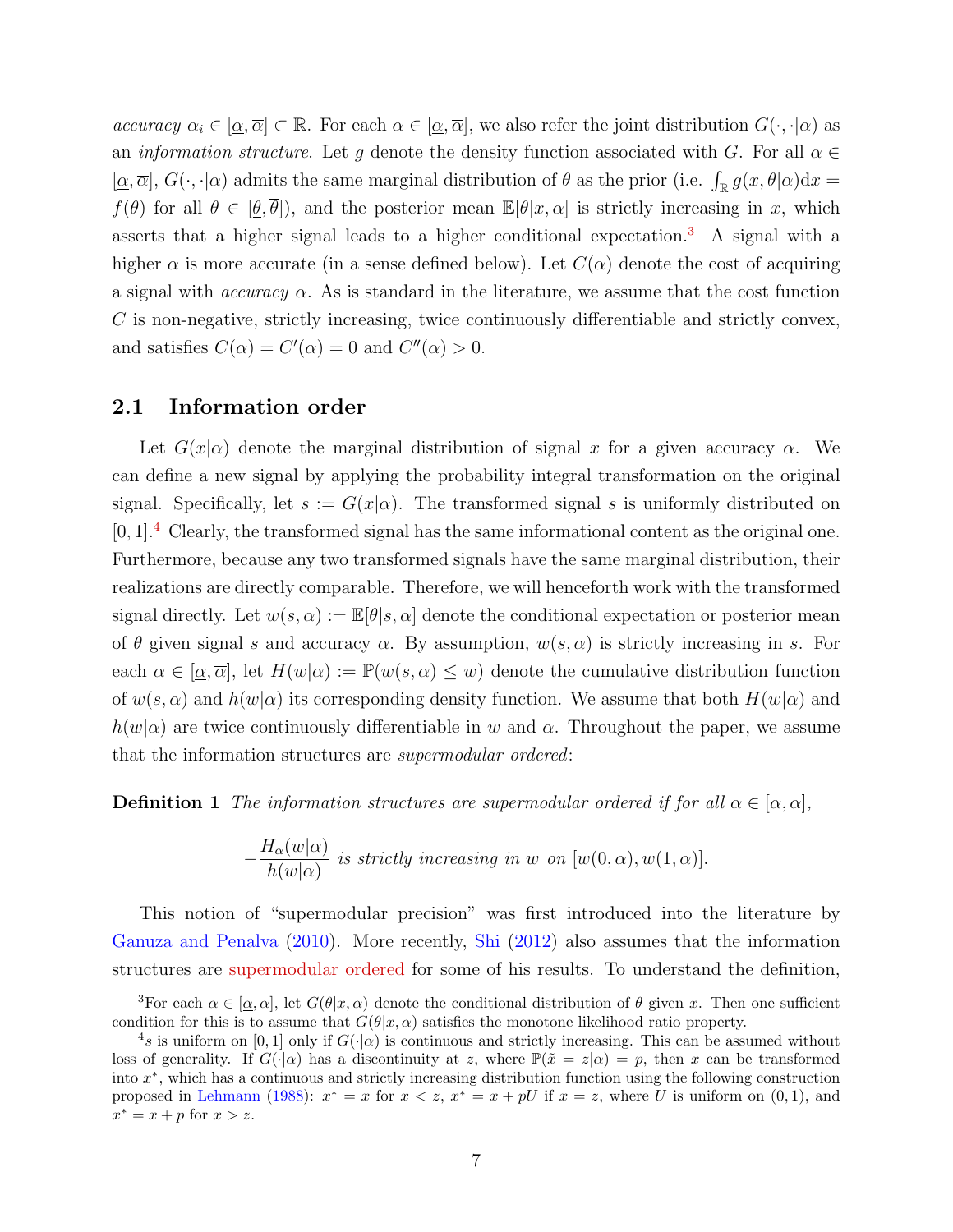*accuracy* $\alpha_i \in [\underline{\alpha}, \overline{\alpha}] \subset \mathbb{R}$. For each $\alpha \in [\underline{\alpha}, \overline{\alpha}]$, we also refer the joint distribution $G(\cdot, \cdot|\alpha)$ as an *information structure*. Let $g$ denote the density function associated with $G$. For all $\alpha \in [\underline{\alpha}, \overline{\alpha}]$, $G(\cdot, \cdot|\alpha)$ admits the same marginal distribution of $\theta$ as the prior (i.e. $\int_{\mathbb{R}} g(x, \theta|\alpha)\mathrm{d}x = f(\theta)$ for all $\theta \in [\underline{\theta}, \overline{\theta}]$), and the posterior mean $\mathbb{E}[\theta|x, \alpha]$ is strictly increasing in $x$, which asserts that a higher signal leads to a higher conditional expectation.[3] A signal with a higher $\alpha$ is more accurate (in a sense defined below). Let $C(\alpha)$ denote the cost of acquiring a signal with *accuracy* $\alpha$. As is standard in the literature, we assume that the cost function $C$ is non-negative, strictly increasing, twice continuously differentiable and strictly convex, and satisfies $C(\underline{\alpha}) = C'(\underline{\alpha}) = 0$ and $C''(\underline{\alpha}) > 0$.

## 2.1 Information order

Let $G(x|\alpha)$ denote the marginal distribution of signal $x$ for a given accuracy $\alpha$. We can define a new signal by applying the probability integral transformation on the original signal. Specifically, let $s := G(x|\alpha)$. The transformed signal $s$ is uniformly distributed on $[0, 1]$.[4] Clearly, the transformed signal has the same informational content as the original one. Furthermore, because any two transformed signals have the same marginal distribution, their realizations are directly comparable. Therefore, we will henceforth work with the transformed signal directly. Let $w(s, \alpha) := \mathbb{E}[\theta|s, \alpha]$ denote the conditional expectation or posterior mean of $\theta$ given signal $s$ and accuracy $\alpha$. By assumption, $w(s, \alpha)$ is strictly increasing in $s$. For each $\alpha \in [\underline{\alpha}, \overline{\alpha}]$, let $H(w|\alpha) := \mathbb{P}(w(s, \alpha) \le w)$ denote the cumulative distribution function of $w(s, \alpha)$ and $h(w|\alpha)$ its corresponding density function. We assume that both $H(w|\alpha)$ and $h(w|\alpha)$ are twice continuously differentiable in $w$ and $\alpha$. Throughout the paper, we assume that the information structures are *supermodular ordered*:

**Definition 1** *The information structures are supermodular ordered if for all $\alpha \in [\underline{\alpha}, \overline{\alpha}]$,*

$$-\frac{H_\alpha(w|\alpha)}{h(w|\alpha)} \text{ is strictly increasing in } w \text{ on } [w(0, \alpha), w(1, \alpha)].$$

This notion of "supermodular precision" was first introduced into the literature by Ganuza and Penalva (2010). More recently, Shi (2012) also assumes that the information structures are supermodular ordered for some of his results. To understand the definition,

---

[3] For each $\alpha \in [\underline{\alpha}, \overline{\alpha}]$, let $G(\theta|x, \alpha)$ denote the conditional distribution of $\theta$ given $x$. Then one sufficient condition for this is to assume that $G(\theta|x, \alpha)$ satisfies the monotone likelihood ratio property.

[4] $s$ is uniform on $[0, 1]$ only if $G(\cdot|\alpha)$ is continuous and strictly increasing. This can be assumed without loss of generality. If $G(\cdot|\alpha)$ has a discontinuity at $z$, where $\mathbb{P}(\tilde{x} = z|\alpha) = p$, then $x$ can be transformed into $x^*$, which has a continuous and strictly increasing distribution function using the following construction proposed in Lehmann (1988): $x^* = x$ for $x < z$, $x^* = x + pU$ if $x = z$, where $U$ is uniform on $(0, 1)$, and $x^* = x + p$ for $x > z$.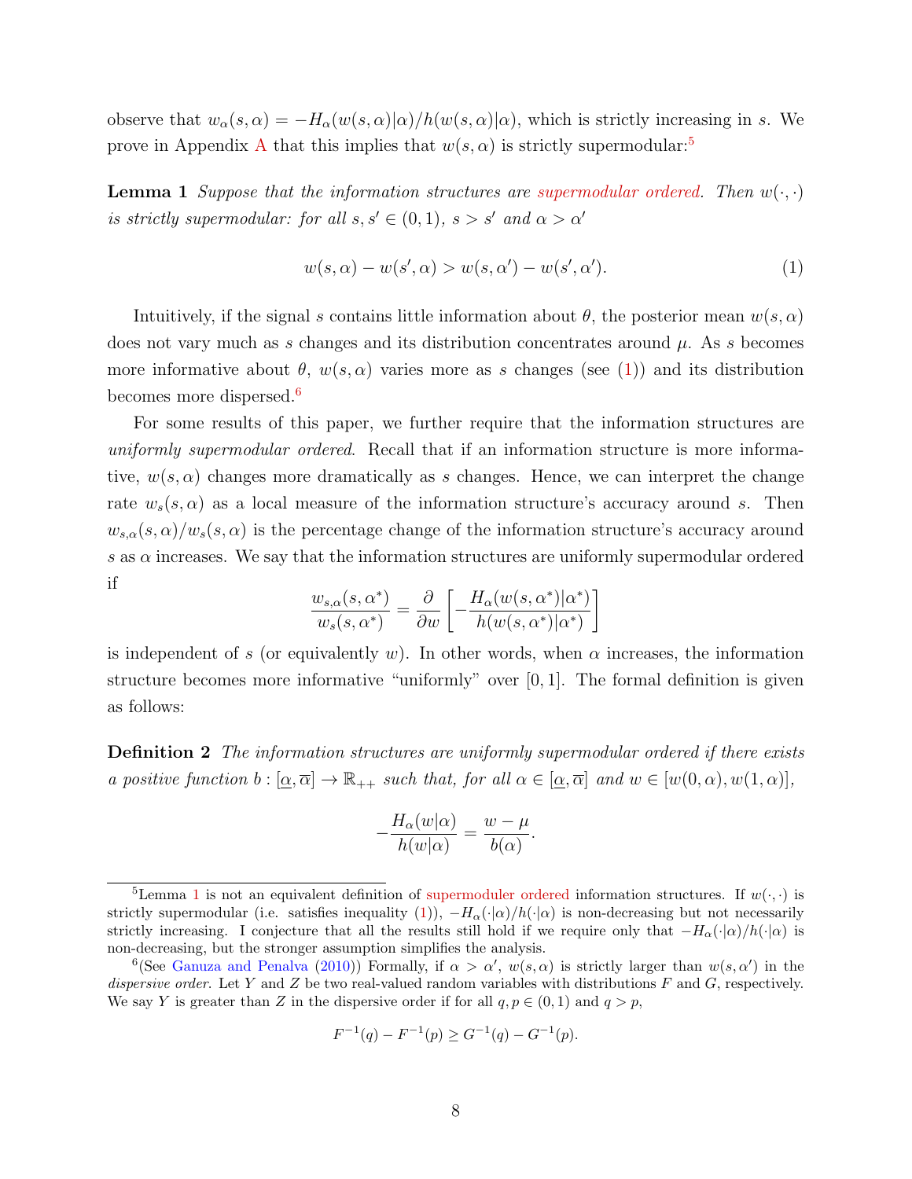observe that $w_\alpha(s,\alpha) = -H_\alpha(w(s,\alpha)|\alpha)/h(w(s,\alpha)|\alpha)$, which is strictly increasing in $s$. We prove in Appendix A that this implies that $w(s,\alpha)$ is strictly supermodular:[5]

**Lemma 1** *Suppose that the information structures are supermodular ordered. Then $w(\cdot,\cdot)$ is strictly supermodular: for all $s, s' \in (0,1)$, $s > s'$ and $\alpha > \alpha'$*

$$w(s,\alpha) - w(s',\alpha) > w(s,\alpha') - w(s',\alpha'). \tag{1}$$

Intuitively, if the signal $s$ contains little information about $\theta$, the posterior mean $w(s,\alpha)$ does not vary much as $s$ changes and its distribution concentrates around $\mu$. As $s$ becomes more informative about $\theta$, $w(s,\alpha)$ varies more as $s$ changes (see (1)) and its distribution becomes more dispersed.[6]

For some results of this paper, we further require that the information structures are *uniformly supermodular ordered*. Recall that if an information structure is more informative, $w(s,\alpha)$ changes more dramatically as $s$ changes. Hence, we can interpret the change rate $w_s(s,\alpha)$ as a local measure of the information structure's accuracy around $s$. Then $w_{s,\alpha}(s,\alpha)/w_s(s,\alpha)$ is the percentage change of the information structure's accuracy around $s$ as $\alpha$ increases. We say that the information structures are uniformly supermodular ordered if

$$\frac{w_{s,\alpha}(s,\alpha^*)}{w_s(s,\alpha^*)} = \frac{\partial}{\partial w}\left[-\frac{H_\alpha(w(s,\alpha^*)|\alpha^*)}{h(w(s,\alpha^*)|\alpha^*)}\right]$$

is independent of $s$ (or equivalently $w$). In other words, when $\alpha$ increases, the information structure becomes more informative "uniformly" over $[0,1]$. The formal definition is given as follows:

**Definition 2** *The information structures are uniformly supermodular ordered if there exists a positive function $b : [\underline{\alpha}, \overline{\alpha}] \to \mathbb{R}_{++}$ such that, for all $\alpha \in [\underline{\alpha}, \overline{\alpha}]$ and $w \in [w(0,\alpha), w(1,\alpha)]$,*

$$-\frac{H_\alpha(w|\alpha)}{h(w|\alpha)} = \frac{w-\mu}{b(\alpha)}.$$

---

[5]Lemma 1 is not an equivalent definition of supermoduler ordered information structures. If $w(\cdot,\cdot)$ is strictly supermodular (i.e. satisfies inequality (1)), $-H_\alpha(\cdot|\alpha)/h(\cdot|\alpha)$ is non-decreasing but not necessarily strictly increasing. I conjecture that all the results still hold if we require only that $-H_\alpha(\cdot|\alpha)/h(\cdot|\alpha)$ is non-decreasing, but the stronger assumption simplifies the analysis.

[6](See Ganuza and Penalva (2010)) Formally, if $\alpha > \alpha'$, $w(s,\alpha)$ is strictly larger than $w(s,\alpha')$ in the *dispersive order*. Let $Y$ and $Z$ be two real-valued random variables with distributions $F$ and $G$, respectively. We say $Y$ is greater than $Z$ in the dispersive order if for all $q, p \in (0,1)$ and $q > p$,

$$F^{-1}(q) - F^{-1}(p) \geq G^{-1}(q) - G^{-1}(p).$$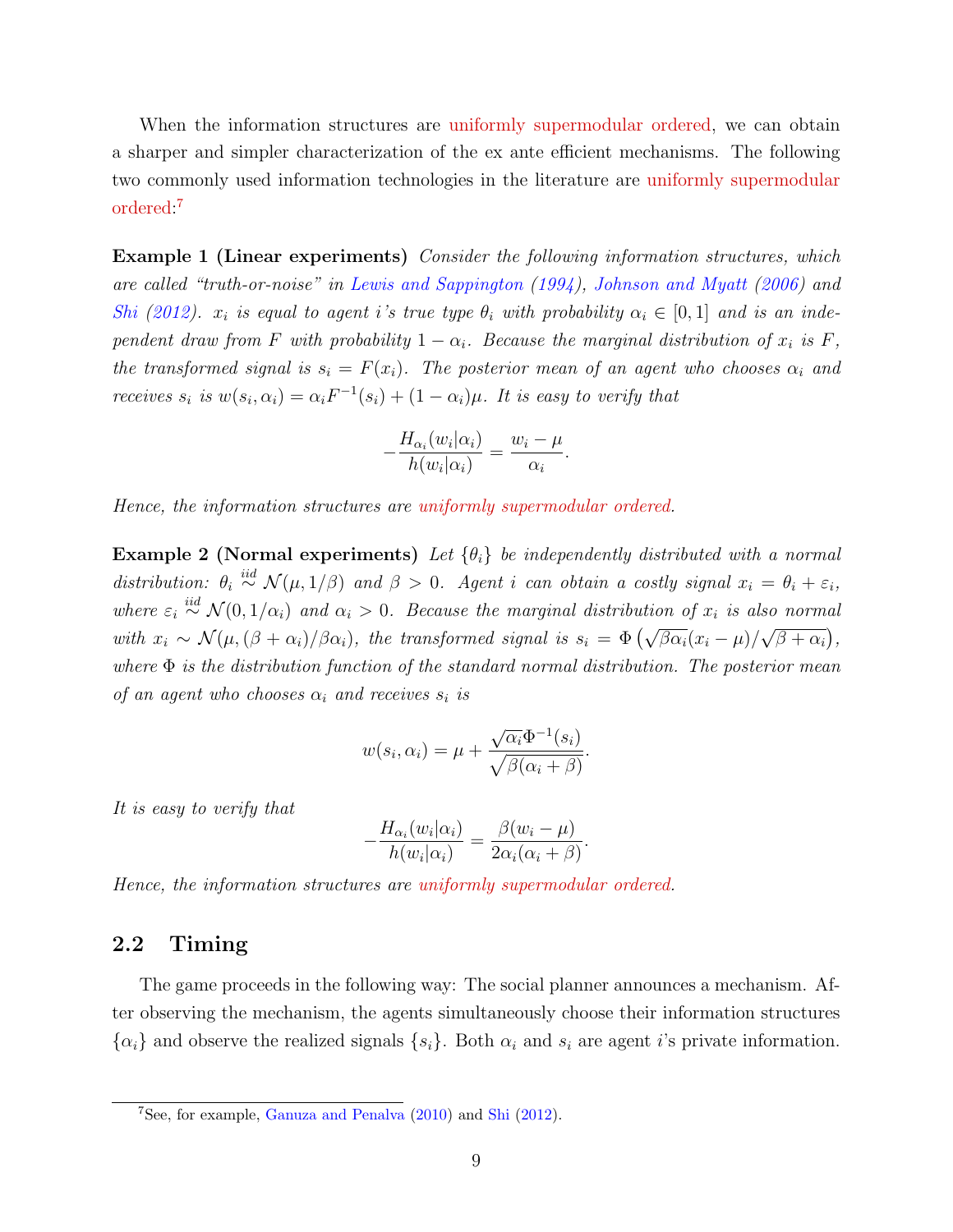When the information structures are uniformly supermodular ordered, we can obtain a sharper and simpler characterization of the ex ante efficient mechanisms. The following two commonly used information technologies in the literature are uniformly supermodular ordered:[7]

**Example 1 (Linear experiments)** *Consider the following information structures, which are called "truth-or-noise" in Lewis and Sappington (1994), Johnson and Myatt (2006) and Shi (2012). $x_i$ is equal to agent $i$'s true type $\theta_i$ with probability $\alpha_i \in [0,1]$ and is an independent draw from $F$ with probability $1-\alpha_i$. Because the marginal distribution of $x_i$ is $F$, the transformed signal is $s_i = F(x_i)$. The posterior mean of an agent who chooses $\alpha_i$ and receives $s_i$ is $w(s_i, \alpha_i) = \alpha_i F^{-1}(s_i) + (1-\alpha_i)\mu$. It is easy to verify that*

$$-\frac{H_{\alpha_i}(w_i|\alpha_i)}{h(w_i|\alpha_i)} = \frac{w_i - \mu}{\alpha_i}.$$

*Hence, the information structures are uniformly supermodular ordered.*

**Example 2 (Normal experiments)** *Let $\{\theta_i\}$ be independently distributed with a normal distribution: $\theta_i \overset{iid}{\sim} \mathcal{N}(\mu, 1/\beta)$ and $\beta > 0$. Agent $i$ can obtain a costly signal $x_i = \theta_i + \varepsilon_i$, where $\varepsilon_i \overset{iid}{\sim} \mathcal{N}(0, 1/\alpha_i)$ and $\alpha_i > 0$. Because the marginal distribution of $x_i$ is also normal with $x_i \sim \mathcal{N}(\mu, (\beta+\alpha_i)/\beta\alpha_i)$, the transformed signal is $s_i = \Phi\left(\sqrt{\beta\alpha_i}(x_i - \mu)/\sqrt{\beta+\alpha_i}\right)$, where $\Phi$ is the distribution function of the standard normal distribution. The posterior mean of an agent who chooses $\alpha_i$ and receives $s_i$ is*

$$w(s_i, \alpha_i) = \mu + \frac{\sqrt{\alpha_i}\Phi^{-1}(s_i)}{\sqrt{\beta(\alpha_i + \beta)}}.$$

*It is easy to verify that*

$$-\frac{H_{\alpha_i}(w_i|\alpha_i)}{h(w_i|\alpha_i)} = \frac{\beta(w_i - \mu)}{2\alpha_i(\alpha_i + \beta)}.$$

*Hence, the information structures are uniformly supermodular ordered.*

## 2.2 Timing

The game proceeds in the following way: The social planner announces a mechanism. After observing the mechanism, the agents simultaneously choose their information structures $\{\alpha_i\}$ and observe the realized signals $\{s_i\}$. Both $\alpha_i$ and $s_i$ are agent $i$'s private information.

[7] See, for example, Ganuza and Penalva (2010) and Shi (2012).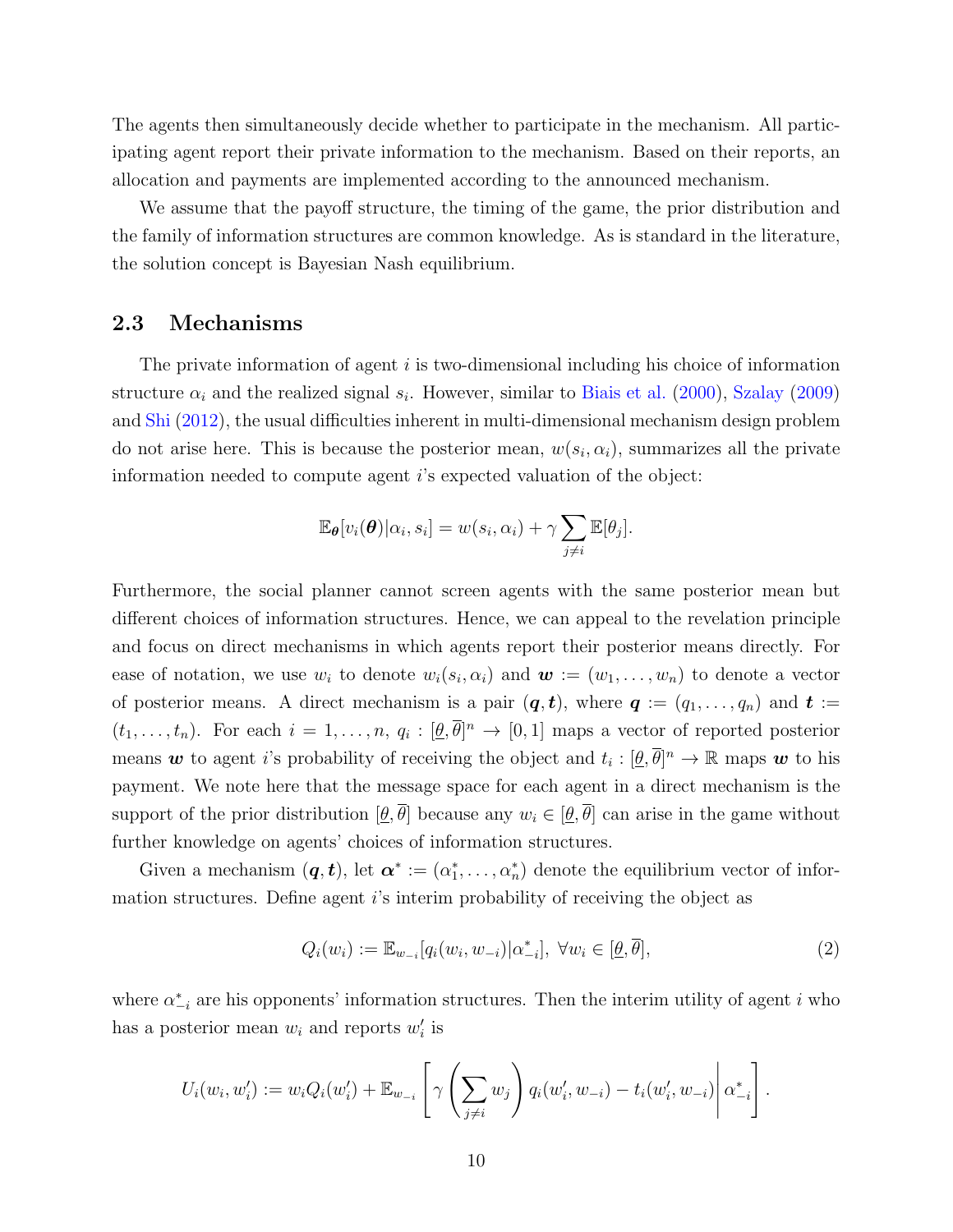The agents then simultaneously decide whether to participate in the mechanism. All participating agent report their private information to the mechanism. Based on their reports, an allocation and payments are implemented according to the announced mechanism.

We assume that the payoff structure, the timing of the game, the prior distribution and the family of information structures are common knowledge. As is standard in the literature, the solution concept is Bayesian Nash equilibrium.

### 2.3 Mechanisms

The private information of agent $i$ is two-dimensional including his choice of information structure $\alpha_i$ and the realized signal $s_i$. However, similar to Biais et al. (2000), Szalay (2009) and Shi (2012), the usual difficulties inherent in multi-dimensional mechanism design problem do not arise here. This is because the posterior mean, $w(s_i, \alpha_i)$, summarizes all the private information needed to compute agent $i$'s expected valuation of the object:

$$\mathbb{E}_{\boldsymbol{\theta}}[v_i(\boldsymbol{\theta})|\alpha_i, s_i] = w(s_i, \alpha_i) + \gamma \sum_{j \neq i} \mathbb{E}[\theta_j].$$

Furthermore, the social planner cannot screen agents with the same posterior mean but different choices of information structures. Hence, we can appeal to the revelation principle and focus on direct mechanisms in which agents report their posterior means directly. For ease of notation, we use $w_i$ to denote $w_i(s_i, \alpha_i)$ and $\boldsymbol{w} := (w_1, \ldots, w_n)$ to denote a vector of posterior means. A direct mechanism is a pair $(\boldsymbol{q}, \boldsymbol{t})$, where $\boldsymbol{q} := (q_1, \ldots, q_n)$ and $\boldsymbol{t} := (t_1, \ldots, t_n)$. For each $i = 1, \ldots, n$, $q_i : [\underline{\theta}, \overline{\theta}]^n \to [0, 1]$ maps a vector of reported posterior means $\boldsymbol{w}$ to agent $i$'s probability of receiving the object and $t_i : [\underline{\theta}, \overline{\theta}]^n \to \mathbb{R}$ maps $\boldsymbol{w}$ to his payment. We note here that the message space for each agent in a direct mechanism is the support of the prior distribution $[\underline{\theta}, \overline{\theta}]$ because any $w_i \in [\underline{\theta}, \overline{\theta}]$ can arise in the game without further knowledge on agents' choices of information structures.

Given a mechanism $(\boldsymbol{q}, \boldsymbol{t})$, let $\boldsymbol{\alpha}^* := (\alpha_1^*, \ldots, \alpha_n^*)$ denote the equilibrium vector of information structures. Define agent $i$'s interim probability of receiving the object as

$$Q_i(w_i) := \mathbb{E}_{w_{-i}}[q_i(w_i, w_{-i})|\alpha_{-i}^*], \ \forall w_i \in [\underline{\theta}, \overline{\theta}], \tag{2}$$

where $\alpha_{-i}^*$ are his opponents' information structures. Then the interim utility of agent $i$ who has a posterior mean $w_i$ and reports $w_i'$ is

$$U_i(w_i, w_i') := w_i Q_i(w_i') + \mathbb{E}_{w_{-i}} \left[ \gamma \left( \sum_{j \neq i} w_j \right) q_i(w_i', w_{-i}) - t_i(w_i', w_{-i}) \middle| \alpha_{-i}^* \right].$$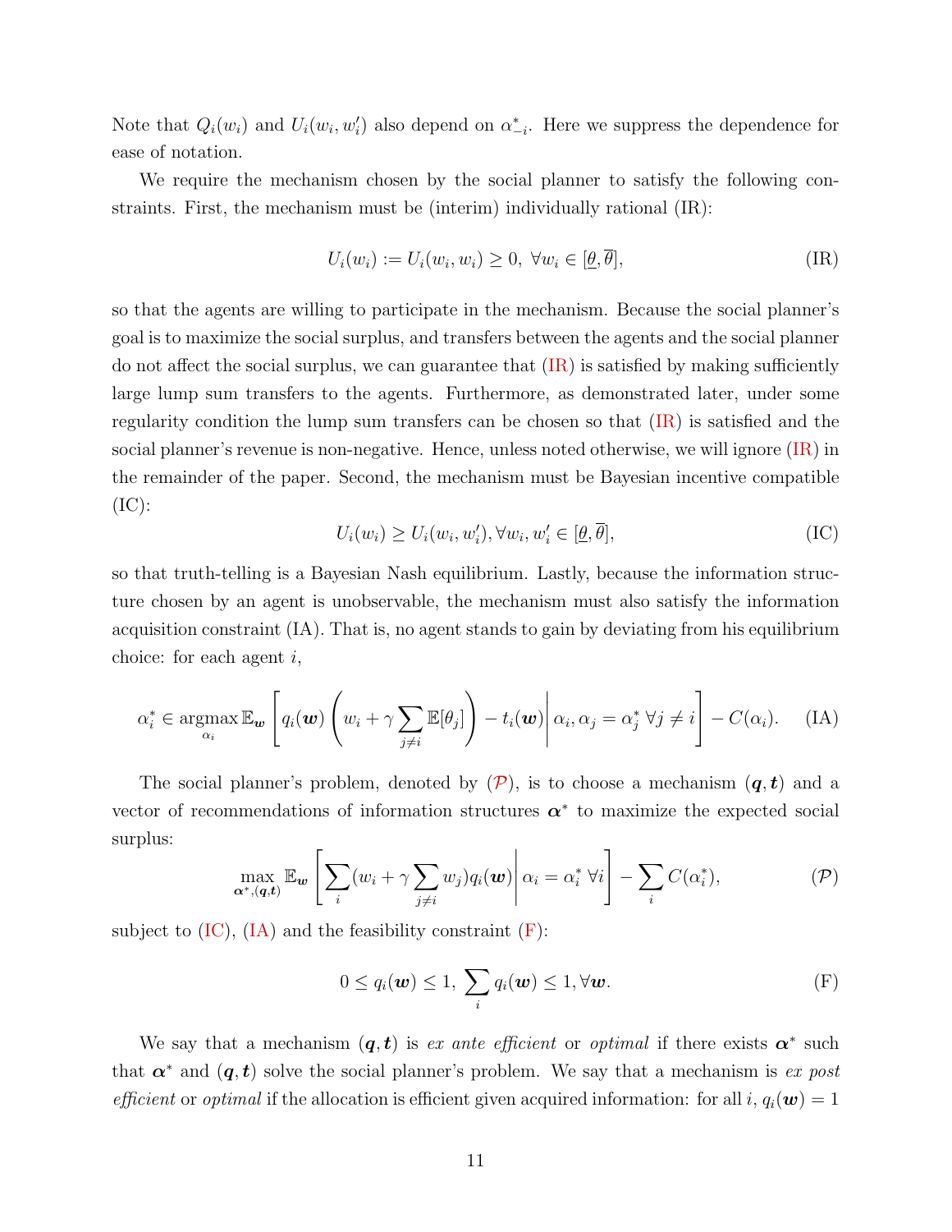Note that $Q_i(w_i)$ and $U_i(w_i, w_i')$ also depend on $\alpha_{-i}^*$. Here we suppress the dependence for ease of notation.

We require the mechanism chosen by the social planner to satisfy the following constraints. First, the mechanism must be (interim) individually rational (IR):

$$U_i(w_i) := U_i(w_i, w_i) \geq 0, \ \forall w_i \in [\underline{\theta}, \overline{\theta}], \tag{IR}$$

so that the agents are willing to participate in the mechanism. Because the social planner's goal is to maximize the social surplus, and transfers between the agents and the social planner do not affect the social surplus, we can guarantee that (IR) is satisfied by making sufficiently large lump sum transfers to the agents. Furthermore, as demonstrated later, under some regularity condition the lump sum transfers can be chosen so that (IR) is satisfied and the social planner's revenue is non-negative. Hence, unless noted otherwise, we will ignore (IR) in the remainder of the paper. Second, the mechanism must be Bayesian incentive compatible (IC):

$$U_i(w_i) \geq U_i(w_i, w_i'), \forall w_i, w_i' \in [\underline{\theta}, \overline{\theta}], \tag{IC}$$

so that truth-telling is a Bayesian Nash equilibrium. Lastly, because the information structure chosen by an agent is unobservable, the mechanism must also satisfy the information acquisition constraint (IA). That is, no agent stands to gain by deviating from his equilibrium choice: for each agent $i$,

$$\alpha_i^* \in \operatorname*{argmax}_{\alpha_i} \mathbb{E}_{\boldsymbol{w}} \left[ q_i(\boldsymbol{w}) \left( w_i + \gamma \sum_{j \neq i} \mathbb{E}[\theta_j] \right) - t_i(\boldsymbol{w}) \middle| \alpha_i, \alpha_j = \alpha_j^* \ \forall j \neq i \right] - C(\alpha_i). \tag{IA}$$

The social planner's problem, denoted by ($\mathcal{P}$), is to choose a mechanism $(\boldsymbol{q}, \boldsymbol{t})$ and a vector of recommendations of information structures $\boldsymbol{\alpha}^*$ to maximize the expected social surplus:

$$\max_{\boldsymbol{\alpha}^*, (\boldsymbol{q}, \boldsymbol{t})} \mathbb{E}_{\boldsymbol{w}} \left[ \sum_i (w_i + \gamma \sum_{j \neq i} w_j) q_i(\boldsymbol{w}) \middle| \alpha_i = \alpha_i^* \ \forall i \right] - \sum_i C(\alpha_i^*), \tag{$\mathcal{P}$}$$

subject to (IC), (IA) and the feasibility constraint (F):

$$0 \leq q_i(\boldsymbol{w}) \leq 1, \ \sum_i q_i(\boldsymbol{w}) \leq 1, \forall \boldsymbol{w}. \tag{F}$$

We say that a mechanism $(\boldsymbol{q}, \boldsymbol{t})$ is *ex ante efficient* or *optimal* if there exists $\boldsymbol{\alpha}^*$ such that $\boldsymbol{\alpha}^*$ and $(\boldsymbol{q}, \boldsymbol{t})$ solve the social planner's problem. We say that a mechanism is *ex post efficient* or *optimal* if the allocation is efficient given acquired information: for all $i$, $q_i(\boldsymbol{w}) = 1$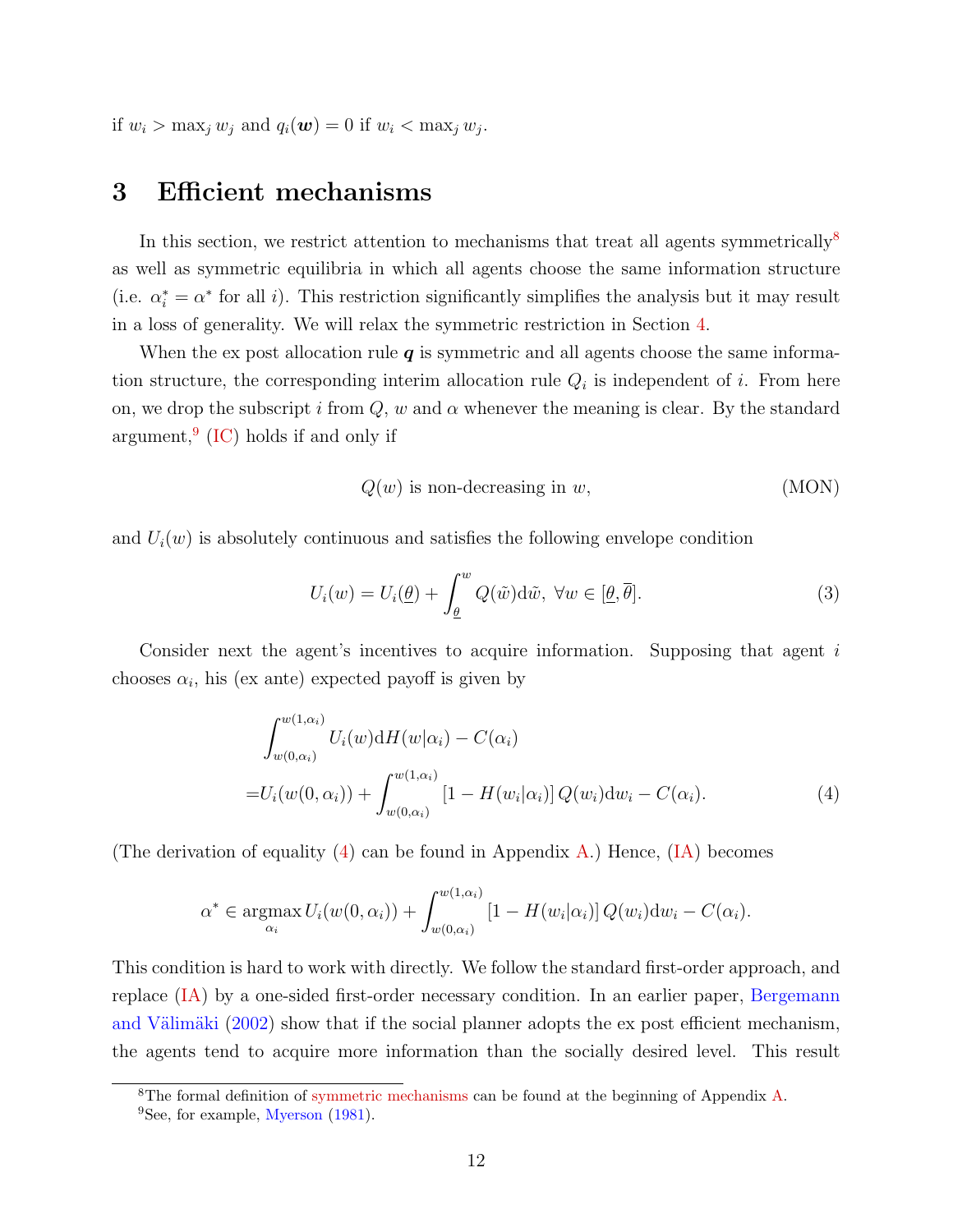if $w_i > \max_j w_j$ and $q_i(\boldsymbol{w}) = 0$ if $w_i < \max_j w_j$.

## 3 Efficient mechanisms

In this section, we restrict attention to mechanisms that treat all agents symmetrically[8] as well as symmetric equilibria in which all agents choose the same information structure (i.e. $\alpha_i^* = \alpha^*$ for all $i$). This restriction significantly simplifies the analysis but it may result in a loss of generality. We will relax the symmetric restriction in Section 4.

When the ex post allocation rule $\boldsymbol{q}$ is symmetric and all agents choose the same information structure, the corresponding interim allocation rule $Q_i$ is independent of $i$. From here on, we drop the subscript $i$ from $Q$, $w$ and $\alpha$ whenever the meaning is clear. By the standard argument,[9] (IC) holds if and only if

$$Q(w) \text{ is non-decreasing in } w, \tag{MON}$$

and $U_i(w)$ is absolutely continuous and satisfies the following envelope condition

$$U_i(w) = U_i(\underline{\theta}) + \int_{\underline{\theta}}^{w} Q(\tilde{w})\mathrm{d}\tilde{w},\ \forall w \in [\underline{\theta}, \overline{\theta}]. \tag{3}$$

Consider next the agent's incentives to acquire information. Supposing that agent $i$ chooses $\alpha_i$, his (ex ante) expected payoff is given by

$$\begin{aligned}
&\int_{w(0,\alpha_i)}^{w(1,\alpha_i)} U_i(w)\mathrm{d}H(w|\alpha_i) - C(\alpha_i) \\
=&U_i(w(0,\alpha_i)) + \int_{w(0,\alpha_i)}^{w(1,\alpha_i)} \left[1 - H(w_i|\alpha_i)\right] Q(w_i)\mathrm{d}w_i - C(\alpha_i).
\end{aligned} \tag{4}$$

(The derivation of equality (4) can be found in Appendix A.) Hence, (IA) becomes

$$\alpha^* \in \operatorname*{argmax}_{\alpha_i} U_i(w(0,\alpha_i)) + \int_{w(0,\alpha_i)}^{w(1,\alpha_i)} \left[1 - H(w_i|\alpha_i)\right] Q(w_i)\mathrm{d}w_i - C(\alpha_i).$$

This condition is hard to work with directly. We follow the standard first-order approach, and replace (IA) by a one-sided first-order necessary condition. In an earlier paper, Bergemann and Välimäki (2002) show that if the social planner adopts the ex post efficient mechanism, the agents tend to acquire more information than the socially desired level. This result

[8] The formal definition of symmetric mechanisms can be found at the beginning of Appendix A.

[9] See, for example, Myerson (1981).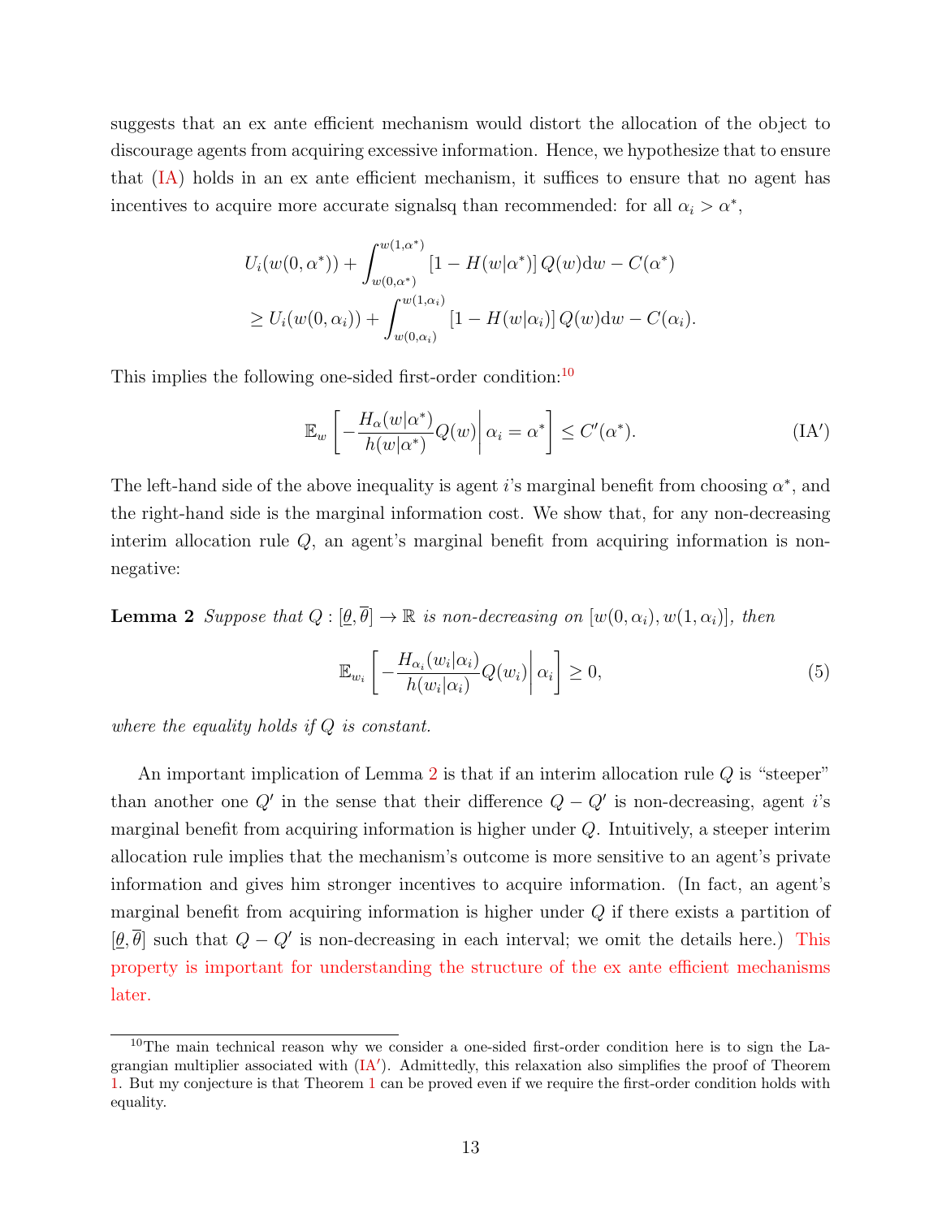suggests that an ex ante efficient mechanism would distort the allocation of the object to discourage agents from acquiring excessive information. Hence, we hypothesize that to ensure that (IA) holds in an ex ante efficient mechanism, it suffices to ensure that no agent has incentives to acquire more accurate signalsq than recommended: for all $\alpha_i > \alpha^*$,

$$
\begin{aligned}
&U_i(w(0,\alpha^*)) + \int_{w(0,\alpha^*)}^{w(1,\alpha^*)} \left[1 - H(w|\alpha^*)\right] Q(w)\mathrm{d}w - C(\alpha^*) \\
&\geq U_i(w(0,\alpha_i)) + \int_{w(0,\alpha_i)}^{w(1,\alpha_i)} \left[1 - H(w|\alpha_i)\right] Q(w)\mathrm{d}w - C(\alpha_i).
\end{aligned}
$$

This implies the following one-sided first-order condition:[10]

$$
\mathbb{E}_w\left[ -\frac{H_\alpha(w|\alpha^*)}{h(w|\alpha^*)} Q(w) \middle| \, \alpha_i = \alpha^* \right] \leq C'(\alpha^*). \tag{IA$'$}
$$

The left-hand side of the above inequality is agent $i$'s marginal benefit from choosing $\alpha^*$, and the right-hand side is the marginal information cost. We show that, for any non-decreasing interim allocation rule $Q$, an agent's marginal benefit from acquiring information is non-negative:

**Lemma 2** *Suppose that $Q : [\underline{\theta}, \overline{\theta}] \to \mathbb{R}$ is non-decreasing on $[w(0,\alpha_i), w(1,\alpha_i)]$, then*

$$
\mathbb{E}_{w_i}\left[ -\frac{H_{\alpha_i}(w_i|\alpha_i)}{h(w_i|\alpha_i)} Q(w_i) \middle| \, \alpha_i \right] \geq 0, \tag{5}
$$

*where the equality holds if $Q$ is constant.*

An important implication of Lemma 2 is that if an interim allocation rule $Q$ is "steeper" than another one $Q'$ in the sense that their difference $Q - Q'$ is non-decreasing, agent $i$'s marginal benefit from acquiring information is higher under $Q$. Intuitively, a steeper interim allocation rule implies that the mechanism's outcome is more sensitive to an agent's private information and gives him stronger incentives to acquire information. (In fact, an agent's marginal benefit from acquiring information is higher under $Q$ if there exists a partition of $[\underline{\theta}, \overline{\theta}]$ such that $Q - Q'$ is non-decreasing in each interval; we omit the details here.) This property is important for understanding the structure of the ex ante efficient mechanisms later.

[10] The main technical reason why we consider a one-sided first-order condition here is to sign the Lagrangian multiplier associated with (IA$'$). Admittedly, this relaxation also simplifies the proof of Theorem 1. But my conjecture is that Theorem 1 can be proved even if we require the first-order condition holds with equality.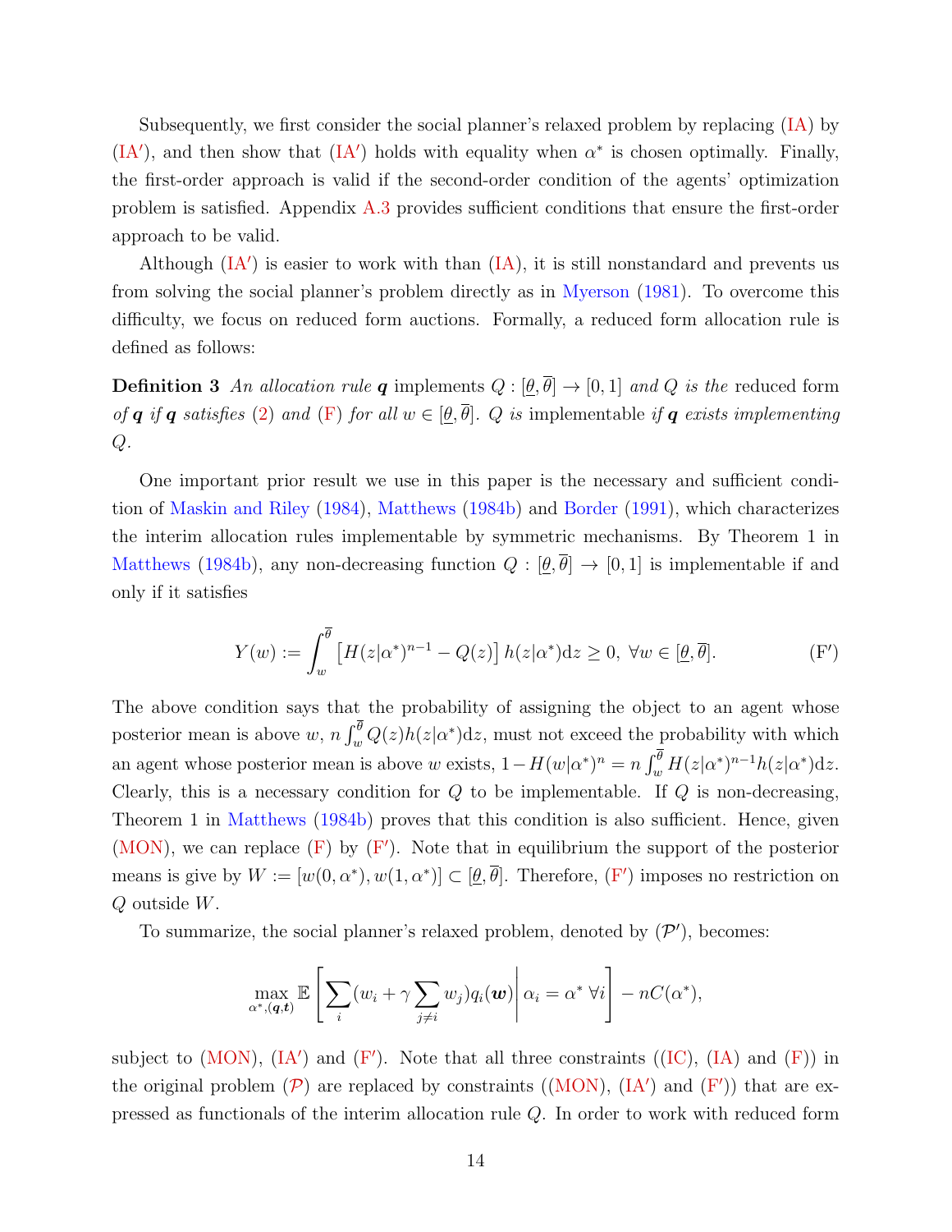Subsequently, we first consider the social planner's relaxed problem by replacing (IA) by (IA′), and then show that (IA′) holds with equality when $\alpha^*$ is chosen optimally. Finally, the first-order approach is valid if the second-order condition of the agents' optimization problem is satisfied. Appendix A.3 provides sufficient conditions that ensure the first-order approach to be valid.

Although (IA′) is easier to work with than (IA), it is still nonstandard and prevents us from solving the social planner's problem directly as in Myerson (1981). To overcome this difficulty, we focus on reduced form auctions. Formally, a reduced form allocation rule is defined as follows:

**Definition 3** *An allocation rule* $\boldsymbol{q}$ implements $Q : [\underline{\theta}, \overline{\theta}] \to [0, 1]$ *and* $Q$ *is the* reduced form *of* $\boldsymbol{q}$ *if* $\boldsymbol{q}$ *satisfies* (2) *and* (F) *for all* $w \in [\underline{\theta}, \overline{\theta}]$*.* $Q$ *is* implementable *if* $\boldsymbol{q}$ *exists implementing* $Q$*.*

One important prior result we use in this paper is the necessary and sufficient condition of Maskin and Riley (1984), Matthews (1984b) and Border (1991), which characterizes the interim allocation rules implementable by symmetric mechanisms. By Theorem 1 in Matthews (1984b), any non-decreasing function $Q : [\underline{\theta}, \overline{\theta}] \to [0, 1]$ is implementable if and only if it satisfies

$$Y(w) := \int_w^{\overline{\theta}} \left[H(z|\alpha^*)^{n-1} - Q(z)\right] h(z|\alpha^*)\mathrm{d}z \geq 0, \ \forall w \in [\underline{\theta}, \overline{\theta}]. \tag{F′}$$

The above condition says that the probability of assigning the object to an agent whose posterior mean is above $w$, $n \int_w^{\overline{\theta}} Q(z)h(z|\alpha^*)\mathrm{d}z$, must not exceed the probability with which an agent whose posterior mean is above $w$ exists, $1 - H(w|\alpha^*)^n = n \int_w^{\overline{\theta}} H(z|\alpha^*)^{n-1}h(z|\alpha^*)\mathrm{d}z$. Clearly, this is a necessary condition for $Q$ to be implementable. If $Q$ is non-decreasing, Theorem 1 in Matthews (1984b) proves that this condition is also sufficient. Hence, given (MON), we can replace (F) by (F′). Note that in equilibrium the support of the posterior means is give by $W := [w(0, \alpha^*), w(1, \alpha^*)] \subset [\underline{\theta}, \overline{\theta}]$. Therefore, (F′) imposes no restriction on $Q$ outside $W$.

To summarize, the social planner's relaxed problem, denoted by $(\mathcal{P}')$, becomes:

$$\max_{\alpha^*, (\boldsymbol{q}, \boldsymbol{t})} \mathbb{E}\left[\sum_i (w_i + \gamma \sum_{j \neq i} w_j) q_i(\boldsymbol{w}) \middle| \alpha_i = \alpha^* \ \forall i\right] - nC(\alpha^*),$$

subject to (MON), (IA′) and (F′). Note that all three constraints ((IC), (IA) and (F)) in the original problem $(\mathcal{P})$ are replaced by constraints ((MON), (IA′) and (F′)) that are expressed as functionals of the interim allocation rule $Q$. In order to work with reduced form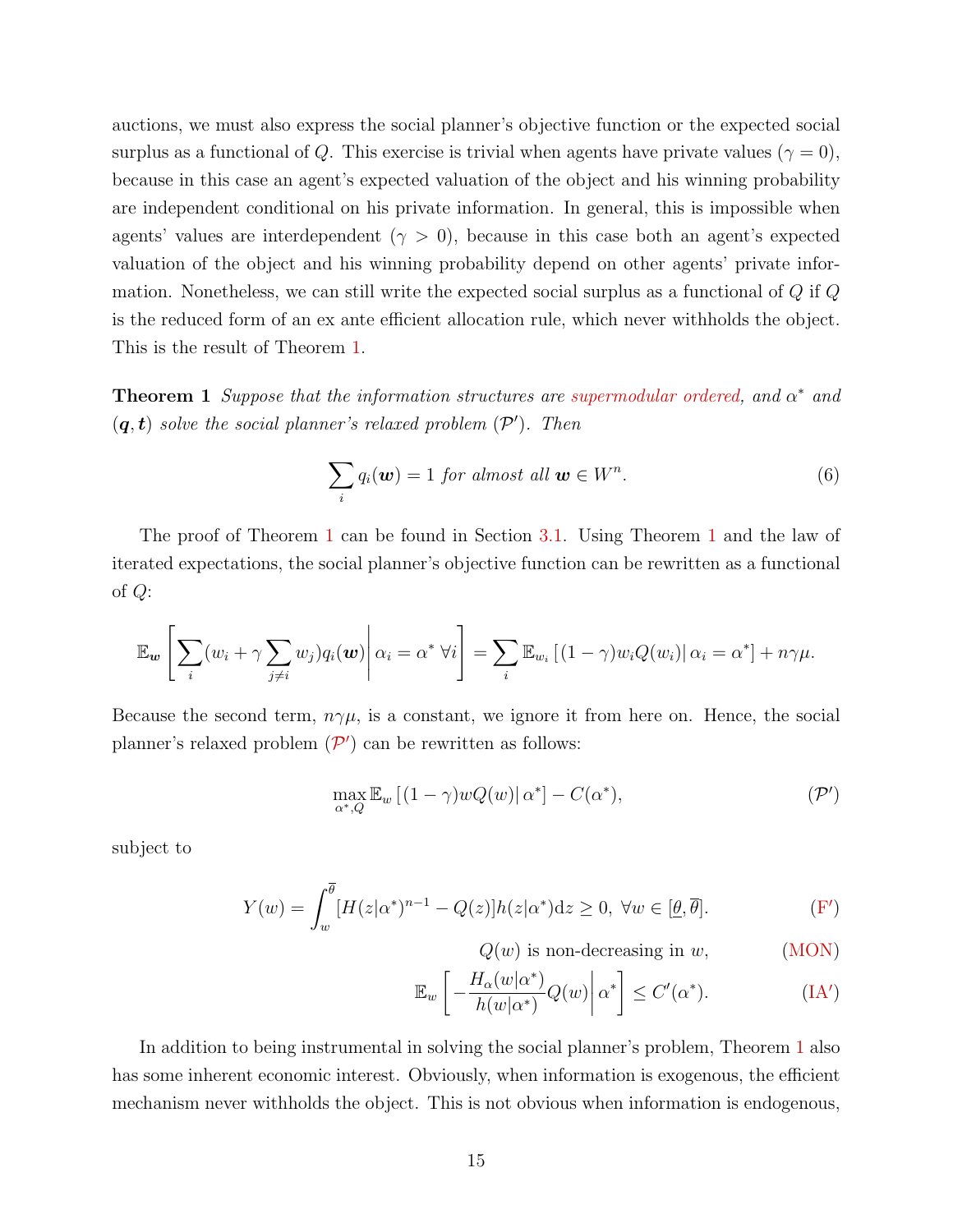auctions, we must also express the social planner's objective function or the expected social surplus as a functional of $Q$. This exercise is trivial when agents have private values ($\gamma = 0$), because in this case an agent's expected valuation of the object and his winning probability are independent conditional on his private information. In general, this is impossible when agents' values are interdependent ($\gamma > 0$), because in this case both an agent's expected valuation of the object and his winning probability depend on other agents' private information. Nonetheless, we can still write the expected social surplus as a functional of $Q$ if $Q$ is the reduced form of an ex ante efficient allocation rule, which never withholds the object. This is the result of Theorem 1.

**Theorem 1** *Suppose that the information structures are supermodular ordered, and $\alpha^*$ and $(\boldsymbol{q}, \boldsymbol{t})$ solve the social planner's relaxed problem $(\mathcal{P}')$. Then*

$$\sum_i q_i(\boldsymbol{w}) = 1 \text{ for almost all } \boldsymbol{w} \in W^n. \tag{6}$$

The proof of Theorem 1 can be found in Section 3.1. Using Theorem 1 and the law of iterated expectations, the social planner's objective function can be rewritten as a functional of $Q$:

$$\mathbb{E}_{\boldsymbol{w}}\left[\sum_i (w_i + \gamma \sum_{j \neq i} w_j) q_i(\boldsymbol{w}) \middle| \alpha_i = \alpha^* \; \forall i \right] = \sum_i \mathbb{E}_{w_i}\left[(1-\gamma) w_i Q(w_i) | \, \alpha_i = \alpha^*\right] + n\gamma\mu.$$

Because the second term, $n\gamma\mu$, is a constant, we ignore it from here on. Hence, the social planner's relaxed problem $(\mathcal{P}')$ can be rewritten as follows:

$$\max_{\alpha^*, Q} \mathbb{E}_w\left[(1-\gamma) w Q(w) | \, \alpha^*\right] - C(\alpha^*), \tag{$\mathcal{P}'$}$$

subject to

$$Y(w) = \int_w^{\overline{\theta}} [H(z|\alpha^*)^{n-1} - Q(z)] h(z|\alpha^*) \mathrm{d}z \geq 0, \; \forall w \in [\underline{\theta}, \overline{\theta}]. \tag{F$'$}$$

$$Q(w) \text{ is non-decreasing in } w, \tag{MON}$$

$$\mathbb{E}_w\left[-\frac{H_\alpha(w|\alpha^*)}{h(w|\alpha^*)} Q(w) \middle| \, \alpha^* \right] \leq C'(\alpha^*). \tag{IA$'$}$$

In addition to being instrumental in solving the social planner's problem, Theorem 1 also has some inherent economic interest. Obviously, when information is exogenous, the efficient mechanism never withholds the object. This is not obvious when information is endogenous,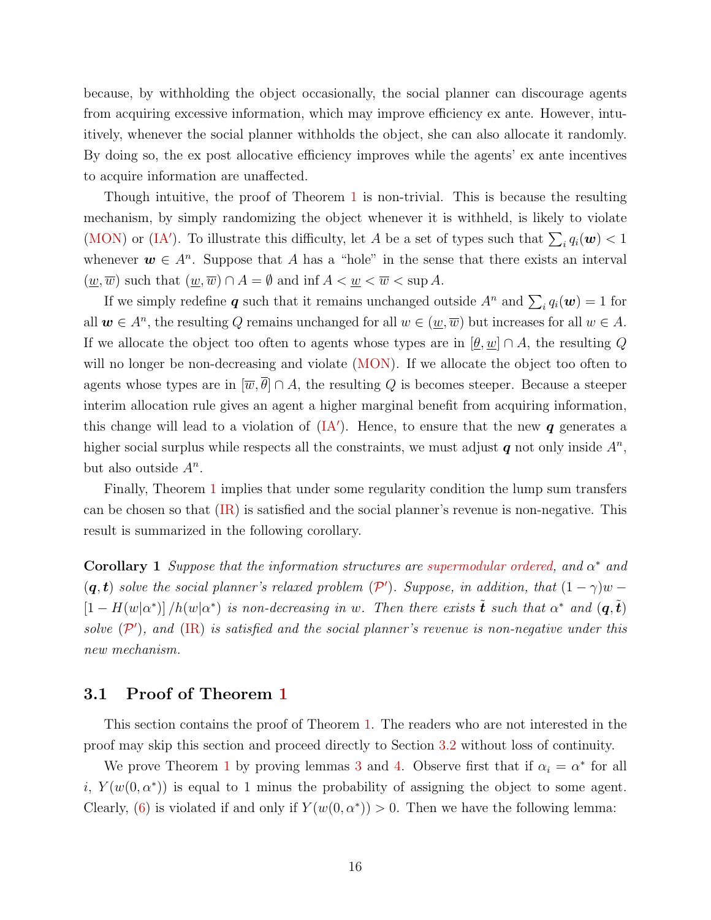because, by withholding the object occasionally, the social planner can discourage agents from acquiring excessive information, which may improve efficiency ex ante. However, intuitively, whenever the social planner withholds the object, she can also allocate it randomly. By doing so, the ex post allocative efficiency improves while the agents' ex ante incentives to acquire information are unaffected.

Though intuitive, the proof of Theorem 1 is non-trivial. This is because the resulting mechanism, by simply randomizing the object whenever it is withheld, is likely to violate (MON) or (IA′). To illustrate this difficulty, let $A$ be a set of types such that $\sum_i q_i(\boldsymbol{w}) < 1$ whenever $\boldsymbol{w} \in A^n$. Suppose that $A$ has a "hole" in the sense that there exists an interval $(\underline{w}, \overline{w})$ such that $(\underline{w}, \overline{w}) \cap A = \emptyset$ and $\inf A < \underline{w} < \overline{w} < \sup A$.

If we simply redefine $\boldsymbol{q}$ such that it remains unchanged outside $A^n$ and $\sum_i q_i(\boldsymbol{w}) = 1$ for all $\boldsymbol{w} \in A^n$, the resulting $Q$ remains unchanged for all $w \in (\underline{w}, \overline{w})$ but increases for all $w \in A$. If we allocate the object too often to agents whose types are in $[\underline{\theta}, \underline{w}] \cap A$, the resulting $Q$ will no longer be non-decreasing and violate (MON). If we allocate the object too often to agents whose types are in $[\overline{w}, \overline{\theta}] \cap A$, the resulting $Q$ is becomes steeper. Because a steeper interim allocation rule gives an agent a higher marginal benefit from acquiring information, this change will lead to a violation of (IA′). Hence, to ensure that the new $\boldsymbol{q}$ generates a higher social surplus while respects all the constraints, we must adjust $\boldsymbol{q}$ not only inside $A^n$, but also outside $A^n$.

Finally, Theorem 1 implies that under some regularity condition the lump sum transfers can be chosen so that (IR) is satisfied and the social planner's revenue is non-negative. This result is summarized in the following corollary.

**Corollary 1** *Suppose that the information structures are supermodular ordered, and $\alpha^*$ and $(\boldsymbol{q}, \boldsymbol{t})$ solve the social planner's relaxed problem ($\mathcal{P}'$). Suppose, in addition, that $(1-\gamma)w - [1 - H(w|\alpha^*)]/h(w|\alpha^*)$ is non-decreasing in $w$. Then there exists $\tilde{\boldsymbol{t}}$ such that $\alpha^*$ and $(\boldsymbol{q}, \tilde{\boldsymbol{t}})$ solve ($\mathcal{P}'$), and (IR) is satisfied and the social planner's revenue is non-negative under this new mechanism.*

## 3.1 Proof of Theorem 1

This section contains the proof of Theorem 1. The readers who are not interested in the proof may skip this section and proceed directly to Section 3.2 without loss of continuity.

We prove Theorem 1 by proving lemmas 3 and 4. Observe first that if $\alpha_i = \alpha^*$ for all $i$, $Y(w(0, \alpha^*))$ is equal to 1 minus the probability of assigning the object to some agent. Clearly, (6) is violated if and only if $Y(w(0, \alpha^*)) > 0$. Then we have the following lemma: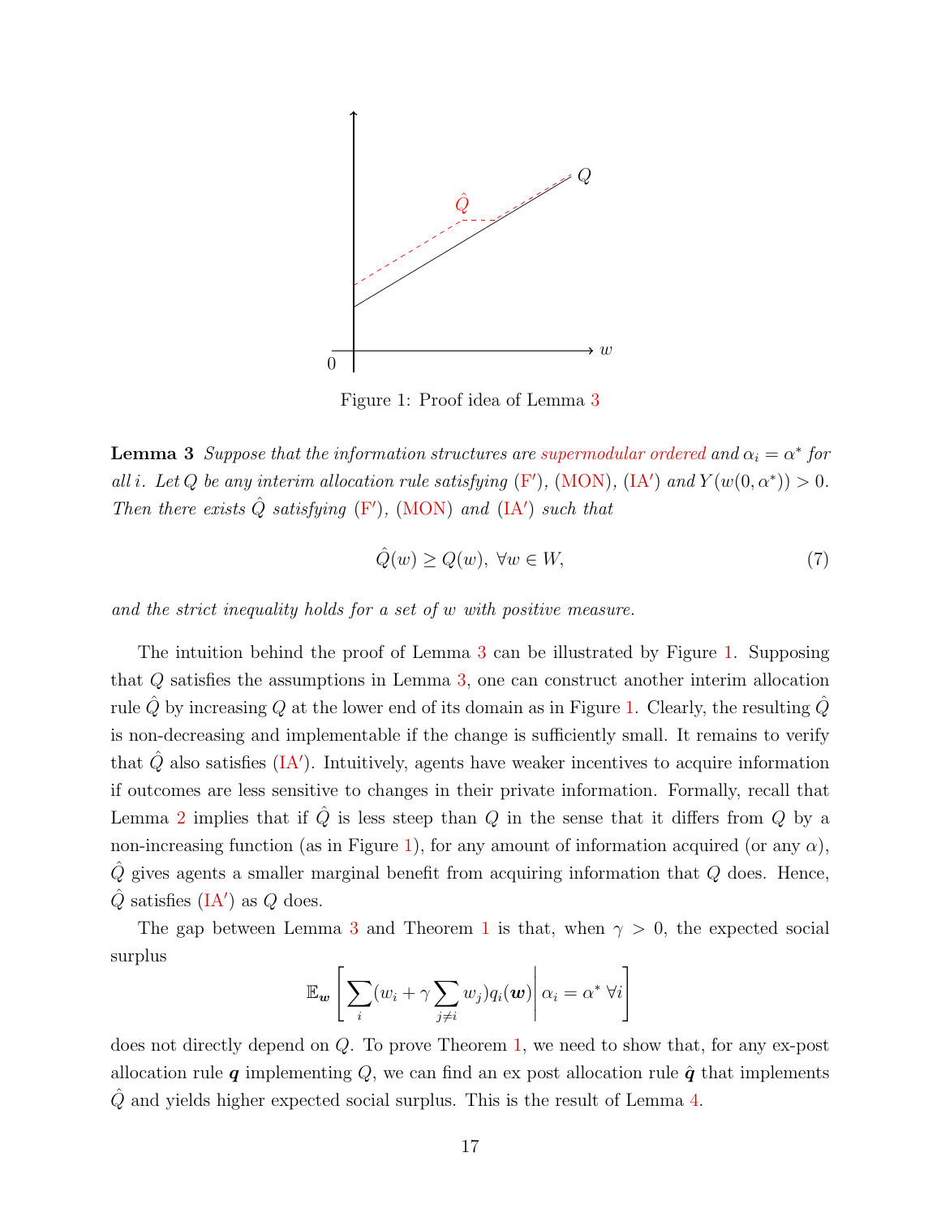Figure 1: Proof idea of Lemma 3

**Lemma 3** *Suppose that the information structures are supermodular ordered and $\alpha_i = \alpha^*$ for all $i$. Let $Q$ be any interim allocation rule satisfying (F′), (MON), (IA′) and $Y(w(0, \alpha^*)) > 0$. Then there exists $\hat{Q}$ satisfying (F′), (MON) and (IA′) such that*

$$\hat{Q}(w) \geq Q(w), \ \forall w \in W, \tag{7}$$

*and the strict inequality holds for a set of $w$ with positive measure.*

The intuition behind the proof of Lemma 3 can be illustrated by Figure 1. Supposing that $Q$ satisfies the assumptions in Lemma 3, one can construct another interim allocation rule $\hat{Q}$ by increasing $Q$ at the lower end of its domain as in Figure 1. Clearly, the resulting $\hat{Q}$ is non-decreasing and implementable if the change is sufficiently small. It remains to verify that $\hat{Q}$ also satisfies (IA′). Intuitively, agents have weaker incentives to acquire information if outcomes are less sensitive to changes in their private information. Formally, recall that Lemma 2 implies that if $\hat{Q}$ is less steep than $Q$ in the sense that it differs from $Q$ by a non-increasing function (as in Figure 1), for any amount of information acquired (or any $\alpha$), $\hat{Q}$ gives agents a smaller marginal benefit from acquiring information that $Q$ does. Hence, $\hat{Q}$ satisfies (IA′) as $Q$ does.

The gap between Lemma 3 and Theorem 1 is that, when $\gamma > 0$, the expected social surplus

$$\mathbb{E}_{\boldsymbol{w}}\left[\sum_i (w_i + \gamma \sum_{j \neq i} w_j) q_i(\boldsymbol{w}) \middle| \alpha_i = \alpha^* \ \forall i \right]$$

does not directly depend on $Q$. To prove Theorem 1, we need to show that, for any ex-post allocation rule $\boldsymbol{q}$ implementing $Q$, we can find an ex post allocation rule $\hat{\boldsymbol{q}}$ that implements $\hat{Q}$ and yields higher expected social surplus. This is the result of Lemma 4.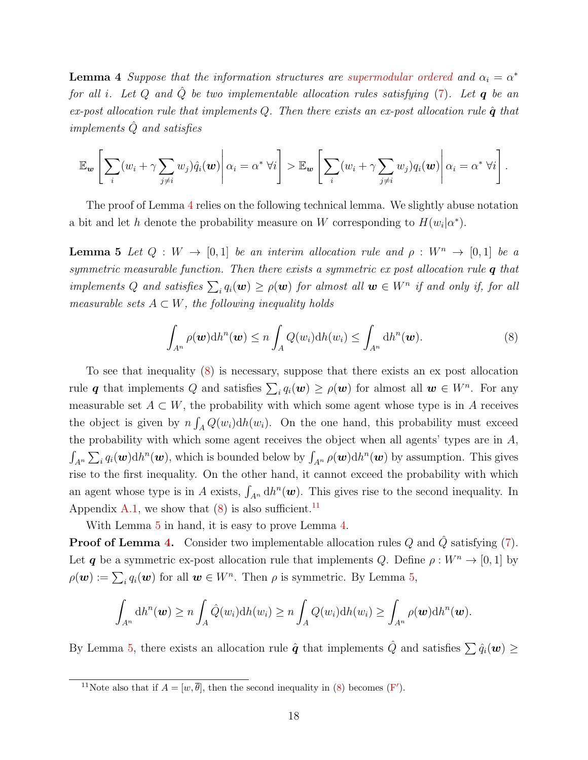**Lemma 4** *Suppose that the information structures are supermodular ordered and $\alpha_i = \alpha^*$ for all $i$. Let $Q$ and $\hat{Q}$ be two implementable allocation rules satisfying (7). Let $\boldsymbol{q}$ be an ex-post allocation rule that implements $Q$. Then there exists an ex-post allocation rule $\hat{\boldsymbol{q}}$ that implements $\hat{Q}$ and satisfies*

$$\mathbb{E}_{\boldsymbol{w}}\left[\sum_i (w_i + \gamma \sum_{j \neq i} w_j)\hat{q}_i(\boldsymbol{w}) \middle| \alpha_i = \alpha^* \ \forall i\right] > \mathbb{E}_{\boldsymbol{w}}\left[\sum_i (w_i + \gamma \sum_{j \neq i} w_j) q_i(\boldsymbol{w}) \middle| \alpha_i = \alpha^* \ \forall i\right].$$

The proof of Lemma 4 relies on the following technical lemma. We slightly abuse notation a bit and let $h$ denote the probability measure on $W$ corresponding to $H(w_i|\alpha^*)$.

**Lemma 5** *Let $Q : W \to [0,1]$ be an interim allocation rule and $\rho : W^n \to [0,1]$ be a symmetric measurable function. Then there exists a symmetric ex post allocation rule $\boldsymbol{q}$ that implements $Q$ and satisfies $\sum_i q_i(\boldsymbol{w}) \geq \rho(\boldsymbol{w})$ for almost all $\boldsymbol{w} \in W^n$ if and only if, for all measurable sets $A \subset W$, the following inequality holds*

$$\int_{A^n} \rho(\boldsymbol{w}) \mathrm{d}h^n(\boldsymbol{w}) \leq n \int_A Q(w_i) \mathrm{d}h(w_i) \leq \int_{A^n} \mathrm{d}h^n(\boldsymbol{w}). \tag{8}$$

To see that inequality (8) is necessary, suppose that there exists an ex post allocation rule $\boldsymbol{q}$ that implements $Q$ and satisfies $\sum_i q_i(\boldsymbol{w}) \geq \rho(\boldsymbol{w})$ for almost all $\boldsymbol{w} \in W^n$. For any measurable set $A \subset W$, the probability with which some agent whose type is in $A$ receives the object is given by $n \int_A Q(w_i)\mathrm{d}h(w_i)$. On the one hand, this probability must exceed the probability with which some agent receives the object when all agents' types are in $A$, $\int_{A^n} \sum_i q_i(\boldsymbol{w}) \mathrm{d}h^n(\boldsymbol{w})$, which is bounded below by $\int_{A^n} \rho(\boldsymbol{w})\mathrm{d}h^n(\boldsymbol{w})$ by assumption. This gives rise to the first inequality. On the other hand, it cannot exceed the probability with which an agent whose type is in $A$ exists, $\int_{A^n} \mathrm{d}h^n(\boldsymbol{w})$. This gives rise to the second inequality. In Appendix A.1, we show that (8) is also sufficient.[11]

With Lemma 5 in hand, it is easy to prove Lemma 4.

**Proof of Lemma 4.** Consider two implementable allocation rules $Q$ and $\hat{Q}$ satisfying (7). Let $\boldsymbol{q}$ be a symmetric ex-post allocation rule that implements $Q$. Define $\rho : W^n \to [0,1]$ by $\rho(\boldsymbol{w}) := \sum_i q_i(\boldsymbol{w})$ for all $\boldsymbol{w} \in W^n$. Then $\rho$ is symmetric. By Lemma 5,

$$\int_{A^n} \mathrm{d}h^n(\boldsymbol{w}) \geq n \int_A \hat{Q}(w_i)\mathrm{d}h(w_i) \geq n \int_A Q(w_i)\mathrm{d}h(w_i) \geq \int_{A^n} \rho(\boldsymbol{w})\mathrm{d}h^n(\boldsymbol{w}).$$

By Lemma 5, there exists an allocation rule $\hat{\boldsymbol{q}}$ that implements $\hat{Q}$ and satisfies $\sum \hat{q}_i(\boldsymbol{w}) \geq$

[11] Note also that if $A = [w, \overline{\theta}]$, then the second inequality in (8) becomes (F′).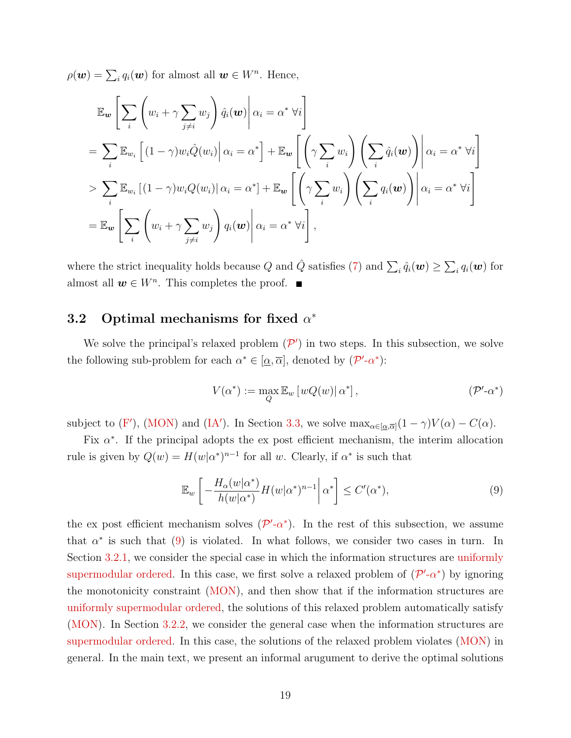$\rho(\boldsymbol{w}) = \sum_i q_i(\boldsymbol{w})$ for almost all $\boldsymbol{w} \in W^n$. Hence,

$$
\begin{aligned}
&\mathbb{E}_{\boldsymbol{w}}\left[\sum_i \left(w_i + \gamma \sum_{j\neq i} w_j\right) \hat{q}_i(\boldsymbol{w}) \middle| \alpha_i = \alpha^* \ \forall i\right] \\
&= \sum_i \mathbb{E}_{w_i}\left[(1-\gamma) w_i \hat{Q}(w_i) \middle| \alpha_i = \alpha^*\right] + \mathbb{E}_{\boldsymbol{w}}\left[\left(\gamma \sum_i w_i\right)\left(\sum_i \hat{q}_i(\boldsymbol{w})\right) \middle| \alpha_i = \alpha^* \ \forall i\right] \\
&> \sum_i \mathbb{E}_{w_i}\left[(1-\gamma) w_i Q(w_i) \middle| \alpha_i = \alpha^*\right] + \mathbb{E}_{\boldsymbol{w}}\left[\left(\gamma \sum_i w_i\right)\left(\sum_i q_i(\boldsymbol{w})\right) \middle| \alpha_i = \alpha^* \ \forall i\right] \\
&= \mathbb{E}_{\boldsymbol{w}}\left[\sum_i \left(w_i + \gamma \sum_{j\neq i} w_j\right) q_i(\boldsymbol{w}) \middle| \alpha_i = \alpha^* \ \forall i\right],
\end{aligned}
$$

where the strict inequality holds because $Q$ and $\hat{Q}$ satisfies (7) and $\sum_i \hat{q}_i(\boldsymbol{w}) \geq \sum_i q_i(\boldsymbol{w})$ for almost all $\boldsymbol{w} \in W^n$. This completes the proof. ■

## 3.2 Optimal mechanisms for fixed $\alpha^*$

We solve the principal's relaxed problem ($\mathcal{P}'$) in two steps. In this subsection, we solve the following sub-problem for each $\alpha^* \in [\underline{\alpha}, \overline{\alpha}]$, denoted by ($\mathcal{P}'$-$\alpha^*$):

$$
V(\alpha^*) := \max_Q \mathbb{E}_w \left[ w Q(w) \middle| \alpha^* \right], \qquad (\mathcal{P}'\text{-}\alpha^*)
$$

subject to (F′), (MON) and (IA′). In Section 3.3, we solve $\max_{\alpha \in [\underline{\alpha}, \overline{\alpha}]} (1-\gamma) V(\alpha) - C(\alpha)$.

Fix $\alpha^*$. If the principal adopts the ex post efficient mechanism, the interim allocation rule is given by $Q(w) = H(w|\alpha^*)^{n-1}$ for all $w$. Clearly, if $\alpha^*$ is such that

$$
\mathbb{E}_w \left[ -\frac{H_\alpha(w|\alpha^*)}{h(w|\alpha^*)} H(w|\alpha^*)^{n-1} \middle| \alpha^* \right] \leq C'(\alpha^*), \tag{9}
$$

the ex post efficient mechanism solves ($\mathcal{P}'$-$\alpha^*$). In the rest of this subsection, we assume that $\alpha^*$ is such that (9) is violated. In what follows, we consider two cases in turn. In Section 3.2.1, we consider the special case in which the information structures are uniformly supermodular ordered. In this case, we first solve a relaxed problem of ($\mathcal{P}'$-$\alpha^*$) by ignoring the monotonicity constraint (MON), and then show that if the information structures are uniformly supermodular ordered, the solutions of this relaxed problem automatically satisfy (MON). In Section 3.2.2, we consider the general case when the information structures are supermodular ordered. In this case, the solutions of the relaxed problem violates (MON) in general. In the main text, we present an informal arugument to derive the optimal solutions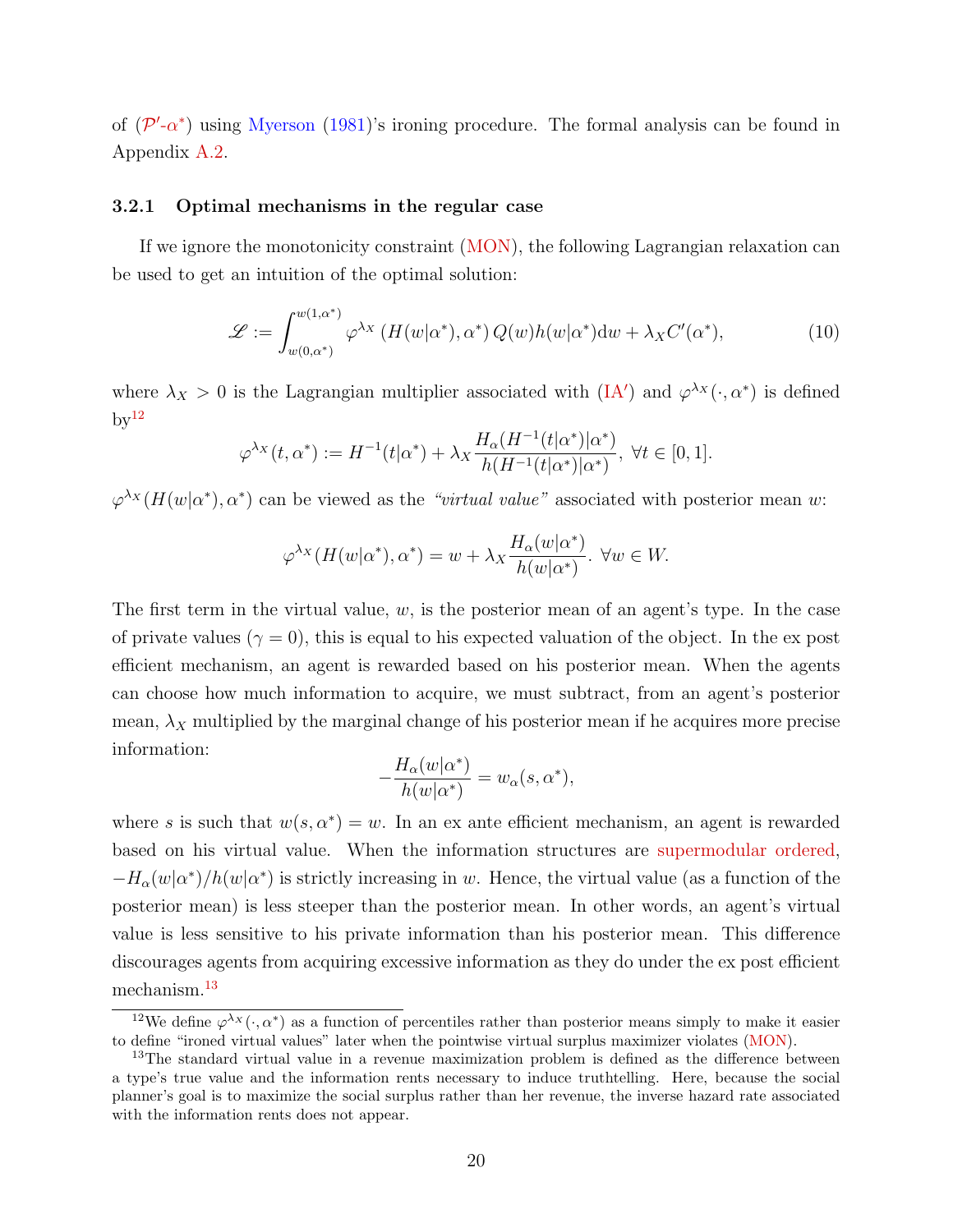of ($\mathcal{P}'$-$\alpha^*$) using Myerson (1981)'s ironing procedure. The formal analysis can be found in Appendix A.2.

### 3.2.1 Optimal mechanisms in the regular case

If we ignore the monotonicity constraint (MON), the following Lagrangian relaxation can be used to get an intuition of the optimal solution:

$$\mathscr{L} := \int_{w(0,\alpha^*)}^{w(1,\alpha^*)} \varphi^{\lambda_X}\left(H(w|\alpha^*), \alpha^*\right) Q(w) h(w|\alpha^*) \mathrm{d}w + \lambda_X C'(\alpha^*), \tag{10}$$

where $\lambda_X > 0$ is the Lagrangian multiplier associated with (IA′) and $\varphi^{\lambda_X}(\cdot, \alpha^*)$ is defined by[12]

$$\varphi^{\lambda_X}(t, \alpha^*) := H^{-1}(t|\alpha^*) + \lambda_X \frac{H_\alpha(H^{-1}(t|\alpha^*)|\alpha^*)}{h(H^{-1}(t|\alpha^*)|\alpha^*)}, \ \forall t \in [0, 1].$$

$\varphi^{\lambda_X}(H(w|\alpha^*), \alpha^*)$ can be viewed as the *"virtual value"* associated with posterior mean $w$:

$$\varphi^{\lambda_X}(H(w|\alpha^*), \alpha^*) = w + \lambda_X \frac{H_\alpha(w|\alpha^*)}{h(w|\alpha^*)}. \ \forall w \in W.$$

The first term in the virtual value, $w$, is the posterior mean of an agent's type. In the case of private values ($\gamma = 0$), this is equal to his expected valuation of the object. In the ex post efficient mechanism, an agent is rewarded based on his posterior mean. When the agents can choose how much information to acquire, we must subtract, from an agent's posterior mean, $\lambda_X$ multiplied by the marginal change of his posterior mean if he acquires more precise information:

$$-\frac{H_\alpha(w|\alpha^*)}{h(w|\alpha^*)} = w_\alpha(s, \alpha^*),$$

where $s$ is such that $w(s, \alpha^*) = w$. In an ex ante efficient mechanism, an agent is rewarded based on his virtual value. When the information structures are supermodular ordered, $-H_\alpha(w|\alpha^*)/h(w|\alpha^*)$ is strictly increasing in $w$. Hence, the virtual value (as a function of the posterior mean) is less steeper than the posterior mean. In other words, an agent's virtual value is less sensitive to his private information than his posterior mean. This difference discourages agents from acquiring excessive information as they do under the ex post efficient mechanism.[13]

---

[12] We define $\varphi^{\lambda_X}(\cdot, \alpha^*)$ as a function of percentiles rather than posterior means simply to make it easier to define "ironed virtual values" later when the pointwise virtual surplus maximizer violates (MON).

[13] The standard virtual value in a revenue maximization problem is defined as the difference between a type's true value and the information rents necessary to induce truthtelling. Here, because the social planner's goal is to maximize the social surplus rather than her revenue, the inverse hazard rate associated with the information rents does not appear.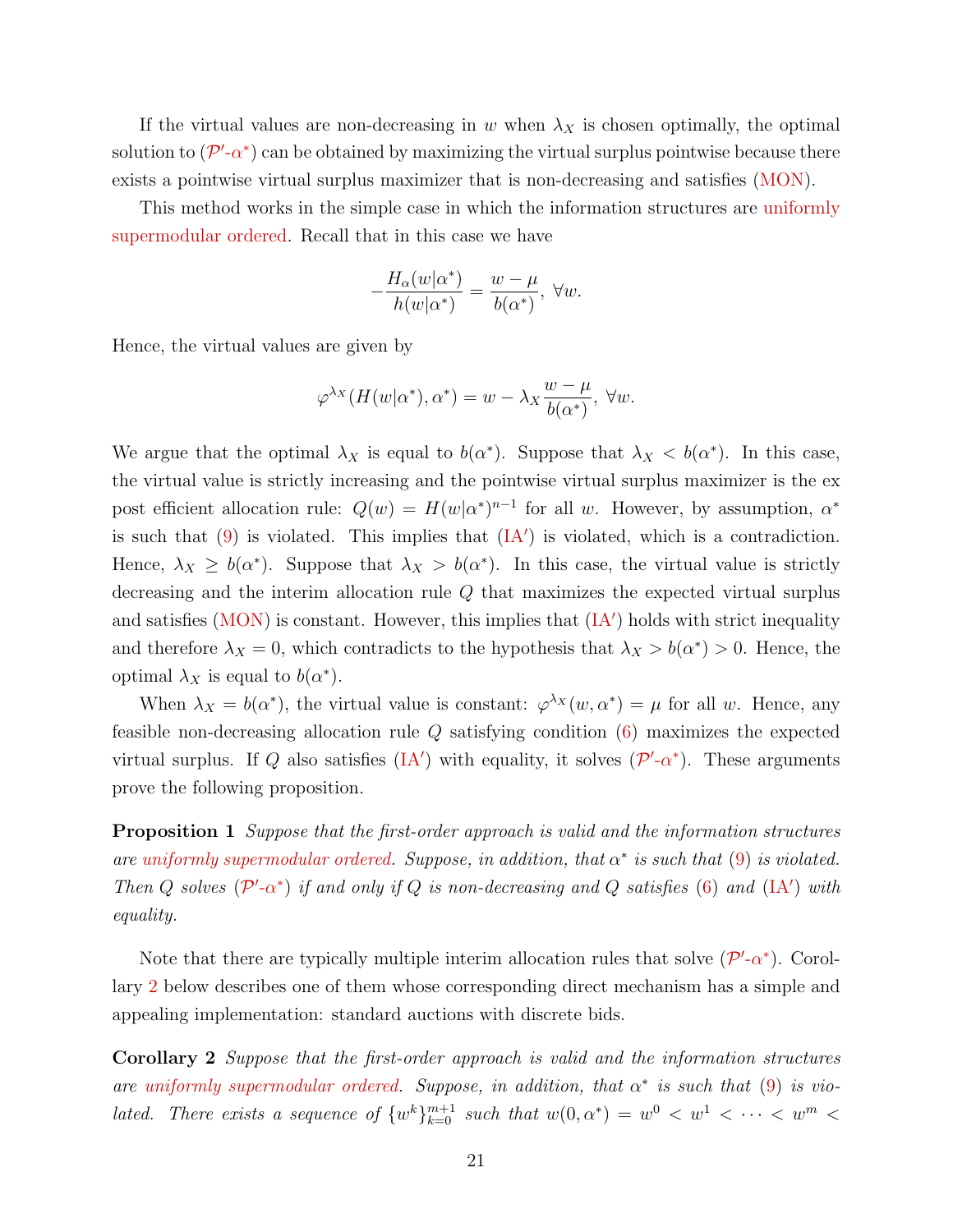If the virtual values are non-decreasing in $w$ when $\lambda_X$ is chosen optimally, the optimal solution to ($\mathcal{P}'$-$\alpha^*$) can be obtained by maximizing the virtual surplus pointwise because there exists a pointwise virtual surplus maximizer that is non-decreasing and satisfies (MON).

This method works in the simple case in which the information structures are uniformly supermodular ordered. Recall that in this case we have

$$-\frac{H_\alpha(w|\alpha^*)}{h(w|\alpha^*)} = \frac{w-\mu}{b(\alpha^*)},\ \forall w.$$

Hence, the virtual values are given by

$$\varphi^{\lambda_X}(H(w|\alpha^*),\alpha^*) = w - \lambda_X \frac{w-\mu}{b(\alpha^*)},\ \forall w.$$

We argue that the optimal $\lambda_X$ is equal to $b(\alpha^*)$. Suppose that $\lambda_X < b(\alpha^*)$. In this case, the virtual value is strictly increasing and the pointwise virtual surplus maximizer is the ex post efficient allocation rule: $Q(w) = H(w|\alpha^*)^{n-1}$ for all $w$. However, by assumption, $\alpha^*$ is such that (9) is violated. This implies that (IA′) is violated, which is a contradiction. Hence, $\lambda_X \geq b(\alpha^*)$. Suppose that $\lambda_X > b(\alpha^*)$. In this case, the virtual value is strictly decreasing and the interim allocation rule $Q$ that maximizes the expected virtual surplus and satisfies (MON) is constant. However, this implies that (IA′) holds with strict inequality and therefore $\lambda_X = 0$, which contradicts to the hypothesis that $\lambda_X > b(\alpha^*) > 0$. Hence, the optimal $\lambda_X$ is equal to $b(\alpha^*)$.

When $\lambda_X = b(\alpha^*)$, the virtual value is constant: $\varphi^{\lambda_X}(w,\alpha^*) = \mu$ for all $w$. Hence, any feasible non-decreasing allocation rule $Q$ satisfying condition (6) maximizes the expected virtual surplus. If $Q$ also satisfies (IA′) with equality, it solves ($\mathcal{P}'$-$\alpha^*$). These arguments prove the following proposition.

**Proposition 1** *Suppose that the first-order approach is valid and the information structures are uniformly supermodular ordered. Suppose, in addition, that $\alpha^*$ is such that (9) is violated. Then $Q$ solves ($\mathcal{P}'$-$\alpha^*$) if and only if $Q$ is non-decreasing and $Q$ satisfies (6) and (IA′) with equality.*

Note that there are typically multiple interim allocation rules that solve ($\mathcal{P}'$-$\alpha^*$). Corollary 2 below describes one of them whose corresponding direct mechanism has a simple and appealing implementation: standard auctions with discrete bids.

**Corollary 2** *Suppose that the first-order approach is valid and the information structures are uniformly supermodular ordered. Suppose, in addition, that $\alpha^*$ is such that (9) is violated. There exists a sequence of $\{w^k\}_{k=0}^{m+1}$ such that $w(0,\alpha^*) = w^0 < w^1 < \cdots < w^m <$*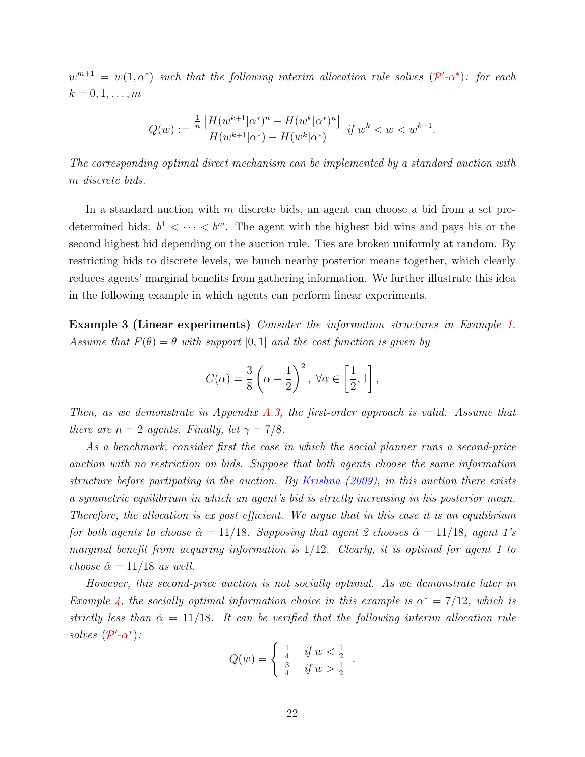*$w^{m+1} = w(1, \alpha^*)$ such that the following interim allocation rule solves ($\mathcal{P}'$-$\alpha^*$): for each $k = 0, 1, \ldots, m$*

$$Q(w) := \frac{\frac{1}{n}\left[H(w^{k+1}|\alpha^*)^n - H(w^k|\alpha^*)^n\right]}{H(w^{k+1}|\alpha^*) - H(w^k|\alpha^*)} \text{ if } w^k < w < w^{k+1}.$$

*The corresponding optimal direct mechanism can be implemented by a standard auction with $m$ discrete bids.*

In a standard auction with $m$ discrete bids, an agent can choose a bid from a set predetermined bids: $b^1 < \cdots < b^m$. The agent with the highest bid wins and pays his or the second highest bid depending on the auction rule. Ties are broken uniformly at random. By restricting bids to discrete levels, we bunch nearby posterior means together, which clearly reduces agents' marginal benefits from gathering information. We further illustrate this idea in the following example in which agents can perform linear experiments.

**Example 3 (Linear experiments)** *Consider the information structures in Example 1. Assume that $F(\theta) = \theta$ with support $[0, 1]$ and the cost function is given by*

$$C(\alpha) = \frac{3}{8}\left(\alpha - \frac{1}{2}\right)^2, \ \forall \alpha \in \left[\frac{1}{2}, 1\right],$$

*Then, as we demonstrate in Appendix A.3, the first-order approach is valid. Assume that there are $n = 2$ agents. Finally, let $\gamma = 7/8$.*

*As a benchmark, consider first the case in which the social planner runs a second-price auction with no restriction on bids. Suppose that both agents choose the same information structure before partipating in the auction. By Krishna (2009), in this auction there exists a symmetric equilibrium in which an agent's bid is strictly increasing in his posterior mean. Therefore, the allocation is ex post efficient. We argue that in this case it is an equilibrium for both agents to choose $\hat{\alpha} = 11/18$. Supposing that agent 2 chooses $\hat{\alpha} = 11/18$, agent 1's marginal benefit from acquiring information is $1/12$. Clearly, it is optimal for agent 1 to choose $\hat{\alpha} = 11/18$ as well.*

*However, this second-price auction is not socially optimal. As we demonstrate later in Example 4, the socially optimal information choice in this example is $\alpha^* = 7/12$, which is strictly less than $\hat{\alpha} = 11/18$. It can be verified that the following interim allocation rule solves ($\mathcal{P}'$-$\alpha^*$):*

$$Q(w) = \begin{cases} \frac{1}{4} & \text{if } w < \frac{1}{2} \\ \frac{3}{4} & \text{if } w > \frac{1}{2} \end{cases}.$$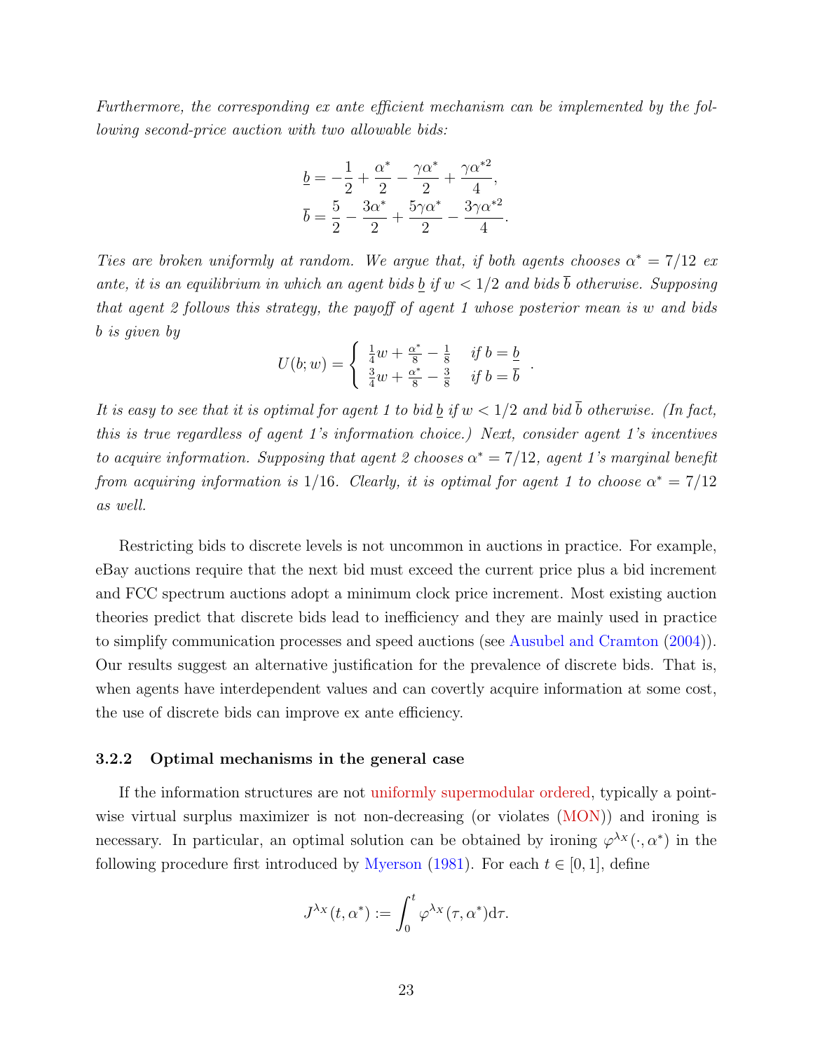*Furthermore, the corresponding ex ante efficient mechanism can be implemented by the following second-price auction with two allowable bids:*

$$
\begin{aligned}
\underline{b} &= -\frac{1}{2} + \frac{\alpha^*}{2} - \frac{\gamma\alpha^*}{2} + \frac{\gamma\alpha^{*2}}{4}, \\
\overline{b} &= \frac{5}{2} - \frac{3\alpha^*}{2} + \frac{5\gamma\alpha^*}{2} - \frac{3\gamma\alpha^{*2}}{4}.
\end{aligned}
$$

*Ties are broken uniformly at random. We argue that, if both agents chooses $\alpha^* = 7/12$ ex ante, it is an equilibrium in which an agent bids $\underline{b}$ if $w < 1/2$ and bids $\overline{b}$ otherwise. Supposing that agent 2 follows this strategy, the payoff of agent 1 whose posterior mean is $w$ and bids $b$ is given by*

$$
U(b; w) = \begin{cases} \frac{1}{4}w + \frac{\alpha^*}{8} - \frac{1}{8} & \text{if } b = \underline{b} \\ \frac{3}{4}w + \frac{\alpha^*}{8} - \frac{3}{8} & \text{if } b = \overline{b} \end{cases}.
$$

*It is easy to see that it is optimal for agent 1 to bid $\underline{b}$ if $w < 1/2$ and bid $\overline{b}$ otherwise. (In fact, this is true regardless of agent 1's information choice.) Next, consider agent 1's incentives to acquire information. Supposing that agent 2 chooses $\alpha^* = 7/12$, agent 1's marginal benefit from acquiring information is $1/16$. Clearly, it is optimal for agent 1 to choose $\alpha^* = 7/12$ as well.*

Restricting bids to discrete levels is not uncommon in auctions in practice. For example, eBay auctions require that the next bid must exceed the current price plus a bid increment and FCC spectrum auctions adopt a minimum clock price increment. Most existing auction theories predict that discrete bids lead to inefficiency and they are mainly used in practice to simplify communication processes and speed auctions (see Ausubel and Cramton (2004)). Our results suggest an alternative justification for the prevalence of discrete bids. That is, when agents have interdependent values and can covertly acquire information at some cost, the use of discrete bids can improve ex ante efficiency.

### 3.2.2 Optimal mechanisms in the general case

If the information structures are not uniformly supermodular ordered, typically a pointwise virtual surplus maximizer is not non-decreasing (or violates (MON)) and ironing is necessary. In particular, an optimal solution can be obtained by ironing $\varphi^{\lambda_X}(\cdot, \alpha^*)$ in the following procedure first introduced by Myerson (1981). For each $t \in [0, 1]$, define

$$
J^{\lambda_X}(t, \alpha^*) := \int_0^t \varphi^{\lambda_X}(\tau, \alpha^*) \mathrm{d}\tau.
$$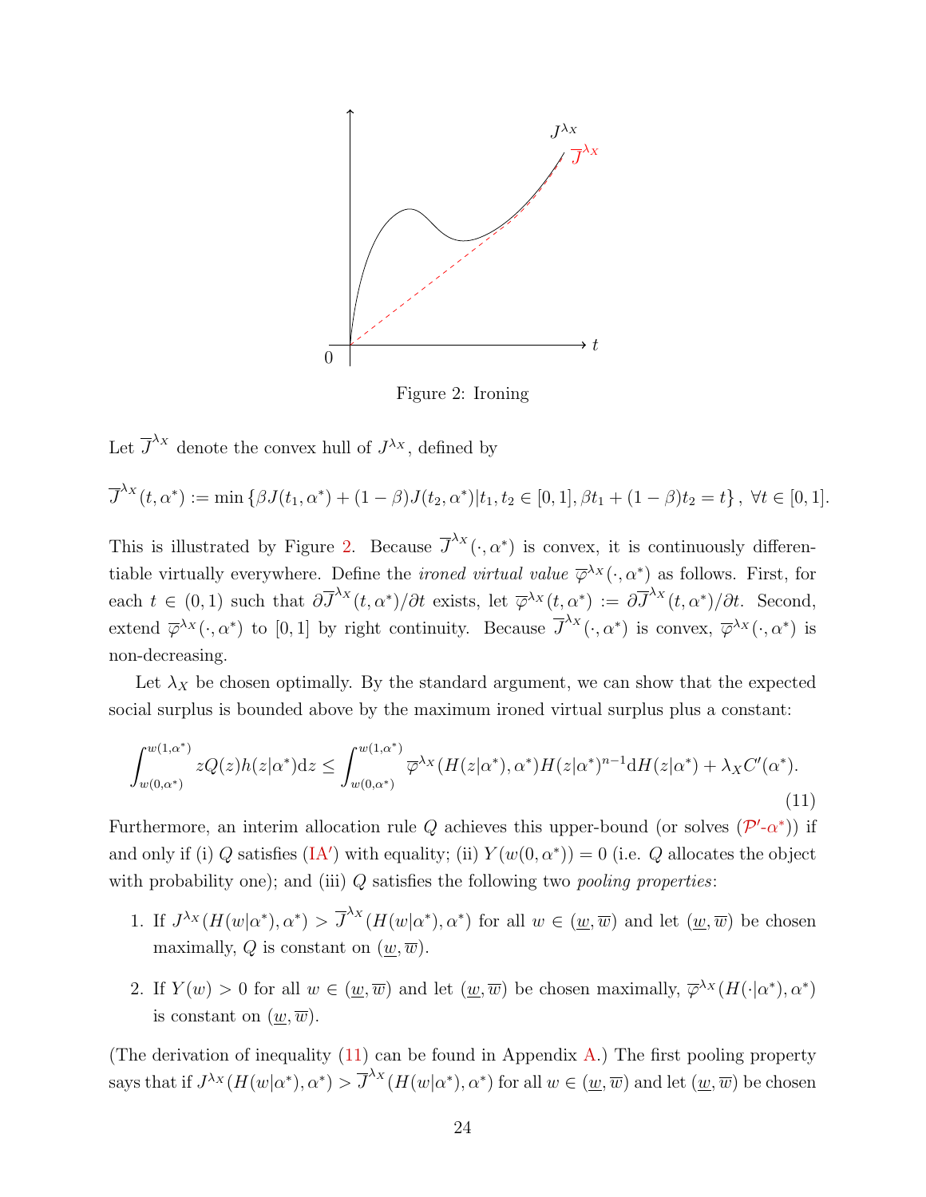Figure 2: Ironing

Let $\overline{J}^{\lambda_X}$ denote the convex hull of $J^{\lambda_X}$, defined by

$$\overline{J}^{\lambda_X}(t,\alpha^*) := \min\left\{\beta J(t_1,\alpha^*) + (1-\beta)J(t_2,\alpha^*) | t_1,t_2 \in [0,1], \beta t_1 + (1-\beta)t_2 = t\right\},\ \forall t \in [0,1].$$

This is illustrated by Figure 2. Because $\overline{J}^{\lambda_X}(\cdot,\alpha^*)$ is convex, it is continuously differentiable virtually everywhere. Define the *ironed virtual value* $\overline{\varphi}^{\lambda_X}(\cdot,\alpha^*)$ as follows. First, for each $t \in (0,1)$ such that $\partial\overline{J}^{\lambda_X}(t,\alpha^*)/\partial t$ exists, let $\overline{\varphi}^{\lambda_X}(t,\alpha^*) := \partial\overline{J}^{\lambda_X}(t,\alpha^*)/\partial t$. Second, extend $\overline{\varphi}^{\lambda_X}(\cdot,\alpha^*)$ to $[0,1]$ by right continuity. Because $\overline{J}^{\lambda_X}(\cdot,\alpha^*)$ is convex, $\overline{\varphi}^{\lambda_X}(\cdot,\alpha^*)$ is non-decreasing.

Let $\lambda_X$ be chosen optimally. By the standard argument, we can show that the expected social surplus is bounded above by the maximum ironed virtual surplus plus a constant:

$$\int_{w(0,\alpha^*)}^{w(1,\alpha^*)} zQ(z)h(z|\alpha^*)\mathrm{d}z \leq \int_{w(0,\alpha^*)}^{w(1,\alpha^*)} \overline{\varphi}^{\lambda_X}(H(z|\alpha^*),\alpha^*)H(z|\alpha^*)^{n-1}\mathrm{d}H(z|\alpha^*) + \lambda_X C'(\alpha^*). \tag{11}$$

Furthermore, an interim allocation rule $Q$ achieves this upper-bound (or solves ($\mathcal{P}'$-$\alpha^*$)) if and only if (i) $Q$ satisfies (IA$'$) with equality; (ii) $Y(w(0,\alpha^*)) = 0$ (i.e. $Q$ allocates the object with probability one); and (iii) $Q$ satisfies the following two *pooling properties*:

1. If $J^{\lambda_X}(H(w|\alpha^*),\alpha^*) > \overline{J}^{\lambda_X}(H(w|\alpha^*),\alpha^*)$ for all $w \in (\underline{w},\overline{w})$ and let $(\underline{w},\overline{w})$ be chosen maximally, $Q$ is constant on $(\underline{w},\overline{w})$.
2. If $Y(w) > 0$ for all $w \in (\underline{w},\overline{w})$ and let $(\underline{w},\overline{w})$ be chosen maximally, $\overline{\varphi}^{\lambda_X}(H(\cdot|\alpha^*),\alpha^*)$ is constant on $(\underline{w},\overline{w})$.

(The derivation of inequality (11) can be found in Appendix A.) The first pooling property says that if $J^{\lambda_X}(H(w|\alpha^*),\alpha^*) > \overline{J}^{\lambda_X}(H(w|\alpha^*),\alpha^*)$ for all $w \in (\underline{w},\overline{w})$ and let $(\underline{w},\overline{w})$ be chosen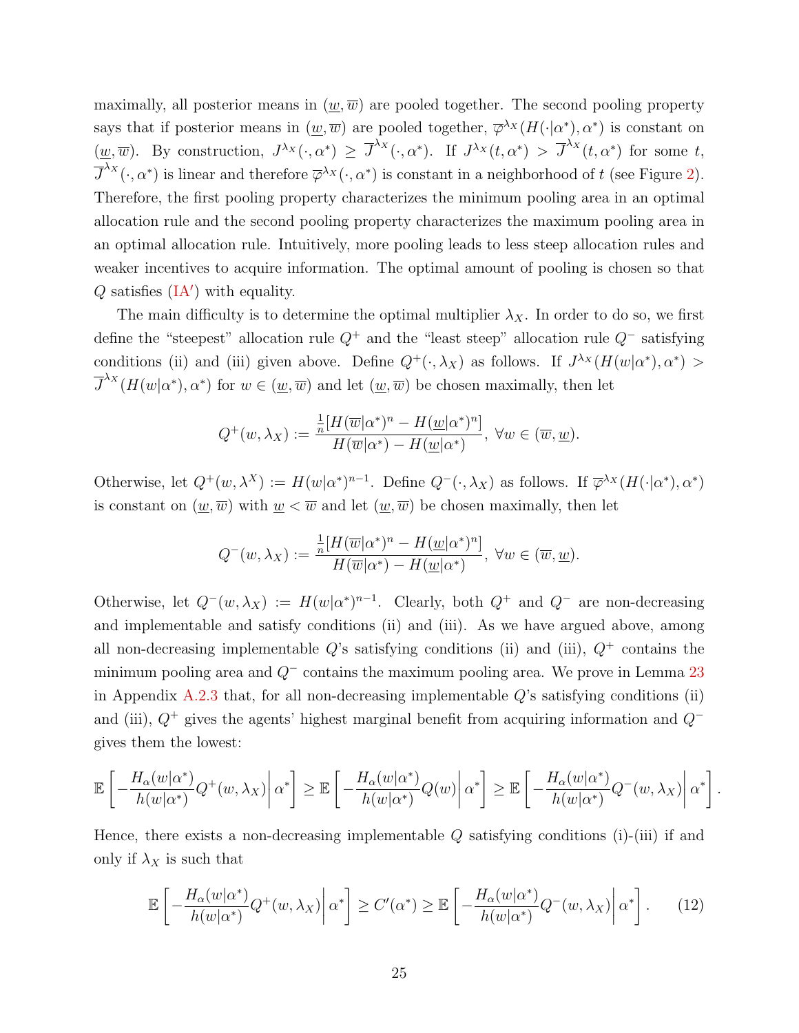maximally, all posterior means in $(\underline{w}, \overline{w})$ are pooled together. The second pooling property says that if posterior means in $(\underline{w}, \overline{w})$ are pooled together, $\overline{\varphi}^{\lambda_X}(H(\cdot|\alpha^*), \alpha^*)$ is constant on $(\underline{w}, \overline{w})$. By construction, $J^{\lambda_X}(\cdot, \alpha^*) \geq \overline{J}^{\lambda_X}(\cdot, \alpha^*)$. If $J^{\lambda_X}(t, \alpha^*) > \overline{J}^{\lambda_X}(t, \alpha^*)$ for some $t$, $\overline{J}^{\lambda_X}(\cdot, \alpha^*)$ is linear and therefore $\overline{\varphi}^{\lambda_X}(\cdot, \alpha^*)$ is constant in a neighborhood of $t$ (see Figure 2). Therefore, the first pooling property characterizes the minimum pooling area in an optimal allocation rule and the second pooling property characterizes the maximum pooling area in an optimal allocation rule. Intuitively, more pooling leads to less steep allocation rules and weaker incentives to acquire information. The optimal amount of pooling is chosen so that $Q$ satisfies (IA′) with equality.

The main difficulty is to determine the optimal multiplier $\lambda_X$. In order to do so, we first define the "steepest" allocation rule $Q^+$ and the "least steep" allocation rule $Q^-$ satisfying conditions (ii) and (iii) given above. Define $Q^+(\cdot, \lambda_X)$ as follows. If $J^{\lambda_X}(H(w|\alpha^*), \alpha^*) > \overline{J}^{\lambda_X}(H(w|\alpha^*), \alpha^*)$ for $w \in (\underline{w}, \overline{w})$ and let $(\underline{w}, \overline{w})$ be chosen maximally, then let

$$Q^+(w, \lambda_X) := \frac{\frac{1}{n}[H(\overline{w}|\alpha^*)^n - H(\underline{w}|\alpha^*)^n]}{H(\overline{w}|\alpha^*) - H(\underline{w}|\alpha^*)}, \ \forall w \in (\overline{w}, \underline{w}).$$

Otherwise, let $Q^+(w, \lambda^X) := H(w|\alpha^*)^{n-1}$. Define $Q^-(\cdot, \lambda_X)$ as follows. If $\overline{\varphi}^{\lambda_X}(H(\cdot|\alpha^*), \alpha^*)$ is constant on $(\underline{w}, \overline{w})$ with $\underline{w} < \overline{w}$ and let $(\underline{w}, \overline{w})$ be chosen maximally, then let

$$Q^-(w, \lambda_X) := \frac{\frac{1}{n}[H(\overline{w}|\alpha^*)^n - H(\underline{w}|\alpha^*)^n]}{H(\overline{w}|\alpha^*) - H(\underline{w}|\alpha^*)}, \ \forall w \in (\overline{w}, \underline{w}).$$

Otherwise, let $Q^-(w, \lambda_X) := H(w|\alpha^*)^{n-1}$. Clearly, both $Q^+$ and $Q^-$ are non-decreasing and implementable and satisfy conditions (ii) and (iii). As we have argued above, among all non-decreasing implementable $Q$'s satisfying conditions (ii) and (iii), $Q^+$ contains the minimum pooling area and $Q^-$ contains the maximum pooling area. We prove in Lemma 23 in Appendix A.2.3 that, for all non-decreasing implementable $Q$'s satisfying conditions (ii) and (iii), $Q^+$ gives the agents' highest marginal benefit from acquiring information and $Q^-$ gives them the lowest:

$$\mathbb{E}\left[-\frac{H_\alpha(w|\alpha^*)}{h(w|\alpha^*)}Q^+(w, \lambda_X)\middle|\alpha^*\right] \geq \mathbb{E}\left[-\frac{H_\alpha(w|\alpha^*)}{h(w|\alpha^*)}Q(w)\middle|\alpha^*\right] \geq \mathbb{E}\left[-\frac{H_\alpha(w|\alpha^*)}{h(w|\alpha^*)}Q^-(w, \lambda_X)\middle|\alpha^*\right].$$

Hence, there exists a non-decreasing implementable $Q$ satisfying conditions (i)-(iii) if and only if $\lambda_X$ is such that

$$\mathbb{E}\left[-\frac{H_\alpha(w|\alpha^*)}{h(w|\alpha^*)}Q^+(w, \lambda_X)\middle|\alpha^*\right] \geq C'(\alpha^*) \geq \mathbb{E}\left[-\frac{H_\alpha(w|\alpha^*)}{h(w|\alpha^*)}Q^-(w, \lambda_X)\middle|\alpha^*\right]. \qquad (12)$$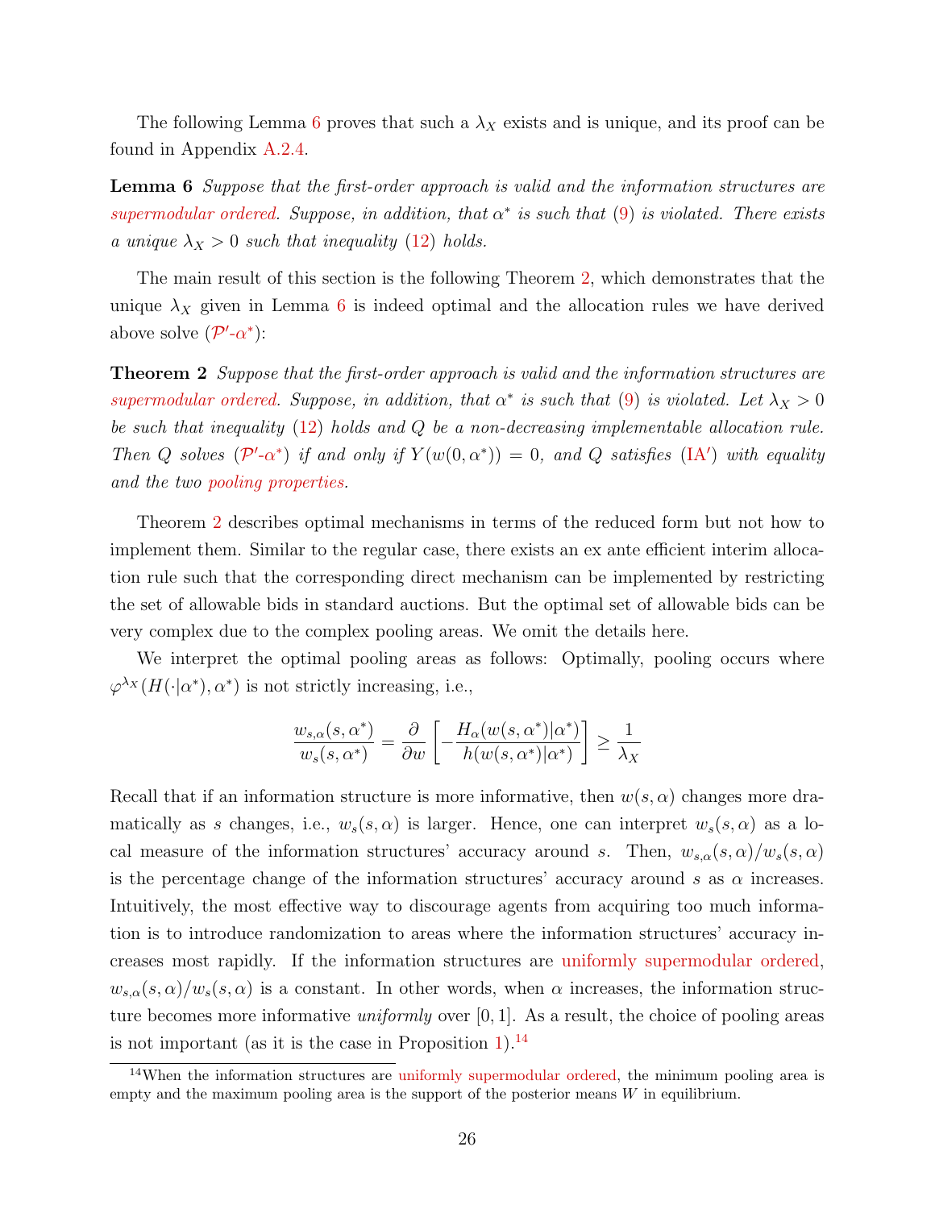The following Lemma 6 proves that such a $\lambda_X$ exists and is unique, and its proof can be found in Appendix A.2.4.

**Lemma 6** *Suppose that the first-order approach is valid and the information structures are supermodular ordered. Suppose, in addition, that $\alpha^*$ is such that (9) is violated. There exists a unique $\lambda_X > 0$ such that inequality (12) holds.*

The main result of this section is the following Theorem 2, which demonstrates that the unique $\lambda_X$ given in Lemma 6 is indeed optimal and the allocation rules we have derived above solve ($\mathcal{P}'$-$\alpha^*$):

**Theorem 2** *Suppose that the first-order approach is valid and the information structures are supermodular ordered. Suppose, in addition, that $\alpha^*$ is such that (9) is violated. Let $\lambda_X > 0$ be such that inequality (12) holds and $Q$ be a non-decreasing implementable allocation rule. Then $Q$ solves ($\mathcal{P}'$-$\alpha^*$) if and only if $Y(w(0, \alpha^*)) = 0$, and $Q$ satisfies (IA′) with equality and the two pooling properties.*

Theorem 2 describes optimal mechanisms in terms of the reduced form but not how to implement them. Similar to the regular case, there exists an ex ante efficient interim allocation rule such that the corresponding direct mechanism can be implemented by restricting the set of allowable bids in standard auctions. But the optimal set of allowable bids can be very complex due to the complex pooling areas. We omit the details here.

We interpret the optimal pooling areas as follows: Optimally, pooling occurs where $\varphi^{\lambda_X}(H(\cdot|\alpha^*), \alpha^*)$ is not strictly increasing, i.e.,

$$\frac{w_{s,\alpha}(s, \alpha^*)}{w_s(s, \alpha^*)} = \frac{\partial}{\partial w}\left[-\frac{H_\alpha(w(s, \alpha^*)|\alpha^*)}{h(w(s, \alpha^*)|\alpha^*)}\right] \geq \frac{1}{\lambda_X}$$

Recall that if an information structure is more informative, then $w(s, \alpha)$ changes more dramatically as $s$ changes, i.e., $w_s(s, \alpha)$ is larger. Hence, one can interpret $w_s(s, \alpha)$ as a local measure of the information structures' accuracy around $s$. Then, $w_{s,\alpha}(s, \alpha)/w_s(s, \alpha)$ is the percentage change of the information structures' accuracy around $s$ as $\alpha$ increases. Intuitively, the most effective way to discourage agents from acquiring too much information is to introduce randomization to areas where the information structures' accuracy increases most rapidly. If the information structures are uniformly supermodular ordered, $w_{s,\alpha}(s, \alpha)/w_s(s, \alpha)$ is a constant. In other words, when $\alpha$ increases, the information structure becomes more informative *uniformly* over $[0, 1]$. As a result, the choice of pooling areas is not important (as it is the case in Proposition 1).[14]

[14]When the information structures are uniformly supermodular ordered, the minimum pooling area is empty and the maximum pooling area is the support of the posterior means $W$ in equilibrium.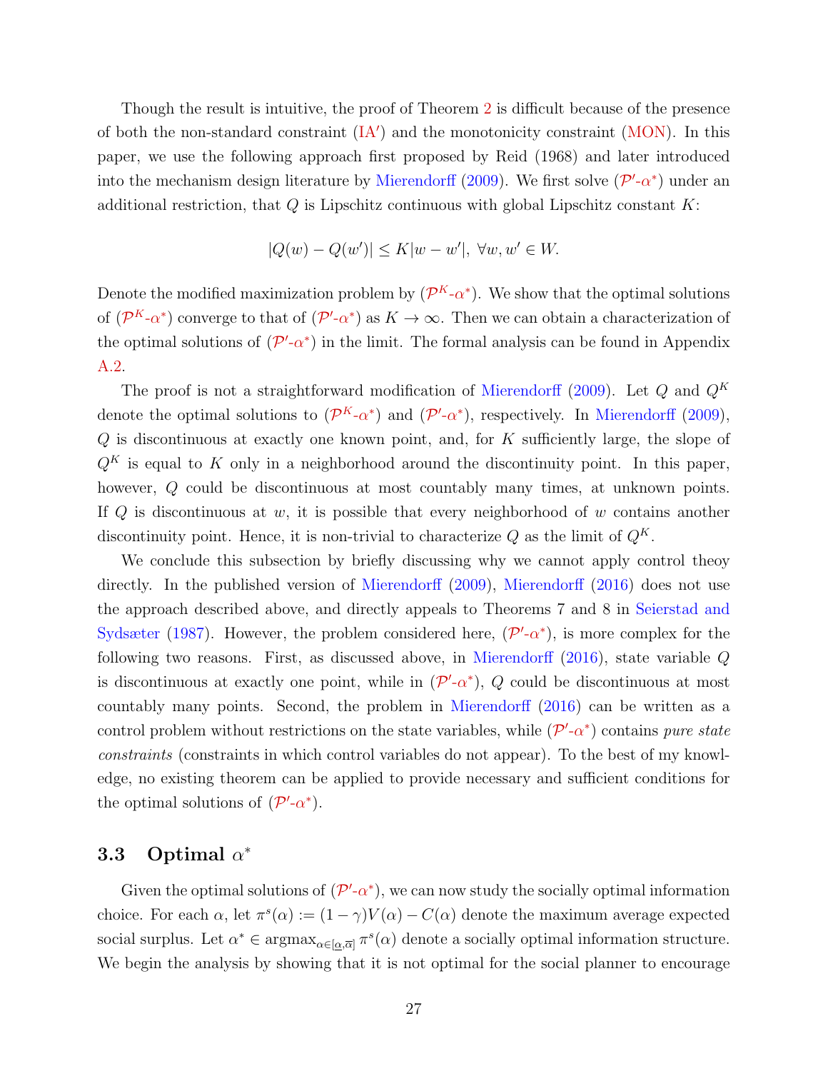Though the result is intuitive, the proof of Theorem 2 is difficult because of the presence of both the non-standard constraint (IA′) and the monotonicity constraint (MON). In this paper, we use the following approach first proposed by Reid (1968) and later introduced into the mechanism design literature by Mierendorff (2009). We first solve ($\mathcal{P}'$-$\alpha^*$) under an additional restriction, that $Q$ is Lipschitz continuous with global Lipschitz constant $K$:

$$|Q(w) - Q(w')| \leq K|w - w'|, \; \forall w, w' \in W.$$

Denote the modified maximization problem by ($\mathcal{P}^K$-$\alpha^*$). We show that the optimal solutions of ($\mathcal{P}^K$-$\alpha^*$) converge to that of ($\mathcal{P}'$-$\alpha^*$) as $K \to \infty$. Then we can obtain a characterization of the optimal solutions of ($\mathcal{P}'$-$\alpha^*$) in the limit. The formal analysis can be found in Appendix A.2.

The proof is not a straightforward modification of Mierendorff (2009). Let $Q$ and $Q^K$ denote the optimal solutions to ($\mathcal{P}^K$-$\alpha^*$) and ($\mathcal{P}'$-$\alpha^*$), respectively. In Mierendorff (2009), $Q$ is discontinuous at exactly one known point, and, for $K$ sufficiently large, the slope of $Q^K$ is equal to $K$ only in a neighborhood around the discontinuity point. In this paper, however, $Q$ could be discontinuous at most countably many times, at unknown points. If $Q$ is discontinuous at $w$, it is possible that every neighborhood of $w$ contains another discontinuity point. Hence, it is non-trivial to characterize $Q$ as the limit of $Q^K$.

We conclude this subsection by briefly discussing why we cannot apply control theoy directly. In the published version of Mierendorff (2009), Mierendorff (2016) does not use the approach described above, and directly appeals to Theorems 7 and 8 in Seierstad and Sydsæter (1987). However, the problem considered here, ($\mathcal{P}'$-$\alpha^*$), is more complex for the following two reasons. First, as discussed above, in Mierendorff (2016), state variable $Q$ is discontinuous at exactly one point, while in ($\mathcal{P}'$-$\alpha^*$), $Q$ could be discontinuous at most countably many points. Second, the problem in Mierendorff (2016) can be written as a control problem without restrictions on the state variables, while ($\mathcal{P}'$-$\alpha^*$) contains *pure state constraints* (constraints in which control variables do not appear). To the best of my knowledge, no existing theorem can be applied to provide necessary and sufficient conditions for the optimal solutions of ($\mathcal{P}'$-$\alpha^*$).

## 3.3 Optimal $\alpha^*$

Given the optimal solutions of ($\mathcal{P}'$-$\alpha^*$), we can now study the socially optimal information choice. For each $\alpha$, let $\pi^s(\alpha) := (1-\gamma)V(\alpha) - C(\alpha)$ denote the maximum average expected social surplus. Let $\alpha^* \in \text{argmax}_{\alpha \in [\underline{\alpha}, \overline{\alpha}]} \pi^s(\alpha)$ denote a socially optimal information structure. We begin the analysis by showing that it is not optimal for the social planner to encourage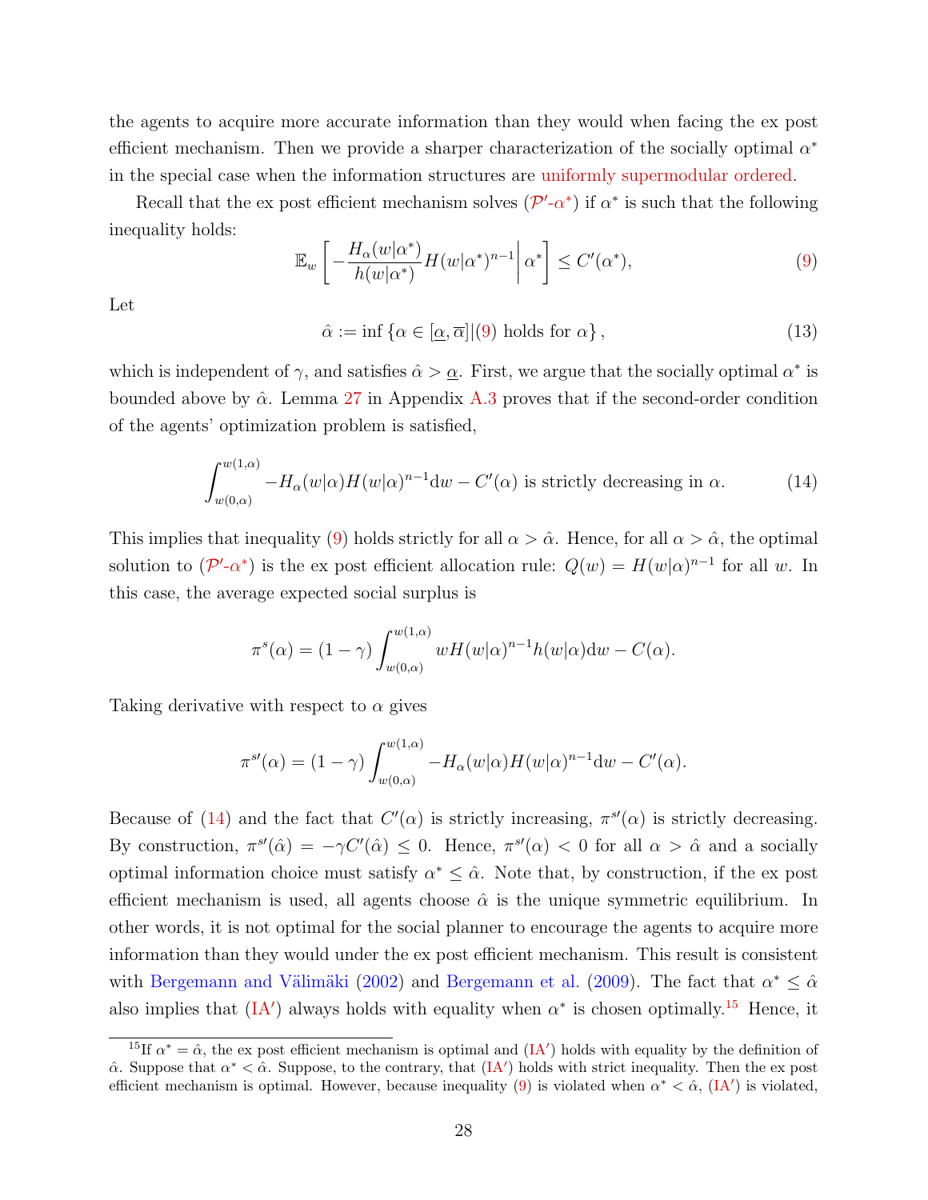the agents to acquire more accurate information than they would when facing the ex post efficient mechanism. Then we provide a sharper characterization of the socially optimal $\alpha^*$ in the special case when the information structures are uniformly supermodular ordered.

Recall that the ex post efficient mechanism solves ($\mathcal{P}'$-$\alpha^*$) if $\alpha^*$ is such that the following inequality holds:

$$\mathbb{E}_w \left[ -\frac{H_\alpha(w|\alpha^*)}{h(w|\alpha^*)} H(w|\alpha^*)^{n-1} \middle| \alpha^* \right] \leq C'(\alpha^*), \tag{9}$$

Let

$$\hat{\alpha} := \inf \left\{ \alpha \in [\underline{\alpha}, \overline{\alpha}] | (9) \text{ holds for } \alpha \right\}, \tag{13}$$

which is independent of $\gamma$, and satisfies $\hat{\alpha} > \underline{\alpha}$. First, we argue that the socially optimal $\alpha^*$ is bounded above by $\hat{\alpha}$. Lemma 27 in Appendix A.3 proves that if the second-order condition of the agents' optimization problem is satisfied,

$$\int_{w(0,\alpha)}^{w(1,\alpha)} -H_\alpha(w|\alpha) H(w|\alpha)^{n-1} \mathrm{d}w - C'(\alpha) \text{ is strictly decreasing in } \alpha. \tag{14}$$

This implies that inequality (9) holds strictly for all $\alpha > \hat{\alpha}$. Hence, for all $\alpha > \hat{\alpha}$, the optimal solution to ($\mathcal{P}'$-$\alpha^*$) is the ex post efficient allocation rule: $Q(w) = H(w|\alpha)^{n-1}$ for all $w$. In this case, the average expected social surplus is

$$\pi^s(\alpha) = (1-\gamma) \int_{w(0,\alpha)}^{w(1,\alpha)} w H(w|\alpha)^{n-1} h(w|\alpha) \mathrm{d}w - C(\alpha).$$

Taking derivative with respect to $\alpha$ gives

$$\pi^{s\prime}(\alpha) = (1-\gamma) \int_{w(0,\alpha)}^{w(1,\alpha)} -H_\alpha(w|\alpha) H(w|\alpha)^{n-1} \mathrm{d}w - C'(\alpha).$$

Because of (14) and the fact that $C'(\alpha)$ is strictly increasing, $\pi^{s\prime}(\alpha)$ is strictly decreasing. By construction, $\pi^{s\prime}(\hat{\alpha}) = -\gamma C'(\hat{\alpha}) \leq 0$. Hence, $\pi^{s\prime}(\alpha) < 0$ for all $\alpha > \hat{\alpha}$ and a socially optimal information choice must satisfy $\alpha^* \leq \hat{\alpha}$. Note that, by construction, if the ex post efficient mechanism is used, all agents choose $\hat{\alpha}$ is the unique symmetric equilibrium. In other words, it is not optimal for the social planner to encourage the agents to acquire more information than they would under the ex post efficient mechanism. This result is consistent with Bergemann and Välimäki (2002) and Bergemann et al. (2009). The fact that $\alpha^* \leq \hat{\alpha}$ also implies that (IA′) always holds with equality when $\alpha^*$ is chosen optimally.[15] Hence, it

[15] If $\alpha^* = \hat{\alpha}$, the ex post efficient mechanism is optimal and (IA′) holds with equality by the definition of $\hat{\alpha}$. Suppose that $\alpha^* < \hat{\alpha}$. Suppose, to the contrary, that (IA′) holds with strict inequality. Then the ex post efficient mechanism is optimal. However, because inequality (9) is violated when $\alpha^* < \hat{\alpha}$, (IA′) is violated,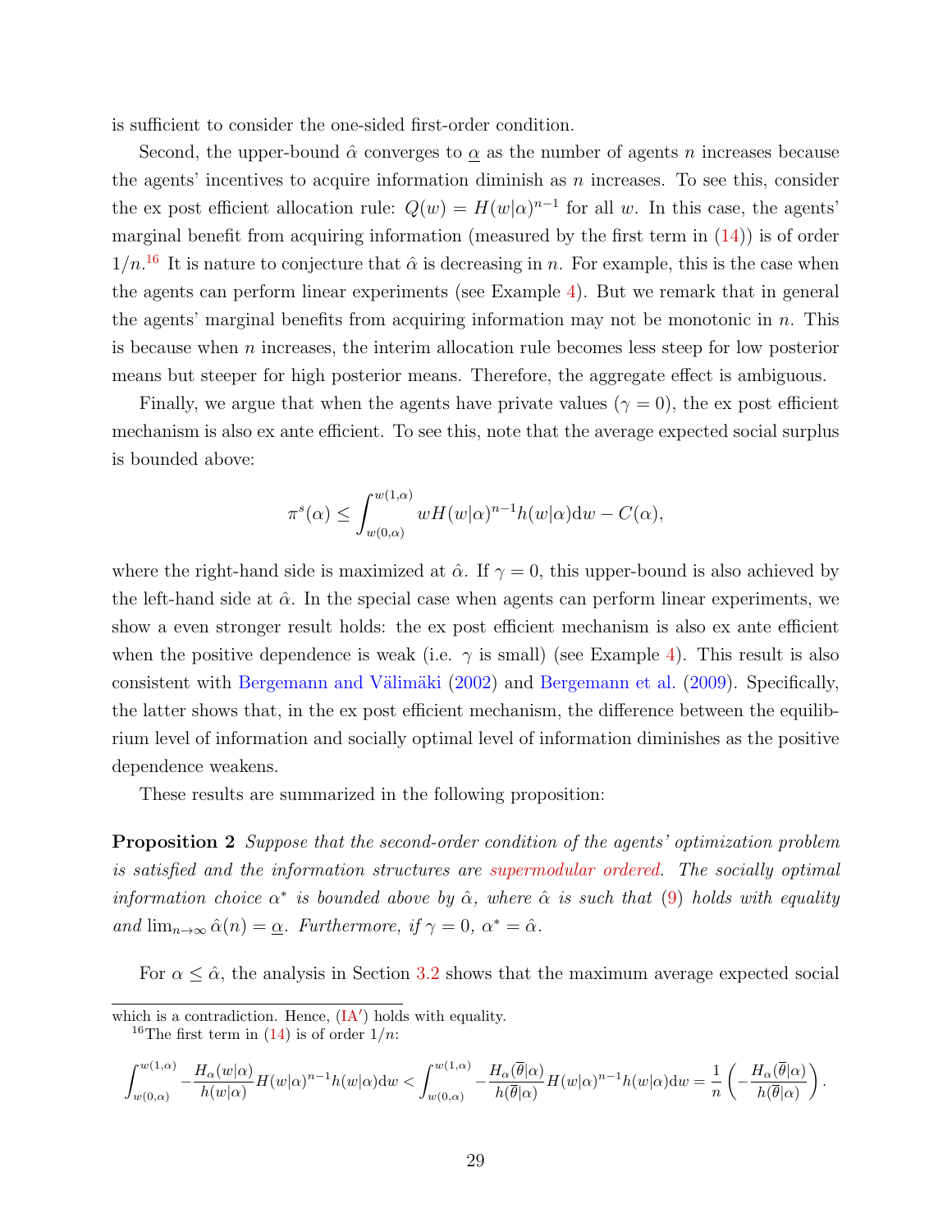is sufficient to consider the one-sided first-order condition.

Second, the upper-bound $\hat{\alpha}$ converges to $\underline{\alpha}$ as the number of agents $n$ increases because the agents' incentives to acquire information diminish as $n$ increases. To see this, consider the ex post efficient allocation rule: $Q(w) = H(w|\alpha)^{n-1}$ for all $w$. In this case, the agents' marginal benefit from acquiring information (measured by the first term in (14)) is of order $1/n$.[16] It is nature to conjecture that $\hat{\alpha}$ is decreasing in $n$. For example, this is the case when the agents can perform linear experiments (see Example 4). But we remark that in general the agents' marginal benefits from acquiring information may not be monotonic in $n$. This is because when $n$ increases, the interim allocation rule becomes less steep for low posterior means but steeper for high posterior means. Therefore, the aggregate effect is ambiguous.

Finally, we argue that when the agents have private values ($\gamma = 0$), the ex post efficient mechanism is also ex ante efficient. To see this, note that the average expected social surplus is bounded above:

$$\pi^s(\alpha) \leq \int_{w(0,\alpha)}^{w(1,\alpha)} wH(w|\alpha)^{n-1}h(w|\alpha)\mathrm{d}w - C(\alpha),$$

where the right-hand side is maximized at $\hat{\alpha}$. If $\gamma = 0$, this upper-bound is also achieved by the left-hand side at $\hat{\alpha}$. In the special case when agents can perform linear experiments, we show a even stronger result holds: the ex post efficient mechanism is also ex ante efficient when the positive dependence is weak (i.e. $\gamma$ is small) (see Example 4). This result is also consistent with Bergemann and Välimäki (2002) and Bergemann et al. (2009). Specifically, the latter shows that, in the ex post efficient mechanism, the difference between the equilibrium level of information and socially optimal level of information diminishes as the positive dependence weakens.

These results are summarized in the following proposition:

**Proposition 2** *Suppose that the second-order condition of the agents' optimization problem is satisfied and the information structures are supermodular ordered. The socially optimal information choice $\alpha^*$ is bounded above by $\hat{\alpha}$, where $\hat{\alpha}$ is such that (9) holds with equality and $\lim_{n\to\infty} \hat{\alpha}(n) = \underline{\alpha}$. Furthermore, if $\gamma = 0$, $\alpha^* = \hat{\alpha}$.*

For $\alpha \leq \hat{\alpha}$, the analysis in Section 3.2 shows that the maximum average expected social

---

which is a contradiction. Hence, (IA′) holds with equality.

[16] The first term in (14) is of order $1/n$:

$$\int_{w(0,\alpha)}^{w(1,\alpha)} -\frac{H_\alpha(w|\alpha)}{h(w|\alpha)}H(w|\alpha)^{n-1}h(w|\alpha)\mathrm{d}w < \int_{w(0,\alpha)}^{w(1,\alpha)} -\frac{H_\alpha(\overline{\theta}|\alpha)}{h(\overline{\theta}|\alpha)}H(w|\alpha)^{n-1}h(w|\alpha)\mathrm{d}w = \frac{1}{n}\left(-\frac{H_\alpha(\overline{\theta}|\alpha)}{h(\overline{\theta}|\alpha)}\right).$$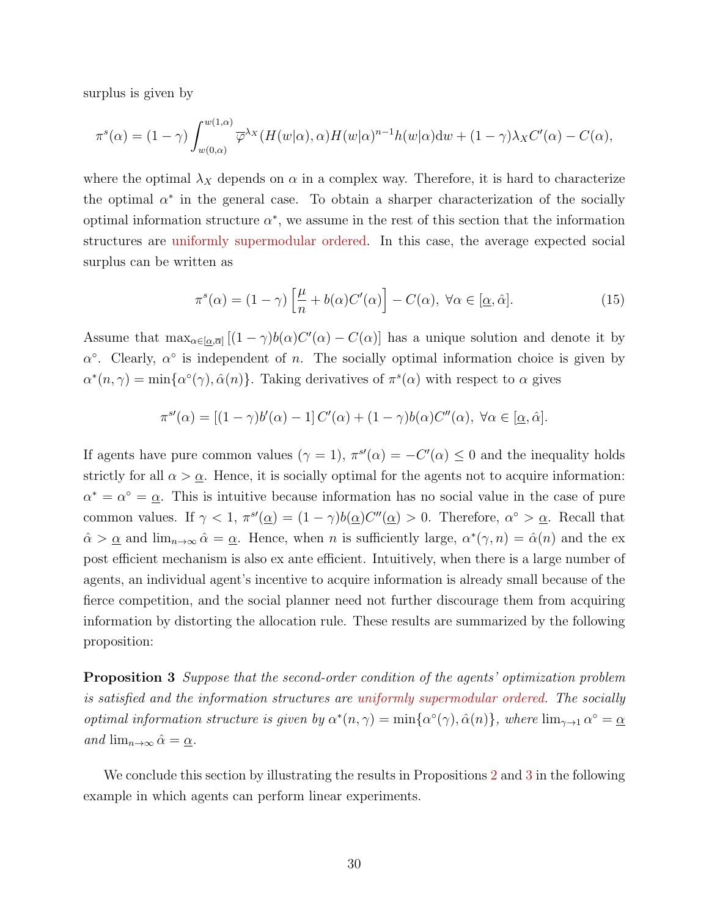surplus is given by

$$\pi^s(\alpha) = (1-\gamma)\int_{w(0,\alpha)}^{w(1,\alpha)} \overline{\varphi}^{\lambda_X}(H(w|\alpha),\alpha)H(w|\alpha)^{n-1}h(w|\alpha)\mathrm{d}w + (1-\gamma)\lambda_X C'(\alpha) - C(\alpha),$$

where the optimal $\lambda_X$ depends on $\alpha$ in a complex way. Therefore, it is hard to characterize the optimal $\alpha^*$ in the general case. To obtain a sharper characterization of the socially optimal information structure $\alpha^*$, we assume in the rest of this section that the information structures are uniformly supermodular ordered. In this case, the average expected social surplus can be written as

$$\pi^s(\alpha) = (1-\gamma)\left[\frac{\mu}{n} + b(\alpha)C'(\alpha)\right] - C(\alpha),\ \forall \alpha \in [\underline{\alpha}, \hat{\alpha}]. \tag{15}$$

Assume that $\max_{\alpha\in[\underline{\alpha},\overline{\alpha}]}\left[(1-\gamma)b(\alpha)C'(\alpha) - C(\alpha)\right]$ has a unique solution and denote it by $\alpha^\circ$. Clearly, $\alpha^\circ$ is independent of $n$. The socially optimal information choice is given by $\alpha^*(n,\gamma) = \min\{\alpha^\circ(\gamma), \hat{\alpha}(n)\}$. Taking derivatives of $\pi^s(\alpha)$ with respect to $\alpha$ gives

$$\pi^{s\prime}(\alpha) = \left[(1-\gamma)b'(\alpha) - 1\right]C'(\alpha) + (1-\gamma)b(\alpha)C''(\alpha),\ \forall \alpha \in [\underline{\alpha}, \hat{\alpha}].$$

If agents have pure common values ($\gamma = 1$), $\pi^{s\prime}(\alpha) = -C'(\alpha) \leq 0$ and the inequality holds strictly for all $\alpha > \underline{\alpha}$. Hence, it is socially optimal for the agents not to acquire information: $\alpha^* = \alpha^\circ = \underline{\alpha}$. This is intuitive because information has no social value in the case of pure common values. If $\gamma < 1$, $\pi^{s\prime}(\underline{\alpha}) = (1-\gamma)b(\underline{\alpha})C''(\underline{\alpha}) > 0$. Therefore, $\alpha^\circ > \underline{\alpha}$. Recall that $\hat{\alpha} > \underline{\alpha}$ and $\lim_{n\to\infty}\hat{\alpha} = \underline{\alpha}$. Hence, when $n$ is sufficiently large, $\alpha^*(\gamma, n) = \hat{\alpha}(n)$ and the ex post efficient mechanism is also ex ante efficient. Intuitively, when there is a large number of agents, an individual agent's incentive to acquire information is already small because of the fierce competition, and the social planner need not further discourage them from acquiring information by distorting the allocation rule. These results are summarized by the following proposition:

**Proposition 3** *Suppose that the second-order condition of the agents' optimization problem is satisfied and the information structures are uniformly supermodular ordered. The socially optimal information structure is given by $\alpha^*(n,\gamma) = \min\{\alpha^\circ(\gamma), \hat{\alpha}(n)\}$, where $\lim_{\gamma\to 1}\alpha^\circ = \underline{\alpha}$ and $\lim_{n\to\infty}\hat{\alpha} = \underline{\alpha}$.*

We conclude this section by illustrating the results in Propositions 2 and 3 in the following example in which agents can perform linear experiments.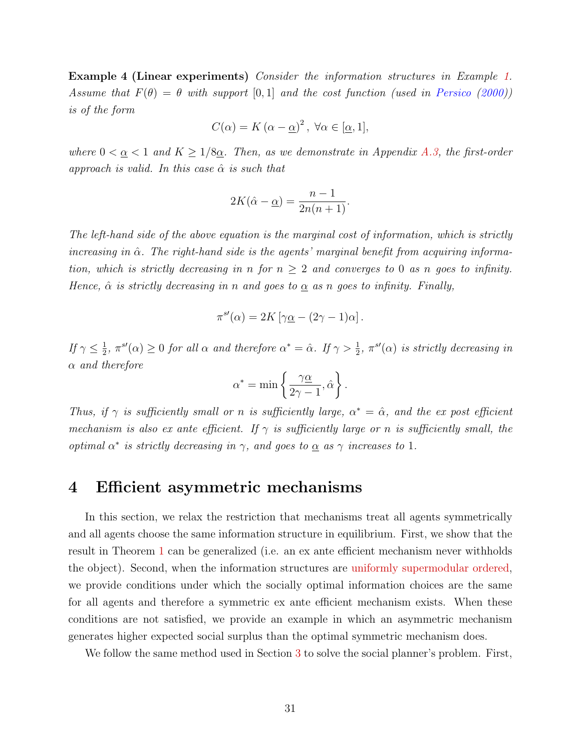**Example 4 (Linear experiments)** *Consider the information structures in Example 1. Assume that $F(\theta) = \theta$ with support $[0, 1]$ and the cost function (used in Persico (2000)) is of the form*

$$C(\alpha) = K\left(\alpha - \underline{\alpha}\right)^2, \ \forall \alpha \in [\underline{\alpha}, 1],$$

*where $0 < \underline{\alpha} < 1$ and $K \geq 1/8\underline{\alpha}$. Then, as we demonstrate in Appendix A.3, the first-order approach is valid. In this case $\hat{\alpha}$ is such that*

$$2K(\hat{\alpha} - \underline{\alpha}) = \frac{n-1}{2n(n+1)}.$$

*The left-hand side of the above equation is the marginal cost of information, which is strictly increasing in $\hat{\alpha}$. The right-hand side is the agents' marginal benefit from acquiring information, which is strictly decreasing in $n$ for $n \geq 2$ and converges to 0 as $n$ goes to infinity. Hence, $\hat{\alpha}$ is strictly decreasing in $n$ and goes to $\underline{\alpha}$ as $n$ goes to infinity. Finally,*

$$\pi^{s\prime}(\alpha) = 2K\left[\gamma\underline{\alpha} - (2\gamma - 1)\alpha\right].$$

*If $\gamma \leq \frac{1}{2}$, $\pi^{s\prime}(\alpha) \geq 0$ for all $\alpha$ and therefore $\alpha^* = \hat{\alpha}$. If $\gamma > \frac{1}{2}$, $\pi^{s\prime}(\alpha)$ is strictly decreasing in $\alpha$ and therefore*

$$\alpha^* = \min\left\{\frac{\gamma\underline{\alpha}}{2\gamma - 1}, \hat{\alpha}\right\}.$$

*Thus, if $\gamma$ is sufficiently small or $n$ is sufficiently large, $\alpha^* = \hat{\alpha}$, and the ex post efficient mechanism is also ex ante efficient. If $\gamma$ is sufficiently large or $n$ is sufficiently small, the optimal $\alpha^*$ is strictly decreasing in $\gamma$, and goes to $\underline{\alpha}$ as $\gamma$ increases to 1.*

# 4 Efficient asymmetric mechanisms

In this section, we relax the restriction that mechanisms treat all agents symmetrically and all agents choose the same information structure in equilibrium. First, we show that the result in Theorem 1 can be generalized (i.e. an ex ante efficient mechanism never withholds the object). Second, when the information structures are uniformly supermodular ordered, we provide conditions under which the socially optimal information choices are the same for all agents and therefore a symmetric ex ante efficient mechanism exists. When these conditions are not satisfied, we provide an example in which an asymmetric mechanism generates higher expected social surplus than the optimal symmetric mechanism does.

We follow the same method used in Section 3 to solve the social planner's problem. First,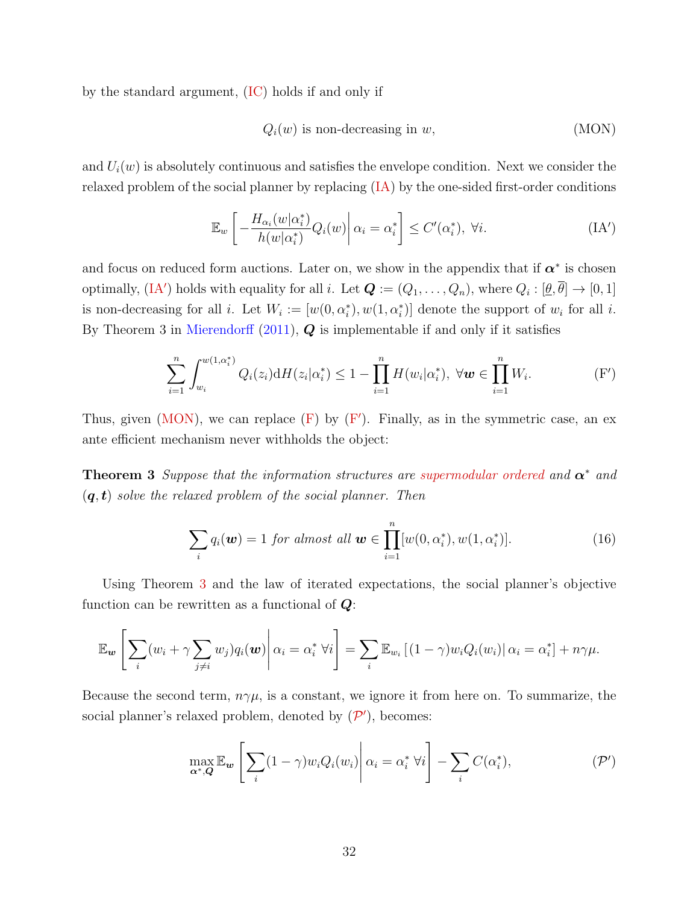by the standard argument, (IC) holds if and only if

$$Q_i(w) \text{ is non-decreasing in } w, \tag{MON}$$

and $U_i(w)$ is absolutely continuous and satisfies the envelope condition. Next we consider the relaxed problem of the social planner by replacing (IA) by the one-sided first-order conditions

$$\mathbb{E}_w \left[ -\frac{H_{\alpha_i}(w|\alpha_i^*)}{h(w|\alpha_i^*)} Q_i(w) \middle| \alpha_i = \alpha_i^* \right] \leq C'(\alpha_i^*), \ \forall i. \tag{IA$'$}$$

and focus on reduced form auctions. Later on, we show in the appendix that if $\boldsymbol{\alpha}^*$ is chosen optimally, (IA$'$) holds with equality for all $i$. Let $\boldsymbol{Q} := (Q_1, \ldots, Q_n)$, where $Q_i : [\underline{\theta}, \overline{\theta}] \to [0, 1]$ is non-decreasing for all $i$. Let $W_i := [w(0, \alpha_i^*), w(1, \alpha_i^*)]$ denote the support of $w_i$ for all $i$. By Theorem 3 in Mierendorff (2011), $\boldsymbol{Q}$ is implementable if and only if it satisfies

$$\sum_{i=1}^{n} \int_{w_i}^{w(1,\alpha_i^*)} Q_i(z_i) \mathrm{d}H(z_i|\alpha_i^*) \leq 1 - \prod_{i=1}^{n} H(w_i|\alpha_i^*), \ \forall \boldsymbol{w} \in \prod_{i=1}^{n} W_i. \tag{F$'$}$$

Thus, given (MON), we can replace (F) by (F$'$). Finally, as in the symmetric case, an ex ante efficient mechanism never withholds the object:

**Theorem 3** *Suppose that the information structures are supermodular ordered and $\boldsymbol{\alpha}^*$ and $(\boldsymbol{q}, \boldsymbol{t})$ solve the relaxed problem of the social planner. Then*

$$\sum_i q_i(\boldsymbol{w}) = 1 \text{ for almost all } \boldsymbol{w} \in \prod_{i=1}^{n} [w(0, \alpha_i^*), w(1, \alpha_i^*)]. \tag{16}$$

Using Theorem 3 and the law of iterated expectations, the social planner's objective function can be rewritten as a functional of $\boldsymbol{Q}$:

$$\mathbb{E}_{\boldsymbol{w}} \left[ \sum_i (w_i + \gamma \sum_{j \neq i} w_j) q_i(\boldsymbol{w}) \middle| \alpha_i = \alpha_i^* \ \forall i \right] = \sum_i \mathbb{E}_{w_i} \left[ (1-\gamma) w_i Q_i(w_i) \middle| \alpha_i = \alpha_i^* \right] + n\gamma\mu.$$

Because the second term, $n\gamma\mu$, is a constant, we ignore it from here on. To summarize, the social planner's relaxed problem, denoted by ($\mathcal{P}'$), becomes:

$$\max_{\boldsymbol{\alpha}^*, \boldsymbol{Q}} \mathbb{E}_{\boldsymbol{w}} \left[ \sum_i (1-\gamma) w_i Q_i(w_i) \middle| \alpha_i = \alpha_i^* \ \forall i \right] - \sum_i C(\alpha_i^*), \tag{$\mathcal{P}'$}$$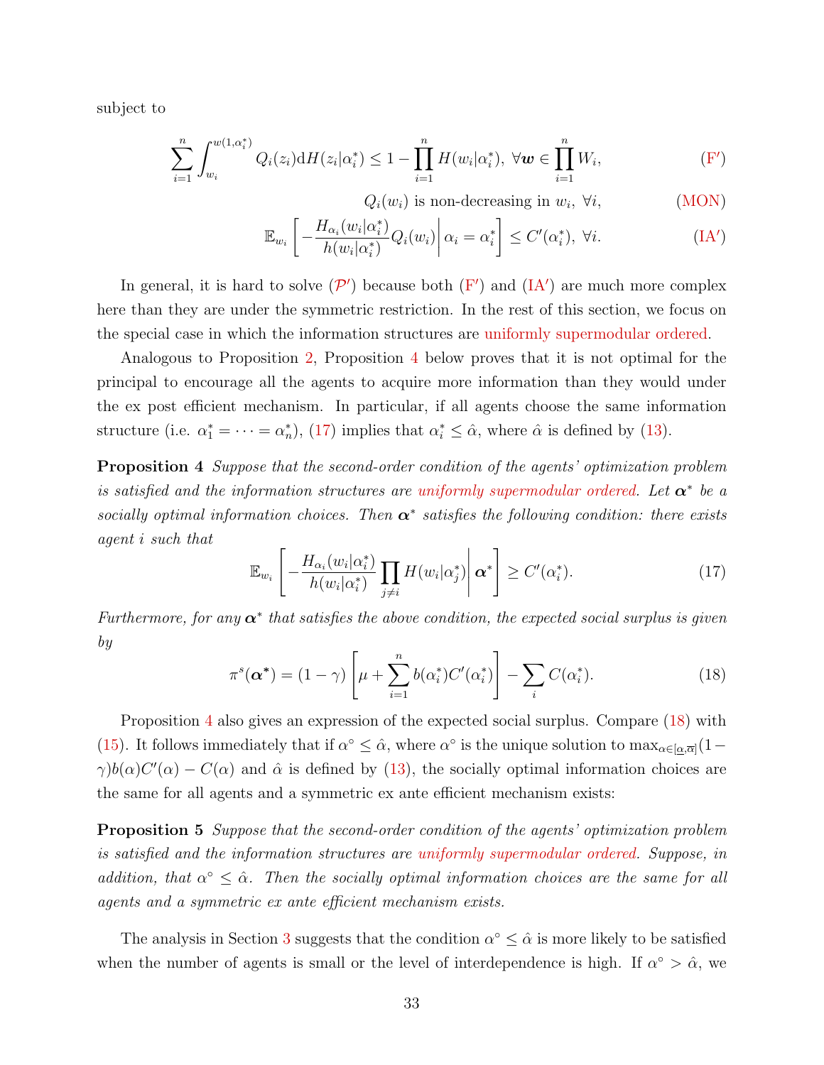subject to

$$\sum_{i=1}^{n} \int_{w_i}^{w(1,\alpha_i^*)} Q_i(z_i) \mathrm{d}H(z_i|\alpha_i^*) \leq 1 - \prod_{i=1}^{n} H(w_i|\alpha_i^*), \ \forall \boldsymbol{w} \in \prod_{i=1}^{n} W_i, \tag{F$'$}$$

$$Q_i(w_i) \text{ is non-decreasing in } w_i, \ \forall i, \tag{MON}$$

$$\mathbb{E}_{w_i}\left[ -\frac{H_{\alpha_i}(w_i|\alpha_i^*)}{h(w_i|\alpha_i^*)} Q_i(w_i) \middle| \alpha_i = \alpha_i^* \right] \leq C'(\alpha_i^*), \ \forall i. \tag{IA$'$}$$

In general, it is hard to solve ($\mathcal{P}'$) because both (F$'$) and (IA$'$) are much more complex here than they are under the symmetric restriction. In the rest of this section, we focus on the special case in which the information structures are uniformly supermodular ordered.

Analogous to Proposition 2, Proposition 4 below proves that it is not optimal for the principal to encourage all the agents to acquire more information than they would under the ex post efficient mechanism. In particular, if all agents choose the same information structure (i.e. $\alpha_1^* = \cdots = \alpha_n^*$), (17) implies that $\alpha_i^* \leq \hat{\alpha}$, where $\hat{\alpha}$ is defined by (13).

**Proposition 4** *Suppose that the second-order condition of the agents' optimization problem is satisfied and the information structures are uniformly supermodular ordered. Let $\boldsymbol{\alpha}^*$ be a socially optimal information choices. Then $\boldsymbol{\alpha}^*$ satisfies the following condition: there exists agent $i$ such that*

$$\mathbb{E}_{w_i}\left[ -\frac{H_{\alpha_i}(w_i|\alpha_i^*)}{h(w_i|\alpha_i^*)} \prod_{j \neq i} H(w_i|\alpha_j^*) \middle| \boldsymbol{\alpha}^* \right] \geq C'(\alpha_i^*). \tag{17}$$

*Furthermore, for any $\boldsymbol{\alpha}^*$ that satisfies the above condition, the expected social surplus is given by*

$$\pi^s(\boldsymbol{\alpha}^*) = (1-\gamma)\left[ \mu + \sum_{i=1}^{n} b(\alpha_i^*) C'(\alpha_i^*) \right] - \sum_i C(\alpha_i^*). \tag{18}$$

Proposition 4 also gives an expression of the expected social surplus. Compare (18) with (15). It follows immediately that if $\alpha^\circ \leq \hat{\alpha}$, where $\alpha^\circ$ is the unique solution to $\max_{\alpha \in [\underline{\alpha}, \overline{\alpha}]} (1-\gamma) b(\alpha) C'(\alpha) - C(\alpha)$ and $\hat{\alpha}$ is defined by (13), the socially optimal information choices are the same for all agents and a symmetric ex ante efficient mechanism exists:

**Proposition 5** *Suppose that the second-order condition of the agents' optimization problem is satisfied and the information structures are uniformly supermodular ordered. Suppose, in addition, that $\alpha^\circ \leq \hat{\alpha}$. Then the socially optimal information choices are the same for all agents and a symmetric ex ante efficient mechanism exists.*

The analysis in Section 3 suggests that the condition $\alpha^\circ \leq \hat{\alpha}$ is more likely to be satisfied when the number of agents is small or the level of interdependence is high. If $\alpha^\circ > \hat{\alpha}$, we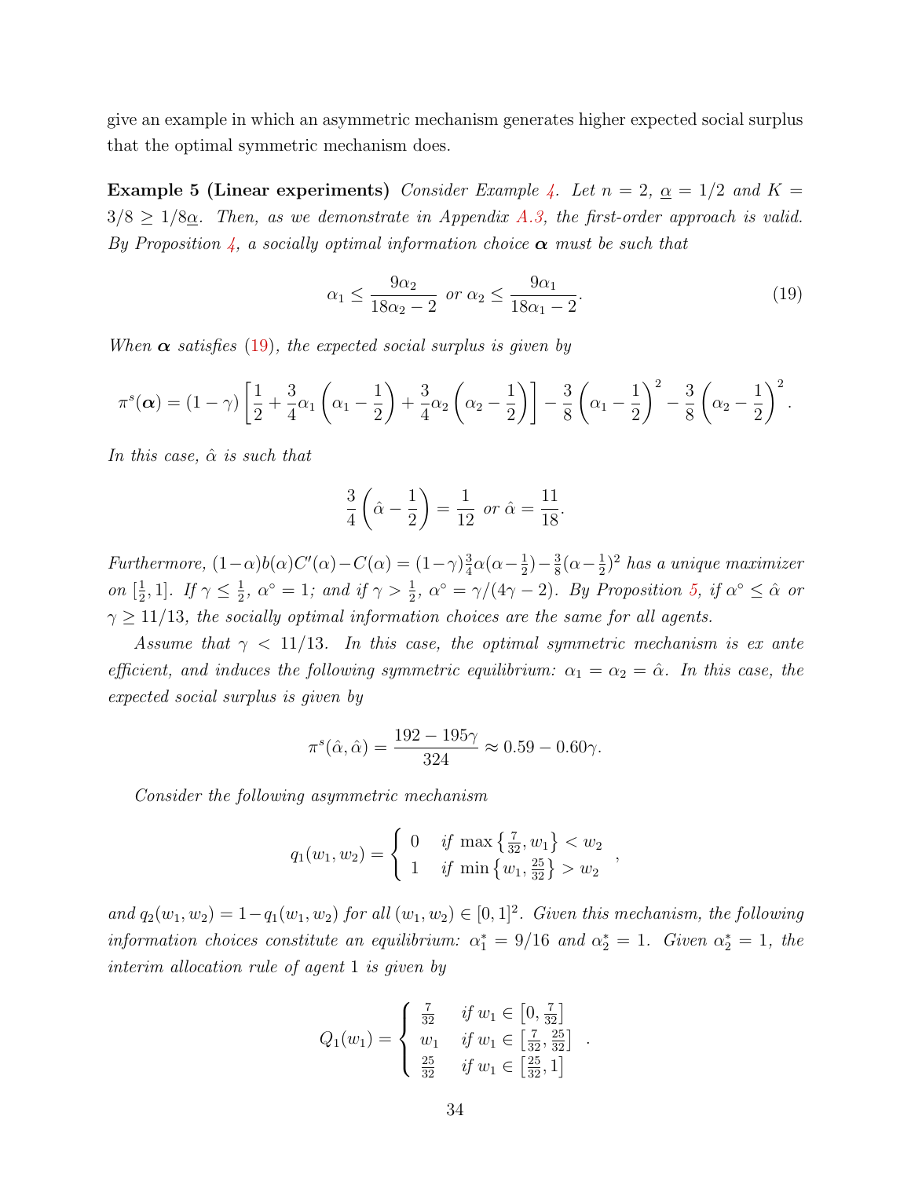give an example in which an asymmetric mechanism generates higher expected social surplus that the optimal symmetric mechanism does.

**Example 5 (Linear experiments)** *Consider Example 4. Let $n = 2$, $\underline{\alpha} = 1/2$ and $K = 3/8 \geq 1/8\underline{\alpha}$. Then, as we demonstrate in Appendix A.3, the first-order approach is valid. By Proposition 4, a socially optimal information choice $\boldsymbol{\alpha}$ must be such that*

$$\alpha_1 \leq \frac{9\alpha_2}{18\alpha_2 - 2} \text{ or } \alpha_2 \leq \frac{9\alpha_1}{18\alpha_1 - 2}. \tag{19}$$

*When $\boldsymbol{\alpha}$ satisfies (19), the expected social surplus is given by*

$$\pi^s(\boldsymbol{\alpha}) = (1-\gamma)\left[\frac{1}{2} + \frac{3}{4}\alpha_1\left(\alpha_1 - \frac{1}{2}\right) + \frac{3}{4}\alpha_2\left(\alpha_2 - \frac{1}{2}\right)\right] - \frac{3}{8}\left(\alpha_1 - \frac{1}{2}\right)^2 - \frac{3}{8}\left(\alpha_2 - \frac{1}{2}\right)^2.$$

*In this case, $\hat{\alpha}$ is such that*

$$\frac{3}{4}\left(\hat{\alpha} - \frac{1}{2}\right) = \frac{1}{12} \text{ or } \hat{\alpha} = \frac{11}{18}.$$

*Furthermore, $(1-\alpha)b(\alpha)C'(\alpha) - C(\alpha) = (1-\gamma)\frac{3}{4}\alpha(\alpha - \frac{1}{2}) - \frac{3}{8}(\alpha - \frac{1}{2})^2$ has a unique maximizer on $[\frac{1}{2}, 1]$. If $\gamma \leq \frac{1}{2}$, $\alpha^\circ = 1$; and if $\gamma > \frac{1}{2}$, $\alpha^\circ = \gamma/(4\gamma - 2)$. By Proposition 5, if $\alpha^\circ \leq \hat{\alpha}$ or $\gamma \geq 11/13$, the socially optimal information choices are the same for all agents.*

*Assume that $\gamma < 11/13$. In this case, the optimal symmetric mechanism is ex ante efficient, and induces the following symmetric equilibrium: $\alpha_1 = \alpha_2 = \hat{\alpha}$. In this case, the expected social surplus is given by*

$$\pi^s(\hat{\alpha}, \hat{\alpha}) = \frac{192 - 195\gamma}{324} \approx 0.59 - 0.60\gamma.$$

*Consider the following asymmetric mechanism*

$$q_1(w_1, w_2) = \begin{cases} 0 & \text{if } \max\left\{\frac{7}{32}, w_1\right\} < w_2 \\ 1 & \text{if } \min\left\{w_1, \frac{25}{32}\right\} > w_2 \end{cases},$$

*and $q_2(w_1, w_2) = 1 - q_1(w_1, w_2)$ for all $(w_1, w_2) \in [0,1]^2$. Given this mechanism, the following information choices constitute an equilibrium: $\alpha_1^* = 9/16$ and $\alpha_2^* = 1$. Given $\alpha_2^* = 1$, the interim allocation rule of agent 1 is given by*

$$Q_1(w_1) = \begin{cases} \frac{7}{32} & \text{if } w_1 \in \left[0, \frac{7}{32}\right] \\ w_1 & \text{if } w_1 \in \left[\frac{7}{32}, \frac{25}{32}\right] \\ \frac{25}{32} & \text{if } w_1 \in \left[\frac{25}{32}, 1\right] \end{cases}.$$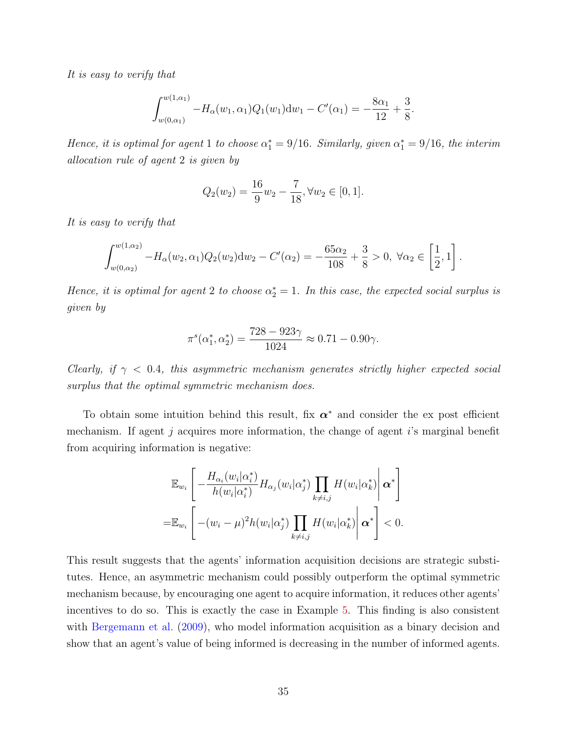*It is easy to verify that*

$$\int_{w(0,\alpha_1)}^{w(1,\alpha_1)} -H_\alpha(w_1,\alpha_1)Q_1(w_1)\mathrm{d}w_1 - C'(\alpha_1) = -\frac{8\alpha_1}{12} + \frac{3}{8}.$$

*Hence, it is optimal for agent* 1 *to choose* $\alpha_1^* = 9/16$*. Similarly, given* $\alpha_1^* = 9/16$*, the interim allocation rule of agent* 2 *is given by*

$$Q_2(w_2) = \frac{16}{9}w_2 - \frac{7}{18}, \forall w_2 \in [0,1].$$

*It is easy to verify that*

$$\int_{w(0,\alpha_2)}^{w(1,\alpha_2)} -H_\alpha(w_2,\alpha_1)Q_2(w_2)\mathrm{d}w_2 - C'(\alpha_2) = -\frac{65\alpha_2}{108} + \frac{3}{8} > 0,\ \forall \alpha_2 \in \left[\frac{1}{2}, 1\right].$$

*Hence, it is optimal for agent* 2 *to choose* $\alpha_2^* = 1$*. In this case, the expected social surplus is given by*

$$\pi^s(\alpha_1^*, \alpha_2^*) = \frac{728 - 923\gamma}{1024} \approx 0.71 - 0.90\gamma.$$

*Clearly, if* $\gamma < 0.4$*, this asymmetric mechanism generates strictly higher expected social surplus that the optimal symmetric mechanism does.*

To obtain some intuition behind this result, fix $\boldsymbol{\alpha}^*$ and consider the ex post efficient mechanism. If agent $j$ acquires more information, the change of agent $i$'s marginal benefit from acquiring information is negative:

$$\begin{aligned}
&\mathbb{E}_{w_i}\left[ -\frac{H_{\alpha_i}(w_i|\alpha_i^*)}{h(w_i|\alpha_i^*)} H_{\alpha_j}(w_i|\alpha_j^*) \prod_{k\neq i,j} H(w_i|\alpha_k^*) \middle| \boldsymbol{\alpha}^* \right] \\
=&\mathbb{E}_{w_i}\left[ -(w_i-\mu)^2 h(w_i|\alpha_j^*) \prod_{k\neq i,j} H(w_i|\alpha_k^*) \middle| \boldsymbol{\alpha}^* \right] < 0.
\end{aligned}$$

This result suggests that the agents' information acquisition decisions are strategic substitutes. Hence, an asymmetric mechanism could possibly outperform the optimal symmetric mechanism because, by encouraging one agent to acquire information, it reduces other agents' incentives to do so. This is exactly the case in Example 5. This finding is also consistent with Bergemann et al. (2009), who model information acquisition as a binary decision and show that an agent's value of being informed is decreasing in the number of informed agents.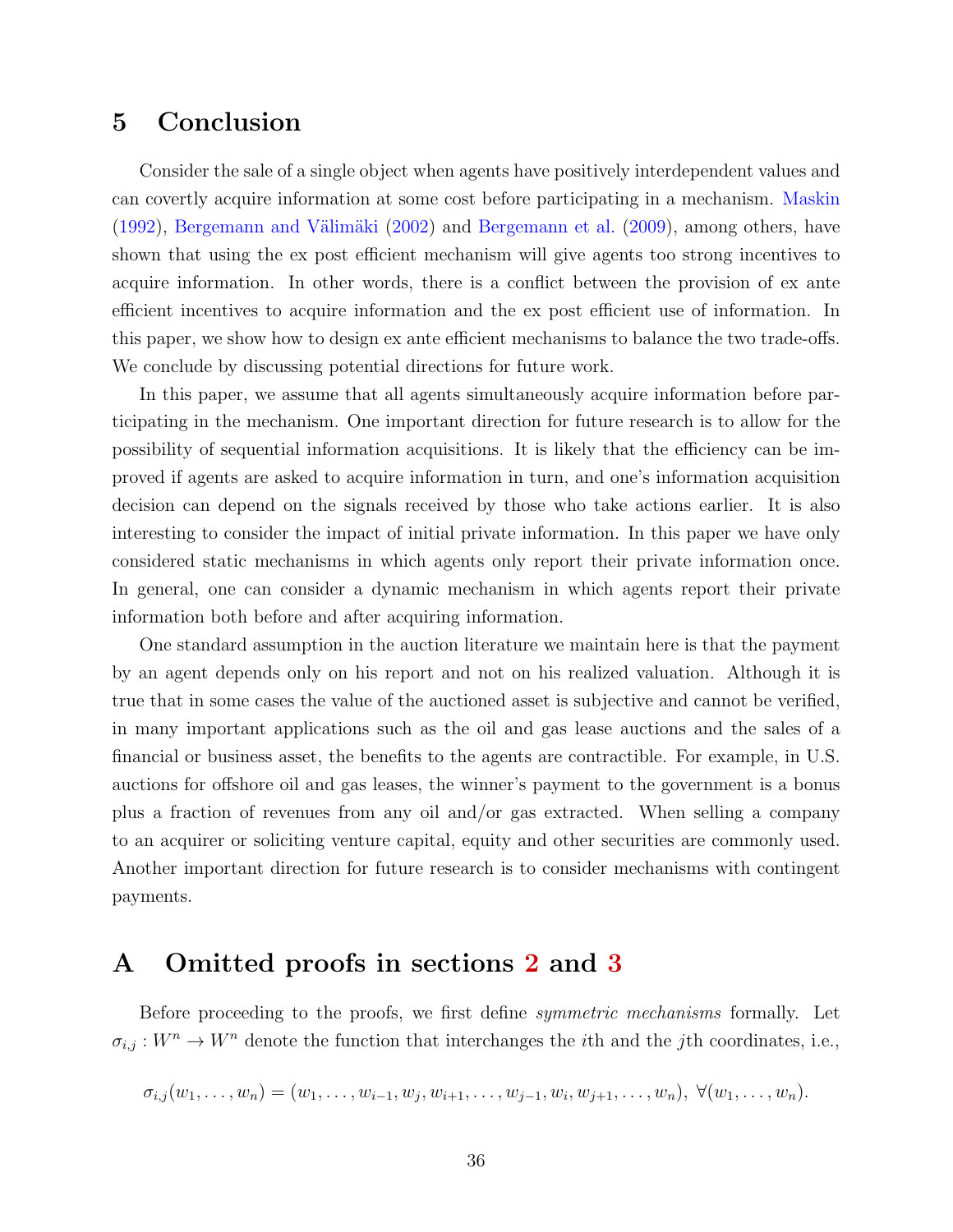# 5 Conclusion

Consider the sale of a single object when agents have positively interdependent values and can covertly acquire information at some cost before participating in a mechanism. Maskin (1992), Bergemann and Välimäki (2002) and Bergemann et al. (2009), among others, have shown that using the ex post efficient mechanism will give agents too strong incentives to acquire information. In other words, there is a conflict between the provision of ex ante efficient incentives to acquire information and the ex post efficient use of information. In this paper, we show how to design ex ante efficient mechanisms to balance the two trade-offs. We conclude by discussing potential directions for future work.

In this paper, we assume that all agents simultaneously acquire information before participating in the mechanism. One important direction for future research is to allow for the possibility of sequential information acquisitions. It is likely that the efficiency can be improved if agents are asked to acquire information in turn, and one's information acquisition decision can depend on the signals received by those who take actions earlier. It is also interesting to consider the impact of initial private information. In this paper we have only considered static mechanisms in which agents only report their private information once. In general, one can consider a dynamic mechanism in which agents report their private information both before and after acquiring information.

One standard assumption in the auction literature we maintain here is that the payment by an agent depends only on his report and not on his realized valuation. Although it is true that in some cases the value of the auctioned asset is subjective and cannot be verified, in many important applications such as the oil and gas lease auctions and the sales of a financial or business asset, the benefits to the agents are contractible. For example, in U.S. auctions for offshore oil and gas leases, the winner's payment to the government is a bonus plus a fraction of revenues from any oil and/or gas extracted. When selling a company to an acquirer or soliciting venture capital, equity and other securities are commonly used. Another important direction for future research is to consider mechanisms with contingent payments.

# A Omitted proofs in sections 2 and 3

Before proceeding to the proofs, we first define *symmetric mechanisms* formally. Let $\sigma_{i,j} : W^n \to W^n$ denote the function that interchanges the $i$th and the $j$th coordinates, i.e.,

$$\sigma_{i,j}(w_1, \ldots, w_n) = (w_1, \ldots, w_{i-1}, w_j, w_{i+1}, \ldots, w_{j-1}, w_i, w_{j+1}, \ldots, w_n),\ \forall (w_1, \ldots, w_n).$$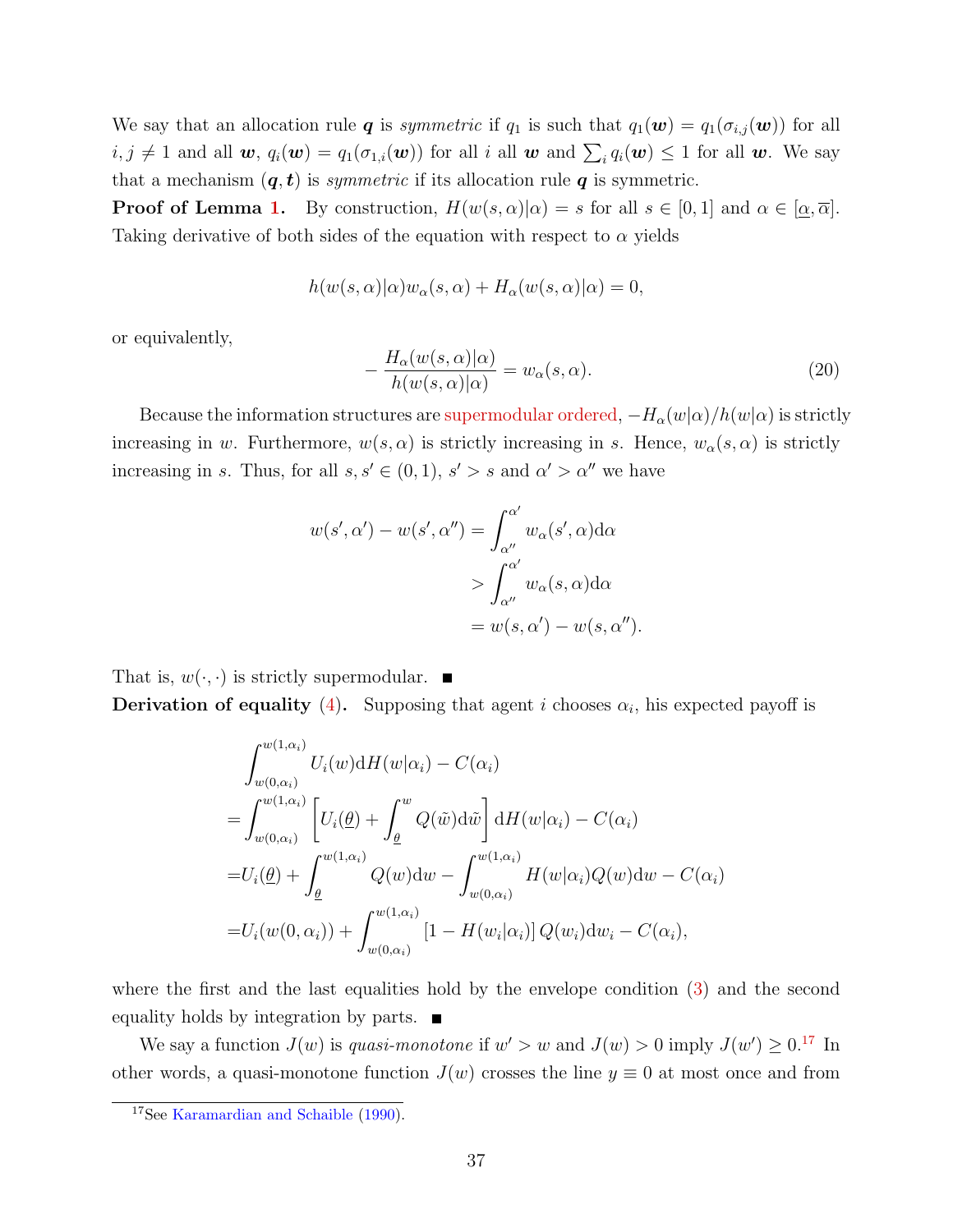We say that an allocation rule $\boldsymbol{q}$ is *symmetric* if $q_1$ is such that $q_1(\boldsymbol{w}) = q_1(\sigma_{i,j}(\boldsymbol{w}))$ for all $i, j \neq 1$ and all $\boldsymbol{w}$, $q_i(\boldsymbol{w}) = q_1(\sigma_{1,i}(\boldsymbol{w}))$ for all $i$ all $\boldsymbol{w}$ and $\sum_i q_i(\boldsymbol{w}) \leq 1$ for all $\boldsymbol{w}$. We say that a mechanism $(\boldsymbol{q}, \boldsymbol{t})$ is *symmetric* if its allocation rule $\boldsymbol{q}$ is symmetric.

**Proof of Lemma 1.** By construction, $H(w(s,\alpha)|\alpha) = s$ for all $s \in [0,1]$ and $\alpha \in [\underline{\alpha}, \overline{\alpha}]$. Taking derivative of both sides of the equation with respect to $\alpha$ yields

$$h(w(s,\alpha)|\alpha)w_\alpha(s,\alpha) + H_\alpha(w(s,\alpha)|\alpha) = 0,$$

or equivalently,

$$-\frac{H_\alpha(w(s,\alpha)|\alpha)}{h(w(s,\alpha)|\alpha)} = w_\alpha(s,\alpha). \tag{20}$$

Because the information structures are supermodular ordered, $-H_\alpha(w|\alpha)/h(w|\alpha)$ is strictly increasing in $w$. Furthermore, $w(s,\alpha)$ is strictly increasing in $s$. Hence, $w_\alpha(s,\alpha)$ is strictly increasing in $s$. Thus, for all $s, s' \in (0,1)$, $s' > s$ and $\alpha' > \alpha''$ we have

$$\begin{aligned}
w(s',\alpha') - w(s',\alpha'') &= \int_{\alpha''}^{\alpha'} w_\alpha(s',\alpha)\mathrm{d}\alpha \\
&> \int_{\alpha''}^{\alpha'} w_\alpha(s,\alpha)\mathrm{d}\alpha \\
&= w(s,\alpha') - w(s,\alpha'').
\end{aligned}$$

That is, $w(\cdot,\cdot)$ is strictly supermodular. ■

**Derivation of equality (4).** Supposing that agent $i$ chooses $\alpha_i$, his expected payoff is

$$\begin{aligned}
&\int_{w(0,\alpha_i)}^{w(1,\alpha_i)} U_i(w)\mathrm{d}H(w|\alpha_i) - C(\alpha_i) \\
=&\int_{w(0,\alpha_i)}^{w(1,\alpha_i)} \left[U_i(\underline{\theta}) + \int_{\underline{\theta}}^{w} Q(\tilde{w})\mathrm{d}\tilde{w}\right]\mathrm{d}H(w|\alpha_i) - C(\alpha_i) \\
=&U_i(\underline{\theta}) + \int_{\underline{\theta}}^{w(1,\alpha_i)} Q(w)\mathrm{d}w - \int_{w(0,\alpha_i)}^{w(1,\alpha_i)} H(w|\alpha_i)Q(w)\mathrm{d}w - C(\alpha_i) \\
=&U_i(w(0,\alpha_i)) + \int_{w(0,\alpha_i)}^{w(1,\alpha_i)} \left[1 - H(w_i|\alpha_i)\right]Q(w_i)\mathrm{d}w_i - C(\alpha_i),
\end{aligned}$$

where the first and the last equalities hold by the envelope condition (3) and the second equality holds by integration by parts. ■

We say a function $J(w)$ is *quasi-monotone* if $w' > w$ and $J(w) > 0$ imply $J(w') \geq 0$.[17] In other words, a quasi-monotone function $J(w)$ crosses the line $y \equiv 0$ at most once and from

[17] See Karamardian and Schaible (1990).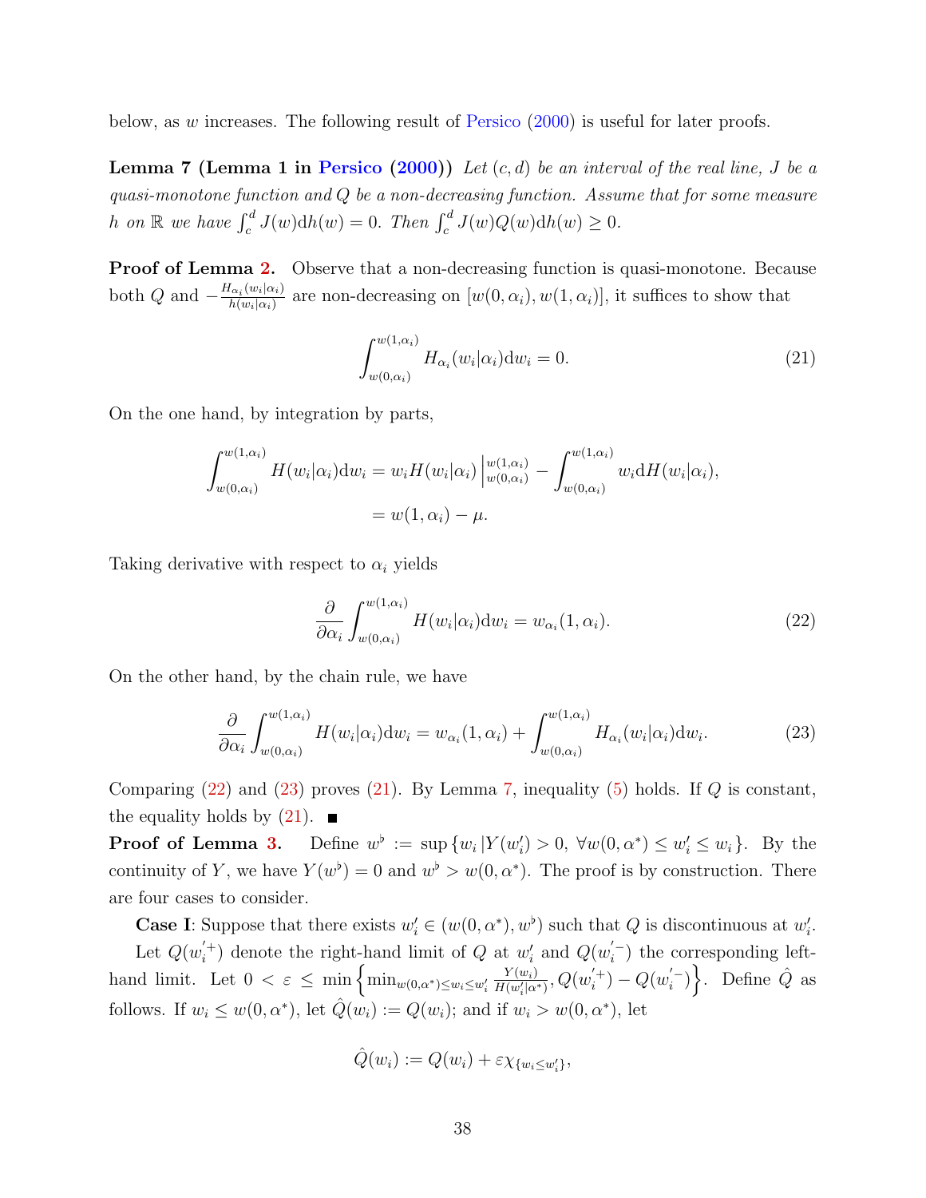below, as $w$ increases. The following result of Persico (2000) is useful for later proofs.

**Lemma 7 (Lemma 1 in Persico (2000))** *Let $(c,d)$ be an interval of the real line, $J$ be a quasi-monotone function and $Q$ be a non-decreasing function. Assume that for some measure $h$ on $\mathbb{R}$ we have $\int_c^d J(w)\mathrm{d}h(w) = 0$. Then $\int_c^d J(w)Q(w)\mathrm{d}h(w) \geq 0$.*

**Proof of Lemma 2.** Observe that a non-decreasing function is quasi-monotone. Because both $Q$ and $-\frac{H_{\alpha_i}(w_i|\alpha_i)}{h(w_i|\alpha_i)}$ are non-decreasing on $[w(0,\alpha_i), w(1,\alpha_i)]$, it suffices to show that

$$\int_{w(0,\alpha_i)}^{w(1,\alpha_i)} H_{\alpha_i}(w_i|\alpha_i)\mathrm{d}w_i = 0. \tag{21}$$

On the one hand, by integration by parts,

$$\begin{aligned}\int_{w(0,\alpha_i)}^{w(1,\alpha_i)} H(w_i|\alpha_i)\mathrm{d}w_i &= w_i H(w_i|\alpha_i)\Big|_{w(0,\alpha_i)}^{w(1,\alpha_i)} - \int_{w(0,\alpha_i)}^{w(1,\alpha_i)} w_i \mathrm{d}H(w_i|\alpha_i), \\ &= w(1,\alpha_i) - \mu.\end{aligned}$$

Taking derivative with respect to $\alpha_i$ yields

$$\frac{\partial}{\partial \alpha_i}\int_{w(0,\alpha_i)}^{w(1,\alpha_i)} H(w_i|\alpha_i)\mathrm{d}w_i = w_{\alpha_i}(1,\alpha_i). \tag{22}$$

On the other hand, by the chain rule, we have

$$\frac{\partial}{\partial \alpha_i}\int_{w(0,\alpha_i)}^{w(1,\alpha_i)} H(w_i|\alpha_i)\mathrm{d}w_i = w_{\alpha_i}(1,\alpha_i) + \int_{w(0,\alpha_i)}^{w(1,\alpha_i)} H_{\alpha_i}(w_i|\alpha_i)\mathrm{d}w_i. \tag{23}$$

Comparing (22) and (23) proves (21). By Lemma 7, inequality (5) holds. If $Q$ is constant, the equality holds by (21). ■

**Proof of Lemma 3.** Define $w^\flat := \sup\{w_i \,|Y(w_i') > 0,\ \forall w(0,\alpha^*) \leq w_i' \leq w_i\}$. By the continuity of $Y$, we have $Y(w^\flat) = 0$ and $w^\flat > w(0,\alpha^*)$. The proof is by construction. There are four cases to consider.

**Case I**: Suppose that there exists $w_i' \in (w(0,\alpha^*), w^\flat)$ such that $Q$ is discontinuous at $w_i'$.

Let $Q(w_i^{'+})$ denote the right-hand limit of $Q$ at $w_i'$ and $Q(w_i^{'-})$ the corresponding left-hand limit. Let $0 < \varepsilon \leq \min\left\{\min_{w(0,\alpha^*)\leq w_i \leq w_i'} \frac{Y(w_i)}{H(w_i'|\alpha^*)}, Q(w_i^{'+}) - Q(w_i^{'-})\right\}$. Define $\hat{Q}$ as follows. If $w_i \leq w(0,\alpha^*)$, let $\hat{Q}(w_i) := Q(w_i)$; and if $w_i > w(0,\alpha^*)$, let

$$\hat{Q}(w_i) := Q(w_i) + \varepsilon\chi_{\{w_i \leq w_i'\}},$$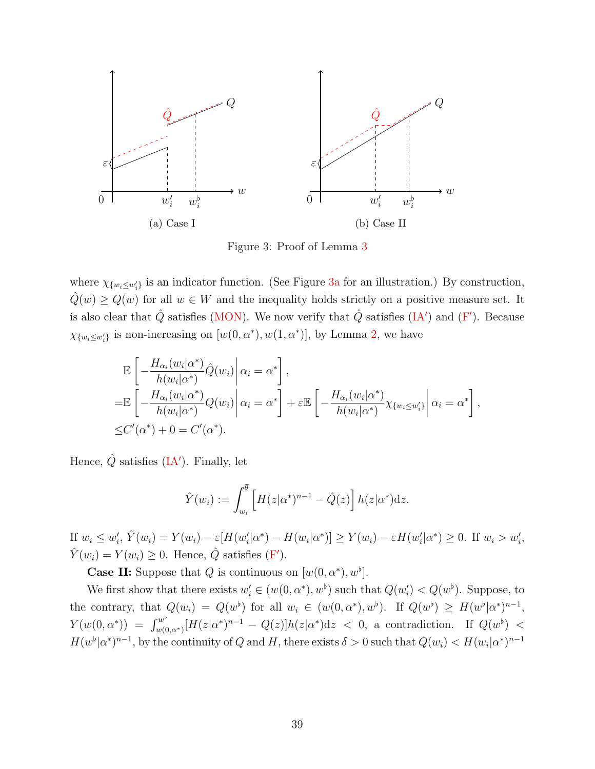(a) Case I

(b) Case II

Figure 3: Proof of Lemma 3

where $\chi_{\{w_i \le w_i'\}}$ is an indicator function. (See Figure 3a for an illustration.) By construction, $\hat{Q}(w) \ge Q(w)$ for all $w \in W$ and the inequality holds strictly on a positive measure set. It is also clear that $\hat{Q}$ satisfies (MON). We now verify that $\hat{Q}$ satisfies (IA′) and (F′). Because $\chi_{\{w_i \le w_i'\}}$ is non-increasing on $[w(0, \alpha^*), w(1, \alpha^*)]$, by Lemma 2, we have

$$
\begin{aligned}
&\mathbb{E}\left[ -\frac{H_{\alpha_i}(w_i|\alpha^*)}{h(w_i|\alpha^*)}\hat{Q}(w_i) \middle| \alpha_i = \alpha^* \right], \\
=&\mathbb{E}\left[ -\frac{H_{\alpha_i}(w_i|\alpha^*)}{h(w_i|\alpha^*)}Q(w_i) \middle| \alpha_i = \alpha^* \right] + \varepsilon \mathbb{E}\left[ -\frac{H_{\alpha_i}(w_i|\alpha^*)}{h(w_i|\alpha^*)}\chi_{\{w_i \le w_i'\}} \middle| \alpha_i = \alpha^* \right], \\
\le& C'(\alpha^*) + 0 = C'(\alpha^*).
\end{aligned}
$$

Hence, $\hat{Q}$ satisfies (IA′). Finally, let

$$
\hat{Y}(w_i) := \int_{w_i}^{\overline{\theta}} \left[ H(z|\alpha^*)^{n-1} - \hat{Q}(z) \right] h(z|\alpha^*) \mathrm{d}z.
$$

If $w_i \le w_i'$, $\hat{Y}(w_i) = Y(w_i) - \varepsilon[H(w_i'|\alpha^*) - H(w_i|\alpha^*)] \ge Y(w_i) - \varepsilon H(w_i'|\alpha^*) \ge 0$. If $w_i > w_i'$, $\hat{Y}(w_i) = Y(w_i) \ge 0$. Hence, $\hat{Q}$ satisfies (F′).

**Case II:** Suppose that $Q$ is continuous on $[w(0, \alpha^*), w^\flat]$.

We first show that there exists $w_i' \in (w(0, \alpha^*), w^\flat)$ such that $Q(w_i') < Q(w^\flat)$. Suppose, to the contrary, that $Q(w_i) = Q(w^\flat)$ for all $w_i \in (w(0, \alpha^*), w^\flat)$. If $Q(w^\flat) \ge H(w^\flat|\alpha^*)^{n-1}$, $Y(w(0, \alpha^*)) = \int_{w(0,\alpha^*)}^{w^\flat} [H(z|\alpha^*)^{n-1} - Q(z)] h(z|\alpha^*) \mathrm{d}z < 0$, a contradiction. If $Q(w^\flat) < H(w^\flat|\alpha^*)^{n-1}$, by the continuity of $Q$ and $H$, there exists $\delta > 0$ such that $Q(w_i) < H(w_i|\alpha^*)^{n-1}$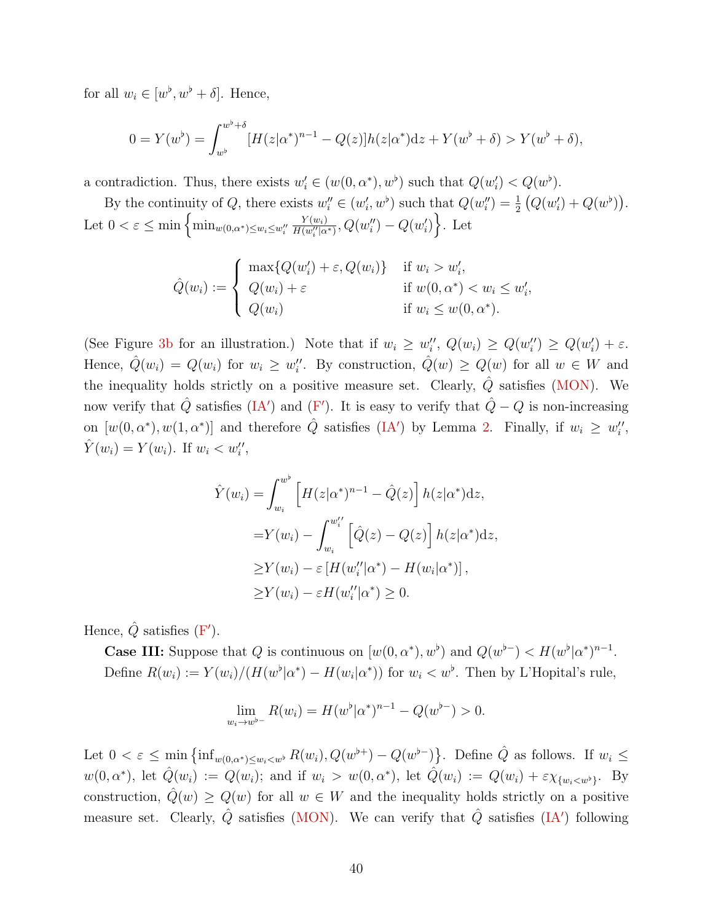for all $w_i \in [w^\flat, w^\flat + \delta]$. Hence,

$$0 = Y(w^\flat) = \int_{w^\flat}^{w^\flat+\delta} [H(z|\alpha^*)^{n-1} - Q(z)]h(z|\alpha^*)\mathrm{d}z + Y(w^\flat + \delta) > Y(w^\flat + \delta),$$

a contradiction. Thus, there exists $w_i' \in (w(0, \alpha^*), w^\flat)$ such that $Q(w_i') < Q(w^\flat)$.

By the continuity of $Q$, there exists $w_i'' \in (w_i', w^\flat)$ such that $Q(w_i'') = \frac{1}{2}\left(Q(w_i') + Q(w^\flat)\right)$. Let $0 < \varepsilon \leq \min\left\{\min_{w(0,\alpha^*)\leq w_i \leq w_i''} \frac{Y(w_i)}{H(w_i''|\alpha^*)}, Q(w_i'') - Q(w_i')\right\}$. Let

$$\hat{Q}(w_i) := \begin{cases} \max\{Q(w_i') + \varepsilon, Q(w_i)\} & \text{if } w_i > w_i', \\ Q(w_i) + \varepsilon & \text{if } w(0, \alpha^*) < w_i \leq w_i', \\ Q(w_i) & \text{if } w_i \leq w(0, \alpha^*). \end{cases}$$

(See Figure 3b for an illustration.) Note that if $w_i \geq w_i''$, $Q(w_i) \geq Q(w_i'') \geq Q(w_i') + \varepsilon$. Hence, $\hat{Q}(w_i) = Q(w_i)$ for $w_i \geq w_i''$. By construction, $\hat{Q}(w) \geq Q(w)$ for all $w \in W$ and the inequality holds strictly on a positive measure set. Clearly, $\hat{Q}$ satisfies (MON). We now verify that $\hat{Q}$ satisfies (IA′) and (F′). It is easy to verify that $\hat{Q} - Q$ is non-increasing on $[w(0, \alpha^*), w(1, \alpha^*)]$ and therefore $\hat{Q}$ satisfies (IA′) by Lemma 2. Finally, if $w_i \geq w_i''$, $\hat{Y}(w_i) = Y(w_i)$. If $w_i < w_i''$,

$$\begin{aligned}
\hat{Y}(w_i) &= \int_{w_i}^{w^\flat} \left[H(z|\alpha^*)^{n-1} - \hat{Q}(z)\right] h(z|\alpha^*)\mathrm{d}z, \\
&= Y(w_i) - \int_{w_i}^{w_i''} \left[\hat{Q}(z) - Q(z)\right] h(z|\alpha^*)\mathrm{d}z, \\
&\geq Y(w_i) - \varepsilon \left[H(w_i''|\alpha^*) - H(w_i|\alpha^*)\right], \\
&\geq Y(w_i) - \varepsilon H(w_i''|\alpha^*) \geq 0.
\end{aligned}$$

Hence, $\hat{Q}$ satisfies (F′).

**Case III:** Suppose that $Q$ is continuous on $[w(0, \alpha^*), w^\flat)$ and $Q(w^{\flat-}) < H(w^\flat|\alpha^*)^{n-1}$. Define $R(w_i) := Y(w_i)/(H(w^\flat|\alpha^*) - H(w_i|\alpha^*))$ for $w_i < w^\flat$. Then by L'Hopital's rule,

$$\lim_{w_i \to w^{\flat-}} R(w_i) = H(w^\flat|\alpha^*)^{n-1} - Q(w^{\flat-}) > 0.$$

Let $0 < \varepsilon \leq \min\left\{\inf_{w(0,\alpha^*)\leq w_i < w^\flat} R(w_i), Q(w^{\flat+}) - Q(w^{\flat-})\right\}$. Define $\hat{Q}$ as follows. If $w_i \leq w(0, \alpha^*)$, let $\hat{Q}(w_i) := Q(w_i)$; and if $w_i > w(0, \alpha^*)$, let $\hat{Q}(w_i) := Q(w_i) + \varepsilon\chi_{\{w_i < w^\flat\}}$. By construction, $\hat{Q}(w) \geq Q(w)$ for all $w \in W$ and the inequality holds strictly on a positive measure set. Clearly, $\hat{Q}$ satisfies (MON). We can verify that $\hat{Q}$ satisfies (IA′) following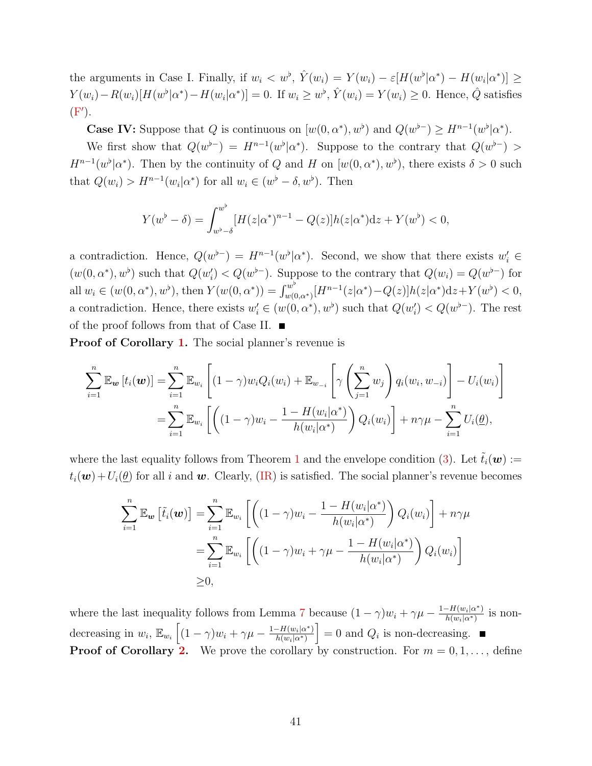the arguments in Case I. Finally, if $w_i < w^\flat$, $\hat{Y}(w_i) = Y(w_i) - \varepsilon[H(w^\flat|\alpha^*) - H(w_i|\alpha^*)] \geq Y(w_i) - R(w_i)[H(w^\flat|\alpha^*) - H(w_i|\alpha^*)] = 0$. If $w_i \geq w^\flat$, $\hat{Y}(w_i) = Y(w_i) \geq 0$. Hence, $\hat{Q}$ satisfies (F′).

**Case IV:** Suppose that $Q$ is continuous on $[w(0,\alpha^*), w^\flat)$ and $Q(w^{\flat -}) \geq H^{n-1}(w^\flat|\alpha^*)$.

We first show that $Q(w^{\flat -}) = H^{n-1}(w^\flat|\alpha^*)$. Suppose to the contrary that $Q(w^{\flat -}) > H^{n-1}(w^\flat|\alpha^*)$. Then by the continuity of $Q$ and $H$ on $[w(0,\alpha^*), w^\flat)$, there exists $\delta > 0$ such that $Q(w_i) > H^{n-1}(w_i|\alpha^*)$ for all $w_i \in (w^\flat - \delta, w^\flat)$. Then

$$Y(w^\flat - \delta) = \int_{w^\flat - \delta}^{w^\flat} [H(z|\alpha^*)^{n-1} - Q(z)]h(z|\alpha^*)\mathrm{d}z + Y(w^\flat) < 0,$$

a contradiction. Hence, $Q(w^{\flat -}) = H^{n-1}(w^\flat|\alpha^*)$. Second, we show that there exists $w_i' \in (w(0,\alpha^*), w^\flat)$ such that $Q(w_i') < Q(w^{\flat -})$. Suppose to the contrary that $Q(w_i) = Q(w^{\flat -})$ for all $w_i \in (w(0,\alpha^*), w^\flat)$, then $Y(w(0,\alpha^*)) = \int_{w(0,\alpha^*)}^{w^\flat}[H^{n-1}(z|\alpha^*) - Q(z)]h(z|\alpha^*)\mathrm{d}z + Y(w^\flat) < 0$, a contradiction. Hence, there exists $w_i' \in (w(0,\alpha^*), w^\flat)$ such that $Q(w_i') < Q(w^{\flat -})$. The rest of the proof follows from that of Case II. ■

**Proof of Corollary 1.** The social planner's revenue is

$$\begin{aligned}
\sum_{i=1}^n \mathbb{E}_{\boldsymbol{w}}\left[t_i(\boldsymbol{w})\right] =& \sum_{i=1}^n \mathbb{E}_{w_i}\left[(1-\gamma)w_i Q_i(w_i) + \mathbb{E}_{w_{-i}}\left[\gamma\left(\sum_{j=1}^n w_j\right) q_i(w_i, w_{-i})\right] - U_i(w_i)\right] \\
=& \sum_{i=1}^n \mathbb{E}_{w_i}\left[\left((1-\gamma)w_i - \frac{1-H(w_i|\alpha^*)}{h(w_i|\alpha^*)}\right) Q_i(w_i)\right] + n\gamma\mu - \sum_{i=1}^n U_i(\underline{\theta}),
\end{aligned}$$

where the last equality follows from Theorem 1 and the envelope condition (3). Let $\tilde{t}_i(\boldsymbol{w}) := t_i(\boldsymbol{w}) + U_i(\underline{\theta})$ for all $i$ and $\boldsymbol{w}$. Clearly, (IR) is satisfied. The social planner's revenue becomes

$$\begin{aligned}
\sum_{i=1}^n \mathbb{E}_{\boldsymbol{w}}\left[\tilde{t}_i(\boldsymbol{w})\right] =& \sum_{i=1}^n \mathbb{E}_{w_i}\left[\left((1-\gamma)w_i - \frac{1-H(w_i|\alpha^*)}{h(w_i|\alpha^*)}\right) Q_i(w_i)\right] + n\gamma\mu \\
=& \sum_{i=1}^n \mathbb{E}_{w_i}\left[\left((1-\gamma)w_i + \gamma\mu - \frac{1-H(w_i|\alpha^*)}{h(w_i|\alpha^*)}\right) Q_i(w_i)\right] \\
\geq& 0,
\end{aligned}$$

where the last inequality follows from Lemma 7 because $(1-\gamma)w_i + \gamma\mu - \frac{1-H(w_i|\alpha^*)}{h(w_i|\alpha^*)}$ is non-decreasing in $w_i$, $\mathbb{E}_{w_i}\left[(1-\gamma)w_i + \gamma\mu - \frac{1-H(w_i|\alpha^*)}{h(w_i|\alpha^*)}\right] = 0$ and $Q_i$ is non-decreasing. ■

**Proof of Corollary 2.** We prove the corollary by construction. For $m = 0, 1, \ldots,$ define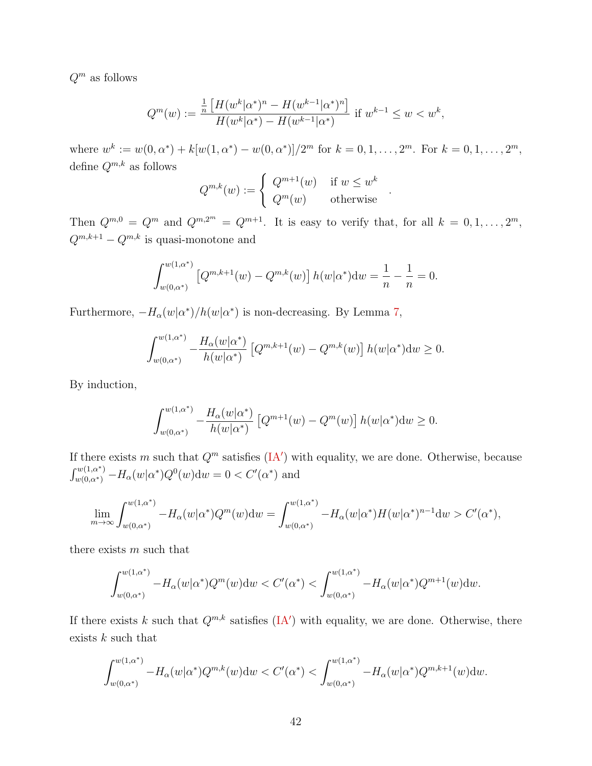$Q^m$ as follows

$$Q^m(w) := \frac{\frac{1}{n}\left[H(w^k|\alpha^*)^n - H(w^{k-1}|\alpha^*)^n\right]}{H(w^k|\alpha^*) - H(w^{k-1}|\alpha^*)} \text{ if } w^{k-1} \leq w < w^k,$$

where $w^k := w(0,\alpha^*) + k[w(1,\alpha^*) - w(0,\alpha^*)]/2^m$ for $k = 0, 1, \ldots, 2^m$. For $k = 0, 1, \ldots, 2^m$, define $Q^{m,k}$ as follows

$$Q^{m,k}(w) := \begin{cases} Q^{m+1}(w) & \text{if } w \leq w^k \\ Q^m(w) & \text{otherwise} \end{cases}.$$

Then $Q^{m,0} = Q^m$ and $Q^{m,2^m} = Q^{m+1}$. It is easy to verify that, for all $k = 0, 1, \ldots, 2^m$, $Q^{m,k+1} - Q^{m,k}$ is quasi-monotone and

$$\int_{w(0,\alpha^*)}^{w(1,\alpha^*)} \left[Q^{m,k+1}(w) - Q^{m,k}(w)\right] h(w|\alpha^*)\mathrm{d}w = \frac{1}{n} - \frac{1}{n} = 0.$$

Furthermore, $-H_\alpha(w|\alpha^*)/h(w|\alpha^*)$ is non-decreasing. By Lemma 7,

$$\int_{w(0,\alpha^*)}^{w(1,\alpha^*)} -\frac{H_\alpha(w|\alpha^*)}{h(w|\alpha^*)} \left[Q^{m,k+1}(w) - Q^{m,k}(w)\right] h(w|\alpha^*)\mathrm{d}w \geq 0.$$

By induction,

$$\int_{w(0,\alpha^*)}^{w(1,\alpha^*)} -\frac{H_\alpha(w|\alpha^*)}{h(w|\alpha^*)} \left[Q^{m+1}(w) - Q^m(w)\right] h(w|\alpha^*)\mathrm{d}w \geq 0.$$

If there exists $m$ such that $Q^m$ satisfies (IA′) with equality, we are done. Otherwise, because $\int_{w(0,\alpha^*)}^{w(1,\alpha^*)} -H_\alpha(w|\alpha^*)Q^0(w)\mathrm{d}w = 0 < C'(\alpha^*)$ and

$$\lim_{m\to\infty} \int_{w(0,\alpha^*)}^{w(1,\alpha^*)} -H_\alpha(w|\alpha^*)Q^m(w)\mathrm{d}w = \int_{w(0,\alpha^*)}^{w(1,\alpha^*)} -H_\alpha(w|\alpha^*)H(w|\alpha^*)^{n-1}\mathrm{d}w > C'(\alpha^*),$$

there exists $m$ such that

$$\int_{w(0,\alpha^*)}^{w(1,\alpha^*)} -H_\alpha(w|\alpha^*)Q^m(w)\mathrm{d}w < C'(\alpha^*) < \int_{w(0,\alpha^*)}^{w(1,\alpha^*)} -H_\alpha(w|\alpha^*)Q^{m+1}(w)\mathrm{d}w.$$

If there exists $k$ such that $Q^{m,k}$ satisfies (IA′) with equality, we are done. Otherwise, there exists $k$ such that

$$\int_{w(0,\alpha^*)}^{w(1,\alpha^*)} -H_\alpha(w|\alpha^*)Q^{m,k}(w)\mathrm{d}w < C'(\alpha^*) < \int_{w(0,\alpha^*)}^{w(1,\alpha^*)} -H_\alpha(w|\alpha^*)Q^{m,k+1}(w)\mathrm{d}w.$$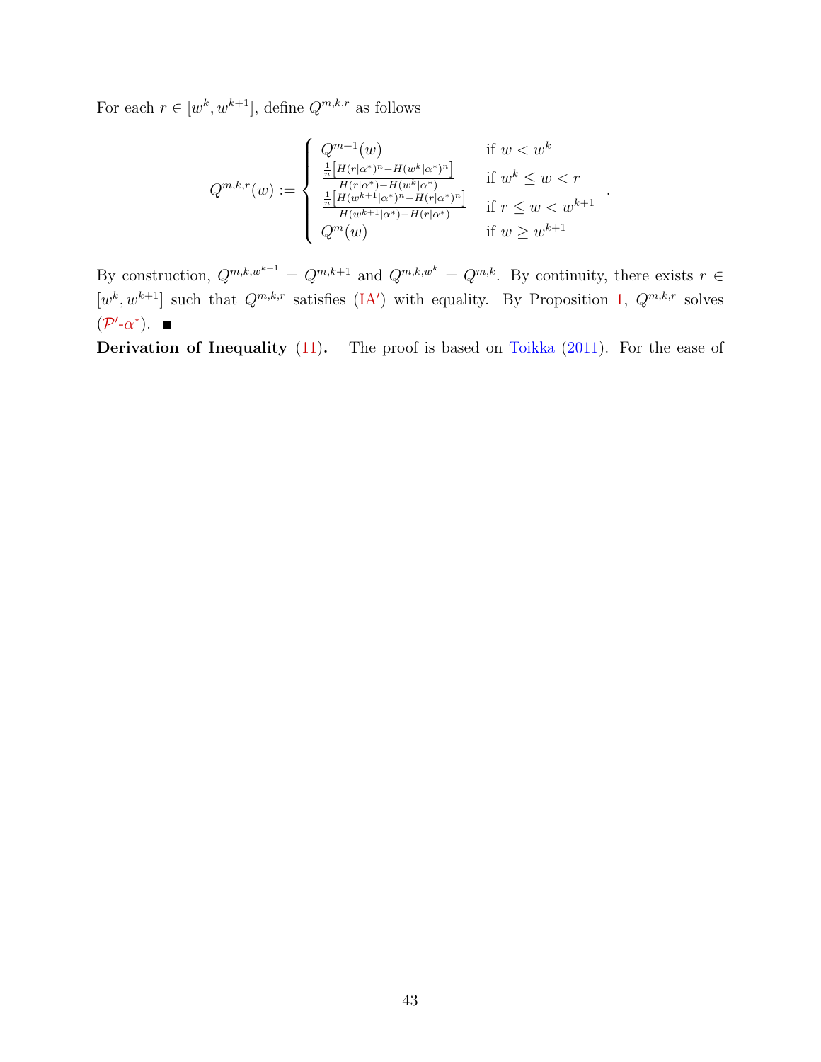For each $r \in [w^k, w^{k+1}]$, define $Q^{m,k,r}$ as follows

$$
Q^{m,k,r}(w) := \begin{cases} Q^{m+1}(w) & \text{if } w < w^k \\ \frac{\frac{1}{n}\left[H(r|\alpha^*)^n - H(w^k|\alpha^*)^n\right]}{H(r|\alpha^*) - H(w^k|\alpha^*)} & \text{if } w^k \leq w < r \\ \frac{\frac{1}{n}\left[H(w^{k+1}|\alpha^*)^n - H(r|\alpha^*)^n\right]}{H(w^{k+1}|\alpha^*) - H(r|\alpha^*)} & \text{if } r \leq w < w^{k+1} \\ Q^m(w) & \text{if } w \geq w^{k+1} \end{cases}.
$$

By construction, $Q^{m,k,w^{k+1}} = Q^{m,k+1}$ and $Q^{m,k,w^k} = Q^{m,k}$. By continuity, there exists $r \in [w^k, w^{k+1}]$ such that $Q^{m,k,r}$ satisfies (IA′) with equality. By Proposition 1, $Q^{m,k,r}$ solves ($\mathcal{P}'$-$\alpha^*$). ■

**Derivation of Inequality (11).** The proof is based on Toikka (2011). For the ease of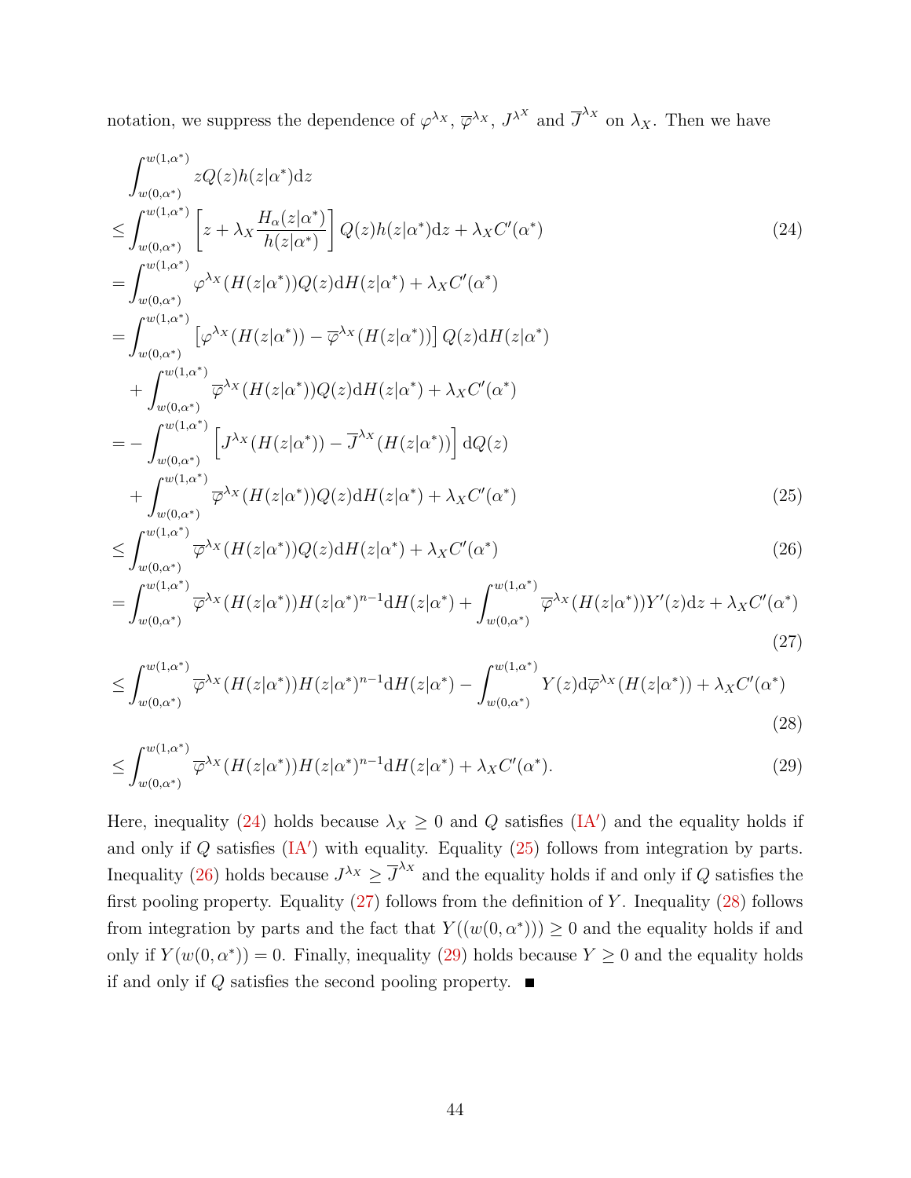notation, we suppress the dependence of $\varphi^{\lambda_X}$, $\overline{\varphi}^{\lambda_X}$, $J^{\lambda^X}$ and $\overline{J}^{\lambda_X}$ on $\lambda_X$. Then we have

$$
\begin{aligned}
&\int_{w(0,\alpha^*)}^{w(1,\alpha^*)} zQ(z)h(z|\alpha^*)\mathrm{d}z \\
\leq &\int_{w(0,\alpha^*)}^{w(1,\alpha^*)} \left[z + \lambda_X \frac{H_\alpha(z|\alpha^*)}{h(z|\alpha^*)}\right] Q(z)h(z|\alpha^*)\mathrm{d}z + \lambda_X C'(\alpha^*) \qquad (24)\\
= &\int_{w(0,\alpha^*)}^{w(1,\alpha^*)} \varphi^{\lambda_X}(H(z|\alpha^*))Q(z)\mathrm{d}H(z|\alpha^*) + \lambda_X C'(\alpha^*) \\
= &\int_{w(0,\alpha^*)}^{w(1,\alpha^*)} \left[\varphi^{\lambda_X}(H(z|\alpha^*)) - \overline{\varphi}^{\lambda_X}(H(z|\alpha^*))\right] Q(z)\mathrm{d}H(z|\alpha^*) \\
&+ \int_{w(0,\alpha^*)}^{w(1,\alpha^*)} \overline{\varphi}^{\lambda_X}(H(z|\alpha^*))Q(z)\mathrm{d}H(z|\alpha^*) + \lambda_X C'(\alpha^*) \\
= &-\int_{w(0,\alpha^*)}^{w(1,\alpha^*)} \left[J^{\lambda_X}(H(z|\alpha^*)) - \overline{J}^{\lambda_X}(H(z|\alpha^*))\right] \mathrm{d}Q(z) \\
&+ \int_{w(0,\alpha^*)}^{w(1,\alpha^*)} \overline{\varphi}^{\lambda_X}(H(z|\alpha^*))Q(z)\mathrm{d}H(z|\alpha^*) + \lambda_X C'(\alpha^*) \qquad (25)\\
\leq &\int_{w(0,\alpha^*)}^{w(1,\alpha^*)} \overline{\varphi}^{\lambda_X}(H(z|\alpha^*))Q(z)\mathrm{d}H(z|\alpha^*) + \lambda_X C'(\alpha^*) \qquad (26)\\
= &\int_{w(0,\alpha^*)}^{w(1,\alpha^*)} \overline{\varphi}^{\lambda_X}(H(z|\alpha^*))H(z|\alpha^*)^{n-1}\mathrm{d}H(z|\alpha^*) + \int_{w(0,\alpha^*)}^{w(1,\alpha^*)} \overline{\varphi}^{\lambda_X}(H(z|\alpha^*))Y'(z)\mathrm{d}z + \lambda_X C'(\alpha^*) \qquad (27)\\
\leq &\int_{w(0,\alpha^*)}^{w(1,\alpha^*)} \overline{\varphi}^{\lambda_X}(H(z|\alpha^*))H(z|\alpha^*)^{n-1}\mathrm{d}H(z|\alpha^*) - \int_{w(0,\alpha^*)}^{w(1,\alpha^*)} Y(z)\mathrm{d}\overline{\varphi}^{\lambda_X}(H(z|\alpha^*)) + \lambda_X C'(\alpha^*) \qquad (28)\\
\leq &\int_{w(0,\alpha^*)}^{w(1,\alpha^*)} \overline{\varphi}^{\lambda_X}(H(z|\alpha^*))H(z|\alpha^*)^{n-1}\mathrm{d}H(z|\alpha^*) + \lambda_X C'(\alpha^*). \qquad (29)
\end{aligned}
$$

Here, inequality (24) holds because $\lambda_X \geq 0$ and $Q$ satisfies (IA′) and the equality holds if and only if $Q$ satisfies (IA′) with equality. Equality (25) follows from integration by parts. Inequality (26) holds because $J^{\lambda_X} \geq \overline{J}^{\lambda_X}$ and the equality holds if and only if $Q$ satisfies the first pooling property. Equality (27) follows from the definition of $Y$. Inequality (28) follows from integration by parts and the fact that $Y((w(0,\alpha^*))) \geq 0$ and the equality holds if and only if $Y(w(0,\alpha^*)) = 0$. Finally, inequality (29) holds because $Y \geq 0$ and the equality holds if and only if $Q$ satisfies the second pooling property. ■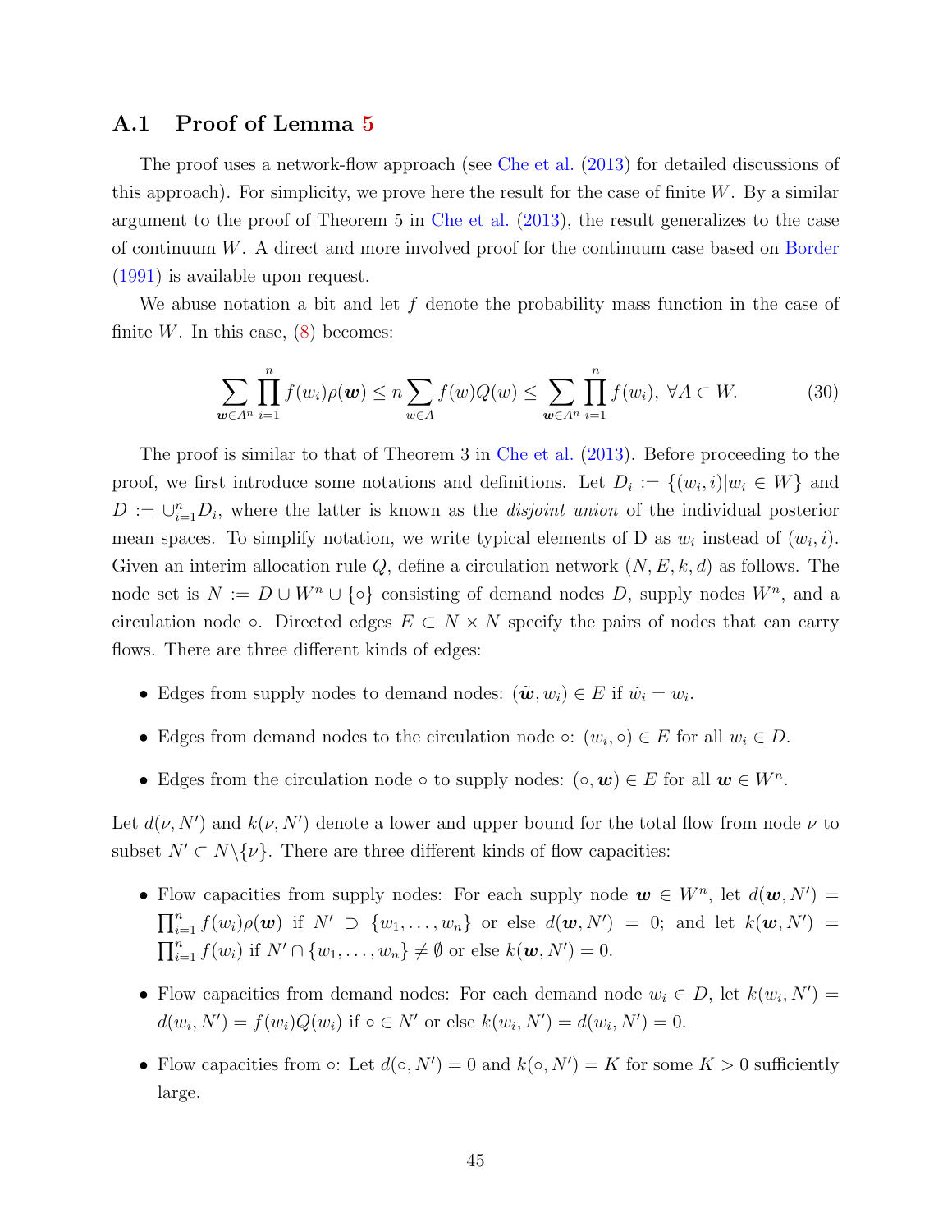### A.1 Proof of Lemma 5

The proof uses a network-flow approach (see Che et al. (2013) for detailed discussions of this approach). For simplicity, we prove here the result for the case of finite $W$. By a similar argument to the proof of Theorem 5 in Che et al. (2013), the result generalizes to the case of continuum $W$. A direct and more involved proof for the continuum case based on Border (1991) is available upon request.

We abuse notation a bit and let $f$ denote the probability mass function in the case of finite $W$. In this case, (8) becomes:

$$\sum_{\boldsymbol{w}\in A^n}\prod_{i=1}^{n} f(w_i)\rho(\boldsymbol{w}) \leq n\sum_{w\in A} f(w)Q(w) \leq \sum_{\boldsymbol{w}\in A^n}\prod_{i=1}^{n} f(w_i),\ \forall A\subset W. \tag{30}$$

The proof is similar to that of Theorem 3 in Che et al. (2013). Before proceeding to the proof, we first introduce some notations and definitions. Let $D_i := \{(w_i, i)|w_i \in W\}$ and $D := \cup_{i=1}^{n} D_i$, where the latter is known as the *disjoint union* of the individual posterior mean spaces. To simplify notation, we write typical elements of D as $w_i$ instead of $(w_i, i)$. Given an interim allocation rule $Q$, define a circulation network $(N, E, k, d)$ as follows. The node set is $N := D \cup W^n \cup \{\circ\}$ consisting of demand nodes $D$, supply nodes $W^n$, and a circulation node $\circ$. Directed edges $E \subset N \times N$ specify the pairs of nodes that can carry flows. There are three different kinds of edges:

- Edges from supply nodes to demand nodes: $(\tilde{\boldsymbol{w}}, w_i) \in E$ if $\tilde{w}_i = w_i$.
- Edges from demand nodes to the circulation node $\circ$: $(w_i, \circ) \in E$ for all $w_i \in D$.
- Edges from the circulation node $\circ$ to supply nodes: $(\circ, \boldsymbol{w}) \in E$ for all $\boldsymbol{w} \in W^n$.

Let $d(\nu, N')$ and $k(\nu, N')$ denote a lower and upper bound for the total flow from node $\nu$ to subset $N' \subset N\backslash\{\nu\}$. There are three different kinds of flow capacities:

- Flow capacities from supply nodes: For each supply node $\boldsymbol{w} \in W^n$, let $d(\boldsymbol{w}, N') = \prod_{i=1}^{n} f(w_i)\rho(\boldsymbol{w})$ if $N' \supset \{w_1, \ldots, w_n\}$ or else $d(\boldsymbol{w}, N') = 0$; and let $k(\boldsymbol{w}, N') = \prod_{i=1}^{n} f(w_i)$ if $N' \cap \{w_1, \ldots, w_n\} \neq \emptyset$ or else $k(\boldsymbol{w}, N') = 0$.
- Flow capacities from demand nodes: For each demand node $w_i \in D$, let $k(w_i, N') = d(w_i, N') = f(w_i)Q(w_i)$ if $\circ \in N'$ or else $k(w_i, N') = d(w_i, N') = 0$.
- Flow capacities from $\circ$: Let $d(\circ, N') = 0$ and $k(\circ, N') = K$ for some $K > 0$ sufficiently large.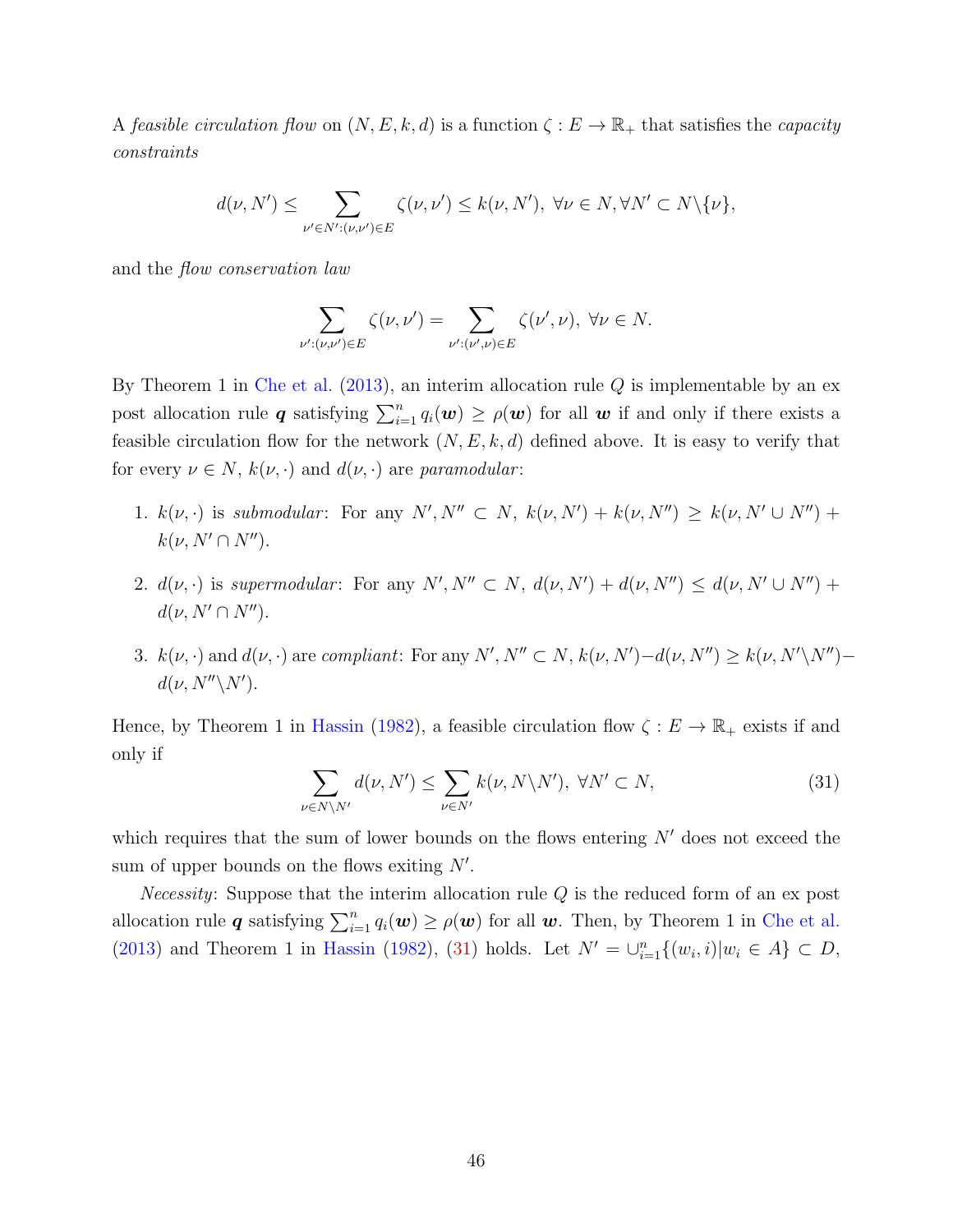A *feasible circulation flow* on $(N, E, k, d)$ is a function $\zeta : E \to \mathbb{R}_+$ that satisfies the *capacity constraints*

$$d(\nu, N') \leq \sum_{\nu' \in N' : (\nu, \nu') \in E} \zeta(\nu, \nu') \leq k(\nu, N'), \ \forall \nu \in N, \forall N' \subset N \backslash \{\nu\},$$

and the *flow conservation law*

$$\sum_{\nu' : (\nu, \nu') \in E} \zeta(\nu, \nu') = \sum_{\nu' : (\nu', \nu) \in E} \zeta(\nu', \nu), \ \forall \nu \in N.$$

By Theorem 1 in Che et al. (2013), an interim allocation rule $Q$ is implementable by an ex post allocation rule $\boldsymbol{q}$ satisfying $\sum_{i=1}^n q_i(\boldsymbol{w}) \geq \rho(\boldsymbol{w})$ for all $\boldsymbol{w}$ if and only if there exists a feasible circulation flow for the network $(N, E, k, d)$ defined above. It is easy to verify that for every $\nu \in N$, $k(\nu, \cdot)$ and $d(\nu, \cdot)$ are *paramodular*:

1. $k(\nu, \cdot)$ is *submodular*: For any $N', N'' \subset N$, $k(\nu, N') + k(\nu, N'') \geq k(\nu, N' \cup N'') + k(\nu, N' \cap N'')$.

2. $d(\nu, \cdot)$ is *supermodular*: For any $N', N'' \subset N$, $d(\nu, N') + d(\nu, N'') \leq d(\nu, N' \cup N'') + d(\nu, N' \cap N'')$.

3. $k(\nu, \cdot)$ and $d(\nu, \cdot)$ are *compliant*: For any $N', N'' \subset N$, $k(\nu, N') - d(\nu, N'') \geq k(\nu, N' \backslash N'') - d(\nu, N'' \backslash N')$.

Hence, by Theorem 1 in Hassin (1982), a feasible circulation flow $\zeta : E \to \mathbb{R}_+$ exists if and only if

$$\sum_{\nu \in N \backslash N'} d(\nu, N') \leq \sum_{\nu \in N'} k(\nu, N \backslash N'), \ \forall N' \subset N, \tag{31}$$

which requires that the sum of lower bounds on the flows entering $N'$ does not exceed the sum of upper bounds on the flows exiting $N'$.

*Necessity*: Suppose that the interim allocation rule $Q$ is the reduced form of an ex post allocation rule $\boldsymbol{q}$ satisfying $\sum_{i=1}^n q_i(\boldsymbol{w}) \geq \rho(\boldsymbol{w})$ for all $\boldsymbol{w}$. Then, by Theorem 1 in Che et al. (2013) and Theorem 1 in Hassin (1982), (31) holds. Let $N' = \cup_{i=1}^n \{(w_i, i) | w_i \in A\} \subset D$,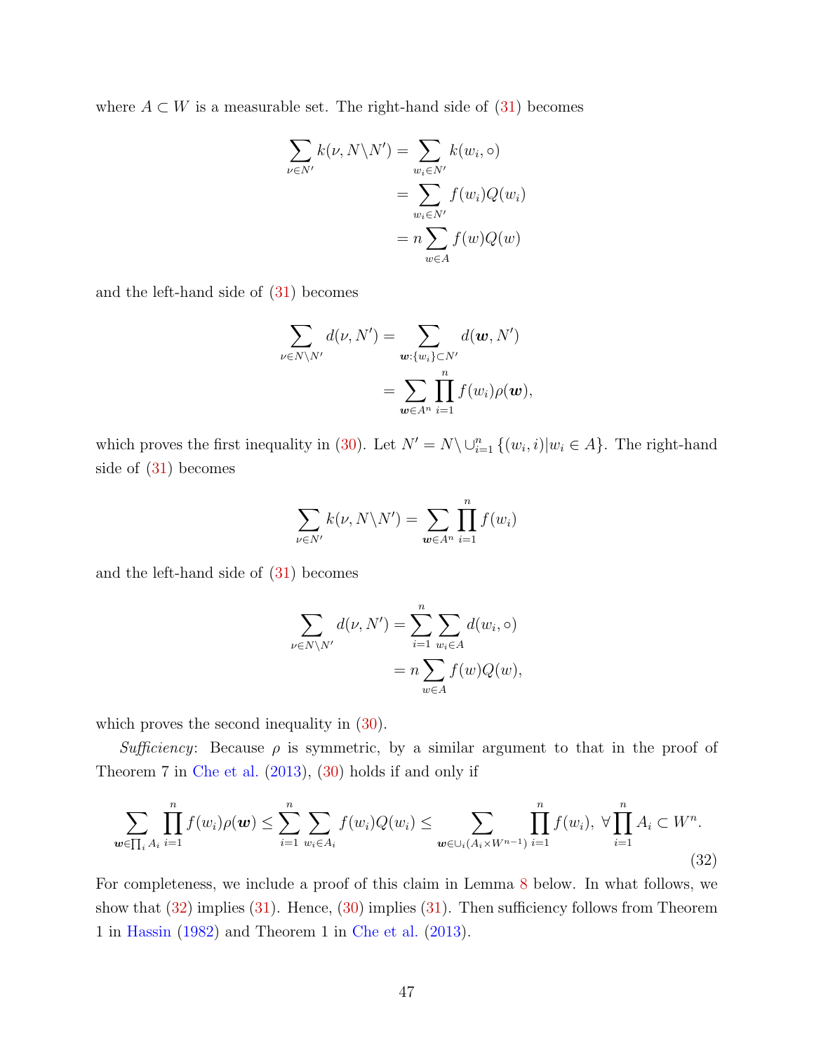where $A \subset W$ is a measurable set. The right-hand side of (31) becomes

$$\begin{aligned}
\sum_{\nu \in N'} k(\nu, N \backslash N') &= \sum_{w_i \in N'} k(w_i, \circ) \\
&= \sum_{w_i \in N'} f(w_i) Q(w_i) \\
&= n \sum_{w \in A} f(w) Q(w)
\end{aligned}$$

and the left-hand side of (31) becomes

$$\begin{aligned}
\sum_{\nu \in N \backslash N'} d(\nu, N') &= \sum_{\boldsymbol{w}: \{w_i\} \subset N'} d(\boldsymbol{w}, N') \\
&= \sum_{\boldsymbol{w} \in A^n} \prod_{i=1}^{n} f(w_i) \rho(\boldsymbol{w}),
\end{aligned}$$

which proves the first inequality in (30). Let $N' = N \backslash \cup_{i=1}^{n} \{(w_i, i) | w_i \in A\}$. The right-hand side of (31) becomes

$$\sum_{\nu \in N'} k(\nu, N \backslash N') = \sum_{\boldsymbol{w} \in A^n} \prod_{i=1}^{n} f(w_i)$$

and the left-hand side of (31) becomes

$$\begin{aligned}
\sum_{\nu \in N \backslash N'} d(\nu, N') &= \sum_{i=1}^{n} \sum_{w_i \in A} d(w_i, \circ) \\
&= n \sum_{w \in A} f(w) Q(w),
\end{aligned}$$

which proves the second inequality in (30).

*Sufficiency*: Because $\rho$ is symmetric, by a similar argument to that in the proof of Theorem 7 in Che et al. (2013), (30) holds if and only if

$$\sum_{\boldsymbol{w} \in \prod_i A_i} \prod_{i=1}^{n} f(w_i) \rho(\boldsymbol{w}) \leq \sum_{i=1}^{n} \sum_{w_i \in A_i} f(w_i) Q(w_i) \leq \sum_{\boldsymbol{w} \in \cup_i (A_i \times W^{n-1})} \prod_{i=1}^{n} f(w_i), \; \forall \prod_{i=1}^{n} A_i \subset W^n. \tag{32}$$

For completeness, we include a proof of this claim in Lemma 8 below. In what follows, we show that (32) implies (31). Hence, (30) implies (31). Then sufficiency follows from Theorem 1 in Hassin (1982) and Theorem 1 in Che et al. (2013).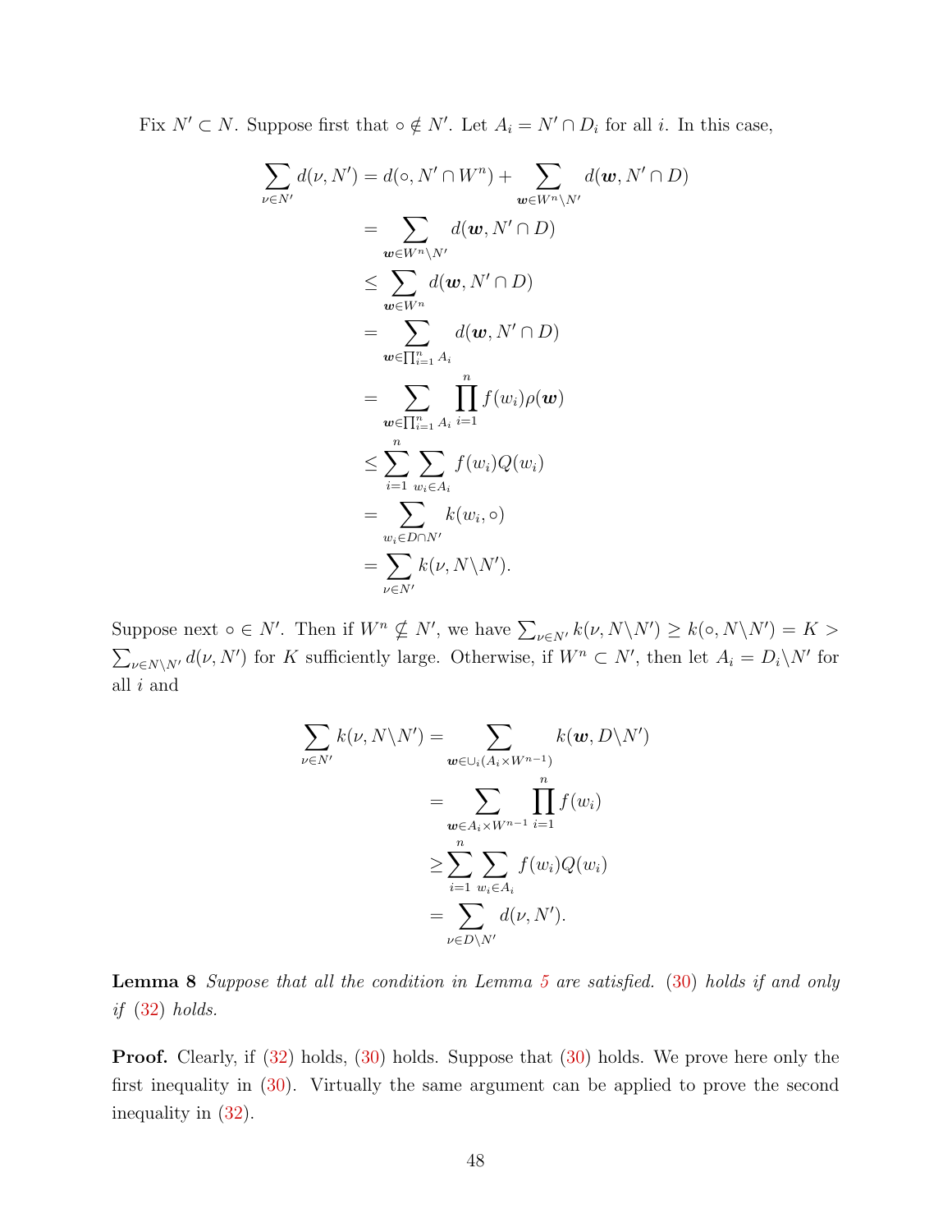Fix $N' \subset N$. Suppose first that $\circ \notin N'$. Let $A_i = N' \cap D_i$ for all $i$. In this case,

$$
\begin{aligned}
\sum_{\nu \in N'} d(\nu, N') &= d(\circ, N' \cap W^n) + \sum_{\boldsymbol{w} \in W^n \setminus N'} d(\boldsymbol{w}, N' \cap D) \\
&= \sum_{\boldsymbol{w} \in W^n \setminus N'} d(\boldsymbol{w}, N' \cap D) \\
&\leq \sum_{\boldsymbol{w} \in W^n} d(\boldsymbol{w}, N' \cap D) \\
&= \sum_{\boldsymbol{w} \in \prod_{i=1}^n A_i} d(\boldsymbol{w}, N' \cap D) \\
&= \sum_{\boldsymbol{w} \in \prod_{i=1}^n A_i} \prod_{i=1}^n f(w_i) \rho(\boldsymbol{w}) \\
&\leq \sum_{i=1}^n \sum_{w_i \in A_i} f(w_i) Q(w_i) \\
&= \sum_{w_i \in D \cap N'} k(w_i, \circ) \\
&= \sum_{\nu \in N'} k(\nu, N \setminus N').
\end{aligned}
$$

Suppose next $\circ \in N'$. Then if $W^n \not\subset N'$, we have $\sum_{\nu \in N'} k(\nu, N \setminus N') \geq k(\circ, N \setminus N') = K > \sum_{\nu \in N \setminus N'} d(\nu, N')$ for $K$ sufficiently large. Otherwise, if $W^n \subset N'$, then let $A_i = D_i \setminus N'$ for all $i$ and

$$
\begin{aligned}
\sum_{\nu \in N'} k(\nu, N \setminus N') &= \sum_{\boldsymbol{w} \in \cup_i (A_i \times W^{n-1})} k(\boldsymbol{w}, D \setminus N') \\
&= \sum_{\boldsymbol{w} \in A_i \times W^{n-1}} \prod_{i=1}^n f(w_i) \\
&\geq \sum_{i=1}^n \sum_{w_i \in A_i} f(w_i) Q(w_i) \\
&= \sum_{\nu \in D \setminus N'} d(\nu, N').
\end{aligned}
$$

**Lemma 8** *Suppose that all the condition in Lemma 5 are satisfied.* (30) *holds if and only if* (32) *holds.*

**Proof.** Clearly, if (32) holds, (30) holds. Suppose that (30) holds. We prove here only the first inequality in (30). Virtually the same argument can be applied to prove the second inequality in (32).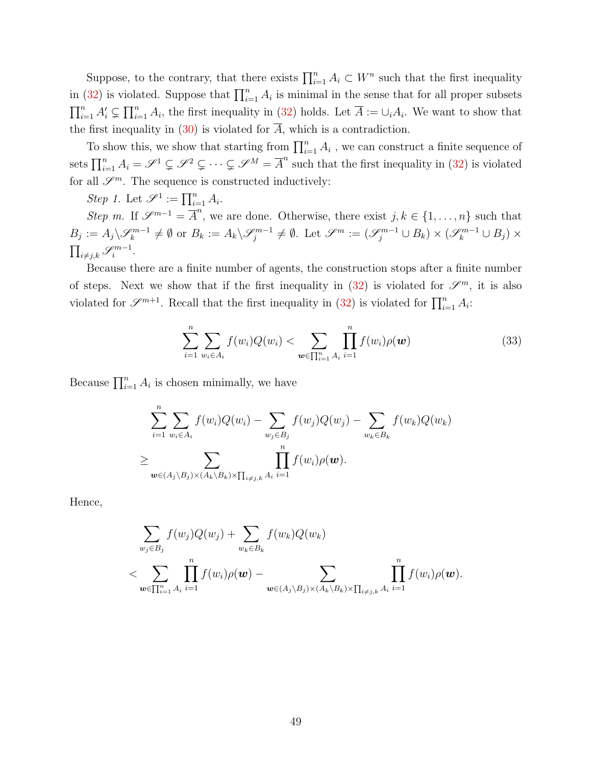Suppose, to the contrary, that there exists $\prod_{i=1}^n A_i \subset W^n$ such that the first inequality in (32) is violated. Suppose that $\prod_{i=1}^n A_i$ is minimal in the sense that for all proper subsets $\prod_{i=1}^n A_i' \subsetneq \prod_{i=1}^n A_i$, the first inequality in (32) holds. Let $\overline{A} := \cup_i A_i$. We want to show that the first inequality in (30) is violated for $\overline{A}$, which is a contradiction.

To show this, we show that starting from $\prod_{i=1}^n A_i$ , we can construct a finite sequence of sets $\prod_{i=1}^n A_i = \mathscr{S}^1 \subsetneq \mathscr{S}^2 \subsetneq \cdots \subsetneq \mathscr{S}^M = \overline{A}^n$ such that the first inequality in (32) is violated for all $\mathscr{S}^m$. The sequence is constructed inductively:

*Step 1.* Let $\mathscr{S}^1 := \prod_{i=1}^n A_i$.

*Step m.* If $\mathscr{S}^{m-1} = \overline{A}^n$, we are done. Otherwise, there exist $j, k \in \{1, \ldots, n\}$ such that $B_j := A_j \backslash \mathscr{S}_k^{m-1} \neq \emptyset$ or $B_k := A_k \backslash \mathscr{S}_j^{m-1} \neq \emptyset$. Let $\mathscr{S}^m := (\mathscr{S}_j^{m-1} \cup B_k) \times (\mathscr{S}_k^{m-1} \cup B_j) \times \prod_{i \neq j,k} \mathscr{S}_i^{m-1}$.

Because there are a finite number of agents, the construction stops after a finite number of steps. Next we show that if the first inequality in (32) is violated for $\mathscr{S}^m$, it is also violated for $\mathscr{S}^{m+1}$. Recall that the first inequality in (32) is violated for $\prod_{i=1}^n A_i$:

$$\sum_{i=1}^n \sum_{w_i \in A_i} f(w_i) Q(w_i) < \sum_{\boldsymbol{w} \in \prod_{i=1}^n A_i} \prod_{i=1}^n f(w_i) \rho(\boldsymbol{w}) \tag{33}$$

Because $\prod_{i=1}^n A_i$ is chosen minimally, we have

$$\sum_{i=1}^n \sum_{w_i \in A_i} f(w_i) Q(w_i) - \sum_{w_j \in B_j} f(w_j) Q(w_j) - \sum_{w_k \in B_k} f(w_k) Q(w_k)$$
$$\geq \sum_{\boldsymbol{w} \in (A_j \backslash B_j) \times (A_k \backslash B_k) \times \prod_{i \neq j,k} A_i} \prod_{i=1}^n f(w_i) \rho(\boldsymbol{w}).$$

Hence,

$$\sum_{w_j \in B_j} f(w_j) Q(w_j) + \sum_{w_k \in B_k} f(w_k) Q(w_k)$$
$$< \sum_{\boldsymbol{w} \in \prod_{i=1}^n A_i} \prod_{i=1}^n f(w_i) \rho(\boldsymbol{w}) - \sum_{\boldsymbol{w} \in (A_j \backslash B_j) \times (A_k \backslash B_k) \times \prod_{i \neq j,k} A_i} \prod_{i=1}^n f(w_i) \rho(\boldsymbol{w}).$$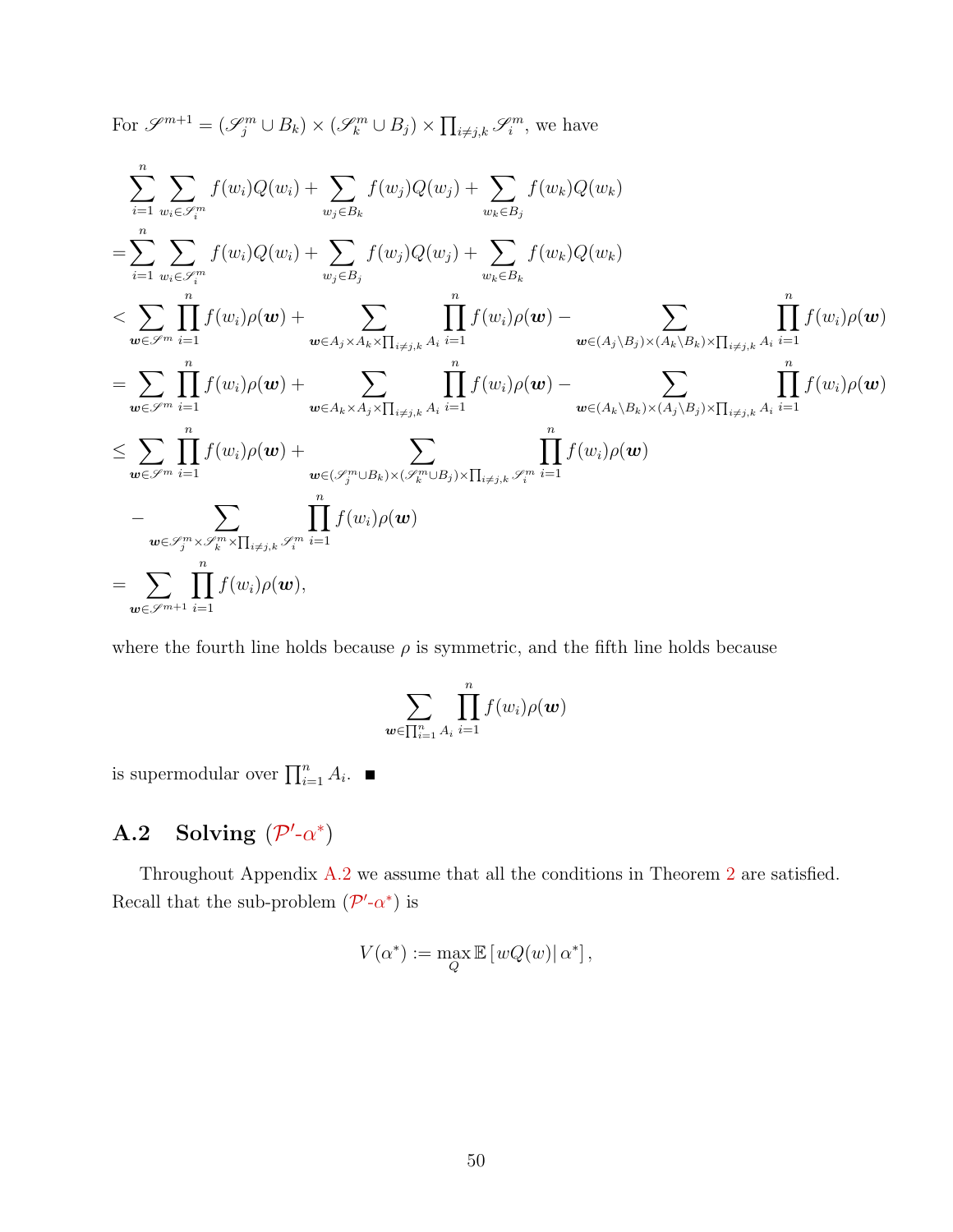For $\mathscr{S}^{m+1} = (\mathscr{S}_j^m \cup B_k) \times (\mathscr{S}_k^m \cup B_j) \times \prod_{i \neq j,k} \mathscr{S}_i^m$, we have

$$
\begin{aligned}
&\sum_{i=1}^{n} \sum_{w_i \in \mathscr{S}_i^m} f(w_i) Q(w_i) + \sum_{w_j \in B_k} f(w_j) Q(w_j) + \sum_{w_k \in B_j} f(w_k) Q(w_k) \\
=&\sum_{i=1}^{n} \sum_{w_i \in \mathscr{S}_i^m} f(w_i) Q(w_i) + \sum_{w_j \in B_j} f(w_j) Q(w_j) + \sum_{w_k \in B_k} f(w_k) Q(w_k) \\
<& \sum_{\boldsymbol{w} \in \mathscr{S}^m} \prod_{i=1}^{n} f(w_i) \rho(\boldsymbol{w}) + \sum_{\boldsymbol{w} \in A_j \times A_k \times \prod_{i \neq j,k} A_i} \prod_{i=1}^{n} f(w_i) \rho(\boldsymbol{w}) - \sum_{\boldsymbol{w} \in (A_j \setminus B_j) \times (A_k \setminus B_k) \times \prod_{i \neq j,k} A_i} \prod_{i=1}^{n} f(w_i) \rho(\boldsymbol{w}) \\
=& \sum_{\boldsymbol{w} \in \mathscr{S}^m} \prod_{i=1}^{n} f(w_i) \rho(\boldsymbol{w}) + \sum_{\boldsymbol{w} \in A_k \times A_j \times \prod_{i \neq j,k} A_i} \prod_{i=1}^{n} f(w_i) \rho(\boldsymbol{w}) - \sum_{\boldsymbol{w} \in (A_k \setminus B_k) \times (A_j \setminus B_j) \times \prod_{i \neq j,k} A_i} \prod_{i=1}^{n} f(w_i) \rho(\boldsymbol{w}) \\
\leq& \sum_{\boldsymbol{w} \in \mathscr{S}^m} \prod_{i=1}^{n} f(w_i) \rho(\boldsymbol{w}) + \sum_{\boldsymbol{w} \in (\mathscr{S}_j^m \cup B_k) \times (\mathscr{S}_k^m \cup B_j) \times \prod_{i \neq j,k} \mathscr{S}_i^m} \prod_{i=1}^{n} f(w_i) \rho(\boldsymbol{w}) \\
&- \sum_{\boldsymbol{w} \in \mathscr{S}_j^m \times \mathscr{S}_k^m \times \prod_{i \neq j,k} \mathscr{S}_i^m} \prod_{i=1}^{n} f(w_i) \rho(\boldsymbol{w}) \\
=& \sum_{\boldsymbol{w} \in \mathscr{S}^{m+1}} \prod_{i=1}^{n} f(w_i) \rho(\boldsymbol{w}),
\end{aligned}
$$

where the fourth line holds because $\rho$ is symmetric, and the fifth line holds because

$$
\sum_{\boldsymbol{w} \in \prod_{i=1}^{n} A_i} \prod_{i=1}^{n} f(w_i) \rho(\boldsymbol{w})
$$

is supermodular over $\prod_{i=1}^{n} A_i$. ∎

### A.2 Solving ($\mathcal{P}'$-$\alpha^*$)

Throughout Appendix A.2 we assume that all the conditions in Theorem 2 are satisfied. Recall that the sub-problem ($\mathcal{P}'$-$\alpha^*$) is

$$
V(\alpha^*) := \max_{Q} \mathbb{E}\left[ wQ(w) \middle| \alpha^* \right],
$$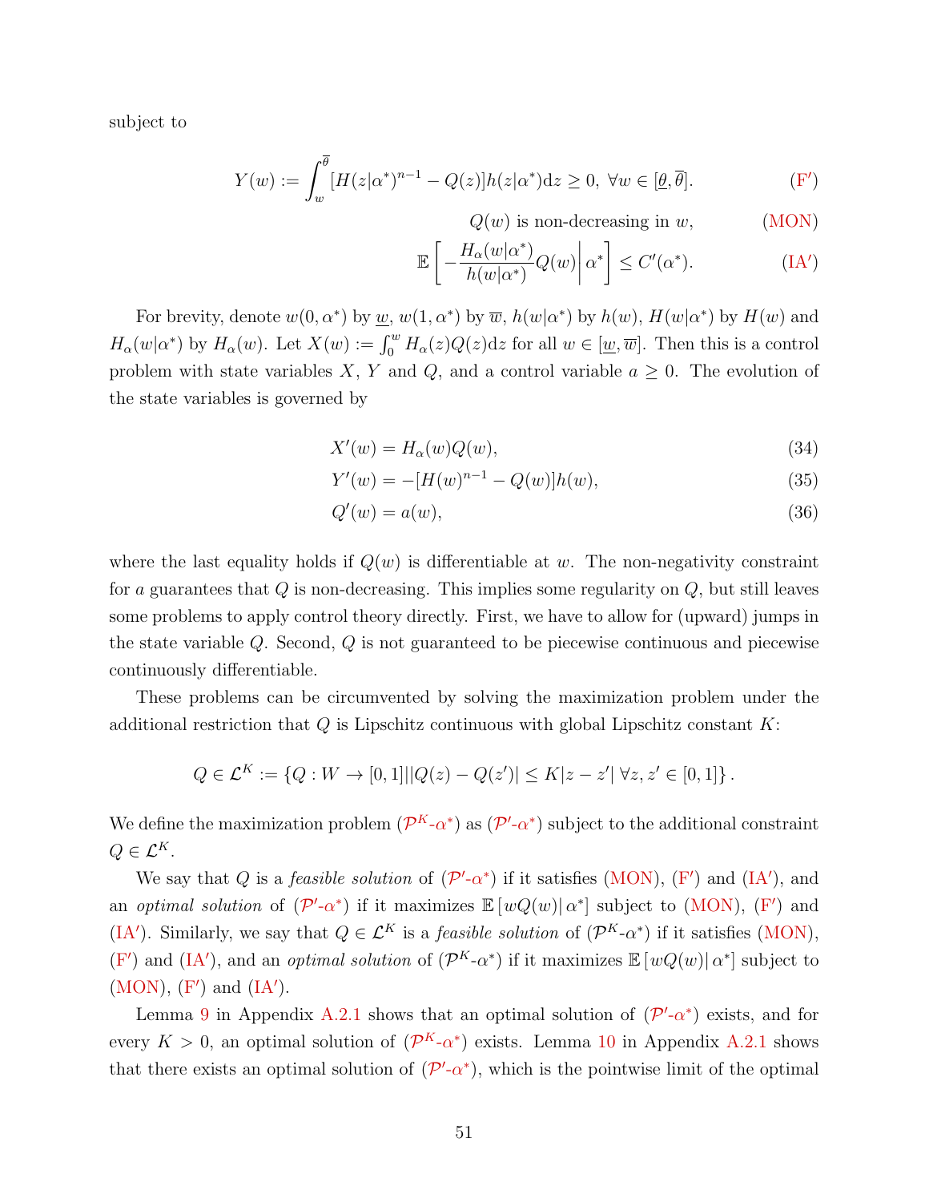subject to

$$Y(w) := \int_w^{\overline{\theta}} [H(z|\alpha^*)^{n-1} - Q(z)]h(z|\alpha^*)\mathrm{d}z \geq 0, \ \forall w \in [\underline{\theta}, \overline{\theta}]. \tag{F$'$}$$

$$Q(w) \text{ is non-decreasing in } w, \tag{MON}$$

$$\mathbb{E}\left[ -\frac{H_\alpha(w|\alpha^*)}{h(w|\alpha^*)} Q(w) \middle| \alpha^* \right] \leq C'(\alpha^*). \tag{IA$'$}$$

For brevity, denote $w(0, \alpha^*)$ by $\underline{w}$, $w(1, \alpha^*)$ by $\overline{w}$, $h(w|\alpha^*)$ by $h(w)$, $H(w|\alpha^*)$ by $H(w)$ and $H_\alpha(w|\alpha^*)$ by $H_\alpha(w)$. Let $X(w) := \int_0^w H_\alpha(z)Q(z)\mathrm{d}z$ for all $w \in [\underline{w}, \overline{w}]$. Then this is a control problem with state variables $X$, $Y$ and $Q$, and a control variable $a \geq 0$. The evolution of the state variables is governed by

$$X'(w) = H_\alpha(w)Q(w), \tag{34}$$

$$Y'(w) = -[H(w)^{n-1} - Q(w)]h(w), \tag{35}$$

$$Q'(w) = a(w), \tag{36}$$

where the last equality holds if $Q(w)$ is differentiable at $w$. The non-negativity constraint for $a$ guarantees that $Q$ is non-decreasing. This implies some regularity on $Q$, but still leaves some problems to apply control theory directly. First, we have to allow for (upward) jumps in the state variable $Q$. Second, $Q$ is not guaranteed to be piecewise continuous and piecewise continuously differentiable.

These problems can be circumvented by solving the maximization problem under the additional restriction that $Q$ is Lipschitz continuous with global Lipschitz constant $K$:

$$Q \in \mathcal{L}^K := \{Q : W \to [0,1] | |Q(z) - Q(z')| \leq K|z - z'| \ \forall z, z' \in [0,1]\}.$$

We define the maximization problem ($\mathcal{P}^K$-$\alpha^*$) as ($\mathcal{P}'$-$\alpha^*$) subject to the additional constraint $Q \in \mathcal{L}^K$.

We say that $Q$ is a *feasible solution* of ($\mathcal{P}'$-$\alpha^*$) if it satisfies (MON), (F$'$) and (IA$'$), and an *optimal solution* of ($\mathcal{P}'$-$\alpha^*$) if it maximizes $\mathbb{E}[wQ(w)| \alpha^*]$ subject to (MON), (F$'$) and (IA$'$). Similarly, we say that $Q \in \mathcal{L}^K$ is a *feasible solution* of ($\mathcal{P}^K$-$\alpha^*$) if it satisfies (MON), (F$'$) and (IA$'$), and an *optimal solution* of ($\mathcal{P}^K$-$\alpha^*$) if it maximizes $\mathbb{E}[wQ(w)| \alpha^*]$ subject to (MON), (F$'$) and (IA$'$).

Lemma 9 in Appendix A.2.1 shows that an optimal solution of ($\mathcal{P}'$-$\alpha^*$) exists, and for every $K > 0$, an optimal solution of ($\mathcal{P}^K$-$\alpha^*$) exists. Lemma 10 in Appendix A.2.1 shows that there exists an optimal solution of ($\mathcal{P}'$-$\alpha^*$), which is the pointwise limit of the optimal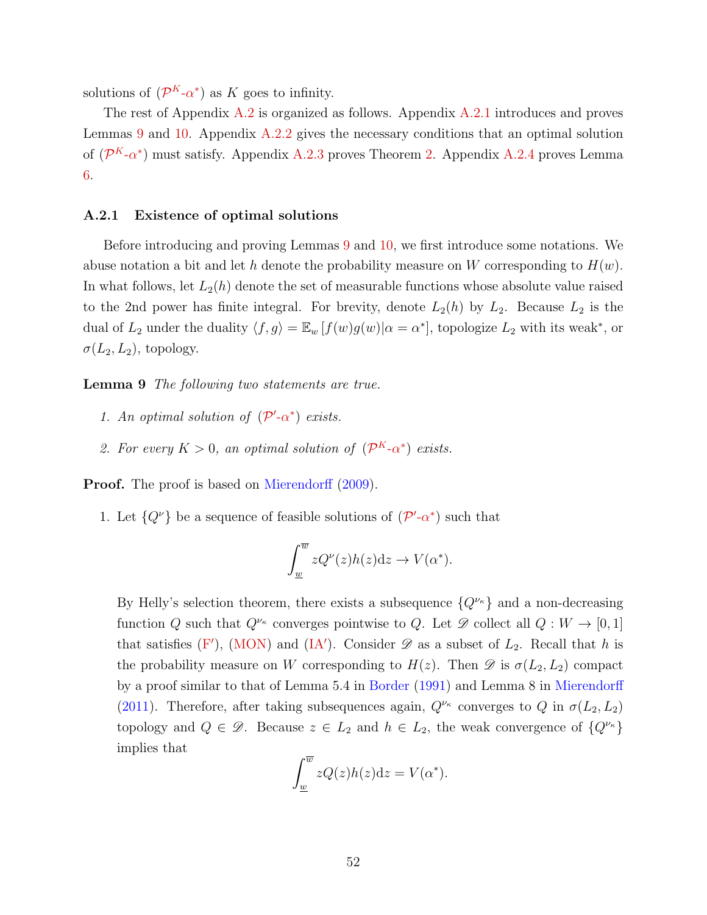solutions of ($\mathcal{P}^K$-$\alpha^*$) as $K$ goes to infinity.

The rest of Appendix A.2 is organized as follows. Appendix A.2.1 introduces and proves Lemmas 9 and 10. Appendix A.2.2 gives the necessary conditions that an optimal solution of ($\mathcal{P}^K$-$\alpha^*$) must satisfy. Appendix A.2.3 proves Theorem 2. Appendix A.2.4 proves Lemma 6.

### A.2.1 Existence of optimal solutions

Before introducing and proving Lemmas 9 and 10, we first introduce some notations. We abuse notation a bit and let $h$ denote the probability measure on $W$ corresponding to $H(w)$. In what follows, let $L_2(h)$ denote the set of measurable functions whose absolute value raised to the 2nd power has finite integral. For brevity, denote $L_2(h)$ by $L_2$. Because $L_2$ is the dual of $L_2$ under the duality $\langle f, g\rangle = \mathbb{E}_w\left[f(w)g(w)|\alpha = \alpha^*\right]$, topologize $L_2$ with its weak$^*$, or $\sigma(L_2, L_2)$, topology.

**Lemma 9** *The following two statements are true.*

1. *An optimal solution of ($\mathcal{P}'$-$\alpha^*$) exists.*
2. *For every $K > 0$, an optimal solution of ($\mathcal{P}^K$-$\alpha^*$) exists.*

**Proof.** The proof is based on Mierendorff (2009).

1. Let $\{Q^\nu\}$ be a sequence of feasible solutions of ($\mathcal{P}'$-$\alpha^*$) such that

$$\int_{\underline{w}}^{\overline{w}} zQ^\nu(z)h(z)\mathrm{d}z \to V(\alpha^*).$$

By Helly's selection theorem, there exists a subsequence $\{Q^{\nu_\kappa}\}$ and a non-decreasing function $Q$ such that $Q^{\nu_\kappa}$ converges pointwise to $Q$. Let $\mathscr{D}$ collect all $Q: W \to [0,1]$ that satisfies (F$'$), (MON) and (IA$'$). Consider $\mathscr{D}$ as a subset of $L_2$. Recall that $h$ is the probability measure on $W$ corresponding to $H(z)$. Then $\mathscr{D}$ is $\sigma(L_2, L_2)$ compact by a proof similar to that of Lemma 5.4 in Border (1991) and Lemma 8 in Mierendorff (2011). Therefore, after taking subsequences again, $Q^{\nu_\kappa}$ converges to $Q$ in $\sigma(L_2, L_2)$ topology and $Q \in \mathscr{D}$. Because $z \in L_2$ and $h \in L_2$, the weak convergence of $\{Q^{\nu_\kappa}\}$ implies that

$$\int_{\underline{w}}^{\overline{w}} zQ(z)h(z)\mathrm{d}z = V(\alpha^*).$$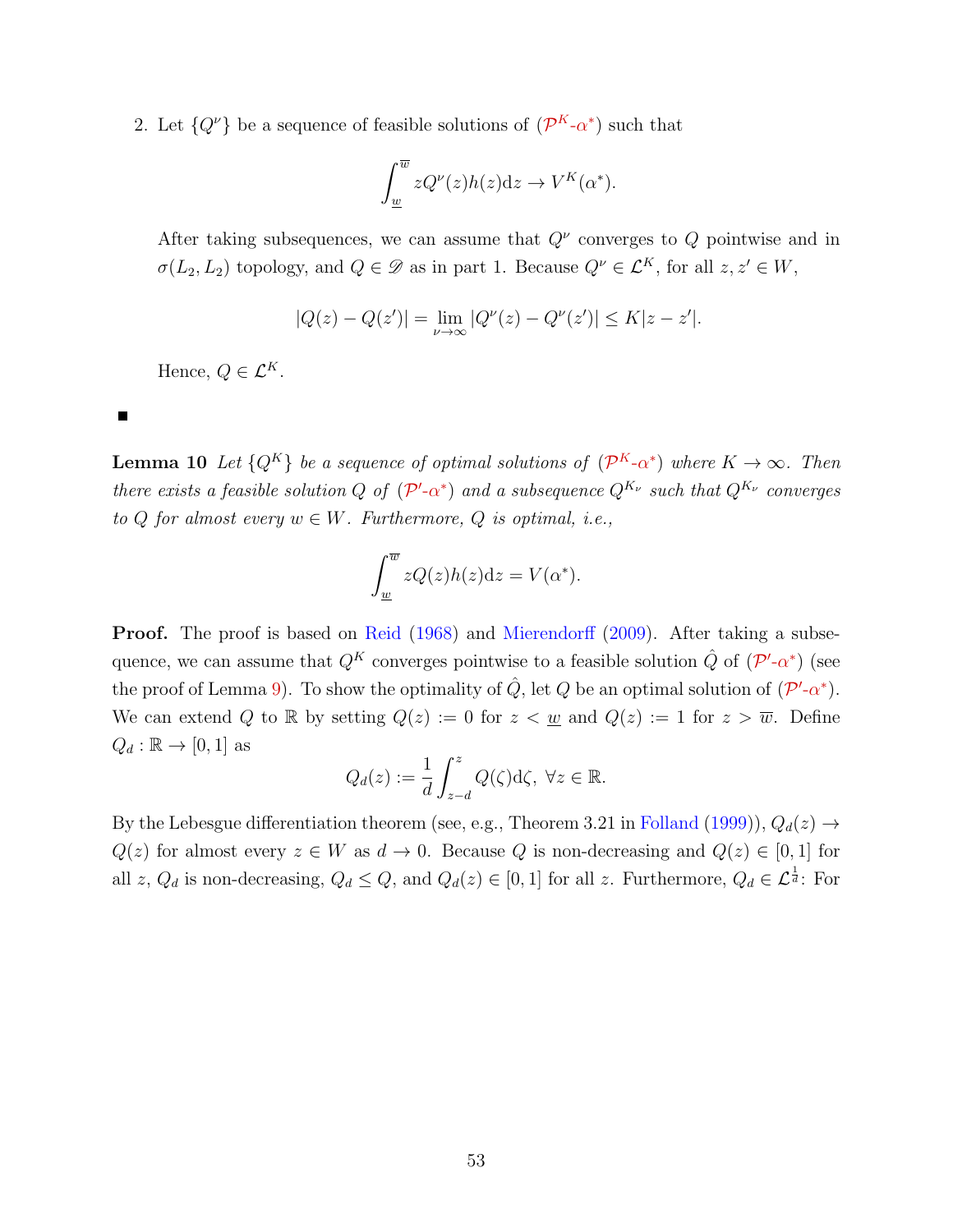2. Let $\{Q^\nu\}$ be a sequence of feasible solutions of ($\mathcal{P}^K$-$\alpha^*$) such that

$$\int_{\underline{w}}^{\overline{w}} zQ^\nu(z)h(z)\mathrm{d}z \to V^K(\alpha^*).$$

After taking subsequences, we can assume that $Q^\nu$ converges to $Q$ pointwise and in $\sigma(L_2, L_2)$ topology, and $Q \in \mathscr{D}$ as in part 1. Because $Q^\nu \in \mathcal{L}^K$, for all $z, z' \in W$,

$$|Q(z) - Q(z')| = \lim_{\nu\to\infty} |Q^\nu(z) - Q^\nu(z')| \le K|z - z'|.$$

Hence, $Q \in \mathcal{L}^K$.

■

**Lemma 10** *Let $\{Q^K\}$ be a sequence of optimal solutions of ($\mathcal{P}^K$-$\alpha^*$) where $K \to \infty$. Then there exists a feasible solution $Q$ of ($\mathcal{P}'$-$\alpha^*$) and a subsequence $Q^{K_\nu}$ such that $Q^{K_\nu}$ converges to $Q$ for almost every $w \in W$. Furthermore, $Q$ is optimal, i.e.,*

$$\int_{\underline{w}}^{\overline{w}} zQ(z)h(z)\mathrm{d}z = V(\alpha^*).$$

**Proof.** The proof is based on Reid (1968) and Mierendorff (2009). After taking a subsequence, we can assume that $Q^K$ converges pointwise to a feasible solution $\hat{Q}$ of ($\mathcal{P}'$-$\alpha^*$) (see the proof of Lemma 9). To show the optimality of $\hat{Q}$, let $Q$ be an optimal solution of ($\mathcal{P}'$-$\alpha^*$). We can extend $Q$ to $\mathbb{R}$ by setting $Q(z) := 0$ for $z < \underline{w}$ and $Q(z) := 1$ for $z > \overline{w}$. Define $Q_d : \mathbb{R} \to [0,1]$ as

$$Q_d(z) := \frac{1}{d}\int_{z-d}^{z} Q(\zeta)\mathrm{d}\zeta, \ \forall z \in \mathbb{R}.$$

By the Lebesgue differentiation theorem (see, e.g., Theorem 3.21 in Folland (1999)), $Q_d(z) \to Q(z)$ for almost every $z \in W$ as $d \to 0$. Because $Q$ is non-decreasing and $Q(z) \in [0,1]$ for all $z$, $Q_d$ is non-decreasing, $Q_d \le Q$, and $Q_d(z) \in [0,1]$ for all $z$. Furthermore, $Q_d \in \mathcal{L}^{\frac{1}{d}}$: For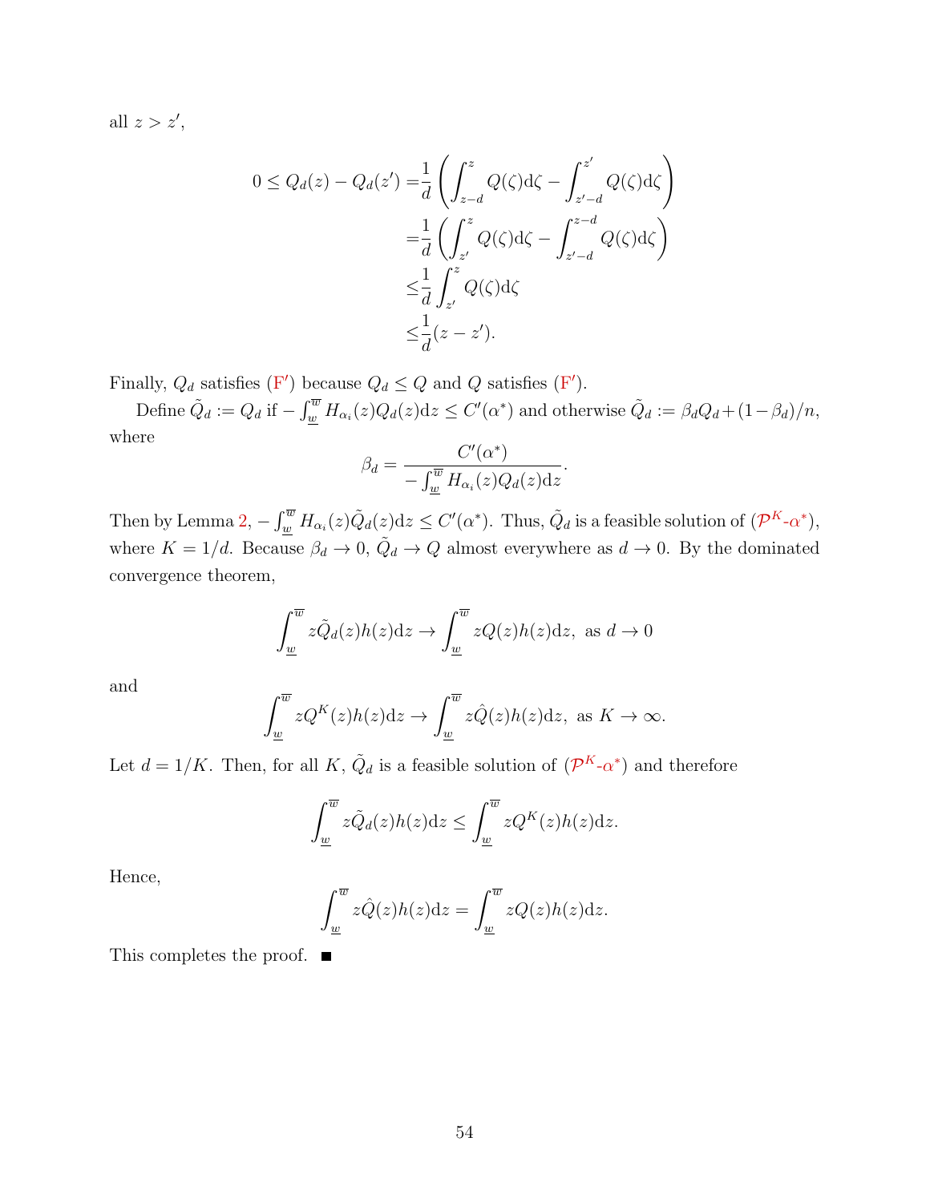all $z > z'$,

$$
\begin{aligned}
0 \leq Q_d(z) - Q_d(z') =& \frac{1}{d}\left(\int_{z-d}^{z} Q(\zeta)\mathrm{d}\zeta - \int_{z'-d}^{z'} Q(\zeta)\mathrm{d}\zeta\right) \\
=& \frac{1}{d}\left(\int_{z'}^{z} Q(\zeta)\mathrm{d}\zeta - \int_{z'-d}^{z-d} Q(\zeta)\mathrm{d}\zeta\right) \\
\leq& \frac{1}{d}\int_{z'}^{z} Q(\zeta)\mathrm{d}\zeta \\
\leq& \frac{1}{d}(z - z').
\end{aligned}
$$

Finally, $Q_d$ satisfies (F′) because $Q_d \leq Q$ and $Q$ satisfies (F′).

Define $\tilde{Q}_d := Q_d$ if $-\int_{\underline{w}}^{\overline{w}} H_{\alpha_i}(z)Q_d(z)\mathrm{d}z \leq C'(\alpha^*)$ and otherwise $\tilde{Q}_d := \beta_d Q_d + (1-\beta_d)/n$, where

$$
\beta_d = \frac{C'(\alpha^*)}{-\int_{\underline{w}}^{\overline{w}} H_{\alpha_i}(z)Q_d(z)\mathrm{d}z}.
$$

Then by Lemma 2, $-\int_{\underline{w}}^{\overline{w}} H_{\alpha_i}(z)\tilde{Q}_d(z)\mathrm{d}z \leq C'(\alpha^*)$. Thus, $\tilde{Q}_d$ is a feasible solution of ($\mathcal{P}^K$-$\alpha^*$), where $K = 1/d$. Because $\beta_d \to 0$, $\tilde{Q}_d \to Q$ almost everywhere as $d \to 0$. By the dominated convergence theorem,

$$
\int_{\underline{w}}^{\overline{w}} z\tilde{Q}_d(z)h(z)\mathrm{d}z \to \int_{\underline{w}}^{\overline{w}} zQ(z)h(z)\mathrm{d}z, \text{ as } d \to 0
$$

and

$$
\int_{\underline{w}}^{\overline{w}} zQ^K(z)h(z)\mathrm{d}z \to \int_{\underline{w}}^{\overline{w}} z\hat{Q}(z)h(z)\mathrm{d}z, \text{ as } K \to \infty.
$$

Let $d = 1/K$. Then, for all $K$, $\tilde{Q}_d$ is a feasible solution of ($\mathcal{P}^K$-$\alpha^*$) and therefore

$$
\int_{\underline{w}}^{\overline{w}} z\tilde{Q}_d(z)h(z)\mathrm{d}z \leq \int_{\underline{w}}^{\overline{w}} zQ^K(z)h(z)\mathrm{d}z.
$$

Hence,

$$
\int_{\underline{w}}^{\overline{w}} z\hat{Q}(z)h(z)\mathrm{d}z = \int_{\underline{w}}^{\overline{w}} zQ(z)h(z)\mathrm{d}z.
$$

This completes the proof. ■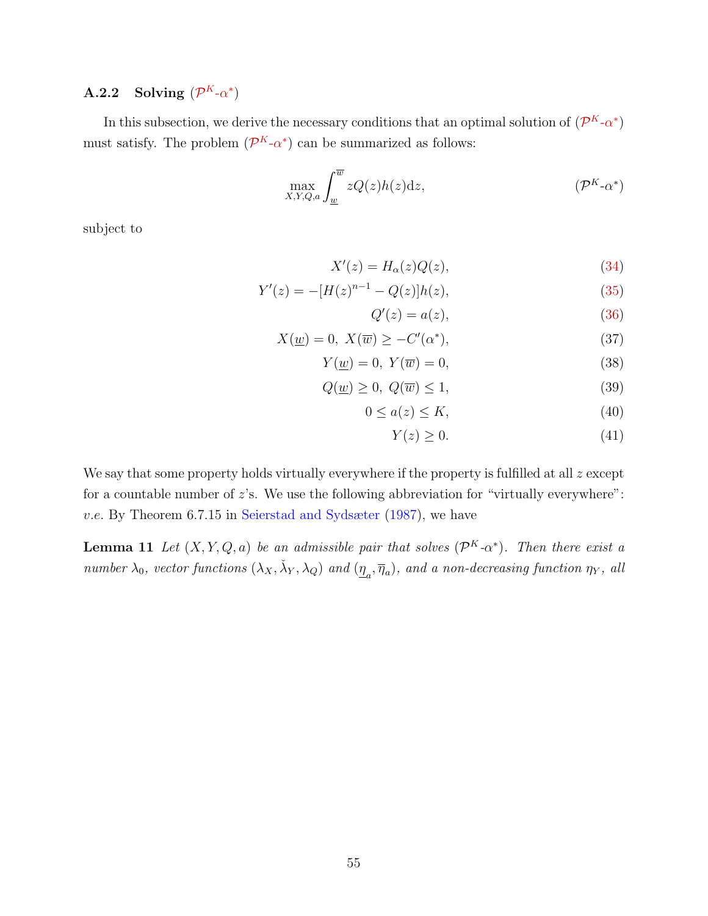### A.2.2 Solving ($\mathcal{P}^K$-$\alpha^*$)

In this subsection, we derive the necessary conditions that an optimal solution of ($\mathcal{P}^K$-$\alpha^*$) must satisfy. The problem ($\mathcal{P}^K$-$\alpha^*$) can be summarized as follows:

$$\max_{X,Y,Q,a} \int_{\underline{w}}^{\overline{w}} zQ(z)h(z)\mathrm{d}z, \qquad (\mathcal{P}^K\text{-}\alpha^*)$$

subject to

$$X'(z) = H_\alpha(z)Q(z), \tag{34}$$

$$Y'(z) = -[H(z)^{n-1} - Q(z)]h(z), \tag{35}$$

$$Q'(z) = a(z), \tag{36}$$

$$X(\underline{w}) = 0,\ X(\overline{w}) \geq -C'(\alpha^*), \tag{37}$$

$$Y(\underline{w}) = 0,\ Y(\overline{w}) = 0, \tag{38}$$

$$Q(\underline{w}) \geq 0,\ Q(\overline{w}) \leq 1, \tag{39}$$

$$0 \leq a(z) \leq K, \tag{40}$$

$$Y(z) \geq 0. \tag{41}$$

We say that some property holds virtually everywhere if the property is fulfilled at all $z$ except for a countable number of $z$'s. We use the following abbreviation for "virtually everywhere": *v.e.* By Theorem 6.7.15 in Seierstad and Sydsæter (1987), we have

**Lemma 11** *Let $(X, Y, Q, a)$ be an admissible pair that solves ($\mathcal{P}^K$-$\alpha^*$). Then there exist a number $\lambda_0$, vector functions $(\lambda_X, \check{\lambda}_Y, \lambda_Q)$ and $(\underline{\eta}_a, \overline{\eta}_a)$, and a non-decreasing function $\eta_Y$, all*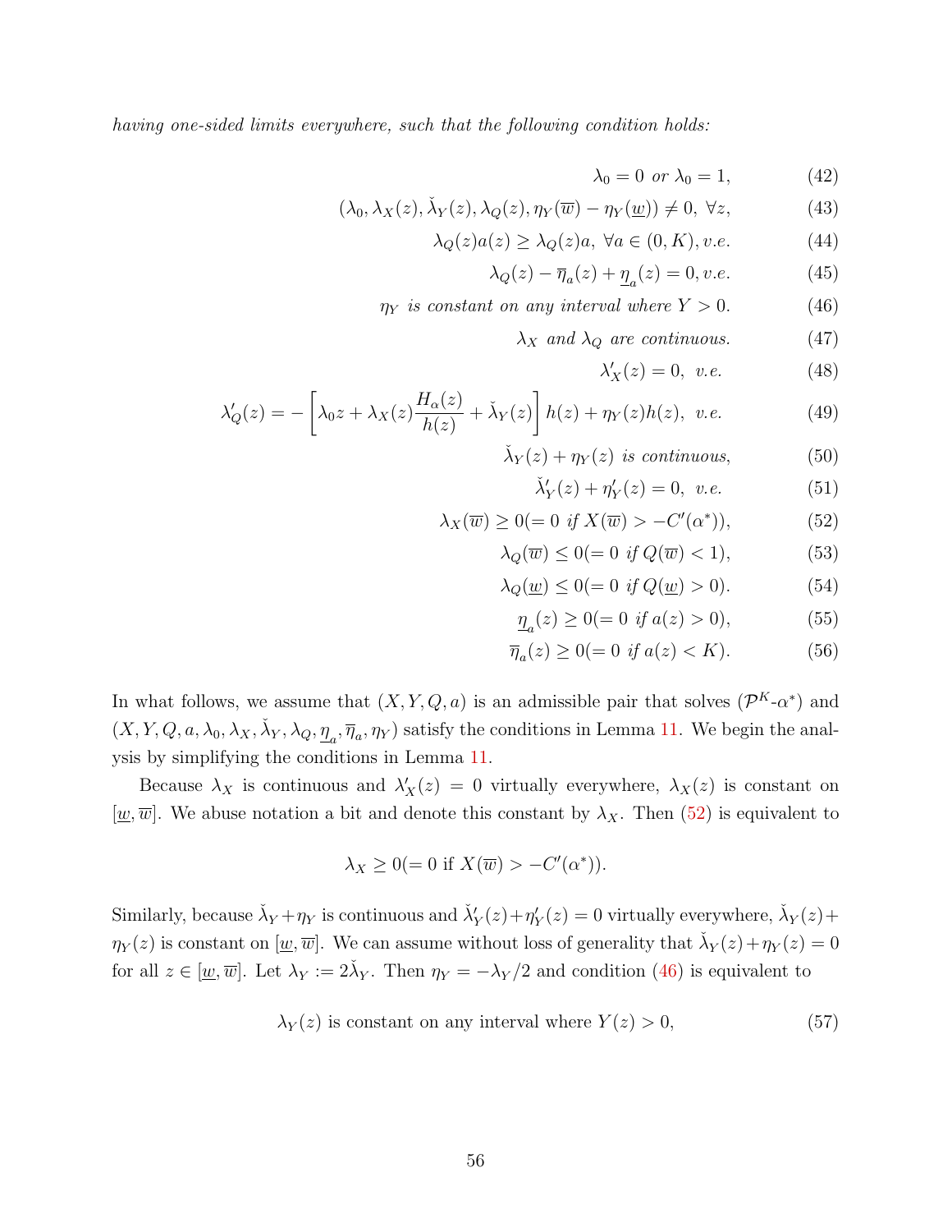*having one-sided limits everywhere, such that the following condition holds:*

$$\lambda_0 = 0 \text{ or } \lambda_0 = 1, \tag{42}$$

$$(\lambda_0, \lambda_X(z), \check{\lambda}_Y(z), \lambda_Q(z), \eta_Y(\overline{w}) - \eta_Y(\underline{w})) \neq 0, \ \forall z, \tag{43}$$

$$\lambda_Q(z)a(z) \geq \lambda_Q(z)a, \ \forall a \in (0, K), v.e. \tag{44}$$

$$\lambda_Q(z) - \overline{\eta}_a(z) + \underline{\eta}_a(z) = 0, v.e. \tag{45}$$

$$\eta_Y \text{ is constant on any interval where } Y > 0. \tag{46}$$

$$\lambda_X \text{ and } \lambda_Q \text{ are continuous.} \tag{47}$$

$$\lambda_X'(z) = 0, \ v.e. \tag{48}$$

$$\lambda_Q'(z) = -\left[\lambda_0 z + \lambda_X(z)\frac{H_\alpha(z)}{h(z)} + \check{\lambda}_Y(z)\right] h(z) + \eta_Y(z)h(z), \ v.e. \tag{49}$$

$$\check{\lambda}_Y(z) + \eta_Y(z) \text{ is continuous,} \tag{50}$$

$$\check{\lambda}_Y'(z) + \eta_Y'(z) = 0, \ v.e. \tag{51}$$

$$\lambda_X(\overline{w}) \geq 0 (= 0 \text{ if } X(\overline{w}) > -C'(\alpha^*)), \tag{52}$$

$$\lambda_Q(\overline{w}) \leq 0 (= 0 \text{ if } Q(\overline{w}) < 1), \tag{53}$$

$$\lambda_Q(\underline{w}) \leq 0 (= 0 \text{ if } Q(\underline{w}) > 0). \tag{54}$$

$$\underline{\eta}_a(z) \geq 0 (= 0 \text{ if } a(z) > 0), \tag{55}$$

$$\overline{\eta}_a(z) \geq 0 (= 0 \text{ if } a(z) < K). \tag{56}$$

In what follows, we assume that $(X, Y, Q, a)$ is an admissible pair that solves ($\mathcal{P}^K$-$\alpha^*$) and $(X, Y, Q, a, \lambda_0, \lambda_X, \check{\lambda}_Y, \lambda_Q, \underline{\eta}_a, \overline{\eta}_a, \eta_Y)$ satisfy the conditions in Lemma 11. We begin the analysis by simplifying the conditions in Lemma 11.

Because $\lambda_X$ is continuous and $\lambda_X'(z) = 0$ virtually everywhere, $\lambda_X(z)$ is constant on $[\underline{w}, \overline{w}]$. We abuse notation a bit and denote this constant by $\lambda_X$. Then (52) is equivalent to

$$\lambda_X \geq 0 (= 0 \text{ if } X(\overline{w}) > -C'(\alpha^*)).$$

Similarly, because $\check{\lambda}_Y + \eta_Y$ is continuous and $\check{\lambda}_Y'(z) + \eta_Y'(z) = 0$ virtually everywhere, $\check{\lambda}_Y(z) + \eta_Y(z)$ is constant on $[\underline{w}, \overline{w}]$. We can assume without loss of generality that $\check{\lambda}_Y(z) + \eta_Y(z) = 0$ for all $z \in [\underline{w}, \overline{w}]$. Let $\lambda_Y := 2\check{\lambda}_Y$. Then $\eta_Y = -\lambda_Y/2$ and condition (46) is equivalent to

$$\lambda_Y(z) \text{ is constant on any interval where } Y(z) > 0, \tag{57}$$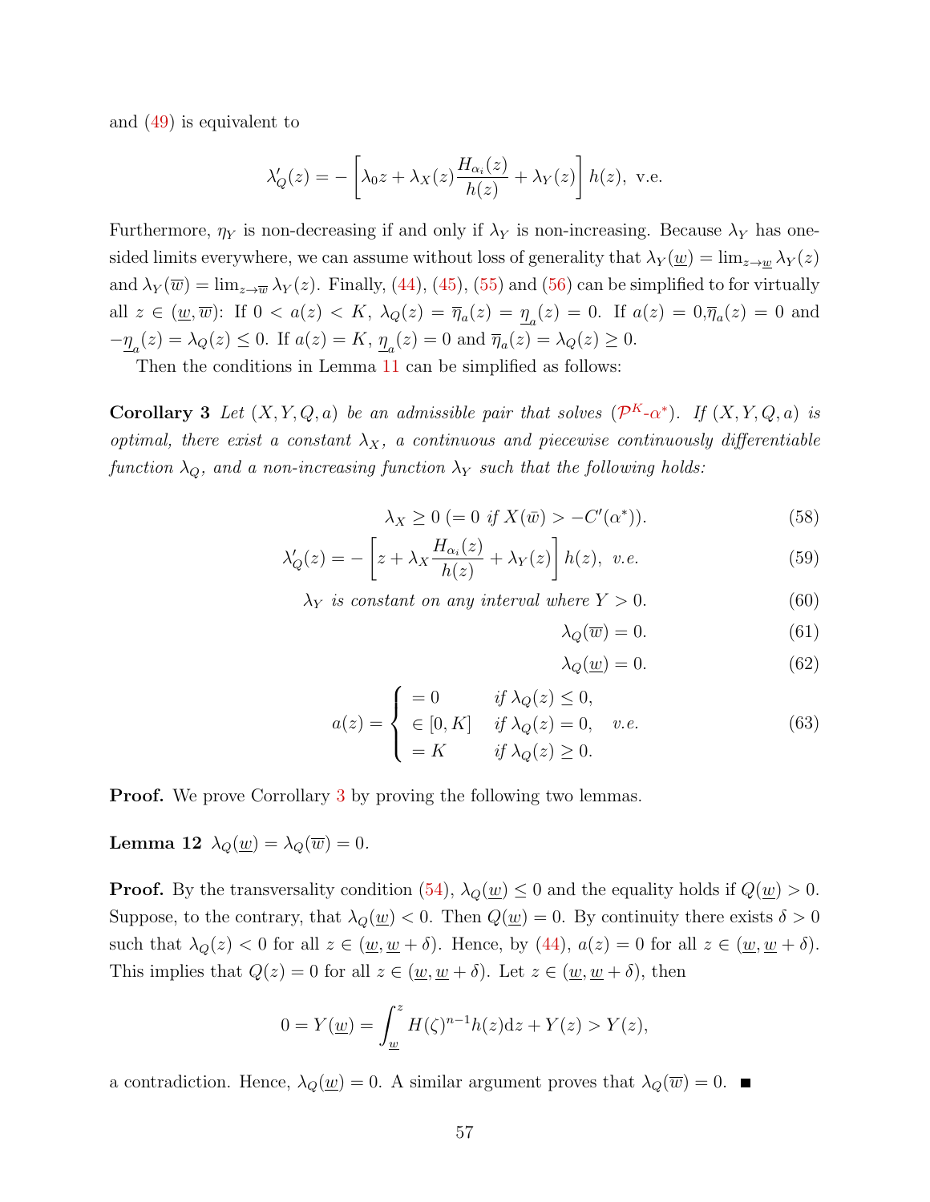and (49) is equivalent to

$$\lambda_Q'(z) = -\left[\lambda_0 z + \lambda_X(z)\frac{H_{\alpha_i}(z)}{h(z)} + \lambda_Y(z)\right] h(z), \text{ v.e.}$$

Furthermore, $\eta_Y$ is non-decreasing if and only if $\lambda_Y$ is non-increasing. Because $\lambda_Y$ has one-sided limits everywhere, we can assume without loss of generality that $\lambda_Y(\underline{w}) = \lim_{z\to\underline{w}} \lambda_Y(z)$ and $\lambda_Y(\overline{w}) = \lim_{z\to\overline{w}} \lambda_Y(z)$. Finally, (44), (45), (55) and (56) can be simplified to for virtually all $z \in (\underline{w}, \overline{w})$: If $0 < a(z) < K$, $\lambda_Q(z) = \overline{\eta}_a(z) = \underline{\eta}_a(z) = 0$. If $a(z) = 0, \overline{\eta}_a(z) = 0$ and $-\underline{\eta}_a(z) = \lambda_Q(z) \leq 0$. If $a(z) = K$, $\underline{\eta}_a(z) = 0$ and $\overline{\eta}_a(z) = \lambda_Q(z) \geq 0$.

Then the conditions in Lemma 11 can be simplified as follows:

**Corollary 3** *Let $(X, Y, Q, a)$ be an admissible pair that solves ($\mathcal{P}^K$-$\alpha^*$). If $(X, Y, Q, a)$ is optimal, there exist a constant $\lambda_X$, a continuous and piecewise continuously differentiable function $\lambda_Q$, and a non-increasing function $\lambda_Y$ such that the following holds:*

$$\lambda_X \geq 0 \; (= 0 \text{ if } X(\bar{w}) > -C'(\alpha^*)). \tag{58}$$

$$\lambda_Q'(z) = -\left[z + \lambda_X \frac{H_{\alpha_i}(z)}{h(z)} + \lambda_Y(z)\right] h(z), \text{ v.e.} \tag{59}$$

$$\lambda_Y \text{ is constant on any interval where } Y > 0. \tag{60}$$

$$\lambda_Q(\overline{w}) = 0. \tag{61}$$

$$\lambda_Q(\underline{w}) = 0. \tag{62}$$

$$a(z) = \begin{cases} = 0 & \text{if } \lambda_Q(z) \leq 0, \\ \in [0, K] & \text{if } \lambda_Q(z) = 0, \\ = K & \text{if } \lambda_Q(z) \geq 0. \end{cases} \quad \text{v.e.} \tag{63}$$

**Proof.** We prove Corrollary 3 by proving the following two lemmas.

**Lemma 12** $\lambda_Q(\underline{w}) = \lambda_Q(\overline{w}) = 0$.

**Proof.** By the transversality condition (54), $\lambda_Q(\underline{w}) \leq 0$ and the equality holds if $Q(\underline{w}) > 0$. Suppose, to the contrary, that $\lambda_Q(\underline{w}) < 0$. Then $Q(\underline{w}) = 0$. By continuity there exists $\delta > 0$ such that $\lambda_Q(z) < 0$ for all $z \in (\underline{w}, \underline{w} + \delta)$. Hence, by (44), $a(z) = 0$ for all $z \in (\underline{w}, \underline{w} + \delta)$. This implies that $Q(z) = 0$ for all $z \in (\underline{w}, \underline{w} + \delta)$. Let $z \in (\underline{w}, \underline{w} + \delta)$, then

$$0 = Y(\underline{w}) = \int_{\underline{w}}^{z} H(\zeta)^{n-1} h(z) \mathrm{d}z + Y(z) > Y(z),$$

a contradiction. Hence, $\lambda_Q(\underline{w}) = 0$. A similar argument proves that $\lambda_Q(\overline{w}) = 0$. ■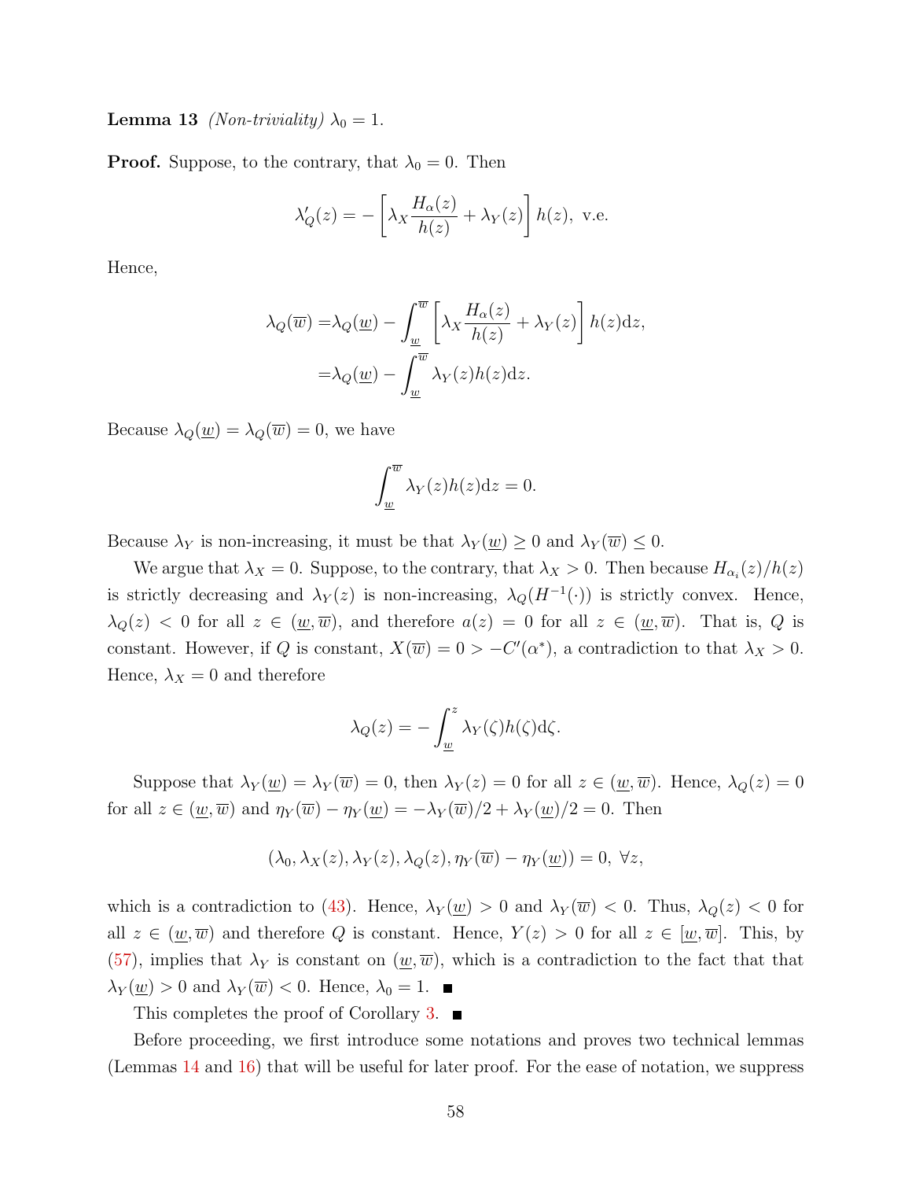**Lemma 13** *(Non-triviality)* $\lambda_0 = 1$.

**Proof.** Suppose, to the contrary, that $\lambda_0 = 0$. Then

$$\lambda_Q'(z) = -\left[\lambda_X \frac{H_\alpha(z)}{h(z)} + \lambda_Y(z)\right] h(z), \text{ v.e.}$$

Hence,

$$\begin{aligned}\lambda_Q(\overline{w}) =& \lambda_Q(\underline{w}) - \int_{\underline{w}}^{\overline{w}} \left[\lambda_X \frac{H_\alpha(z)}{h(z)} + \lambda_Y(z)\right] h(z)\mathrm{d}z, \\ =& \lambda_Q(\underline{w}) - \int_{\underline{w}}^{\overline{w}} \lambda_Y(z)h(z)\mathrm{d}z.\end{aligned}$$

Because $\lambda_Q(\underline{w}) = \lambda_Q(\overline{w}) = 0$, we have

$$\int_{\underline{w}}^{\overline{w}} \lambda_Y(z)h(z)\mathrm{d}z = 0.$$

Because $\lambda_Y$ is non-increasing, it must be that $\lambda_Y(\underline{w}) \geq 0$ and $\lambda_Y(\overline{w}) \leq 0$.

We argue that $\lambda_X = 0$. Suppose, to the contrary, that $\lambda_X > 0$. Then because $H_{\alpha_i}(z)/h(z)$ is strictly decreasing and $\lambda_Y(z)$ is non-increasing, $\lambda_Q(H^{-1}(\cdot))$ is strictly convex. Hence, $\lambda_Q(z) < 0$ for all $z \in (\underline{w}, \overline{w})$, and therefore $a(z) = 0$ for all $z \in (\underline{w}, \overline{w})$. That is, $Q$ is constant. However, if $Q$ is constant, $X(\overline{w}) = 0 > -C'(\alpha^*)$, a contradiction to that $\lambda_X > 0$. Hence, $\lambda_X = 0$ and therefore

$$\lambda_Q(z) = -\int_{\underline{w}}^{z} \lambda_Y(\zeta)h(\zeta)\mathrm{d}\zeta.$$

Suppose that $\lambda_Y(\underline{w}) = \lambda_Y(\overline{w}) = 0$, then $\lambda_Y(z) = 0$ for all $z \in (\underline{w}, \overline{w})$. Hence, $\lambda_Q(z) = 0$ for all $z \in (\underline{w}, \overline{w})$ and $\eta_Y(\overline{w}) - \eta_Y(\underline{w}) = -\lambda_Y(\overline{w})/2 + \lambda_Y(\underline{w})/2 = 0$. Then

$$(\lambda_0, \lambda_X(z), \lambda_Y(z), \lambda_Q(z), \eta_Y(\overline{w}) - \eta_Y(\underline{w})) = 0, \ \forall z,$$

which is a contradiction to (43). Hence, $\lambda_Y(\underline{w}) > 0$ and $\lambda_Y(\overline{w}) < 0$. Thus, $\lambda_Q(z) < 0$ for all $z \in (\underline{w}, \overline{w})$ and therefore $Q$ is constant. Hence, $Y(z) > 0$ for all $z \in [\underline{w}, \overline{w}]$. This, by (57), implies that $\lambda_Y$ is constant on $(\underline{w}, \overline{w})$, which is a contradiction to the fact that that $\lambda_Y(\underline{w}) > 0$ and $\lambda_Y(\overline{w}) < 0$. Hence, $\lambda_0 = 1$. ■

This completes the proof of Corollary 3. ■

Before proceeding, we first introduce some notations and proves two technical lemmas (Lemmas 14 and 16) that will be useful for later proof. For the ease of notation, we suppress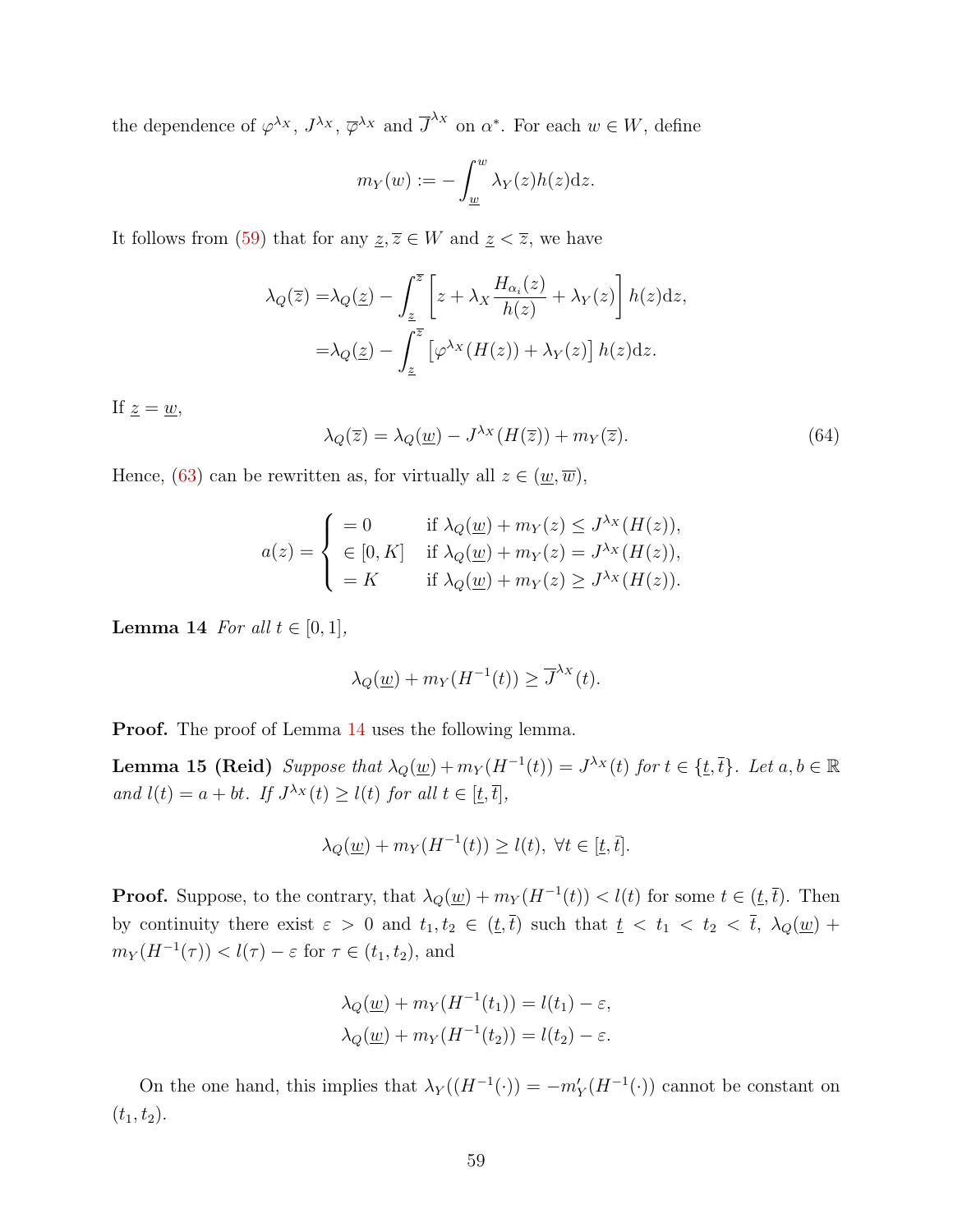the dependence of $\varphi^{\lambda_X}$, $J^{\lambda_X}$, $\overline{\varphi}^{\lambda_X}$ and $\overline{J}^{\lambda_X}$ on $\alpha^*$. For each $w \in W$, define

$$m_Y(w) := -\int_{\underline{w}}^{w} \lambda_Y(z)h(z)\mathrm{d}z.$$

It follows from (59) that for any $\underline{z}, \overline{z} \in W$ and $\underline{z} < \overline{z}$, we have

$$\begin{aligned}
\lambda_Q(\overline{z}) =& \lambda_Q(\underline{z}) - \int_{\underline{z}}^{\overline{z}} \left[ z + \lambda_X \frac{H_{\alpha_i}(z)}{h(z)} + \lambda_Y(z) \right] h(z)\mathrm{d}z, \\
=& \lambda_Q(\underline{z}) - \int_{\underline{z}}^{\overline{z}} \left[ \varphi^{\lambda_X}(H(z)) + \lambda_Y(z) \right] h(z)\mathrm{d}z.
\end{aligned}$$

If $\underline{z} = \underline{w}$,

$$\lambda_Q(\overline{z}) = \lambda_Q(\underline{w}) - J^{\lambda_X}(H(\overline{z})) + m_Y(\overline{z}). \tag{64}$$

Hence, (63) can be rewritten as, for virtually all $z \in (\underline{w}, \overline{w})$,

$$a(z) = \begin{cases} = 0 & \text{if } \lambda_Q(\underline{w}) + m_Y(z) \leq J^{\lambda_X}(H(z)), \\ \in [0, K] & \text{if } \lambda_Q(\underline{w}) + m_Y(z) = J^{\lambda_X}(H(z)), \\ = K & \text{if } \lambda_Q(\underline{w}) + m_Y(z) \geq J^{\lambda_X}(H(z)). \end{cases}$$

**Lemma 14** *For all $t \in [0, 1]$,*

$$\lambda_Q(\underline{w}) + m_Y(H^{-1}(t)) \geq \overline{J}^{\lambda_X}(t).$$

**Proof.** The proof of Lemma 14 uses the following lemma.

**Lemma 15 (Reid)** *Suppose that $\lambda_Q(\underline{w}) + m_Y(H^{-1}(t)) = J^{\lambda_X}(t)$ for $t \in \{\underline{t}, \overline{t}\}$. Let $a, b \in \mathbb{R}$ and $l(t) = a + bt$. If $J^{\lambda_X}(t) \geq l(t)$ for all $t \in [\underline{t}, \overline{t}]$,*

$$\lambda_Q(\underline{w}) + m_Y(H^{-1}(t)) \geq l(t), \ \forall t \in [\underline{t}, \overline{t}].$$

**Proof.** Suppose, to the contrary, that $\lambda_Q(\underline{w}) + m_Y(H^{-1}(t)) < l(t)$ for some $t \in (\underline{t}, \overline{t})$. Then by continuity there exist $\varepsilon > 0$ and $t_1, t_2 \in (\underline{t}, \overline{t})$ such that $\underline{t} < t_1 < t_2 < \overline{t}$, $\lambda_Q(\underline{w}) + m_Y(H^{-1}(\tau)) < l(\tau) - \varepsilon$ for $\tau \in (t_1, t_2)$, and

$$\begin{aligned}
\lambda_Q(\underline{w}) + m_Y(H^{-1}(t_1)) = l(t_1) - \varepsilon, \\
\lambda_Q(\underline{w}) + m_Y(H^{-1}(t_2)) = l(t_2) - \varepsilon.
\end{aligned}$$

On the one hand, this implies that $\lambda_Y((H^{-1}(\cdot)) = -m'_Y(H^{-1}(\cdot))$ cannot be constant on $(t_1, t_2)$.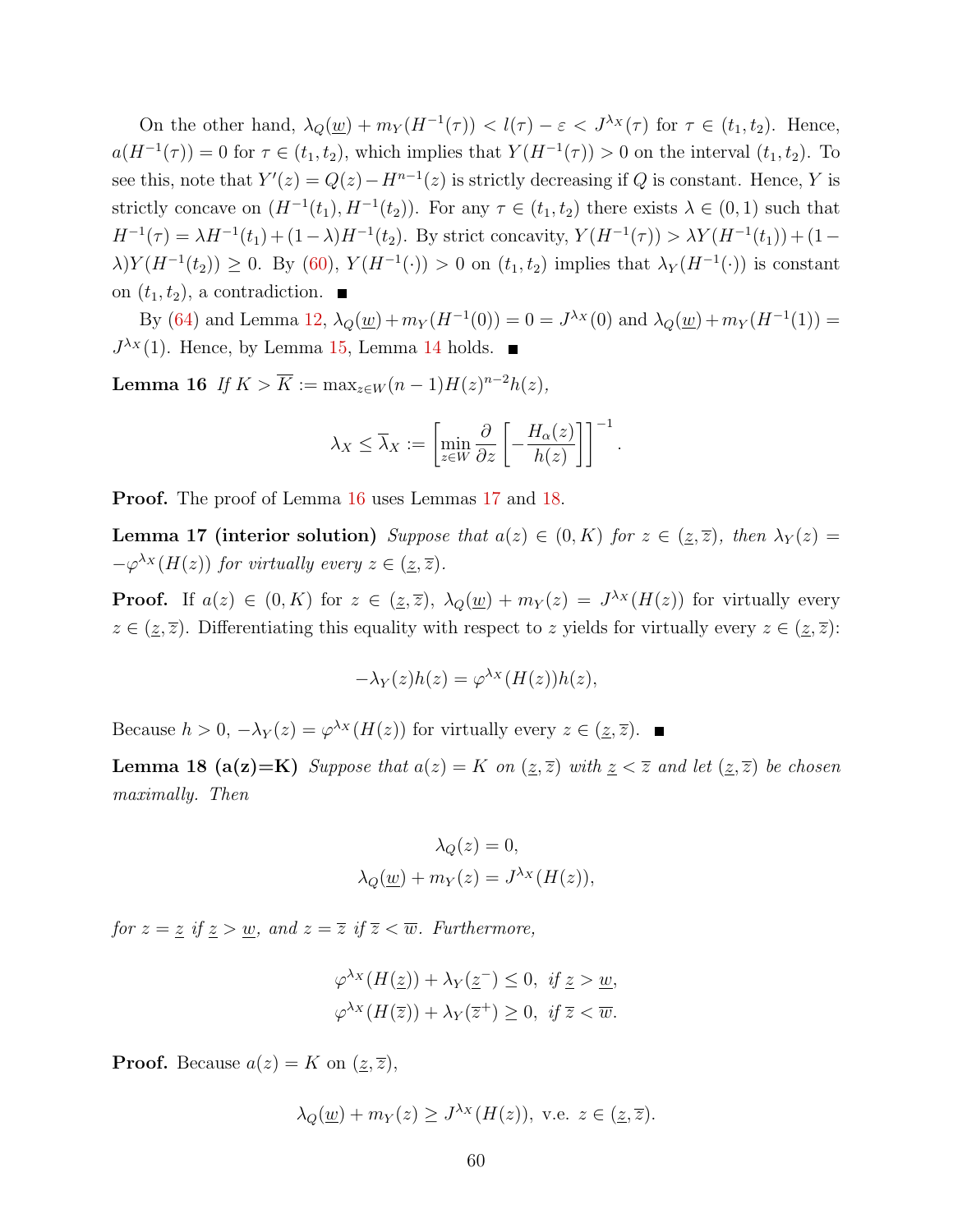On the other hand, $\lambda_Q(\underline{w}) + m_Y(H^{-1}(\tau)) < l(\tau) - \varepsilon < J^{\lambda_X}(\tau)$ for $\tau \in (t_1, t_2)$. Hence, $a(H^{-1}(\tau)) = 0$ for $\tau \in (t_1, t_2)$, which implies that $Y(H^{-1}(\tau)) > 0$ on the interval $(t_1, t_2)$. To see this, note that $Y'(z) = Q(z) - H^{n-1}(z)$ is strictly decreasing if $Q$ is constant. Hence, $Y$ is strictly concave on $(H^{-1}(t_1), H^{-1}(t_2))$. For any $\tau \in (t_1, t_2)$ there exists $\lambda \in (0, 1)$ such that $H^{-1}(\tau) = \lambda H^{-1}(t_1) + (1-\lambda)H^{-1}(t_2)$. By strict concavity, $Y(H^{-1}(\tau)) > \lambda Y(H^{-1}(t_1)) + (1-\lambda)Y(H^{-1}(t_2)) \geq 0$. By (60), $Y(H^{-1}(\cdot)) > 0$ on $(t_1, t_2)$ implies that $\lambda_Y(H^{-1}(\cdot))$ is constant on $(t_1, t_2)$, a contradiction. ■

By (64) and Lemma 12, $\lambda_Q(\underline{w}) + m_Y(H^{-1}(0)) = 0 = J^{\lambda_X}(0)$ and $\lambda_Q(\underline{w}) + m_Y(H^{-1}(1)) = J^{\lambda_X}(1)$. Hence, by Lemma 15, Lemma 14 holds. ■

**Lemma 16** *If $K > \overline{K} := \max_{z\in W}(n-1)H(z)^{n-2}h(z)$,*

$$\lambda_X \leq \overline{\lambda}_X := \left[\min_{z\in W} \frac{\partial}{\partial z}\left[-\frac{H_\alpha(z)}{h(z)}\right]\right]^{-1}.$$

**Proof.** The proof of Lemma 16 uses Lemmas 17 and 18.

**Lemma 17 (interior solution)** *Suppose that $a(z) \in (0, K)$ for $z \in (\underline{z}, \overline{z})$, then $\lambda_Y(z) = -\varphi^{\lambda_X}(H(z))$ for virtually every $z \in (\underline{z}, \overline{z})$.*

**Proof.** If $a(z) \in (0, K)$ for $z \in (\underline{z}, \overline{z})$, $\lambda_Q(\underline{w}) + m_Y(z) = J^{\lambda_X}(H(z))$ for virtually every $z \in (\underline{z}, \overline{z})$. Differentiating this equality with respect to $z$ yields for virtually every $z \in (\underline{z}, \overline{z})$:

$$-\lambda_Y(z)h(z) = \varphi^{\lambda_X}(H(z))h(z),$$

Because $h > 0$, $-\lambda_Y(z) = \varphi^{\lambda_X}(H(z))$ for virtually every $z \in (\underline{z}, \overline{z})$. ■

**Lemma 18 (a(z)=K)** *Suppose that $a(z) = K$ on $(\underline{z}, \overline{z})$ with $\underline{z} < \overline{z}$ and let $(\underline{z}, \overline{z})$ be chosen maximally. Then*

$$\lambda_Q(z) = 0,$$
$$\lambda_Q(\underline{w}) + m_Y(z) = J^{\lambda_X}(H(z)),$$

*for $z = \underline{z}$ if $\underline{z} > \underline{w}$, and $z = \overline{z}$ if $\overline{z} < \overline{w}$. Furthermore,*

$$\varphi^{\lambda_X}(H(\underline{z})) + \lambda_Y(\underline{z}^-) \leq 0, \;\; \text{if } \underline{z} > \underline{w},$$
$$\varphi^{\lambda_X}(H(\overline{z})) + \lambda_Y(\overline{z}^+) \geq 0, \;\; \text{if } \overline{z} < \overline{w}.$$

**Proof.** Because $a(z) = K$ on $(\underline{z}, \overline{z})$,

$$\lambda_Q(\underline{w}) + m_Y(z) \geq J^{\lambda_X}(H(z)), \text{ v.e. } z \in (\underline{z}, \overline{z}).$$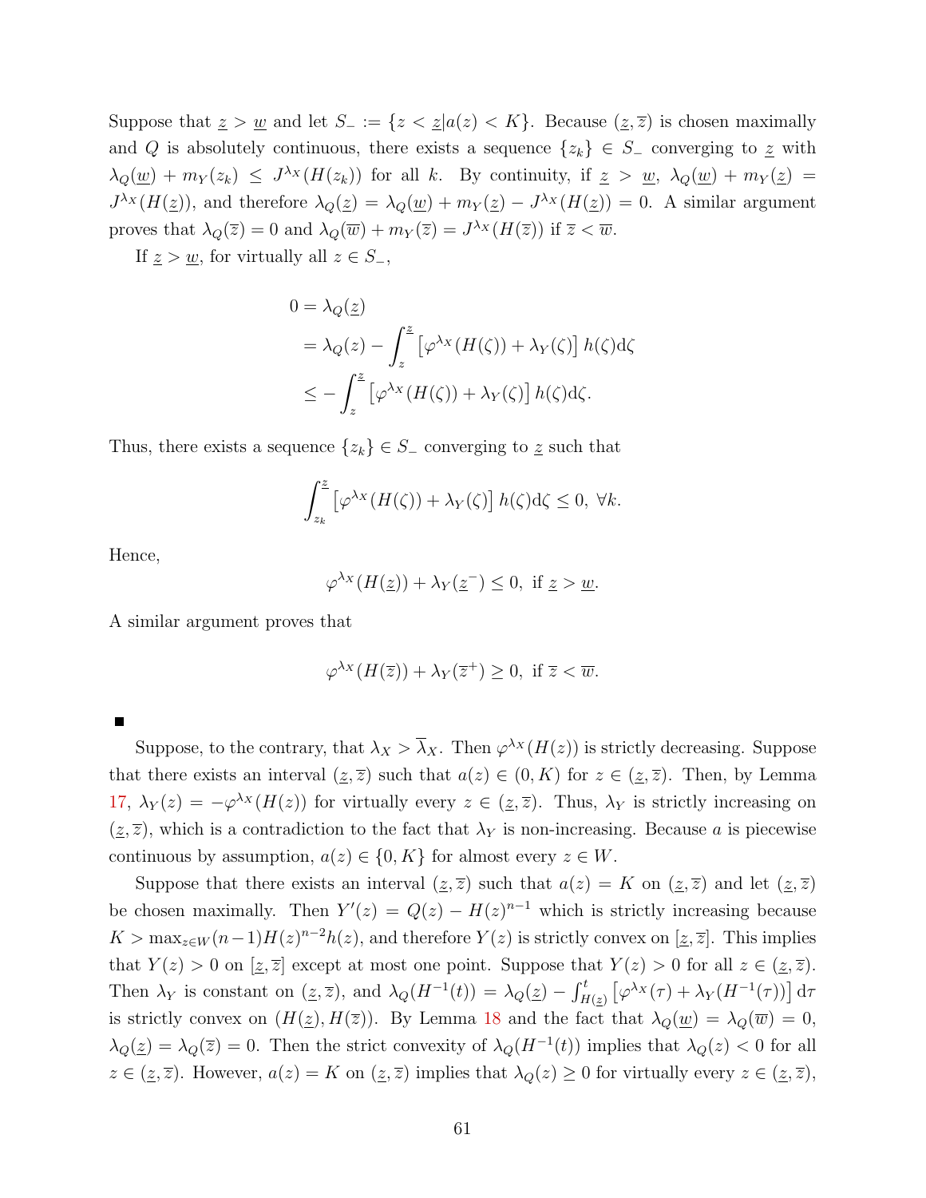Suppose that $\underline{z} > \underline{w}$ and let $S_- := \{z < \underline{z} | a(z) < K\}$. Because $(\underline{z}, \overline{z})$ is chosen maximally and $Q$ is absolutely continuous, there exists a sequence $\{z_k\} \in S_-$ converging to $\underline{z}$ with $\lambda_Q(\underline{w}) + m_Y(z_k) \leq J^{\lambda_X}(H(z_k))$ for all $k$. By continuity, if $\underline{z} > \underline{w}$, $\lambda_Q(\underline{w}) + m_Y(\underline{z}) = J^{\lambda_X}(H(\underline{z}))$, and therefore $\lambda_Q(\underline{z}) = \lambda_Q(\underline{w}) + m_Y(\underline{z}) - J^{\lambda_X}(H(\underline{z})) = 0$. A similar argument proves that $\lambda_Q(\overline{z}) = 0$ and $\lambda_Q(\overline{w}) + m_Y(\overline{z}) = J^{\lambda_X}(H(\overline{z}))$ if $\overline{z} < \overline{w}$.

If $\underline{z} > \underline{w}$, for virtually all $z \in S_-$,

$$
\begin{aligned}
0 &= \lambda_Q(\underline{z}) \\
&= \lambda_Q(z) - \int_z^{\underline{z}} \left[\varphi^{\lambda_X}(H(\zeta)) + \lambda_Y(\zeta)\right] h(\zeta) \mathrm{d}\zeta \\
&\leq - \int_z^{\underline{z}} \left[\varphi^{\lambda_X}(H(\zeta)) + \lambda_Y(\zeta)\right] h(\zeta) \mathrm{d}\zeta.
\end{aligned}
$$

Thus, there exists a sequence $\{z_k\} \in S_-$ converging to $\underline{z}$ such that

$$
\int_{z_k}^{\underline{z}} \left[\varphi^{\lambda_X}(H(\zeta)) + \lambda_Y(\zeta)\right] h(\zeta) \mathrm{d}\zeta \leq 0, \ \forall k.
$$

Hence,

$$
\varphi^{\lambda_X}(H(\underline{z})) + \lambda_Y(\underline{z}^-) \leq 0, \text{ if } \underline{z} > \underline{w}.
$$

A similar argument proves that

$$
\varphi^{\lambda_X}(H(\overline{z})) + \lambda_Y(\overline{z}^+) \geq 0, \text{ if } \overline{z} < \overline{w}.
$$

■

Suppose, to the contrary, that $\lambda_X > \overline{\lambda}_X$. Then $\varphi^{\lambda_X}(H(z))$ is strictly decreasing. Suppose that there exists an interval $(\underline{z}, \overline{z})$ such that $a(z) \in (0, K)$ for $z \in (\underline{z}, \overline{z})$. Then, by Lemma 17, $\lambda_Y(z) = -\varphi^{\lambda_X}(H(z))$ for virtually every $z \in (\underline{z}, \overline{z})$. Thus, $\lambda_Y$ is strictly increasing on $(\underline{z}, \overline{z})$, which is a contradiction to the fact that $\lambda_Y$ is non-increasing. Because $a$ is piecewise continuous by assumption, $a(z) \in \{0, K\}$ for almost every $z \in W$.

Suppose that there exists an interval $(\underline{z}, \overline{z})$ such that $a(z) = K$ on $(\underline{z}, \overline{z})$ and let $(\underline{z}, \overline{z})$ be chosen maximally. Then $Y'(z) = Q(z) - H(z)^{n-1}$ which is strictly increasing because $K > \max_{z \in W}(n-1)H(z)^{n-2}h(z)$, and therefore $Y(z)$ is strictly convex on $[\underline{z}, \overline{z}]$. This implies that $Y(z) > 0$ on $[\underline{z}, \overline{z}]$ except at most one point. Suppose that $Y(z) > 0$ for all $z \in (\underline{z}, \overline{z})$. Then $\lambda_Y$ is constant on $(\underline{z}, \overline{z})$, and $\lambda_Q(H^{-1}(t)) = \lambda_Q(\underline{z}) - \int_{H(\underline{z})}^{t} \left[\varphi^{\lambda_X}(\tau) + \lambda_Y(H^{-1}(\tau))\right] \mathrm{d}\tau$ is strictly convex on $(H(\underline{z}), H(\overline{z}))$. By Lemma 18 and the fact that $\lambda_Q(\underline{w}) = \lambda_Q(\overline{w}) = 0$, $\lambda_Q(\underline{z}) = \lambda_Q(\overline{z}) = 0$. Then the strict convexity of $\lambda_Q(H^{-1}(t))$ implies that $\lambda_Q(z) < 0$ for all $z \in (\underline{z}, \overline{z})$. However, $a(z) = K$ on $(\underline{z}, \overline{z})$ implies that $\lambda_Q(z) \geq 0$ for virtually every $z \in (\underline{z}, \overline{z})$,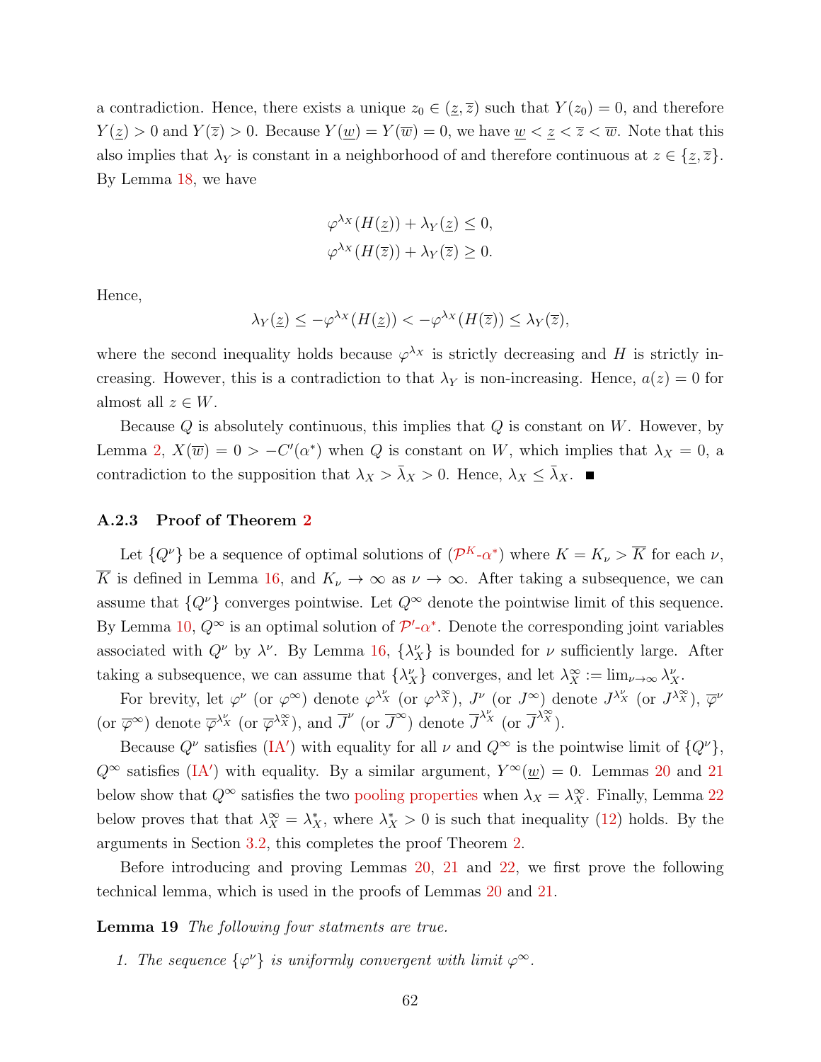a contradiction. Hence, there exists a unique $z_0 \in (\underline{z}, \overline{z})$ such that $Y(z_0) = 0$, and therefore $Y(\underline{z}) > 0$ and $Y(\overline{z}) > 0$. Because $Y(\underline{w}) = Y(\overline{w}) = 0$, we have $\underline{w} < \underline{z} < \overline{z} < \overline{w}$. Note that this also implies that $\lambda_Y$ is constant in a neighborhood of and therefore continuous at $z \in \{\underline{z}, \overline{z}\}$. By Lemma 18, we have

$$
\begin{aligned}
\varphi^{\lambda_X}(H(\underline{z})) + \lambda_Y(\underline{z}) &\leq 0, \\
\varphi^{\lambda_X}(H(\overline{z})) + \lambda_Y(\overline{z}) &\geq 0.
\end{aligned}
$$

Hence,

$$
\lambda_Y(\underline{z}) \leq -\varphi^{\lambda_X}(H(\underline{z})) < -\varphi^{\lambda_X}(H(\overline{z})) \leq \lambda_Y(\overline{z}),
$$

where the second inequality holds because $\varphi^{\lambda_X}$ is strictly decreasing and $H$ is strictly increasing. However, this is a contradiction to that $\lambda_Y$ is non-increasing. Hence, $a(z) = 0$ for almost all $z \in W$.

Because $Q$ is absolutely continuous, this implies that $Q$ is constant on $W$. However, by Lemma 2, $X(\overline{w}) = 0 > -C'(\alpha^*)$ when $Q$ is constant on $W$, which implies that $\lambda_X = 0$, a contradiction to the supposition that $\lambda_X > \bar{\lambda}_X > 0$. Hence, $\lambda_X \leq \bar{\lambda}_X$. ■

### A.2.3 Proof of Theorem 2

Let $\{Q^\nu\}$ be a sequence of optimal solutions of ($\mathcal{P}^K$-$\alpha^*$) where $K = K_\nu > \overline{K}$ for each $\nu$, $\overline{K}$ is defined in Lemma 16, and $K_\nu \to \infty$ as $\nu \to \infty$. After taking a subsequence, we can assume that $\{Q^\nu\}$ converges pointwise. Let $Q^\infty$ denote the pointwise limit of this sequence. By Lemma 10, $Q^\infty$ is an optimal solution of $\mathcal{P}'$-$\alpha^*$. Denote the corresponding joint variables associated with $Q^\nu$ by $\lambda^\nu$. By Lemma 16, $\{\lambda_X^\nu\}$ is bounded for $\nu$ sufficiently large. After taking a subsequence, we can assume that $\{\lambda_X^\nu\}$ converges, and let $\lambda_X^\infty := \lim_{\nu\to\infty} \lambda_X^\nu$.

For brevity, let $\varphi^\nu$ (or $\varphi^\infty$) denote $\varphi^{\lambda_X^\nu}$ (or $\varphi^{\lambda_X^\infty}$), $J^\nu$ (or $J^\infty$) denote $J^{\lambda_X^\nu}$ (or $J^{\lambda_X^\infty}$), $\overline{\varphi}^\nu$ (or $\overline{\varphi}^\infty$) denote $\overline{\varphi}^{\lambda_X^\nu}$ (or $\overline{\varphi}^{\lambda_X^\infty}$), and $\overline{J}^\nu$ (or $\overline{J}^\infty$) denote $\overline{J}^{\lambda_X^\nu}$ (or $\overline{J}^{\lambda_X^\infty}$).

Because $Q^\nu$ satisfies (IA′) with equality for all $\nu$ and $Q^\infty$ is the pointwise limit of $\{Q^\nu\}$, $Q^\infty$ satisfies (IA′) with equality. By a similar argument, $Y^\infty(\underline{w}) = 0$. Lemmas 20 and 21 below show that $Q^\infty$ satisfies the two pooling properties when $\lambda_X = \lambda_X^\infty$. Finally, Lemma 22 below proves that that $\lambda_X^\infty = \lambda_X^*$, where $\lambda_X^* > 0$ is such that inequality (12) holds. By the arguments in Section 3.2, this completes the proof Theorem 2.

Before introducing and proving Lemmas 20, 21 and 22, we first prove the following technical lemma, which is used in the proofs of Lemmas 20 and 21.

**Lemma 19** *The following four statments are true.*

1. *The sequence $\{\varphi^\nu\}$ is uniformly convergent with limit $\varphi^\infty$.*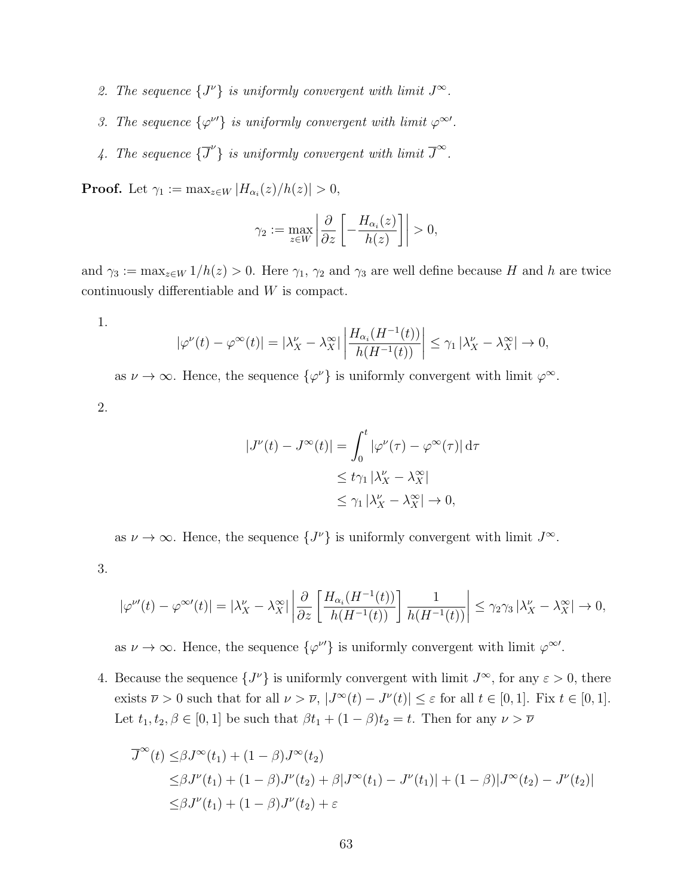2. *The sequence $\{J^\nu\}$ is uniformly convergent with limit $J^\infty$.*

3. *The sequence $\{\varphi^{\nu\prime}\}$ is uniformly convergent with limit $\varphi^{\infty\prime}$.*

4. *The sequence $\{\overline{J}^\nu\}$ is uniformly convergent with limit $\overline{J}^\infty$.*

**Proof.** Let $\gamma_1 := \max_{z \in W} |H_{\alpha_i}(z)/h(z)| > 0$,

$$\gamma_2 := \max_{z \in W} \left| \frac{\partial}{\partial z} \left[ -\frac{H_{\alpha_i}(z)}{h(z)} \right] \right| > 0,$$

and $\gamma_3 := \max_{z \in W} 1/h(z) > 0$. Here $\gamma_1$, $\gamma_2$ and $\gamma_3$ are well define because $H$ and $h$ are twice continuously differentiable and $W$ is compact.

1. $$|\varphi^\nu(t) - \varphi^\infty(t)| = |\lambda_X^\nu - \lambda_X^\infty| \left| \frac{H_{\alpha_i}(H^{-1}(t))}{h(H^{-1}(t))} \right| \leq \gamma_1 |\lambda_X^\nu - \lambda_X^\infty| \to 0,$$

   as $\nu \to \infty$. Hence, the sequence $\{\varphi^\nu\}$ is uniformly convergent with limit $\varphi^\infty$.

2. $$\begin{aligned} |J^\nu(t) - J^\infty(t)| &= \int_0^t |\varphi^\nu(\tau) - \varphi^\infty(\tau)| \, \mathrm{d}\tau \\ &\leq t\gamma_1 |\lambda_X^\nu - \lambda_X^\infty| \\ &\leq \gamma_1 |\lambda_X^\nu - \lambda_X^\infty| \to 0, \end{aligned}$$

   as $\nu \to \infty$. Hence, the sequence $\{J^\nu\}$ is uniformly convergent with limit $J^\infty$.

3. $$|\varphi^{\nu\prime}(t) - \varphi^{\infty\prime}(t)| = |\lambda_X^\nu - \lambda_X^\infty| \left| \frac{\partial}{\partial z} \left[ \frac{H_{\alpha_i}(H^{-1}(t))}{h(H^{-1}(t))} \right] \frac{1}{h(H^{-1}(t))} \right| \leq \gamma_2 \gamma_3 |\lambda_X^\nu - \lambda_X^\infty| \to 0,$$

   as $\nu \to \infty$. Hence, the sequence $\{\varphi^{\nu\prime}\}$ is uniformly convergent with limit $\varphi^{\infty\prime}$.

4. Because the sequence $\{J^\nu\}$ is uniformly convergent with limit $J^\infty$, for any $\varepsilon > 0$, there exists $\overline{\nu} > 0$ such that for all $\nu > \overline{\nu}$, $|J^\infty(t) - J^\nu(t)| \leq \varepsilon$ for all $t \in [0, 1]$. Fix $t \in [0, 1]$. Let $t_1, t_2, \beta \in [0, 1]$ be such that $\beta t_1 + (1 - \beta)t_2 = t$. Then for any $\nu > \overline{\nu}$

   $$\begin{aligned} \overline{J}^\infty(t) \leq& \beta J^\infty(t_1) + (1 - \beta) J^\infty(t_2) \\ \leq& \beta J^\nu(t_1) + (1 - \beta) J^\nu(t_2) + \beta |J^\infty(t_1) - J^\nu(t_1)| + (1 - \beta)|J^\infty(t_2) - J^\nu(t_2)| \\ \leq& \beta J^\nu(t_1) + (1 - \beta) J^\nu(t_2) + \varepsilon \end{aligned}$$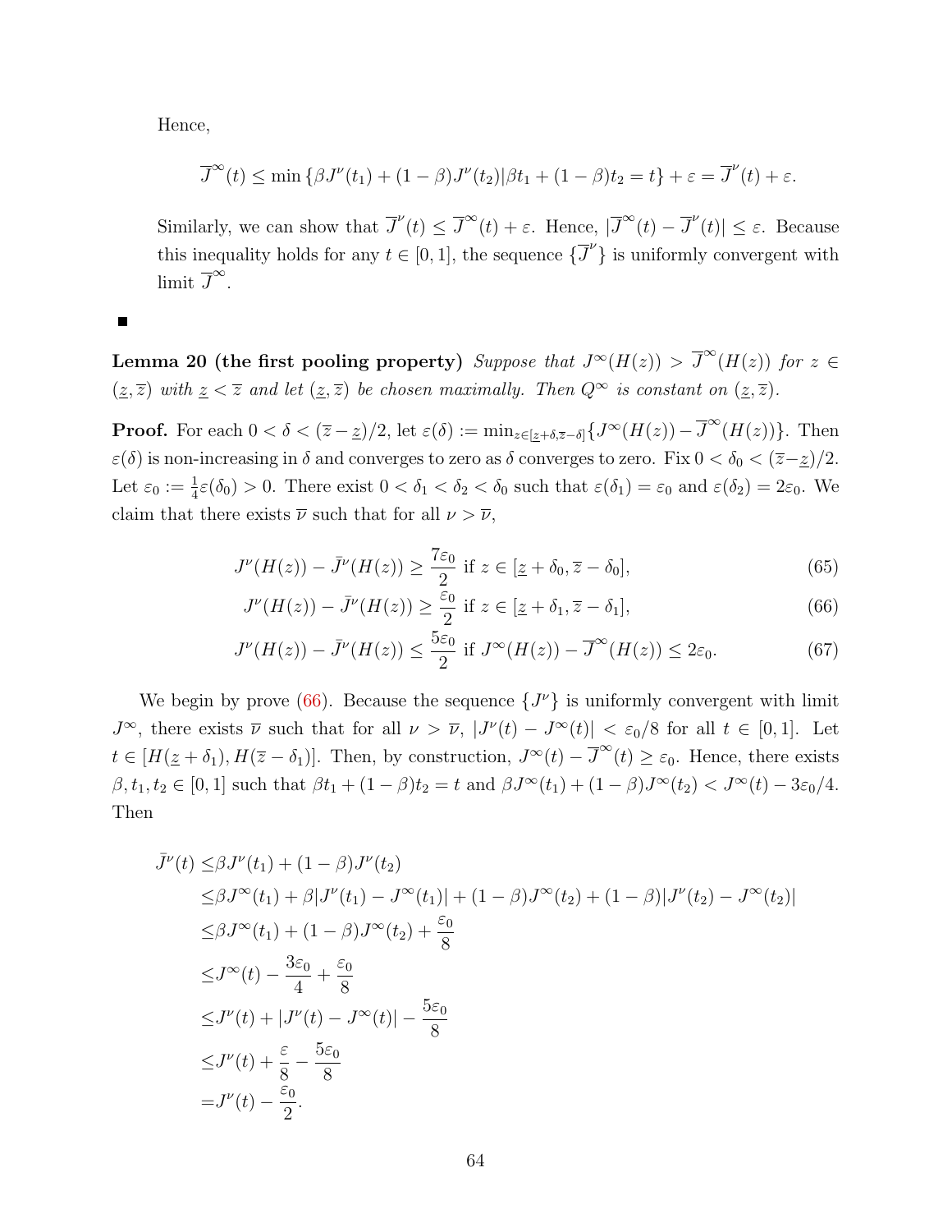Hence,

$$\overline{J}^{\infty}(t) \leq \min\left\{\beta J^{\nu}(t_1) + (1-\beta)J^{\nu}(t_2) | \beta t_1 + (1-\beta)t_2 = t\right\} + \varepsilon = \overline{J}^{\nu}(t) + \varepsilon.$$

Similarly, we can show that $\overline{J}^{\nu}(t) \leq \overline{J}^{\infty}(t) + \varepsilon$. Hence, $|\overline{J}^{\infty}(t) - \overline{J}^{\nu}(t)| \leq \varepsilon$. Because this inequality holds for any $t \in [0,1]$, the sequence $\{\overline{J}^{\nu}\}$ is uniformly convergent with limit $\overline{J}^{\infty}$.

∎

**Lemma 20 (the first pooling property)** *Suppose that $J^{\infty}(H(z)) > \overline{J}^{\infty}(H(z))$ for $z \in (\underline{z}, \overline{z})$ with $\underline{z} < \overline{z}$ and let $(\underline{z}, \overline{z})$ be chosen maximally. Then $Q^{\infty}$ is constant on $(\underline{z}, \overline{z})$.*

**Proof.** For each $0 < \delta < (\overline{z} - \underline{z})/2$, let $\varepsilon(\delta) := \min_{z \in [\underline{z}+\delta, \overline{z}-\delta]}\{J^{\infty}(H(z)) - \overline{J}^{\infty}(H(z))\}$. Then $\varepsilon(\delta)$ is non-increasing in $\delta$ and converges to zero as $\delta$ converges to zero. Fix $0 < \delta_0 < (\overline{z} - \underline{z})/2$. Let $\varepsilon_0 := \frac{1}{4}\varepsilon(\delta_0) > 0$. There exist $0 < \delta_1 < \delta_2 < \delta_0$ such that $\varepsilon(\delta_1) = \varepsilon_0$ and $\varepsilon(\delta_2) = 2\varepsilon_0$. We claim that there exists $\overline{\nu}$ such that for all $\nu > \overline{\nu}$,

$$J^{\nu}(H(z)) - \bar{J}^{\nu}(H(z)) \geq \frac{7\varepsilon_0}{2} \text{ if } z \in [\underline{z} + \delta_0, \overline{z} - \delta_0], \tag{65}$$

$$J^{\nu}(H(z)) - \bar{J}^{\nu}(H(z)) \geq \frac{\varepsilon_0}{2} \text{ if } z \in [\underline{z} + \delta_1, \overline{z} - \delta_1], \tag{66}$$

$$J^{\nu}(H(z)) - \bar{J}^{\nu}(H(z)) \leq \frac{5\varepsilon_0}{2} \text{ if } J^{\infty}(H(z)) - \overline{J}^{\infty}(H(z)) \leq 2\varepsilon_0. \tag{67}$$

We begin by prove (66). Because the sequence $\{J^{\nu}\}$ is uniformly convergent with limit $J^{\infty}$, there exists $\overline{\nu}$ such that for all $\nu > \overline{\nu}$, $|J^{\nu}(t) - J^{\infty}(t)| < \varepsilon_0/8$ for all $t \in [0,1]$. Let $t \in [H(\underline{z} + \delta_1), H(\overline{z} - \delta_1)]$. Then, by construction, $J^{\infty}(t) - \overline{J}^{\infty}(t) \geq \varepsilon_0$. Hence, there exists $\beta, t_1, t_2 \in [0,1]$ such that $\beta t_1 + (1-\beta)t_2 = t$ and $\beta J^{\infty}(t_1) + (1-\beta)J^{\infty}(t_2) < J^{\infty}(t) - 3\varepsilon_0/4$. Then

$$\begin{aligned}
\bar{J}^{\nu}(t) \leq & \beta J^{\nu}(t_1) + (1-\beta)J^{\nu}(t_2) \\
\leq & \beta J^{\infty}(t_1) + \beta|J^{\nu}(t_1) - J^{\infty}(t_1)| + (1-\beta)J^{\infty}(t_2) + (1-\beta)|J^{\nu}(t_2) - J^{\infty}(t_2)| \\
\leq & \beta J^{\infty}(t_1) + (1-\beta)J^{\infty}(t_2) + \frac{\varepsilon_0}{8} \\
\leq & J^{\infty}(t) - \frac{3\varepsilon_0}{4} + \frac{\varepsilon_0}{8} \\
\leq & J^{\nu}(t) + |J^{\nu}(t) - J^{\infty}(t)| - \frac{5\varepsilon_0}{8} \\
\leq & J^{\nu}(t) + \frac{\varepsilon}{8} - \frac{5\varepsilon_0}{8} \\
= & J^{\nu}(t) - \frac{\varepsilon_0}{2}.
\end{aligned}$$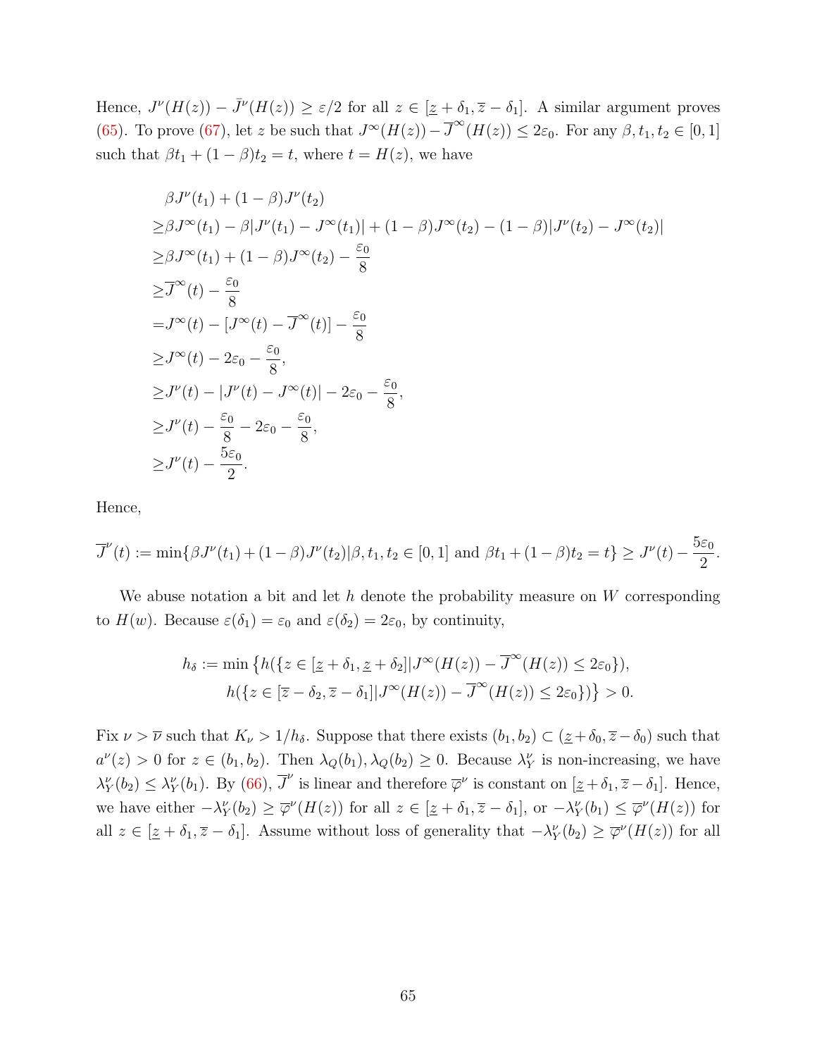Hence, $J^\nu(H(z)) - \bar{J}^\nu(H(z)) \geq \varepsilon/2$ for all $z \in [\underline{z}+\delta_1, \overline{z}-\delta_1]$. A similar argument proves (65). To prove (67), let $z$ be such that $J^\infty(H(z)) - \overline{J}^\infty(H(z)) \leq 2\varepsilon_0$. For any $\beta, t_1, t_2 \in [0,1]$ such that $\beta t_1 + (1-\beta)t_2 = t$, where $t = H(z)$, we have

$$
\begin{aligned}
&\beta J^\nu(t_1) + (1-\beta)J^\nu(t_2) \\
\geq &\beta J^\infty(t_1) - \beta|J^\nu(t_1) - J^\infty(t_1)| + (1-\beta)J^\infty(t_2) - (1-\beta)|J^\nu(t_2) - J^\infty(t_2)| \\
\geq &\beta J^\infty(t_1) + (1-\beta)J^\infty(t_2) - \frac{\varepsilon_0}{8} \\
\geq &\overline{J}^\infty(t) - \frac{\varepsilon_0}{8} \\
= &J^\infty(t) - [J^\infty(t) - \overline{J}^\infty(t)] - \frac{\varepsilon_0}{8} \\
\geq &J^\infty(t) - 2\varepsilon_0 - \frac{\varepsilon_0}{8}, \\
\geq &J^\nu(t) - |J^\nu(t) - J^\infty(t)| - 2\varepsilon_0 - \frac{\varepsilon_0}{8}, \\
\geq &J^\nu(t) - \frac{\varepsilon_0}{8} - 2\varepsilon_0 - \frac{\varepsilon_0}{8}, \\
\geq &J^\nu(t) - \frac{5\varepsilon_0}{2}.
\end{aligned}
$$

Hence,

$$
\overline{J}^\nu(t) := \min\{\beta J^\nu(t_1) + (1-\beta)J^\nu(t_2) | \beta, t_1, t_2 \in [0,1] \text{ and } \beta t_1 + (1-\beta)t_2 = t\} \geq J^\nu(t) - \frac{5\varepsilon_0}{2}.
$$

We abuse notation a bit and let $h$ denote the probability measure on $W$ corresponding to $H(w)$. Because $\varepsilon(\delta_1) = \varepsilon_0$ and $\varepsilon(\delta_2) = 2\varepsilon_0$, by continuity,

$$
\begin{aligned}
h_\delta := \min\big\{&h(\{z \in [\underline{z}+\delta_1, \underline{z}+\delta_2] | J^\infty(H(z)) - \overline{J}^\infty(H(z)) \leq 2\varepsilon_0\}), \\
&h(\{z \in [\overline{z}-\delta_2, \overline{z}-\delta_1] | J^\infty(H(z)) - \overline{J}^\infty(H(z)) \leq 2\varepsilon_0\})\big\} > 0.
\end{aligned}
$$

Fix $\nu > \overline{\nu}$ such that $K_\nu > 1/h_\delta$. Suppose that there exists $(b_1, b_2) \subset (\underline{z}+\delta_0, \overline{z}-\delta_0)$ such that $a^\nu(z) > 0$ for $z \in (b_1, b_2)$. Then $\lambda_Q(b_1), \lambda_Q(b_2) \geq 0$. Because $\lambda_Y^\nu$ is non-increasing, we have $\lambda_Y^\nu(b_2) \leq \lambda_Y^\nu(b_1)$. By (66), $\overline{J}^\nu$ is linear and therefore $\overline{\varphi}^\nu$ is constant on $[\underline{z}+\delta_1, \overline{z}-\delta_1]$. Hence, we have either $-\lambda_Y^\nu(b_2) \geq \overline{\varphi}^\nu(H(z))$ for all $z \in [\underline{z}+\delta_1, \overline{z}-\delta_1]$, or $-\lambda_Y^\nu(b_1) \leq \overline{\varphi}^\nu(H(z))$ for all $z \in [\underline{z}+\delta_1, \overline{z}-\delta_1]$. Assume without loss of generality that $-\lambda_Y^\nu(b_2) \geq \overline{\varphi}^\nu(H(z))$ for all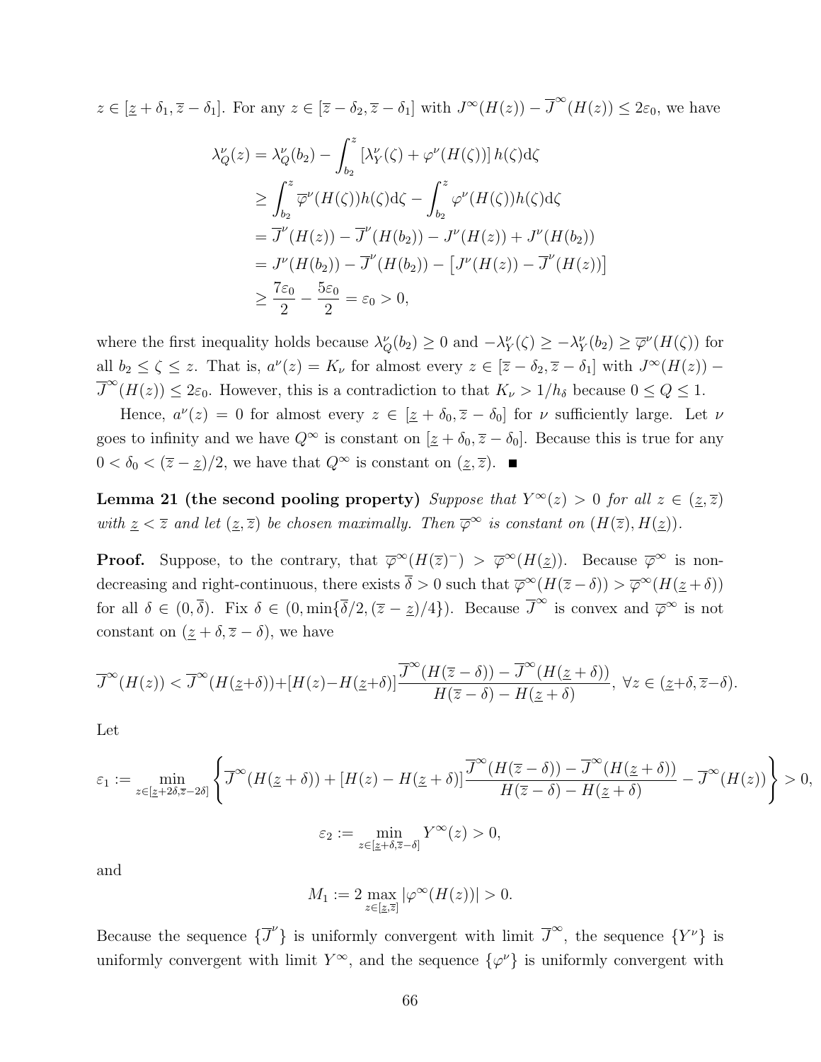$z \in [\underline{z}+\delta_1, \overline{z}-\delta_1]$. For any $z \in [\overline{z}-\delta_2, \overline{z}-\delta_1]$ with $J^\infty(H(z)) - \overline{J}^\infty(H(z)) \le 2\varepsilon_0$, we have

$$
\begin{aligned}
\lambda_Q^\nu(z) &= \lambda_Q^\nu(b_2) - \int_{b_2}^{z} \left[\lambda_Y^\nu(\zeta) + \varphi^\nu(H(\zeta))\right] h(\zeta)\mathrm{d}\zeta \\
&\ge \int_{b_2}^{z} \overline{\varphi}^\nu(H(\zeta))h(\zeta)\mathrm{d}\zeta - \int_{b_2}^{z} \varphi^\nu(H(\zeta))h(\zeta)\mathrm{d}\zeta \\
&= \overline{J}^\nu(H(z)) - \overline{J}^\nu(H(b_2)) - J^\nu(H(z)) + J^\nu(H(b_2)) \\
&= J^\nu(H(b_2)) - \overline{J}^\nu(H(b_2)) - \left[J^\nu(H(z)) - \overline{J}^\nu(H(z))\right] \\
&\ge \frac{7\varepsilon_0}{2} - \frac{5\varepsilon_0}{2} = \varepsilon_0 > 0,
\end{aligned}
$$

where the first inequality holds because $\lambda_Q^\nu(b_2) \ge 0$ and $-\lambda_Y^\nu(\zeta) \ge -\lambda_Y^\nu(b_2) \ge \overline{\varphi}^\nu(H(\zeta))$ for all $b_2 \le \zeta \le z$. That is, $a^\nu(z) = K_\nu$ for almost every $z \in [\overline{z}-\delta_2, \overline{z}-\delta_1]$ with $J^\infty(H(z)) - \overline{J}^\infty(H(z)) \le 2\varepsilon_0$. However, this is a contradiction to that $K_\nu > 1/h_\delta$ because $0 \le Q \le 1$.

Hence, $a^\nu(z) = 0$ for almost every $z \in [\underline{z}+\delta_0, \overline{z}-\delta_0]$ for $\nu$ sufficiently large. Let $\nu$ goes to infinity and we have $Q^\infty$ is constant on $[\underline{z}+\delta_0, \overline{z}-\delta_0]$. Because this is true for any $0 < \delta_0 < (\overline{z}-\underline{z})/2$, we have that $Q^\infty$ is constant on $(\underline{z}, \overline{z})$. ■

**Lemma 21 (the second pooling property)** *Suppose that $Y^\infty(z) > 0$ for all $z \in (\underline{z}, \overline{z})$ with $\underline{z} < \overline{z}$ and let $(\underline{z}, \overline{z})$ be chosen maximally. Then $\overline{\varphi}^\infty$ is constant on $(H(\overline{z}), H(\underline{z}))$.*

**Proof.** Suppose, to the contrary, that $\overline{\varphi}^\infty(H(\overline{z})^-) > \overline{\varphi}^\infty(H(\underline{z}))$. Because $\overline{\varphi}^\infty$ is non-decreasing and right-continuous, there exists $\overline{\delta} > 0$ such that $\overline{\varphi}^\infty(H(\overline{z}-\delta)) > \overline{\varphi}^\infty(H(\underline{z}+\delta))$ for all $\delta \in (0, \overline{\delta})$. Fix $\delta \in (0, \min\{\overline{\delta}/2, (\overline{z}-\underline{z})/4\})$. Because $\overline{J}^\infty$ is convex and $\overline{\varphi}^\infty$ is not constant on $(\underline{z}+\delta, \overline{z}-\delta)$, we have

$$
\overline{J}^\infty(H(z)) < \overline{J}^\infty(H(\underline{z}+\delta)) + [H(z) - H(\underline{z}+\delta)]\frac{\overline{J}^\infty(H(\overline{z}-\delta)) - \overline{J}^\infty(H(\underline{z}+\delta))}{H(\overline{z}-\delta) - H(\underline{z}+\delta)},\ \forall z \in (\underline{z}+\delta, \overline{z}-\delta).
$$

Let

$$
\varepsilon_1 := \min_{z \in [\underline{z}+2\delta, \overline{z}-2\delta]} \left\{ \overline{J}^\infty(H(\underline{z}+\delta)) + [H(z) - H(\underline{z}+\delta)]\frac{\overline{J}^\infty(H(\overline{z}-\delta)) - \overline{J}^\infty(H(\underline{z}+\delta))}{H(\overline{z}-\delta) - H(\underline{z}+\delta)} - \overline{J}^\infty(H(z)) \right\} > 0,
$$

$$
\varepsilon_2 := \min_{z \in [\underline{z}+\delta, \overline{z}-\delta]} Y^\infty(z) > 0,
$$

and

$$
M_1 := 2 \max_{z \in [\underline{z}, \overline{z}]} |\varphi^\infty(H(z))| > 0.
$$

Because the sequence $\{\overline{J}^\nu\}$ is uniformly convergent with limit $\overline{J}^\infty$, the sequence $\{Y^\nu\}$ is uniformly convergent with limit $Y^\infty$, and the sequence $\{\varphi^\nu\}$ is uniformly convergent with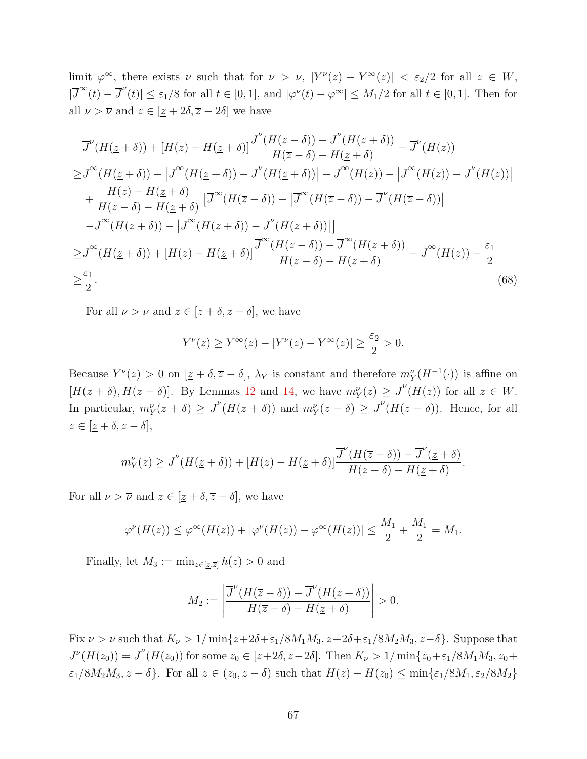limit $\varphi^\infty$, there exists $\overline{\nu}$ such that for $\nu > \overline{\nu}$, $|Y^\nu(z) - Y^\infty(z)| < \varepsilon_2/2$ for all $z \in W$, $|\overline{J}^\infty(t) - \overline{J}^\nu(t)| \leq \varepsilon_1/8$ for all $t \in [0,1]$, and $|\varphi^\nu(t) - \varphi^\infty| \leq M_1/2$ for all $t \in [0,1]$. Then for all $\nu > \overline{\nu}$ and $z \in [\underline{z} + 2\delta, \overline{z} - 2\delta]$ we have

$$
\begin{aligned}
&\overline{J}^\nu(H(\underline{z}+\delta)) + [H(z) - H(\underline{z}+\delta)]\frac{\overline{J}^\nu(H(\overline{z}-\delta)) - \overline{J}^\nu(H(\underline{z}+\delta))}{H(\overline{z}-\delta) - H(\underline{z}+\delta)} - \overline{J}^\nu(H(z)) \\
\geq &\overline{J}^\infty(H(\underline{z}+\delta)) - \left|\overline{J}^\infty(H(\underline{z}+\delta)) - \overline{J}^\nu(H(\underline{z}+\delta))\right| - \overline{J}^\infty(H(z)) - \left|\overline{J}^\infty(H(z)) - \overline{J}^\nu(H(z))\right| \\
&+ \frac{H(z) - H(\underline{z}+\delta)}{H(\overline{z}-\delta) - H(\underline{z}+\delta)}\left[\overline{J}^\infty(H(\overline{z}-\delta)) - \left|\overline{J}^\infty(H(\overline{z}-\delta)) - \overline{J}^\nu(H(\overline{z}-\delta))\right|\right. \\
&\left. - \overline{J}^\infty(H(\underline{z}+\delta)) - \left|\overline{J}^\infty(H(\underline{z}+\delta)) - \overline{J}^\nu(H(\underline{z}+\delta))\right|\right] \\
\geq &\overline{J}^\infty(H(\underline{z}+\delta)) + [H(z) - H(\underline{z}+\delta)]\frac{\overline{J}^\infty(H(\overline{z}-\delta)) - \overline{J}^\infty(H(\underline{z}+\delta))}{H(\overline{z}-\delta) - H(\underline{z}+\delta)} - \overline{J}^\infty(H(z)) - \frac{\varepsilon_1}{2} \\
\geq &\frac{\varepsilon_1}{2}.
\end{aligned}
\tag{68}
$$

For all $\nu > \overline{\nu}$ and $z \in [\underline{z} + \delta, \overline{z} - \delta]$, we have

$$
Y^\nu(z) \geq Y^\infty(z) - |Y^\nu(z) - Y^\infty(z)| \geq \frac{\varepsilon_2}{2} > 0.
$$

Because $Y^\nu(z) > 0$ on $[\underline{z} + \delta, \overline{z} - \delta]$, $\lambda_Y$ is constant and therefore $m^\nu_Y(H^{-1}(\cdot))$ is affine on $[H(\underline{z} + \delta), H(\overline{z} - \delta)]$. By Lemmas 12 and 14, we have $m^\nu_Y(z) \geq \overline{J}^\nu(H(z))$ for all $z \in W$. In particular, $m^\nu_Y(\underline{z} + \delta) \geq \overline{J}^\nu(H(\underline{z} + \delta))$ and $m^\nu_Y(\overline{z} - \delta) \geq \overline{J}^\nu(H(\overline{z} - \delta))$. Hence, for all $z \in [\underline{z} + \delta, \overline{z} - \delta]$,

$$
m^\nu_Y(z) \geq \overline{J}^\nu(H(\underline{z}+\delta)) + [H(z) - H(\underline{z}+\delta)]\frac{\overline{J}^\nu(H(\overline{z}-\delta)) - \overline{J}^\nu(\underline{z}+\delta)}{H(\overline{z}-\delta) - H(\underline{z}+\delta)}.
$$

For all $\nu > \overline{\nu}$ and $z \in [\underline{z} + \delta, \overline{z} - \delta]$, we have

$$
\varphi^\nu(H(z)) \leq \varphi^\infty(H(z)) + |\varphi^\nu(H(z)) - \varphi^\infty(H(z))| \leq \frac{M_1}{2} + \frac{M_1}{2} = M_1.
$$

Finally, let $M_3 := \min_{z \in [\underline{z}, \overline{z}]} h(z) > 0$ and

$$
M_2 := \left|\frac{\overline{J}^\nu(H(\overline{z}-\delta)) - \overline{J}^\nu(H(\underline{z}+\delta))}{H(\overline{z}-\delta) - H(\underline{z}+\delta)}\right| > 0.
$$

Fix $\nu > \overline{\nu}$ such that $K_\nu > 1/\min\{\underline{z}+2\delta+\varepsilon_1/8M_1M_3, \underline{z}+2\delta+\varepsilon_1/8M_2M_3, \overline{z}-\delta\}$. Suppose that $J^\nu(H(z_0)) = \overline{J}^\nu(H(z_0))$ for some $z_0 \in [\underline{z}+2\delta, \overline{z}-2\delta]$. Then $K_\nu > 1/\min\{z_0+\varepsilon_1/8M_1M_3, z_0+\varepsilon_1/8M_2M_3, \overline{z}-\delta\}$. For all $z \in (z_0, \overline{z} - \delta)$ such that $H(z) - H(z_0) \leq \min\{\varepsilon_1/8M_1, \varepsilon_2/8M_2\}$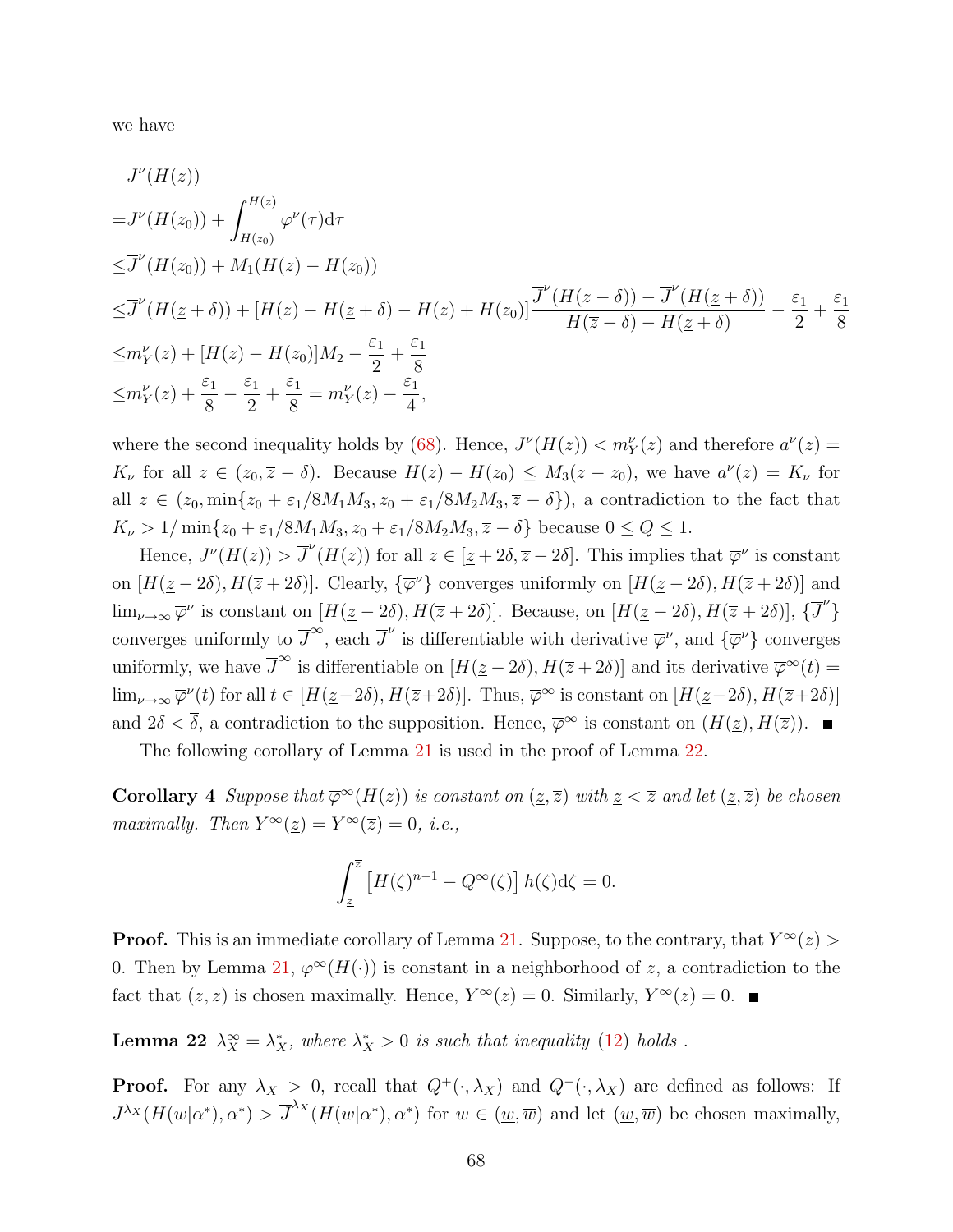we have

$$
\begin{aligned}
& J^\nu(H(z)) \\
=& J^\nu(H(z_0)) + \int_{H(z_0)}^{H(z)} \varphi^\nu(\tau)\mathrm{d}\tau \\
\leq& \overline{J}^\nu(H(z_0)) + M_1(H(z) - H(z_0)) \\
\leq& \overline{J}^\nu(H(\underline{z}+\delta)) + [H(z) - H(\underline{z}+\delta) - H(z) + H(z_0)]\frac{\overline{J}^\nu(H(\overline{z}-\delta)) - \overline{J}^\nu(H(\underline{z}+\delta))}{H(\overline{z}-\delta) - H(\underline{z}+\delta)} - \frac{\varepsilon_1}{2} + \frac{\varepsilon_1}{8} \\
\leq& m_Y^\nu(z) + [H(z) - H(z_0)]M_2 - \frac{\varepsilon_1}{2} + \frac{\varepsilon_1}{8} \\
\leq& m_Y^\nu(z) + \frac{\varepsilon_1}{8} - \frac{\varepsilon_1}{2} + \frac{\varepsilon_1}{8} = m_Y^\nu(z) - \frac{\varepsilon_1}{4},
\end{aligned}
$$

where the second inequality holds by (68). Hence, $J^\nu(H(z)) < m_Y^\nu(z)$ and therefore $a^\nu(z) = K_\nu$ for all $z \in (z_0, \overline{z} - \delta)$. Because $H(z) - H(z_0) \leq M_3(z - z_0)$, we have $a^\nu(z) = K_\nu$ for all $z \in (z_0, \min\{z_0 + \varepsilon_1/8M_1M_3, z_0 + \varepsilon_1/8M_2M_3, \overline{z} - \delta\})$, a contradiction to the fact that $K_\nu > 1/\min\{z_0 + \varepsilon_1/8M_1M_3, z_0 + \varepsilon_1/8M_2M_3, \overline{z} - \delta\}$ because $0 \leq Q \leq 1$.

Hence, $J^\nu(H(z)) > \overline{J}^\nu(H(z))$ for all $z \in [\underline{z}+2\delta, \overline{z}-2\delta]$. This implies that $\overline{\varphi}^\nu$ is constant on $[H(\underline{z}-2\delta), H(\overline{z}+2\delta)]$. Clearly, $\{\overline{\varphi}^\nu\}$ converges uniformly on $[H(\underline{z}-2\delta), H(\overline{z}+2\delta)]$ and $\lim_{\nu\to\infty} \overline{\varphi}^\nu$ is constant on $[H(\underline{z}-2\delta), H(\overline{z}+2\delta)]$. Because, on $[H(\underline{z}-2\delta), H(\overline{z}+2\delta)]$, $\{\overline{J}^\nu\}$ converges uniformly to $\overline{J}^\infty$, each $\overline{J}^\nu$ is differentiable with derivative $\overline{\varphi}^\nu$, and $\{\overline{\varphi}^\nu\}$ converges uniformly, we have $\overline{J}^\infty$ is differentiable on $[H(\underline{z}-2\delta), H(\overline{z}+2\delta)]$ and its derivative $\overline{\varphi}^\infty(t) = \lim_{\nu\to\infty} \overline{\varphi}^\nu(t)$ for all $t \in [H(\underline{z}-2\delta), H(\overline{z}+2\delta)]$. Thus, $\overline{\varphi}^\infty$ is constant on $[H(\underline{z}-2\delta), H(\overline{z}+2\delta)]$ and $2\delta < \overline{\delta}$, a contradiction to the supposition. Hence, $\overline{\varphi}^\infty$ is constant on $(H(\underline{z}), H(\overline{z}))$. ■

The following corollary of Lemma 21 is used in the proof of Lemma 22.

**Corollary 4** *Suppose that $\overline{\varphi}^\infty(H(z))$ is constant on $(\underline{z}, \overline{z})$ with $\underline{z} < \overline{z}$ and let $(\underline{z}, \overline{z})$ be chosen maximally. Then $Y^\infty(\underline{z}) = Y^\infty(\overline{z}) = 0$, i.e.,*

$$
\int_{\underline{z}}^{\overline{z}} \left[H(\zeta)^{n-1} - Q^\infty(\zeta)\right] h(\zeta)\mathrm{d}\zeta = 0.
$$

**Proof.** This is an immediate corollary of Lemma 21. Suppose, to the contrary, that $Y^\infty(\overline{z}) > 0$. Then by Lemma 21, $\overline{\varphi}^\infty(H(\cdot))$ is constant in a neighborhood of $\overline{z}$, a contradiction to the fact that $(\underline{z}, \overline{z})$ is chosen maximally. Hence, $Y^\infty(\overline{z}) = 0$. Similarly, $Y^\infty(\underline{z}) = 0$. ■

**Lemma 22** *$\lambda_X^\infty = \lambda_X^*$, where $\lambda_X^* > 0$ is such that inequality (12) holds .*

**Proof.** For any $\lambda_X > 0$, recall that $Q^+(\cdot, \lambda_X)$ and $Q^-(\cdot, \lambda_X)$ are defined as follows: If $J^{\lambda_X}(H(w|\alpha^*), \alpha^*) > \overline{J}^{\lambda_X}(H(w|\alpha^*), \alpha^*)$ for $w \in (\underline{w}, \overline{w})$ and let $(\underline{w}, \overline{w})$ be chosen maximally,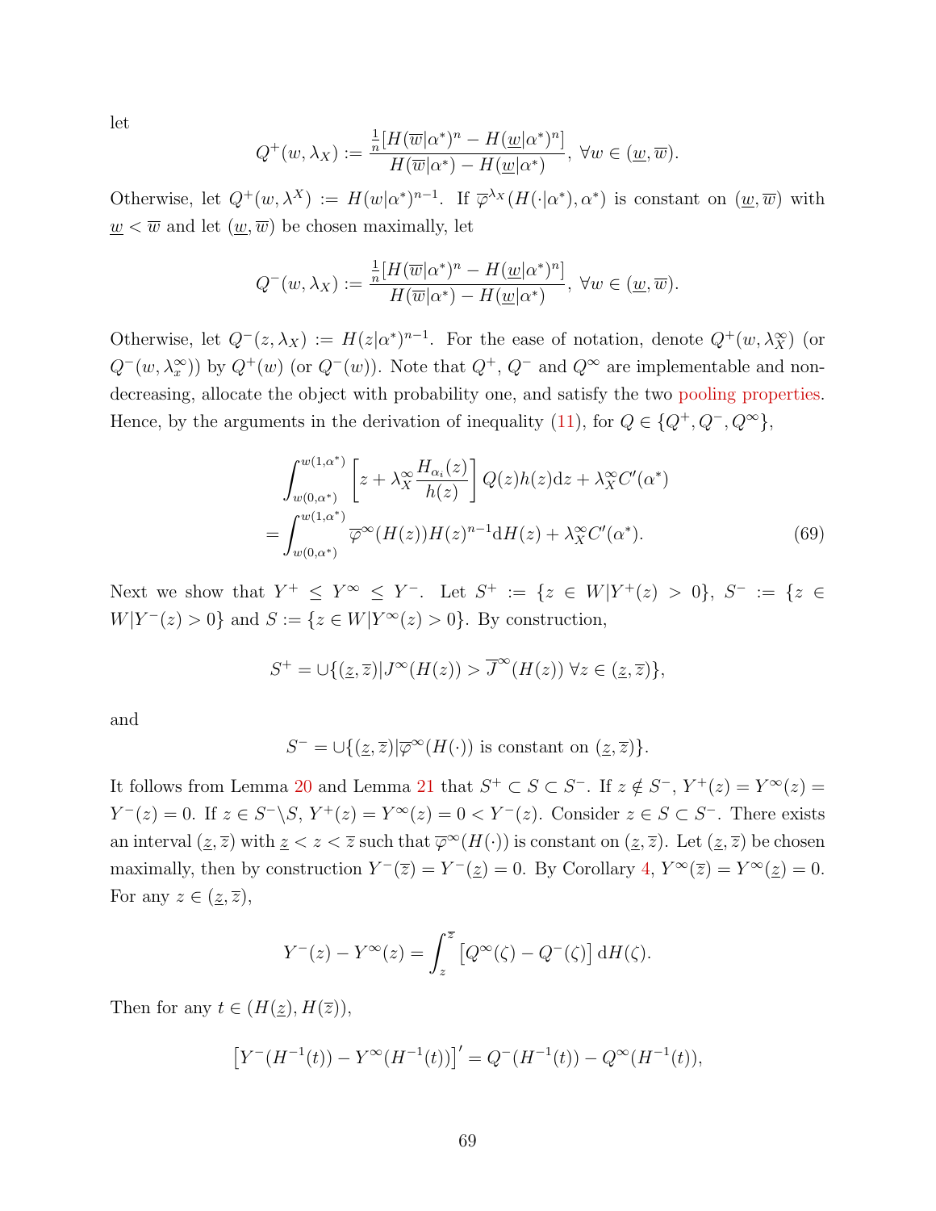let

$$Q^+(w, \lambda_X) := \frac{\frac{1}{n}[H(\overline{w}|\alpha^*)^n - H(\underline{w}|\alpha^*)^n]}{H(\overline{w}|\alpha^*) - H(\underline{w}|\alpha^*)},\ \forall w \in (\underline{w}, \overline{w}).$$

Otherwise, let $Q^+(w, \lambda^X) := H(w|\alpha^*)^{n-1}$. If $\overline{\varphi}^{\lambda_X}(H(\cdot|\alpha^*), \alpha^*)$ is constant on $(\underline{w}, \overline{w})$ with $\underline{w} < \overline{w}$ and let $(\underline{w}, \overline{w})$ be chosen maximally, let

$$Q^-(w, \lambda_X) := \frac{\frac{1}{n}[H(\overline{w}|\alpha^*)^n - H(\underline{w}|\alpha^*)^n]}{H(\overline{w}|\alpha^*) - H(\underline{w}|\alpha^*)},\ \forall w \in (\underline{w}, \overline{w}).$$

Otherwise, let $Q^-(z, \lambda_X) := H(z|\alpha^*)^{n-1}$. For the ease of notation, denote $Q^+(w, \lambda_X^\infty)$ (or $Q^-(w, \lambda_x^\infty)$) by $Q^+(w)$ (or $Q^-(w)$). Note that $Q^+$, $Q^-$ and $Q^\infty$ are implementable and non-decreasing, allocate the object with probability one, and satisfy the two pooling properties. Hence, by the arguments in the derivation of inequality (11), for $Q \in \{Q^+, Q^-, Q^\infty\}$,

$$\begin{aligned}
&\int_{w(0,\alpha^*)}^{w(1,\alpha^*)} \left[z + \lambda_X^\infty \frac{H_{\alpha_i}(z)}{h(z)}\right] Q(z)h(z)\mathrm{d}z + \lambda_X^\infty C'(\alpha^*) \\
=& \int_{w(0,\alpha^*)}^{w(1,\alpha^*)} \overline{\varphi}^\infty(H(z))H(z)^{n-1}\mathrm{d}H(z) + \lambda_X^\infty C'(\alpha^*). \qquad (69)
\end{aligned}$$

Next we show that $Y^+ \leq Y^\infty \leq Y^-$. Let $S^+ := \{z \in W|Y^+(z) > 0\}$, $S^- := \{z \in W|Y^-(z) > 0\}$ and $S := \{z \in W|Y^\infty(z) > 0\}$. By construction,

$$S^+ = \cup\{(\underline{z}, \overline{z})|J^\infty(H(z)) > \overline{J}^\infty(H(z))\ \forall z \in (\underline{z}, \overline{z})\},$$

and

$$S^- = \cup\{(\underline{z}, \overline{z})|\overline{\varphi}^\infty(H(\cdot)) \text{ is constant on } (\underline{z}, \overline{z})\}.$$

It follows from Lemma 20 and Lemma 21 that $S^+ \subset S \subset S^-$. If $z \notin S^-$, $Y^+(z) = Y^\infty(z) = Y^-(z) = 0$. If $z \in S^- \backslash S$, $Y^+(z) = Y^\infty(z) = 0 < Y^-(z)$. Consider $z \in S \subset S^-$. There exists an interval $(\underline{z}, \overline{z})$ with $\underline{z} < z < \overline{z}$ such that $\overline{\varphi}^\infty(H(\cdot))$ is constant on $(\underline{z}, \overline{z})$. Let $(\underline{z}, \overline{z})$ be chosen maximally, then by construction $Y^-(\overline{z}) = Y^-(\underline{z}) = 0$. By Corollary 4, $Y^\infty(\overline{z}) = Y^\infty(\underline{z}) = 0$. For any $z \in (\underline{z}, \overline{z})$,

$$Y^-(z) - Y^\infty(z) = \int_z^{\overline{z}} \left[Q^\infty(\zeta) - Q^-(\zeta)\right] \mathrm{d}H(\zeta).$$

Then for any $t \in (H(\underline{z}), H(\overline{z}))$,

$$\left[Y^-(H^{-1}(t)) - Y^\infty(H^{-1}(t))\right]' = Q^-(H^{-1}(t)) - Q^\infty(H^{-1}(t)),$$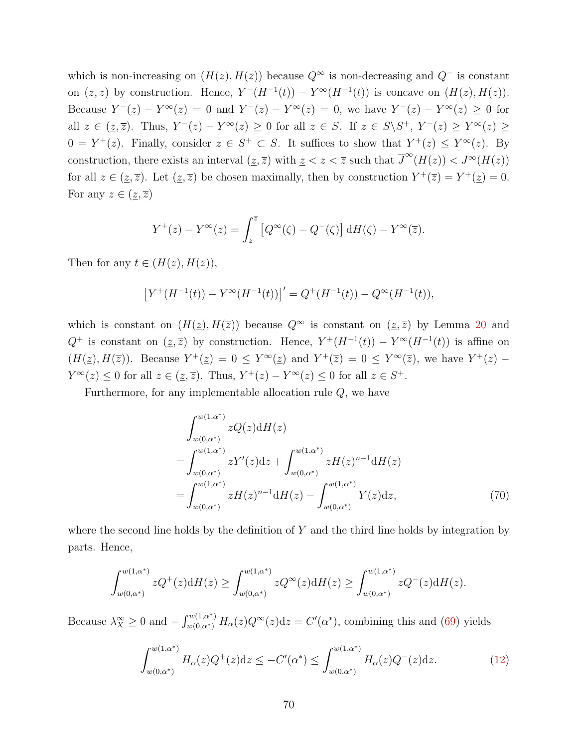which non-increasing on $(H(\underline{z}), H(\overline{z}))$ because $Q^{\infty}$ is non-decreasing and $Q^{-}$ is constant on $(\underline{z}, \overline{z})$ by construction. Hence, $Y^{-}(H^{-1}(t)) - Y^{\infty}(H^{-1}(t))$ is concave on $(H(\underline{z}), H(\overline{z}))$. Because $Y^{-}(\underline{z}) - Y^{\infty}(\underline{z}) = 0$ and $Y^{-}(\overline{z}) - Y^{\infty}(\overline{z}) = 0$, we have $Y^{-}(z) - Y^{\infty}(z) \geq 0$ for all $z \in (\underline{z}, \overline{z})$. Thus, $Y^{-}(z) - Y^{\infty}(z) \geq 0$ for all $z \in S$. If $z \in S \backslash S^{+}$, $Y^{-}(z) \geq Y^{\infty}(z) \geq 0 = Y^{+}(z)$. Finally, consider $z \in S^{+} \subset S$. It suffices to show that $Y^{+}(z) \leq Y^{\infty}(z)$. By construction, there exists an interval $(\underline{z}, \overline{z})$ with $\underline{z} < z < \overline{z}$ such that $\overline{J}^{\infty}(H(z)) < J^{\infty}(H(z))$ for all $z \in (\underline{z}, \overline{z})$. Let $(\underline{z}, \overline{z})$ be chosen maximally, then by construction $Y^{+}(\overline{z}) = Y^{+}(\underline{z}) = 0$. For any $z \in (\underline{z}, \overline{z})$

$$Y^{+}(z) - Y^{\infty}(z) = \int_{z}^{\overline{z}} \left[Q^{\infty}(\zeta) - Q^{-}(\zeta)\right] \mathrm{d}H(\zeta) - Y^{\infty}(\overline{z}).$$

Then for any $t \in (H(\underline{z}), H(\overline{z}))$,

$$\left[Y^{+}(H^{-1}(t)) - Y^{\infty}(H^{-1}(t))\right]' = Q^{+}(H^{-1}(t)) - Q^{\infty}(H^{-1}(t)),$$

which is constant on $(H(\underline{z}), H(\overline{z}))$ because $Q^{\infty}$ is constant on $(\underline{z}, \overline{z})$ by Lemma 20 and $Q^{+}$ is constant on $(\underline{z}, \overline{z})$ by construction. Hence, $Y^{+}(H^{-1}(t)) - Y^{\infty}(H^{-1}(t))$ is affine on $(H(\underline{z}), H(\overline{z}))$. Because $Y^{+}(\underline{z}) = 0 \leq Y^{\infty}(\underline{z})$ and $Y^{+}(\overline{z}) = 0 \leq Y^{\infty}(\overline{z})$, we have $Y^{+}(z) - Y^{\infty}(z) \leq 0$ for all $z \in (\underline{z}, \overline{z})$. Thus, $Y^{+}(z) - Y^{\infty}(z) \leq 0$ for all $z \in S^{+}$.

Furthermore, for any implementable allocation rule $Q$, we have

$$\begin{aligned}
&\int_{w(0,\alpha^*)}^{w(1,\alpha^*)} zQ(z)\mathrm{d}H(z) \\
=&\int_{w(0,\alpha^*)}^{w(1,\alpha^*)} zY'(z)\mathrm{d}z + \int_{w(0,\alpha^*)}^{w(1,\alpha^*)} zH(z)^{n-1}\mathrm{d}H(z) \\
=&\int_{w(0,\alpha^*)}^{w(1,\alpha^*)} zH(z)^{n-1}\mathrm{d}H(z) - \int_{w(0,\alpha^*)}^{w(1,\alpha^*)} Y(z)\mathrm{d}z,
\end{aligned} \tag{70}$$

where the second line holds by the definition of $Y$ and the third line holds by integration by parts. Hence,

$$\int_{w(0,\alpha^*)}^{w(1,\alpha^*)} zQ^{+}(z)\mathrm{d}H(z) \geq \int_{w(0,\alpha^*)}^{w(1,\alpha^*)} zQ^{\infty}(z)\mathrm{d}H(z) \geq \int_{w(0,\alpha^*)}^{w(1,\alpha^*)} zQ^{-}(z)\mathrm{d}H(z).$$

Because $\lambda_X^{\infty} \geq 0$ and $-\int_{w(0,\alpha^*)}^{w(1,\alpha^*)} H_{\alpha}(z)Q^{\infty}(z)\mathrm{d}z = C'(\alpha^*)$, combining this and (69) yields

$$\int_{w(0,\alpha^*)}^{w(1,\alpha^*)} H_{\alpha}(z)Q^{+}(z)\mathrm{d}z \leq -C'(\alpha^*) \leq \int_{w(0,\alpha^*)}^{w(1,\alpha^*)} H_{\alpha}(z)Q^{-}(z)\mathrm{d}z. \tag{12}$$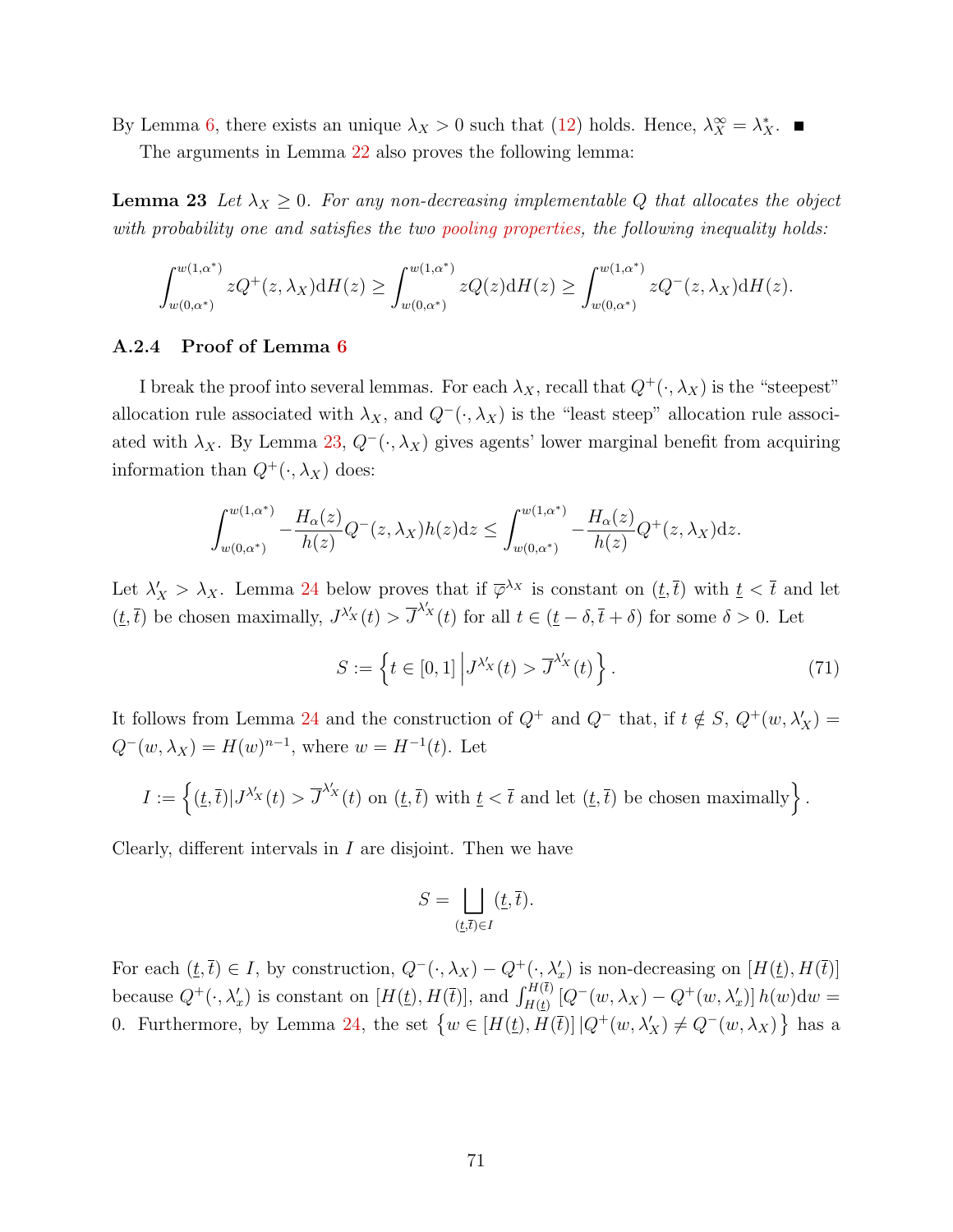By Lemma 6, there exists an unique $\lambda_X > 0$ such that (12) holds. Hence, $\lambda_X^\infty = \lambda_X^*$. ■

The arguments in Lemma 22 also proves the following lemma:

**Lemma 23** *Let $\lambda_X \geq 0$. For any non-decreasing implementable $Q$ that allocates the object with probability one and satisfies the two pooling properties, the following inequality holds:*

$$\int_{w(0,\alpha^*)}^{w(1,\alpha^*)} zQ^+(z,\lambda_X)\mathrm{d}H(z) \geq \int_{w(0,\alpha^*)}^{w(1,\alpha^*)} zQ(z)\mathrm{d}H(z) \geq \int_{w(0,\alpha^*)}^{w(1,\alpha^*)} zQ^-(z,\lambda_X)\mathrm{d}H(z).$$

### A.2.4 Proof of Lemma 6

I break the proof into several lemmas. For each $\lambda_X$, recall that $Q^+(\cdot,\lambda_X)$ is the "steepest" allocation rule associated with $\lambda_X$, and $Q^-(\cdot,\lambda_X)$ is the "least steep" allocation rule associated with $\lambda_X$. By Lemma 23, $Q^-(\cdot,\lambda_X)$ gives agents' lower marginal benefit from acquiring information than $Q^+(\cdot,\lambda_X)$ does:

$$\int_{w(0,\alpha^*)}^{w(1,\alpha^*)} -\frac{H_\alpha(z)}{h(z)}Q^-(z,\lambda_X)h(z)\mathrm{d}z \leq \int_{w(0,\alpha^*)}^{w(1,\alpha^*)} -\frac{H_\alpha(z)}{h(z)}Q^+(z,\lambda_X)\mathrm{d}z.$$

Let $\lambda_X' > \lambda_X$. Lemma 24 below proves that if $\overline{\varphi}^{\lambda_X}$ is constant on $(\underline{t},\overline{t})$ with $\underline{t} < \overline{t}$ and let $(\underline{t},\overline{t})$ be chosen maximally, $J^{\lambda_X'}(t) > \overline{J}^{\lambda_X'}(t)$ for all $t \in (\underline{t}-\delta,\overline{t}+\delta)$ for some $\delta > 0$. Let

$$S := \left\{ t \in [0,1] \,\middle|\, J^{\lambda_X'}(t) > \overline{J}^{\lambda_X'}(t) \right\}. \tag{71}$$

It follows from Lemma 24 and the construction of $Q^+$ and $Q^-$ that, if $t \notin S$, $Q^+(w,\lambda_X') = Q^-(w,\lambda_X) = H(w)^{n-1}$, where $w = H^{-1}(t)$. Let

$$I := \left\{ (\underline{t},\overline{t}) | J^{\lambda_X'}(t) > \overline{J}^{\lambda_X'}(t) \text{ on } (\underline{t},\overline{t}) \text{ with } \underline{t} < \overline{t} \text{ and let } (\underline{t},\overline{t}) \text{ be chosen maximally} \right\}.$$

Clearly, different intervals in $I$ are disjoint. Then we have

$$S = \bigsqcup_{(\underline{t},\overline{t})\in I} (\underline{t},\overline{t}).$$

For each $(\underline{t},\overline{t}) \in I$, by construction, $Q^-(\cdot,\lambda_X) - Q^+(\cdot,\lambda_x')$ is non-decreasing on $[H(\underline{t}),H(\overline{t})]$ because $Q^+(\cdot,\lambda_x')$ is constant on $[H(\underline{t}),H(\overline{t})]$, and $\int_{H(\underline{t})}^{H(\overline{t})} \left[Q^-(w,\lambda_X) - Q^+(w,\lambda_x')\right] h(w)\mathrm{d}w = 0$. Furthermore, by Lemma 24, the set $\left\{ w \in [H(\underline{t}),H(\overline{t})] \,|\, Q^+(w,\lambda_X') \neq Q^-(w,\lambda_X) \right\}$ has a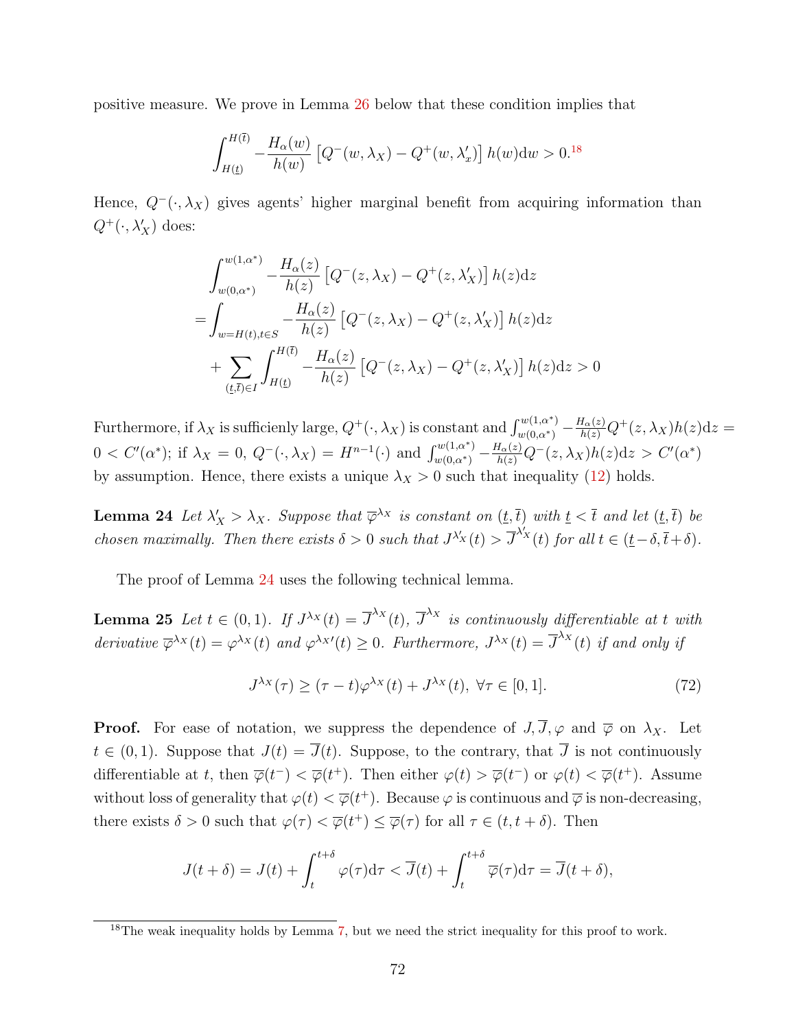positive measure. We prove in Lemma 26 below that these condition implies that

$$\int_{H(\underline{t})}^{H(\overline{t})} -\frac{H_\alpha(w)}{h(w)}\left[Q^-(w,\lambda_X) - Q^+(w,\lambda_x')\right]h(w)\mathrm{d}w > 0.^{18}$$

Hence, $Q^-(\cdot,\lambda_X)$ gives agents' higher marginal benefit from acquiring information than $Q^+(\cdot,\lambda_X')$ does:

$$\begin{aligned}
&\int_{w(0,\alpha^*)}^{w(1,\alpha^*)} -\frac{H_\alpha(z)}{h(z)}\left[Q^-(z,\lambda_X) - Q^+(z,\lambda_X')\right]h(z)\mathrm{d}z \\
=&\int_{w=H(t),t\in S} -\frac{H_\alpha(z)}{h(z)}\left[Q^-(z,\lambda_X) - Q^+(z,\lambda_X')\right]h(z)\mathrm{d}z \\
&+\sum_{(\underline{t},\overline{t})\in I}\int_{H(\underline{t})}^{H(\overline{t})} -\frac{H_\alpha(z)}{h(z)}\left[Q^-(z,\lambda_X) - Q^+(z,\lambda_X')\right]h(z)\mathrm{d}z > 0
\end{aligned}$$

Furthermore, if $\lambda_X$ is sufficiently large, $Q^+(\cdot,\lambda_X)$ is constant and $\int_{w(0,\alpha^*)}^{w(1,\alpha^*)} -\frac{H_\alpha(z)}{h(z)}Q^+(z,\lambda_X)h(z)\mathrm{d}z = 0 < C'(\alpha^*)$; if $\lambda_X = 0$, $Q^-(\cdot,\lambda_X) = H^{n-1}(\cdot)$ and $\int_{w(0,\alpha^*)}^{w(1,\alpha^*)} -\frac{H_\alpha(z)}{h(z)}Q^-(z,\lambda_X)h(z)\mathrm{d}z > C'(\alpha^*)$ by assumption. Hence, there exists a unique $\lambda_X > 0$ such that inequality (12) holds.

**Lemma 24** *Let $\lambda_X' > \lambda_X$. Suppose that $\overline{\varphi}^{\lambda_X}$ is constant on $(\underline{t},\overline{t})$ with $\underline{t} < \overline{t}$ and let $(\underline{t},\overline{t})$ be chosen maximally. Then there exists $\delta > 0$ such that $J^{\lambda_X'}(t) > \overline{J}^{\lambda_X'}(t)$ for all $t \in (\underline{t}-\delta, \overline{t}+\delta)$.*

The proof of Lemma 24 uses the following technical lemma.

**Lemma 25** *Let $t \in (0,1)$. If $J^{\lambda_X}(t) = \overline{J}^{\lambda_X}(t)$, $\overline{J}^{\lambda_X}$ is continuously differentiable at $t$ with derivative $\overline{\varphi}^{\lambda_X}(t) = \varphi^{\lambda_X}(t)$ and $\varphi^{\lambda_X\prime}(t) \geq 0$. Furthermore, $J^{\lambda_X}(t) = \overline{J}^{\lambda_X}(t)$ if and only if*

$$J^{\lambda_X}(\tau) \geq (\tau - t)\varphi^{\lambda_X}(t) + J^{\lambda_X}(t),\ \forall \tau \in [0,1]. \tag{72}$$

**Proof.** For ease of notation, we suppress the dependence of $J, \overline{J}, \varphi$ and $\overline{\varphi}$ on $\lambda_X$. Let $t \in (0,1)$. Suppose that $J(t) = \overline{J}(t)$. Suppose, to the contrary, that $\overline{J}$ is not continuously differentiable at $t$, then $\overline{\varphi}(t^-) < \overline{\varphi}(t^+)$. Then either $\varphi(t) > \overline{\varphi}(t^-)$ or $\varphi(t) < \overline{\varphi}(t^+)$. Assume without loss of generality that $\varphi(t) < \overline{\varphi}(t^+)$. Because $\varphi$ is continuous and $\overline{\varphi}$ is non-decreasing, there exists $\delta > 0$ such that $\varphi(\tau) < \overline{\varphi}(t^+) \leq \overline{\varphi}(\tau)$ for all $\tau \in (t, t+\delta)$. Then

$$J(t+\delta) = J(t) + \int_t^{t+\delta}\varphi(\tau)\mathrm{d}\tau < \overline{J}(t) + \int_t^{t+\delta}\overline{\varphi}(\tau)\mathrm{d}\tau = \overline{J}(t+\delta),$$

[18] The weak inequality holds by Lemma 7, but we need the strict inequality for this proof to work.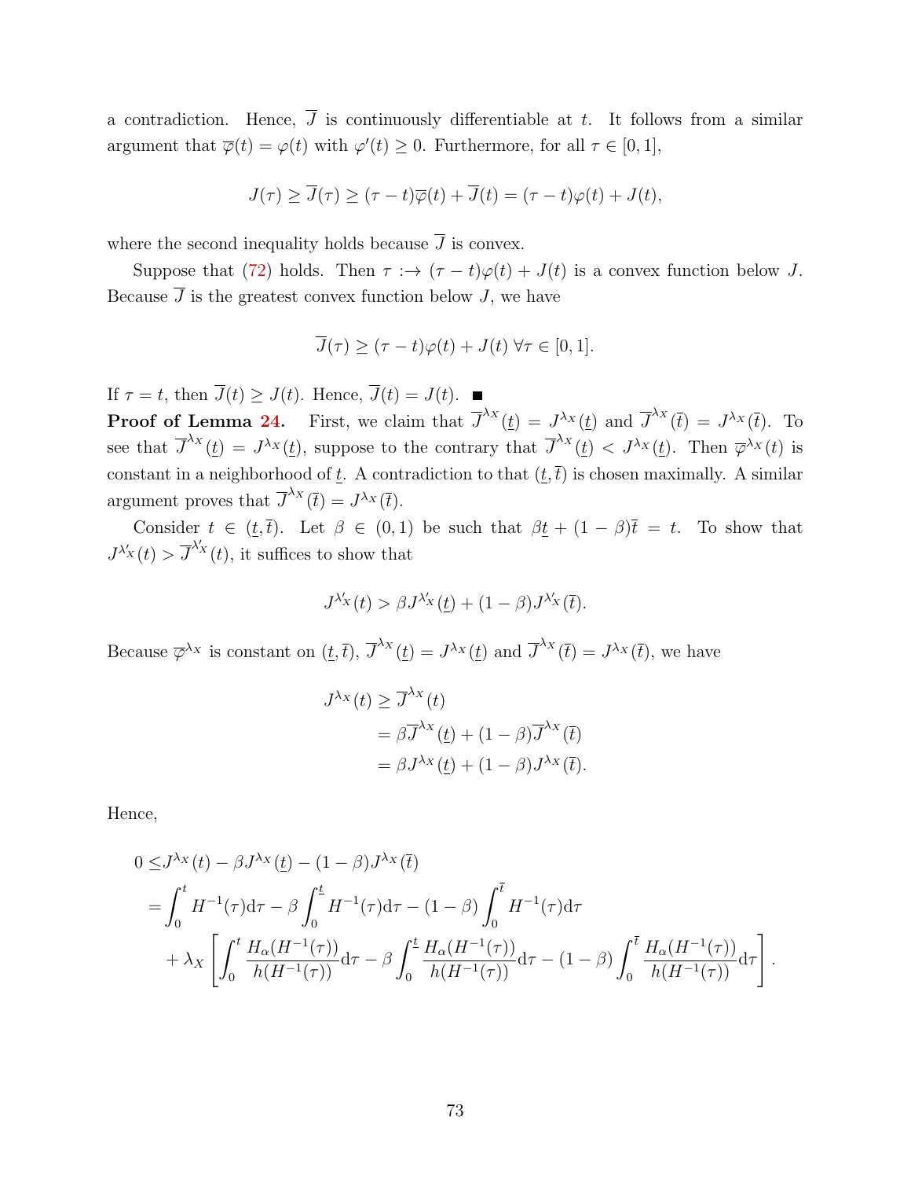a contradiction. Hence, $\overline{J}$ is continuously differentiable at $t$. It follows from a similar argument that $\overline{\varphi}(t) = \varphi(t)$ with $\varphi'(t) \geq 0$. Furthermore, for all $\tau \in [0, 1]$,

$$J(\tau) \geq \overline{J}(\tau) \geq (\tau - t)\overline{\varphi}(t) + \overline{J}(t) = (\tau - t)\varphi(t) + J(t),$$

where the second inequality holds because $\overline{J}$ is convex.

Suppose that (72) holds. Then $\tau :\to (\tau - t)\varphi(t) + J(t)$ is a convex function below $J$. Because $\overline{J}$ is the greatest convex function below $J$, we have

$$\overline{J}(\tau) \geq (\tau - t)\varphi(t) + J(t) \ \forall \tau \in [0, 1].$$

If $\tau = t$, then $\overline{J}(t) \geq J(t)$. Hence, $\overline{J}(t) = J(t)$. ■

**Proof of Lemma 24.** First, we claim that $\overline{J}^{\lambda_X}(\underline{t}) = J^{\lambda_X}(\underline{t})$ and $\overline{J}^{\lambda_X}(\overline{t}) = J^{\lambda_X}(\overline{t})$. To see that $\overline{J}^{\lambda_X}(\underline{t}) = J^{\lambda_X}(\underline{t})$, suppose to the contrary that $\overline{J}^{\lambda_X}(\underline{t}) < J^{\lambda_X}(\underline{t})$. Then $\overline{\varphi}^{\lambda_X}(t)$ is constant in a neighborhood of $\underline{t}$. A contradiction to that $(\underline{t}, \overline{t})$ is chosen maximally. A similar argument proves that $\overline{J}^{\lambda_X}(\overline{t}) = J^{\lambda_X}(\overline{t})$.

Consider $t \in (\underline{t}, \overline{t})$. Let $\beta \in (0, 1)$ be such that $\beta\underline{t} + (1 - \beta)\overline{t} = t$. To show that $J^{\lambda'_X}(t) > \overline{J}^{\lambda'_X}(t)$, it suffices to show that

$$J^{\lambda'_X}(t) > \beta J^{\lambda'_X}(\underline{t}) + (1 - \beta)J^{\lambda'_X}(\overline{t}).$$

Because $\overline{\varphi}^{\lambda_X}$ is constant on $(\underline{t}, \overline{t})$, $\overline{J}^{\lambda_X}(\underline{t}) = J^{\lambda_X}(\underline{t})$ and $\overline{J}^{\lambda_X}(\overline{t}) = J^{\lambda_X}(\overline{t})$, we have

$$\begin{aligned}
J^{\lambda_X}(t) &\geq \overline{J}^{\lambda_X}(t) \\
&= \beta\overline{J}^{\lambda_X}(\underline{t}) + (1 - \beta)\overline{J}^{\lambda_X}(\overline{t}) \\
&= \beta J^{\lambda_X}(\underline{t}) + (1 - \beta)J^{\lambda_X}(\overline{t}).
\end{aligned}$$

Hence,

$$\begin{aligned}
0 \leq& J^{\lambda_X}(t) - \beta J^{\lambda_X}(\underline{t}) - (1 - \beta)J^{\lambda_X}(\overline{t}) \\
=& \int_0^t H^{-1}(\tau)\mathrm{d}\tau - \beta\int_0^{\underline{t}} H^{-1}(\tau)\mathrm{d}\tau - (1 - \beta)\int_0^{\overline{t}} H^{-1}(\tau)\mathrm{d}\tau \\
&+ \lambda_X\left[\int_0^t \frac{H_\alpha(H^{-1}(\tau))}{h(H^{-1}(\tau))}\mathrm{d}\tau - \beta\int_0^{\underline{t}} \frac{H_\alpha(H^{-1}(\tau))}{h(H^{-1}(\tau))}\mathrm{d}\tau - (1 - \beta)\int_0^{\overline{t}} \frac{H_\alpha(H^{-1}(\tau))}{h(H^{-1}(\tau))}\mathrm{d}\tau\right].
\end{aligned}$$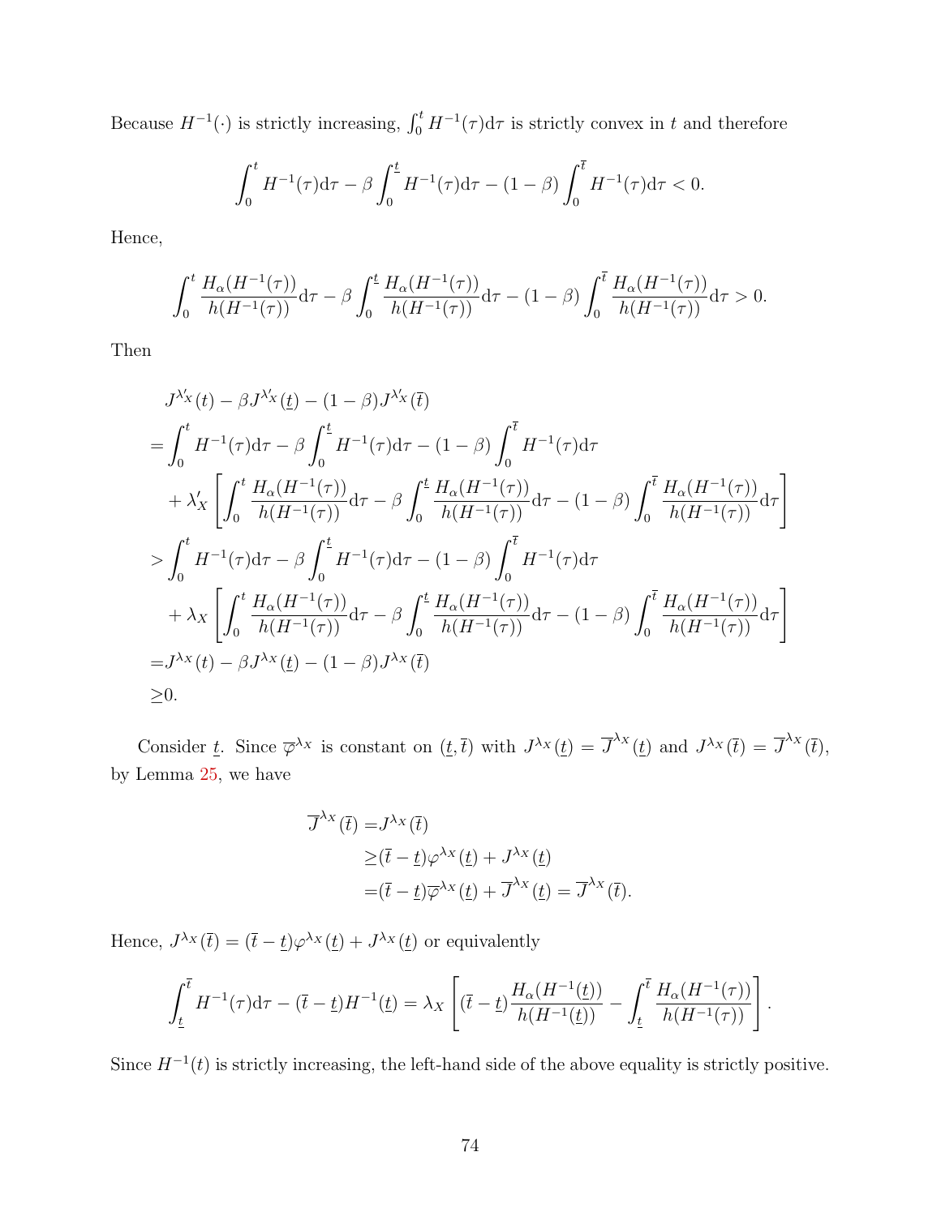Because $H^{-1}(\cdot)$ is strictly increasing, $\int_0^t H^{-1}(\tau)\mathrm{d}\tau$ is strictly convex in $t$ and therefore

$$\int_0^t H^{-1}(\tau)\mathrm{d}\tau - \beta \int_0^{\underline{t}} H^{-1}(\tau)\mathrm{d}\tau - (1-\beta)\int_0^{\overline{t}} H^{-1}(\tau)\mathrm{d}\tau < 0.$$

Hence,

$$\int_0^t \frac{H_\alpha(H^{-1}(\tau))}{h(H^{-1}(\tau))}\mathrm{d}\tau - \beta \int_0^{\underline{t}} \frac{H_\alpha(H^{-1}(\tau))}{h(H^{-1}(\tau))}\mathrm{d}\tau - (1-\beta)\int_0^{\overline{t}} \frac{H_\alpha(H^{-1}(\tau))}{h(H^{-1}(\tau))}\mathrm{d}\tau > 0.$$

Then

$$\begin{aligned}
& J^{\lambda_X'}(t) - \beta J^{\lambda_X'}(\underline{t}) - (1-\beta)J^{\lambda_X'}(\overline{t}) \\
=& \int_0^t H^{-1}(\tau)\mathrm{d}\tau - \beta \int_0^{\underline{t}} H^{-1}(\tau)\mathrm{d}\tau - (1-\beta)\int_0^{\overline{t}} H^{-1}(\tau)\mathrm{d}\tau \\
& + \lambda_X' \left[\int_0^t \frac{H_\alpha(H^{-1}(\tau))}{h(H^{-1}(\tau))}\mathrm{d}\tau - \beta \int_0^{\underline{t}} \frac{H_\alpha(H^{-1}(\tau))}{h(H^{-1}(\tau))}\mathrm{d}\tau - (1-\beta)\int_0^{\overline{t}} \frac{H_\alpha(H^{-1}(\tau))}{h(H^{-1}(\tau))}\mathrm{d}\tau\right] \\
>& \int_0^t H^{-1}(\tau)\mathrm{d}\tau - \beta \int_0^{\underline{t}} H^{-1}(\tau)\mathrm{d}\tau - (1-\beta)\int_0^{\overline{t}} H^{-1}(\tau)\mathrm{d}\tau \\
& + \lambda_X \left[\int_0^t \frac{H_\alpha(H^{-1}(\tau))}{h(H^{-1}(\tau))}\mathrm{d}\tau - \beta \int_0^{\underline{t}} \frac{H_\alpha(H^{-1}(\tau))}{h(H^{-1}(\tau))}\mathrm{d}\tau - (1-\beta)\int_0^{\overline{t}} \frac{H_\alpha(H^{-1}(\tau))}{h(H^{-1}(\tau))}\mathrm{d}\tau\right] \\
=& J^{\lambda_X}(t) - \beta J^{\lambda_X}(\underline{t}) - (1-\beta)J^{\lambda_X}(\overline{t}) \\
\geq & 0.
\end{aligned}$$

Consider $\underline{t}$. Since $\overline{\varphi}^{\lambda_X}$ is constant on $(\underline{t}, \overline{t})$ with $J^{\lambda_X}(\underline{t}) = \overline{J}^{\lambda_X}(\underline{t})$ and $J^{\lambda_X}(\overline{t}) = \overline{J}^{\lambda_X}(\overline{t})$, by Lemma 25, we have

$$\begin{aligned}
\overline{J}^{\lambda_X}(\overline{t}) =& J^{\lambda_X}(\overline{t}) \\
\geq & (\overline{t} - \underline{t})\varphi^{\lambda_X}(\underline{t}) + J^{\lambda_X}(\underline{t}) \\
=& (\overline{t} - \underline{t})\overline{\varphi}^{\lambda_X}(\underline{t}) + \overline{J}^{\lambda_X}(\underline{t}) = \overline{J}^{\lambda_X}(\overline{t}).
\end{aligned}$$

Hence, $J^{\lambda_X}(\overline{t}) = (\overline{t} - \underline{t})\varphi^{\lambda_X}(\underline{t}) + J^{\lambda_X}(\underline{t})$ or equivalently

$$\int_{\underline{t}}^{\overline{t}} H^{-1}(\tau)\mathrm{d}\tau - (\overline{t} - \underline{t})H^{-1}(\underline{t}) = \lambda_X \left[(\overline{t} - \underline{t})\frac{H_\alpha(H^{-1}(\underline{t}))}{h(H^{-1}(\underline{t}))} - \int_{\underline{t}}^{\overline{t}} \frac{H_\alpha(H^{-1}(\tau))}{h(H^{-1}(\tau))}\right].$$

Since $H^{-1}(t)$ is strictly increasing, the left-hand side of the above equality is strictly positive.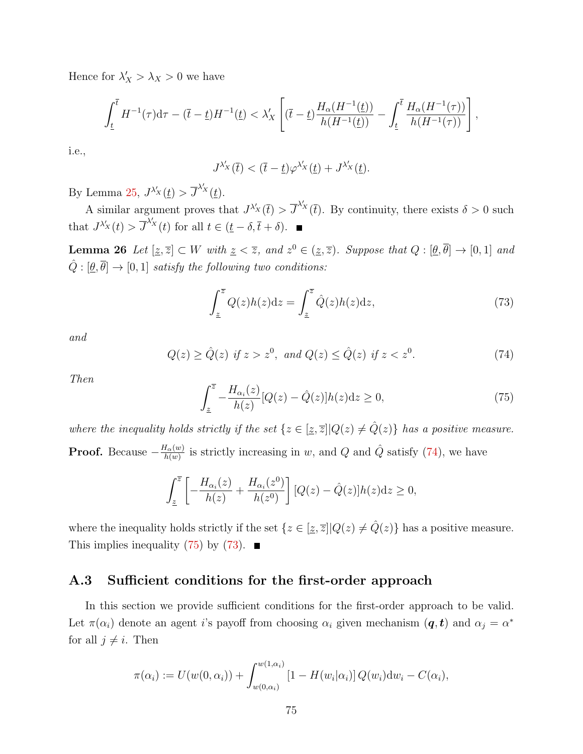Hence for $\lambda_X' > \lambda_X > 0$ we have

$$\int_{\underline{t}}^{\overline{t}} H^{-1}(\tau)\mathrm{d}\tau - (\overline{t} - \underline{t})H^{-1}(\underline{t}) < \lambda_X' \left[ (\overline{t} - \underline{t}) \frac{H_\alpha(H^{-1}(\underline{t}))}{h(H^{-1}(\underline{t}))} - \int_{\underline{t}}^{\overline{t}} \frac{H_\alpha(H^{-1}(\tau))}{h(H^{-1}(\tau))} \right],$$

i.e.,

$$J^{\lambda_X'}(\overline{t}) < (\overline{t} - \underline{t})\varphi^{\lambda_X'}(\underline{t}) + J^{\lambda_X'}(\underline{t}).$$

By Lemma 25, $J^{\lambda_X'}(\underline{t}) > \overline{J}^{\lambda_X'}(\underline{t})$.

A similar argument proves that $J^{\lambda_X'}(\overline{t}) > \overline{J}^{\lambda_X'}(\overline{t})$. By continuity, there exists $\delta > 0$ such that $J^{\lambda_X'}(t) > \overline{J}^{\lambda_X'}(t)$ for all $t \in (\underline{t} - \delta, \overline{t} + \delta)$. ■

**Lemma 26** *Let $[\underline{z}, \overline{z}] \subset W$ with $\underline{z} < \overline{z}$, and $z^0 \in (\underline{z}, \overline{z})$. Suppose that $Q : [\underline{\theta}, \overline{\theta}] \to [0, 1]$ and $\hat{Q} : [\underline{\theta}, \overline{\theta}] \to [0, 1]$ satisfy the following two conditions:*

$$\int_{\underline{z}}^{\overline{z}} Q(z)h(z)\mathrm{d}z = \int_{\underline{z}}^{\overline{z}} \hat{Q}(z)h(z)\mathrm{d}z, \tag{73}$$

*and*

$$Q(z) \geq \hat{Q}(z) \text{ if } z > z^0, \text{ and } Q(z) \leq \hat{Q}(z) \text{ if } z < z^0. \tag{74}$$

*Then*

$$\int_{\underline{z}}^{\overline{z}} -\frac{H_{\alpha_i}(z)}{h(z)}[Q(z) - \hat{Q}(z)]h(z)\mathrm{d}z \geq 0, \tag{75}$$

*where the inequality holds strictly if the set $\{z \in [\underline{z}, \overline{z}] | Q(z) \neq \hat{Q}(z)\}$ has a positive measure.*

**Proof.** Because $-\frac{H_\alpha(w)}{h(w)}$ is strictly increasing in $w$, and $Q$ and $\hat{Q}$ satisfy (74), we have

$$\int_{\underline{z}}^{\overline{z}} \left[ -\frac{H_{\alpha_i}(z)}{h(z)} + \frac{H_{\alpha_i}(z^0)}{h(z^0)} \right] [Q(z) - \hat{Q}(z)]h(z)\mathrm{d}z \geq 0,$$

where the inequality holds strictly if the set $\{z \in [\underline{z}, \overline{z}] | Q(z) \neq \hat{Q}(z)\}$ has a positive measure. This implies inequality (75) by (73). ■

## A.3 Sufficient conditions for the first-order approach

In this section we provide sufficient conditions for the first-order approach to be valid. Let $\pi(\alpha_i)$ denote an agent $i$'s payoff from choosing $\alpha_i$ given mechanism $(\boldsymbol{q}, \boldsymbol{t})$ and $\alpha_j = \alpha^*$ for all $j \neq i$. Then

$$\pi(\alpha_i) := U(w(0, \alpha_i)) + \int_{w(0,\alpha_i)}^{w(1,\alpha_i)} [1 - H(w_i|\alpha_i)] \, Q(w_i)\mathrm{d}w_i - C(\alpha_i),$$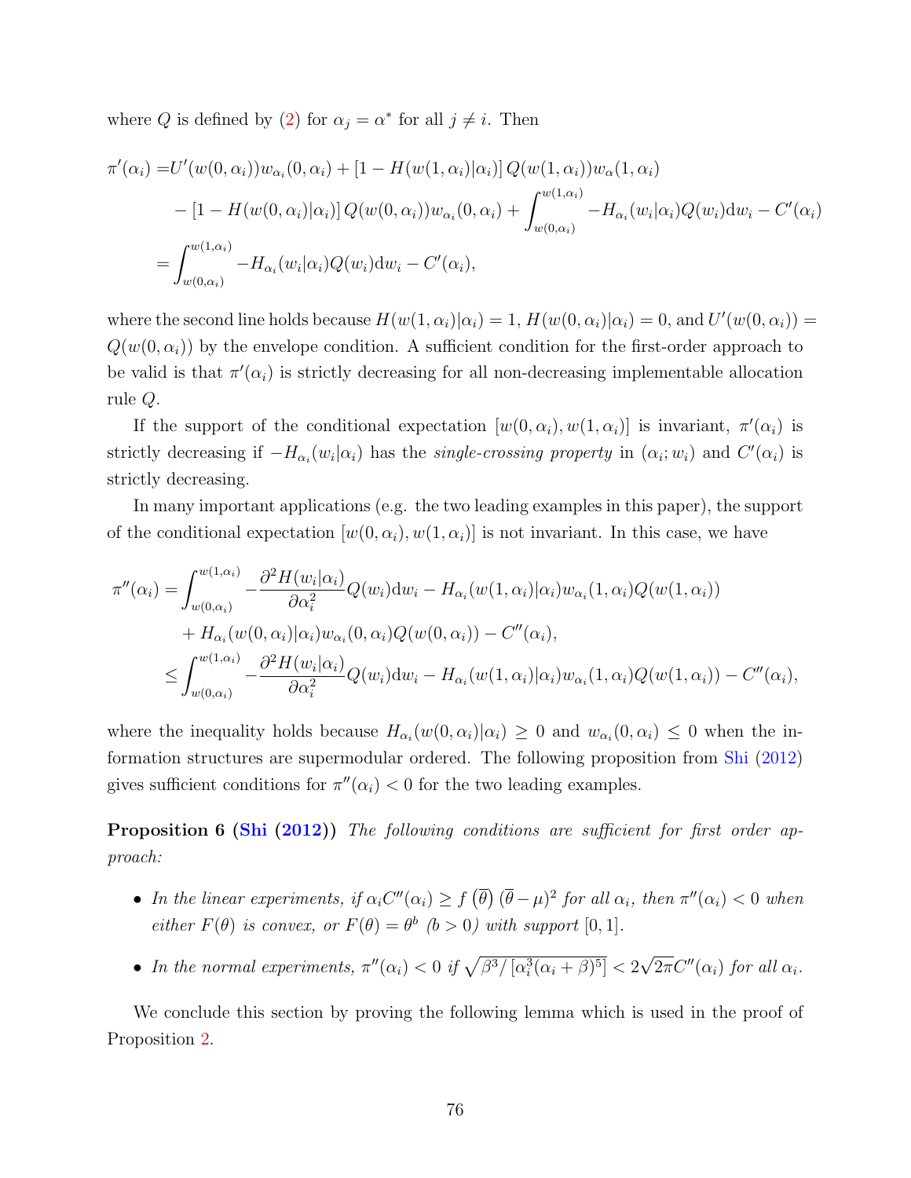where $Q$ is defined by (2) for $\alpha_j = \alpha^*$ for all $j \neq i$. Then

$$
\begin{aligned}
\pi'(\alpha_i) =& U'(w(0,\alpha_i))w_{\alpha_i}(0,\alpha_i) + [1 - H(w(1,\alpha_i)|\alpha_i)]\, Q(w(1,\alpha_i))w_{\alpha}(1,\alpha_i) \\
&- [1 - H(w(0,\alpha_i)|\alpha_i)]\, Q(w(0,\alpha_i))w_{\alpha_i}(0,\alpha_i) + \int_{w(0,\alpha_i)}^{w(1,\alpha_i)} -H_{\alpha_i}(w_i|\alpha_i)Q(w_i)\mathrm{d}w_i - C'(\alpha_i) \\
=& \int_{w(0,\alpha_i)}^{w(1,\alpha_i)} -H_{\alpha_i}(w_i|\alpha_i)Q(w_i)\mathrm{d}w_i - C'(\alpha_i),
\end{aligned}
$$

where the second line holds because $H(w(1,\alpha_i)|\alpha_i) = 1$, $H(w(0,\alpha_i)|\alpha_i) = 0$, and $U'(w(0,\alpha_i)) = Q(w(0,\alpha_i))$ by the envelope condition. A sufficient condition for the first-order approach to be valid is that $\pi'(\alpha_i)$ is strictly decreasing for all non-decreasing implementable allocation rule $Q$.

If the support of the conditional expectation $[w(0,\alpha_i), w(1,\alpha_i)]$ is invariant, $\pi'(\alpha_i)$ is strictly decreasing if $-H_{\alpha_i}(w_i|\alpha_i)$ has the *single-crossing property* in $(\alpha_i; w_i)$ and $C'(\alpha_i)$ is strictly decreasing.

In many important applications (e.g. the two leading examples in this paper), the support of the conditional expectation $[w(0,\alpha_i), w(1,\alpha_i)]$ is not invariant. In this case, we have

$$
\begin{aligned}
\pi''(\alpha_i) =& \int_{w(0,\alpha_i)}^{w(1,\alpha_i)} -\frac{\partial^2 H(w_i|\alpha_i)}{\partial \alpha_i^2} Q(w_i)\mathrm{d}w_i - H_{\alpha_i}(w(1,\alpha_i)|\alpha_i)w_{\alpha_i}(1,\alpha_i)Q(w(1,\alpha_i)) \\
&+ H_{\alpha_i}(w(0,\alpha_i)|\alpha_i)w_{\alpha_i}(0,\alpha_i)Q(w(0,\alpha_i)) - C''(\alpha_i), \\
\leq& \int_{w(0,\alpha_i)}^{w(1,\alpha_i)} -\frac{\partial^2 H(w_i|\alpha_i)}{\partial \alpha_i^2} Q(w_i)\mathrm{d}w_i - H_{\alpha_i}(w(1,\alpha_i)|\alpha_i)w_{\alpha_i}(1,\alpha_i)Q(w(1,\alpha_i)) - C''(\alpha_i),
\end{aligned}
$$

where the inequality holds because $H_{\alpha_i}(w(0,\alpha_i)|\alpha_i) \geq 0$ and $w_{\alpha_i}(0,\alpha_i) \leq 0$ when the information structures are supermodular ordered. The following proposition from Shi (2012) gives sufficient conditions for $\pi''(\alpha_i) < 0$ for the two leading examples.

**Proposition 6 (Shi (2012))** *The following conditions are sufficient for first order approach:*

- *In the linear experiments, if $\alpha_i C''(\alpha_i) \geq f\left(\overline{\theta}\right)(\overline{\theta} - \mu)^2$ for all $\alpha_i$, then $\pi''(\alpha_i) < 0$ when either $F(\theta)$ is convex, or $F(\theta) = \theta^b$ ($b > 0$) with support $[0,1]$.*
- *In the normal experiments, $\pi''(\alpha_i) < 0$ if $\sqrt{\beta^3/\left[\alpha_i^3(\alpha_i+\beta)^5\right]} < 2\sqrt{2\pi}C''(\alpha_i)$ for all $\alpha_i$.*

We conclude this section by proving the following lemma which is used in the proof of Proposition 2.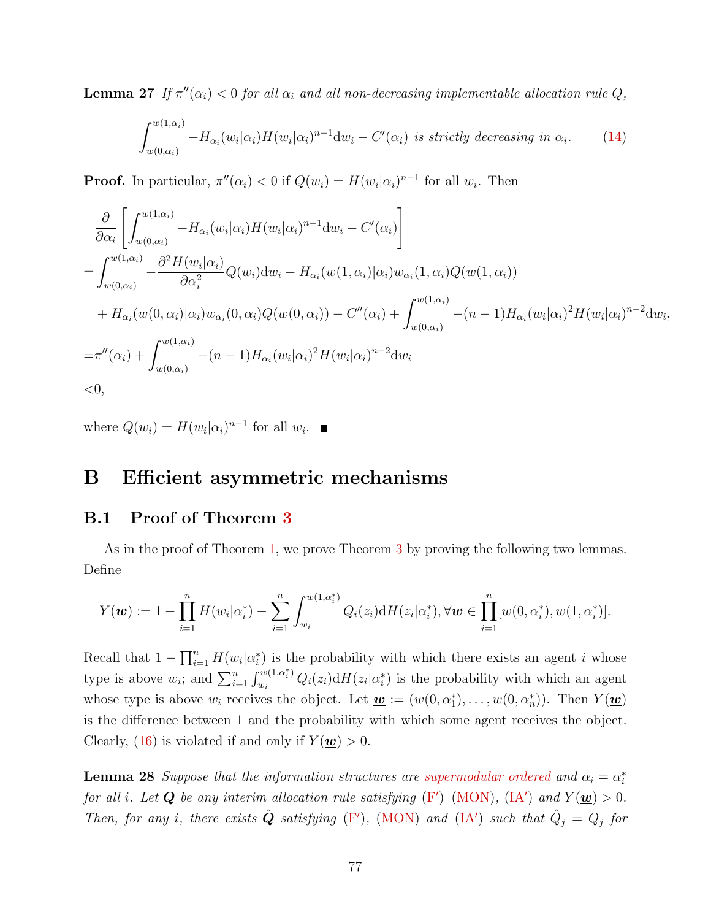**Lemma 27** *If $\pi''(\alpha_i) < 0$ for all $\alpha_i$ and all non-decreasing implementable allocation rule $Q$,*

$$\int_{w(0,\alpha_i)}^{w(1,\alpha_i)} -H_{\alpha_i}(w_i|\alpha_i)H(w_i|\alpha_i)^{n-1}\mathrm{d}w_i - C'(\alpha_i) \text{ is strictly decreasing in } \alpha_i. \tag{14}$$

**Proof.** In particular, $\pi''(\alpha_i) < 0$ if $Q(w_i) = H(w_i|\alpha_i)^{n-1}$ for all $w_i$. Then

$$\begin{aligned}
&\frac{\partial}{\partial \alpha_i}\left[\int_{w(0,\alpha_i)}^{w(1,\alpha_i)} -H_{\alpha_i}(w_i|\alpha_i)H(w_i|\alpha_i)^{n-1}\mathrm{d}w_i - C'(\alpha_i)\right] \\
=&\int_{w(0,\alpha_i)}^{w(1,\alpha_i)} -\frac{\partial^2 H(w_i|\alpha_i)}{\partial \alpha_i^2}Q(w_i)\mathrm{d}w_i - H_{\alpha_i}(w(1,\alpha_i)|\alpha_i)w_{\alpha_i}(1,\alpha_i)Q(w(1,\alpha_i)) \\
&+ H_{\alpha_i}(w(0,\alpha_i)|\alpha_i)w_{\alpha_i}(0,\alpha_i)Q(w(0,\alpha_i)) - C''(\alpha_i) + \int_{w(0,\alpha_i)}^{w(1,\alpha_i)} -(n-1)H_{\alpha_i}(w_i|\alpha_i)^2 H(w_i|\alpha_i)^{n-2}\mathrm{d}w_i, \\
=&\pi''(\alpha_i) + \int_{w(0,\alpha_i)}^{w(1,\alpha_i)} -(n-1)H_{\alpha_i}(w_i|\alpha_i)^2 H(w_i|\alpha_i)^{n-2}\mathrm{d}w_i \\
<&0,
\end{aligned}$$

where $Q(w_i) = H(w_i|\alpha_i)^{n-1}$ for all $w_i$. ■

# B Efficient asymmetric mechanisms

## B.1 Proof of Theorem 3

As in the proof of Theorem 1, we prove Theorem 3 by proving the following two lemmas. Define

$$Y(\boldsymbol{w}) := 1 - \prod_{i=1}^{n} H(w_i|\alpha_i^*) - \sum_{i=1}^{n}\int_{w_i}^{w(1,\alpha_i^*)} Q_i(z_i)\mathrm{d}H(z_i|\alpha_i^*), \forall \boldsymbol{w} \in \prod_{i=1}^{n}[w(0,\alpha_i^*), w(1,\alpha_i^*)].$$

Recall that $1 - \prod_{i=1}^{n} H(w_i|\alpha_i^*)$ is the probability with which there exists an agent $i$ whose type is above $w_i$; and $\sum_{i=1}^{n}\int_{w_i}^{w(1,\alpha_i^*)} Q_i(z_i)\mathrm{d}H(z_i|\alpha_i^*)$ is the probability with which an agent whose type is above $w_i$ receives the object. Let $\underline{\boldsymbol{w}} := (w(0,\alpha_1^*), \ldots, w(0,\alpha_n^*))$. Then $Y(\underline{\boldsymbol{w}})$ is the difference between 1 and the probability with which some agent receives the object. Clearly, (16) is violated if and only if $Y(\underline{\boldsymbol{w}}) > 0$.

**Lemma 28** *Suppose that the information structures are supermodular ordered and $\alpha_i = \alpha_i^*$ for all $i$. Let $\boldsymbol{Q}$ be any interim allocation rule satisfying (F′) (MON), (IA′) and $Y(\underline{\boldsymbol{w}}) > 0$. Then, for any $i$, there exists $\hat{\boldsymbol{Q}}$ satisfying (F′), (MON) and (IA′) such that $\hat{Q}_j = Q_j$ for*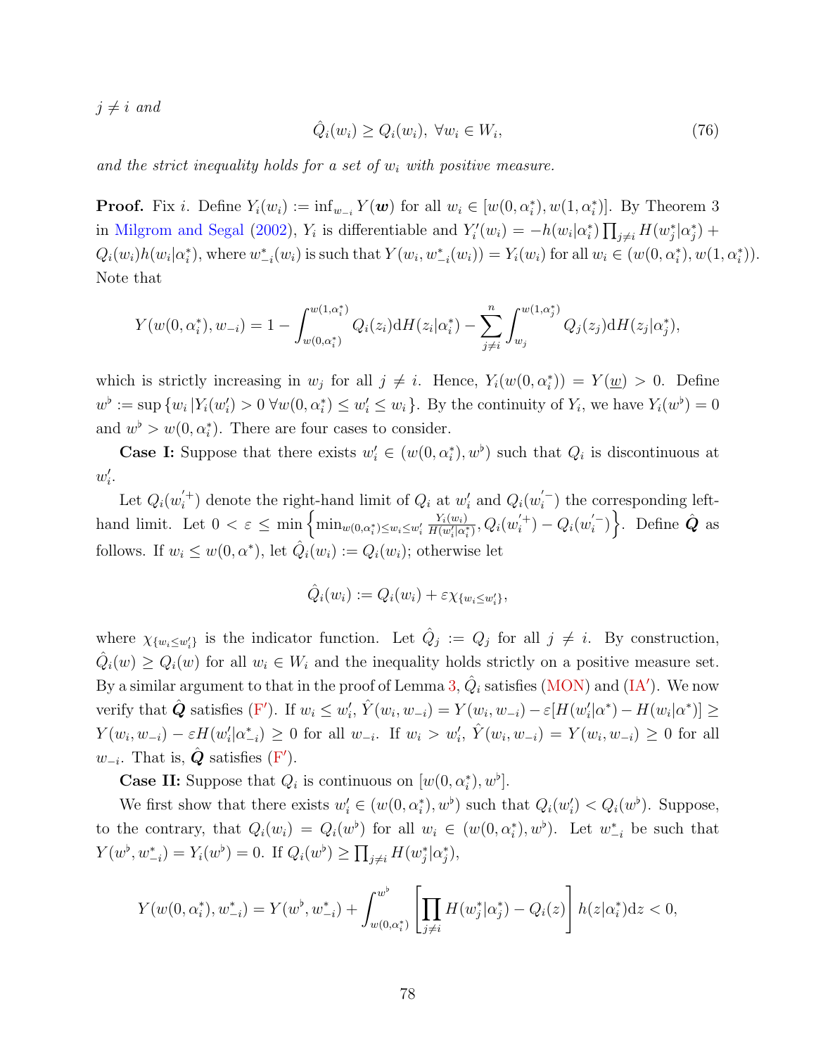*$j \neq i$ and*

$$\hat{Q}_i(w_i) \geq Q_i(w_i), \ \forall w_i \in W_i, \tag{76}$$

*and the strict inequality holds for a set of $w_i$ with positive measure.*

**Proof.** Fix $i$. Define $Y_i(w_i) := \inf_{w_{-i}} Y(\boldsymbol{w})$ for all $w_i \in [w(0, \alpha_i^*), w(1, \alpha_i^*)]$. By Theorem 3 in Milgrom and Segal (2002), $Y_i$ is differentiable and $Y_i'(w_i) = -h(w_i|\alpha_i^*) \prod_{j \neq i} H(w_j^*|\alpha_j^*) + Q_i(w_i)h(w_i|\alpha_i^*)$, where $w_{-i}^*(w_i)$ is such that $Y(w_i, w_{-i}^*(w_i)) = Y_i(w_i)$ for all $w_i \in (w(0, \alpha_i^*), w(1, \alpha_i^*))$. Note that

$$Y(w(0, \alpha_i^*), w_{-i}) = 1 - \int_{w(0,\alpha_i^*)}^{w(1,\alpha_i^*)} Q_i(z_i) \mathrm{d}H(z_i|\alpha_i^*) - \sum_{j \neq i}^{n} \int_{w_j}^{w(1,\alpha_j^*)} Q_j(z_j) \mathrm{d}H(z_j|\alpha_j^*),$$

which is strictly increasing in $w_j$ for all $j \neq i$. Hence, $Y_i(w(0, \alpha_i^*)) = Y(\underline{w}) > 0$. Define $w^\flat := \sup \{w_i \,|Y_i(w_i') > 0 \ \forall w(0, \alpha_i^*) \leq w_i' \leq w_i\}$. By the continuity of $Y_i$, we have $Y_i(w^\flat) = 0$ and $w^\flat > w(0, \alpha_i^*)$. There are four cases to consider.

**Case I:** Suppose that there exists $w_i' \in (w(0, \alpha_i^*), w^\flat)$ such that $Q_i$ is discontinuous at $w_i'$.

Let $Q_i(w_i^{'+})$ denote the right-hand limit of $Q_i$ at $w_i'$ and $Q_i(w_i^{'-})$ the corresponding left-hand limit. Let $0 < \varepsilon \leq \min \left\{ \min_{w(0,\alpha_i^*) \leq w_i \leq w_i'} \frac{Y_i(w_i)}{H(w_i'|\alpha_i^*)}, Q_i(w_i^{'+}) - Q_i(w_i^{'-}) \right\}$. Define $\hat{\boldsymbol{Q}}$ as follows. If $w_i \leq w(0, \alpha^*)$, let $\hat{Q}_i(w_i) := Q_i(w_i)$; otherwise let

$$\hat{Q}_i(w_i) := Q_i(w_i) + \varepsilon \chi_{\{w_i \leq w_i'\}},$$

where $\chi_{\{w_i \leq w_i'\}}$ is the indicator function. Let $\hat{Q}_j := Q_j$ for all $j \neq i$. By construction, $\hat{Q}_i(w) \geq Q_i(w)$ for all $w_i \in W_i$ and the inequality holds strictly on a positive measure set. By a similar argument to that in the proof of Lemma 3, $\hat{Q}_i$ satisfies (MON) and (IA′). We now verify that $\hat{\boldsymbol{Q}}$ satisfies (F′). If $w_i \leq w_i'$, $\hat{Y}(w_i, w_{-i}) = Y(w_i, w_{-i}) - \varepsilon[H(w_i'|\alpha^*) - H(w_i|\alpha^*)] \geq Y(w_i, w_{-i}) - \varepsilon H(w_i'|\alpha_{-i}^*) \geq 0$ for all $w_{-i}$. If $w_i > w_i'$, $\hat{Y}(w_i, w_{-i}) = Y(w_i, w_{-i}) \geq 0$ for all $w_{-i}$. That is, $\hat{\boldsymbol{Q}}$ satisfies (F′).

**Case II:** Suppose that $Q_i$ is continuous on $[w(0, \alpha_i^*), w^\flat]$.

We first show that there exists $w_i' \in (w(0, \alpha_i^*), w^\flat)$ such that $Q_i(w_i') < Q_i(w^\flat)$. Suppose, to the contrary, that $Q_i(w_i) = Q_i(w^\flat)$ for all $w_i \in (w(0, \alpha_i^*), w^\flat)$. Let $w_{-i}^*$ be such that $Y(w^\flat, w_{-i}^*) = Y_i(w^\flat) = 0$. If $Q_i(w^\flat) \geq \prod_{j \neq i} H(w_j^*|\alpha_j^*)$,

$$Y(w(0, \alpha_i^*), w_{-i}^*) = Y(w^\flat, w_{-i}^*) + \int_{w(0,\alpha_i^*)}^{w^\flat} \left[ \prod_{j \neq i} H(w_j^*|\alpha_j^*) - Q_i(z) \right] h(z|\alpha_i^*) \mathrm{d}z < 0,$$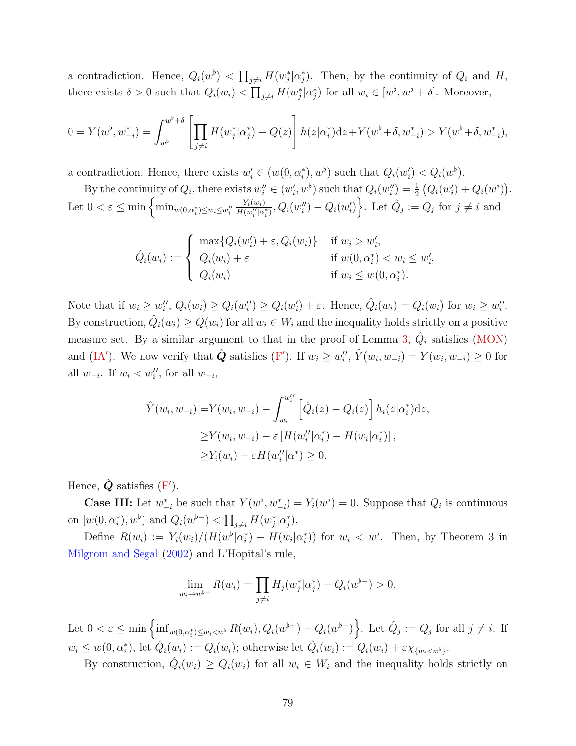a contradiction. Hence, $Q_i(w^\flat) < \prod_{j\neq i} H(w_j^*|\alpha_j^*)$. Then, by the continuity of $Q_i$ and $H$, there exists $\delta > 0$ such that $Q_i(w_i) < \prod_{j\neq i} H(w_j^*|\alpha_j^*)$ for all $w_i \in [w^\flat, w^\flat + \delta]$. Moreover,

$$0 = Y(w^\flat, w_{-i}^*) = \int_{w^\flat}^{w^\flat+\delta} \left[\prod_{j\neq i} H(w_j^*|\alpha_j^*) - Q(z)\right] h(z|\alpha_i^*)\mathrm{d}z + Y(w^\flat+\delta, w_{-i}^*) > Y(w^\flat+\delta, w_{-i}^*),$$

a contradiction. Hence, there exists $w_i' \in (w(0,\alpha_i^*), w^\flat)$ such that $Q_i(w_i') < Q_i(w^\flat)$.

By the continuity of $Q_i$, there exists $w_i'' \in (w_i', w^\flat)$ such that $Q_i(w_i'') = \frac{1}{2}\left(Q_i(w_i') + Q_i(w^\flat)\right)$. Let $0 < \varepsilon \leq \min\left\{\min_{w(0,\alpha_i^*)\leq w_i \leq w_i''} \frac{Y_i(w_i)}{H(w_i''|\alpha_i^*)}, Q_i(w_i'') - Q_i(w_i')\right\}$. Let $\hat{Q}_j := Q_j$ for $j \neq i$ and

$$\hat{Q}_i(w_i) := \begin{cases} \max\{Q_i(w_i') + \varepsilon, Q_i(w_i)\} & \text{if } w_i > w_i', \\ Q_i(w_i) + \varepsilon & \text{if } w(0,\alpha_i^*) < w_i \leq w_i', \\ Q_i(w_i) & \text{if } w_i \leq w(0,\alpha_i^*). \end{cases}$$

Note that if $w_i \geq w_i''$, $Q_i(w_i) \geq Q_i(w_i'') \geq Q_i(w_i') + \varepsilon$. Hence, $\hat{Q}_i(w_i) = Q_i(w_i)$ for $w_i \geq w_i''$. By construction, $\hat{Q}_i(w_i) \geq Q(w_i)$ for all $w_i \in W_i$ and the inequality holds strictly on a positive measure set. By a similar argument to that in the proof of Lemma 3, $\hat{Q}_i$ satisfies (MON) and (IA′). We now verify that $\hat{\boldsymbol{Q}}$ satisfies (F′). If $w_i \geq w_i''$, $\hat{Y}(w_i, w_{-i}) = Y(w_i, w_{-i}) \geq 0$ for all $w_{-i}$. If $w_i < w_i''$, for all $w_{-i}$,

$$\begin{aligned} \hat{Y}(w_i, w_{-i}) =& Y(w_i, w_{-i}) - \int_{w_i}^{w_i''} \left[\hat{Q}_i(z) - Q_i(z)\right] h_i(z|\alpha_i^*)\mathrm{d}z, \\ \geq& Y(w_i, w_{-i}) - \varepsilon\left[H(w_i''|\alpha_i^*) - H(w_i|\alpha_i^*)\right], \\ \geq& Y_i(w_i) - \varepsilon H(w_i''|\alpha^*) \geq 0. \end{aligned}$$

Hence, $\hat{\boldsymbol{Q}}$ satisfies (F′).

**Case III:** Let $w_{-i}^*$ be such that $Y(w^\flat, w_{-i}^*) = Y_i(w^\flat) = 0$. Suppose that $Q_i$ is continuous on $[w(0,\alpha_i^*), w^\flat)$ and $Q_i(w^{\flat-}) < \prod_{j\neq i} H(w_j^*|\alpha_j^*)$.

Define $R(w_i) := Y_i(w_i)/(H(w^\flat|\alpha_i^*) - H(w_i|\alpha_i^*))$ for $w_i < w^\flat$. Then, by Theorem 3 in Milgrom and Segal (2002) and L'Hopital's rule,

$$\lim_{w_i \to w^{\flat-}} R(w_i) = \prod_{j\neq i} H_j(w_j^*|\alpha_j^*) - Q_i(w^{\flat-}) > 0.$$

Let $0 < \varepsilon \leq \min\left\{\inf_{w(0,\alpha_i^*)\leq w_i < w^\flat} R(w_i), Q_i(w^{\flat+}) - Q_i(w^{\flat-})\right\}$. Let $\hat{Q}_j := Q_j$ for all $j \neq i$. If $w_i \leq w(0,\alpha_i^*)$, let $\hat{Q}_i(w_i) := Q_i(w_i)$; otherwise let $\hat{Q}_i(w_i) := Q_i(w_i) + \varepsilon\chi_{\{w_i < w^\flat\}}$.

By construction, $\hat{Q}_i(w_i) \geq Q_i(w_i)$ for all $w_i \in W_i$ and the inequality holds strictly on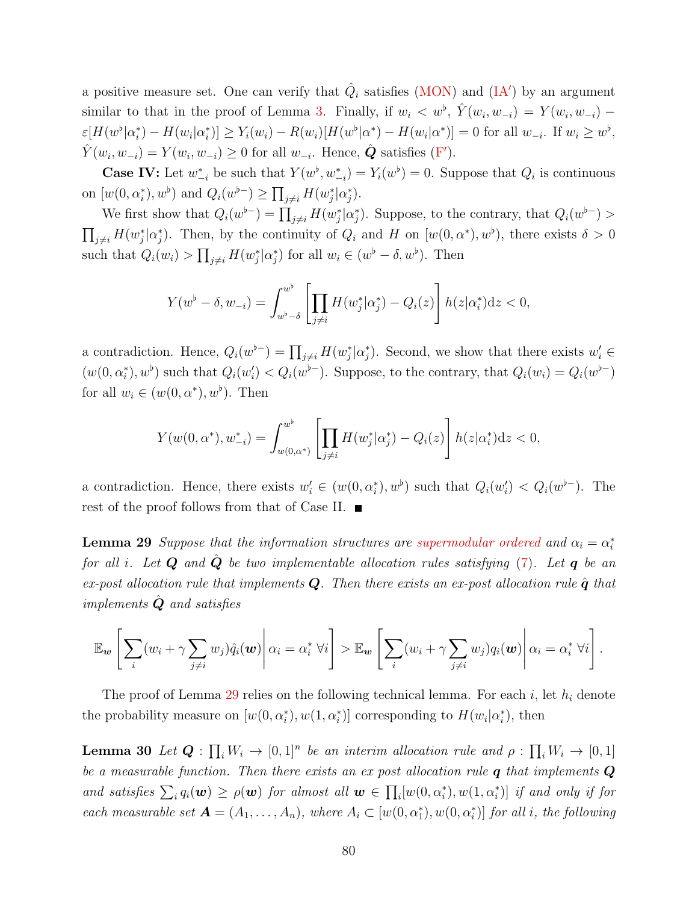a positive measure set. One can verify that $\hat{Q}_i$ satisfies (MON) and (IA′) by an argument similar to that in the proof of Lemma 3. Finally, if $w_i < w^\flat$, $\hat{Y}(w_i, w_{-i}) = Y(w_i, w_{-i}) - \varepsilon[H(w^\flat|\alpha_i^*) - H(w_i|\alpha_i^*)] \geq Y_i(w_i) - R(w_i)[H(w^\flat|\alpha^*) - H(w_i|\alpha^*)] = 0$ for all $w_{-i}$. If $w_i \geq w^\flat$, $\hat{Y}(w_i, w_{-i}) = Y(w_i, w_{-i}) \geq 0$ for all $w_{-i}$. Hence, $\hat{\boldsymbol{Q}}$ satisfies (F′).

**Case IV:** Let $w_{-i}^*$ be such that $Y(w^\flat, w_{-i}^*) = Y_i(w^\flat) = 0$. Suppose that $Q_i$ is continuous on $[w(0, \alpha_i^*), w^\flat)$ and $Q_i(w^{\flat-}) \geq \prod_{j \neq i} H(w_j^*|\alpha_j^*)$.

We first show that $Q_i(w^{\flat-}) = \prod_{j \neq i} H(w_j^*|\alpha_j^*)$. Suppose, to the contrary, that $Q_i(w^{\flat-}) > \prod_{j \neq i} H(w_j^*|\alpha_j^*)$. Then, by the continuity of $Q_i$ and $H$ on $[w(0, \alpha^*), w^\flat)$, there exists $\delta > 0$ such that $Q_i(w_i) > \prod_{j \neq i} H(w_j^*|\alpha_j^*)$ for all $w_i \in (w^\flat - \delta, w^\flat)$. Then

$$Y(w^\flat - \delta, w_{-i}) = \int_{w^\flat - \delta}^{w^\flat} \left[\prod_{j \neq i} H(w_j^*|\alpha_j^*) - Q_i(z)\right] h(z|\alpha_i^*) \mathrm{d}z < 0,$$

a contradiction. Hence, $Q_i(w^{\flat-}) = \prod_{j \neq i} H(w_j^*|\alpha_j^*)$. Second, we show that there exists $w_i' \in (w(0, \alpha_i^*), w^\flat)$ such that $Q_i(w_i') < Q_i(w^{\flat-})$. Suppose, to the contrary, that $Q_i(w_i) = Q_i(w^{\flat-})$ for all $w_i \in (w(0, \alpha^*), w^\flat)$. Then

$$Y(w(0, \alpha^*), w_{-i}^*) = \int_{w(0,\alpha^*)}^{w^\flat} \left[\prod_{j \neq i} H(w_j^*|\alpha_j^*) - Q_i(z)\right] h(z|\alpha_i^*) \mathrm{d}z < 0,$$

a contradiction. Hence, there exists $w_i' \in (w(0, \alpha_i^*), w^\flat)$ such that $Q_i(w_i') < Q_i(w^{\flat-})$. The rest of the proof follows from that of Case II. ■

**Lemma 29** *Suppose that the information structures are supermodular ordered and $\alpha_i = \alpha_i^*$ for all $i$. Let $\boldsymbol{Q}$ and $\hat{\boldsymbol{Q}}$ be two implementable allocation rules satisfying (7). Let $\boldsymbol{q}$ be an ex-post allocation rule that implements $\boldsymbol{Q}$. Then there exists an ex-post allocation rule $\hat{\boldsymbol{q}}$ that implements $\hat{\boldsymbol{Q}}$ and satisfies*

$$\mathbb{E}_{\boldsymbol{w}}\left[\sum_i (w_i + \gamma \sum_{j \neq i} w_j)\hat{q}_i(\boldsymbol{w}) \middle| \alpha_i = \alpha_i^* \ \forall i\right] > \mathbb{E}_{\boldsymbol{w}}\left[\sum_i (w_i + \gamma \sum_{j \neq i} w_j) q_i(\boldsymbol{w}) \middle| \alpha_i = \alpha_i^* \ \forall i\right].$$

The proof of Lemma 29 relies on the following technical lemma. For each $i$, let $h_i$ denote the probability measure on $[w(0, \alpha_i^*), w(1, \alpha_i^*)]$ corresponding to $H(w_i|\alpha_i^*)$, then

**Lemma 30** *Let $\boldsymbol{Q} : \prod_i W_i \to [0,1]^n$ be an interim allocation rule and $\rho : \prod_i W_i \to [0,1]$ be a measurable function. Then there exists an ex post allocation rule $\boldsymbol{q}$ that implements $\boldsymbol{Q}$ and satisfies $\sum_i q_i(\boldsymbol{w}) \geq \rho(\boldsymbol{w})$ for almost all $\boldsymbol{w} \in \prod_i [w(0, \alpha_i^*), w(1, \alpha_i^*)]$ if and only if for each measurable set $\boldsymbol{A} = (A_1, \ldots, A_n)$, where $A_i \subset [w(0, \alpha_1^*), w(0, \alpha_i^*)]$ for all $i$, the following*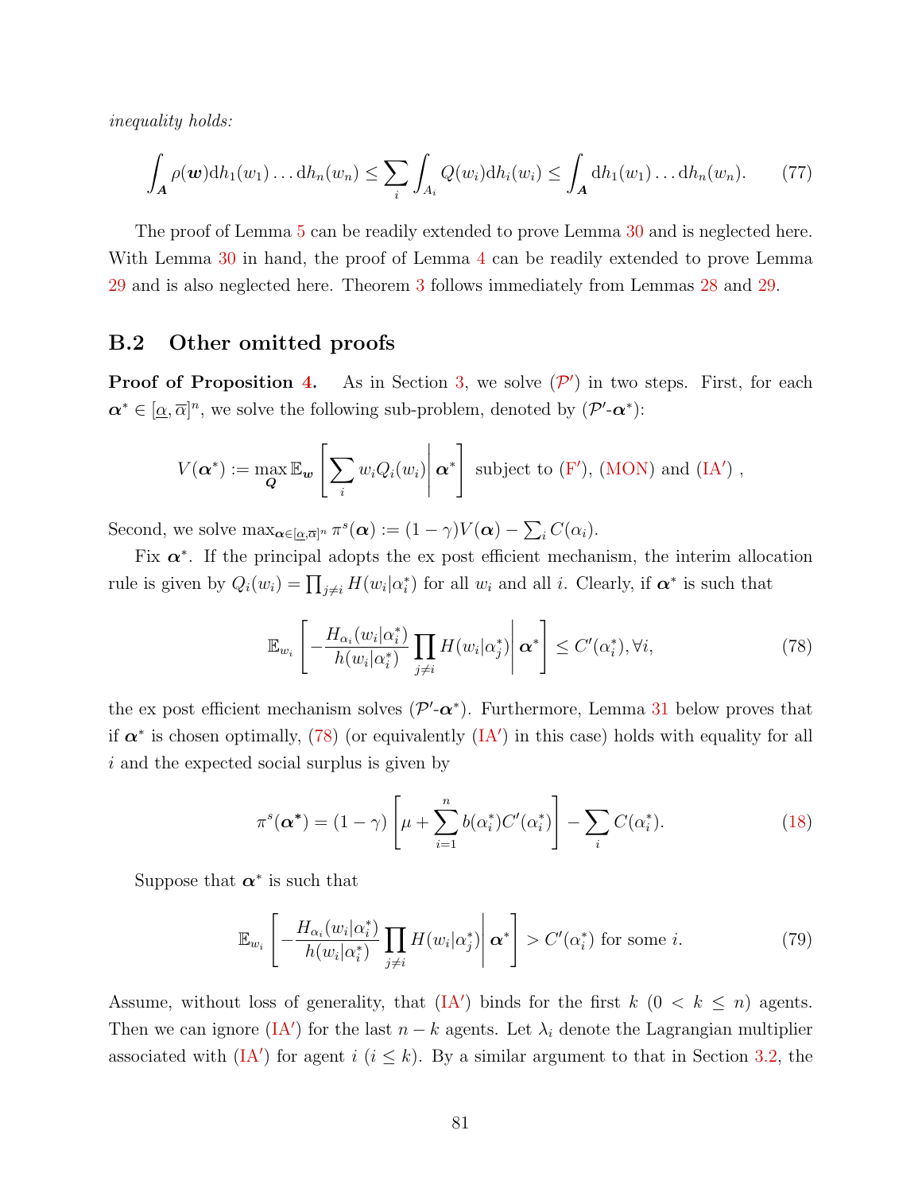*inequality holds:*

$$\int_{\boldsymbol{A}} \rho(\boldsymbol{w}) \mathrm{d}h_1(w_1) \dots \mathrm{d}h_n(w_n) \leq \sum_i \int_{A_i} Q(w_i) \mathrm{d}h_i(w_i) \leq \int_{\boldsymbol{A}} \mathrm{d}h_1(w_1) \dots \mathrm{d}h_n(w_n). \tag{77}$$

The proof of Lemma 5 can be readily extended to prove Lemma 30 and is neglected here. With Lemma 30 in hand, the proof of Lemma 4 can be readily extended to prove Lemma 29 and is also neglected here. Theorem 3 follows immediately from Lemmas 28 and 29.

## B.2 Other omitted proofs

**Proof of Proposition 4.** As in Section 3, we solve ($\mathcal{P}'$) in two steps. First, for each $\boldsymbol{\alpha}^* \in [\underline{\alpha}, \overline{\alpha}]^n$, we solve the following sub-problem, denoted by ($\mathcal{P}'$-$\boldsymbol{\alpha}^*$):

$$V(\boldsymbol{\alpha}^*) := \max_{\boldsymbol{Q}} \mathbb{E}_{\boldsymbol{w}} \left[ \sum_i w_i Q_i(w_i) \middle| \boldsymbol{\alpha}^* \right] \text{ subject to (F}'\text{), (MON) and (IA}'\text{)} ,$$

Second, we solve $\max_{\boldsymbol{\alpha} \in [\underline{\alpha}, \overline{\alpha}]^n} \pi^s(\boldsymbol{\alpha}) := (1-\gamma)V(\boldsymbol{\alpha}) - \sum_i C(\alpha_i)$.

Fix $\boldsymbol{\alpha}^*$. If the principal adopts the ex post efficient mechanism, the interim allocation rule is given by $Q_i(w_i) = \prod_{j \neq i} H(w_i|\alpha_i^*)$ for all $w_i$ and all $i$. Clearly, if $\boldsymbol{\alpha}^*$ is such that

$$\mathbb{E}_{w_i} \left[ -\frac{H_{\alpha_i}(w_i|\alpha_i^*)}{h(w_i|\alpha_i^*)} \prod_{j \neq i} H(w_i|\alpha_j^*) \middle| \boldsymbol{\alpha}^* \right] \leq C'(\alpha_i^*), \forall i, \tag{78}$$

the ex post efficient mechanism solves ($\mathcal{P}'$-$\boldsymbol{\alpha}^*$). Furthermore, Lemma 31 below proves that if $\boldsymbol{\alpha}^*$ is chosen optimally, (78) (or equivalently (IA$'$) in this case) holds with equality for all $i$ and the expected social surplus is given by

$$\pi^s(\boldsymbol{\alpha^*}) = (1-\gamma) \left[ \mu + \sum_{i=1}^n b(\alpha_i^*) C'(\alpha_i^*) \right] - \sum_i C(\alpha_i^*). \tag{18}$$

Suppose that $\boldsymbol{\alpha}^*$ is such that

$$\mathbb{E}_{w_i} \left[ -\frac{H_{\alpha_i}(w_i|\alpha_i^*)}{h(w_i|\alpha_i^*)} \prod_{j \neq i} H(w_i|\alpha_j^*) \middle| \boldsymbol{\alpha}^* \right] > C'(\alpha_i^*) \text{ for some } i. \tag{79}$$

Assume, without loss of generality, that (IA$'$) binds for the first $k$ ($0 < k \leq n$) agents. Then we can ignore (IA$'$) for the last $n-k$ agents. Let $\lambda_i$ denote the Lagrangian multiplier associated with (IA$'$) for agent $i$ ($i \leq k$). By a similar argument to that in Section 3.2, the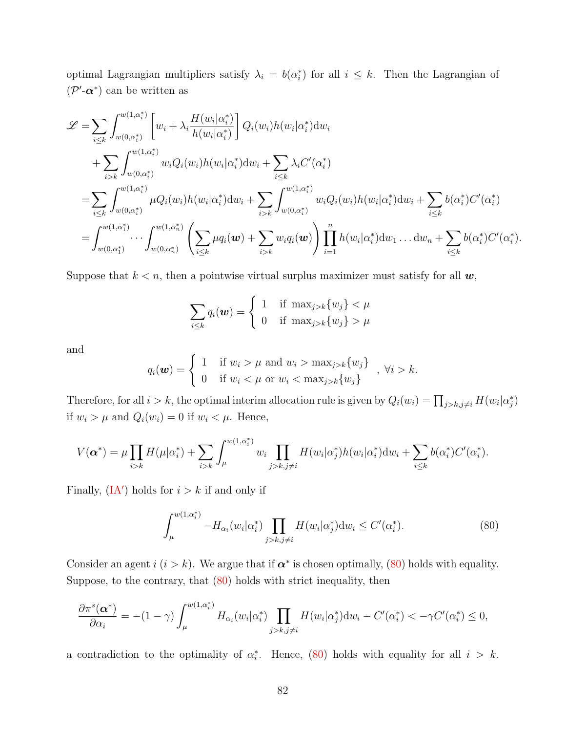optimal Lagrangian multipliers satisfy $\lambda_i = b(\alpha_i^*)$ for all $i \leq k$. Then the Lagrangian of $(\mathcal{P}'\text{-}\boldsymbol{\alpha}^*)$ can be written as

$$
\begin{aligned}
\mathscr{L} =& \sum_{i \leq k} \int_{w(0,\alpha_i^*)}^{w(1,\alpha_i^*)} \left[ w_i + \lambda_i \frac{H(w_i|\alpha_i^*)}{h(w_i|\alpha_i^*)} \right] Q_i(w_i) h(w_i|\alpha_i^*) \mathrm{d}w_i \\
&+ \sum_{i>k} \int_{w(0,\alpha_i^*)}^{w(1,\alpha_i^*)} w_i Q_i(w_i) h(w_i|\alpha_i^*) \mathrm{d}w_i + \sum_{i \leq k} \lambda_i C'(\alpha_i^*) \\
=& \sum_{i \leq k} \int_{w(0,\alpha_i^*)}^{w(1,\alpha_i^*)} \mu Q_i(w_i) h(w_i|\alpha_i^*) \mathrm{d}w_i + \sum_{i>k} \int_{w(0,\alpha_i^*)}^{w(1,\alpha_i^*)} w_i Q_i(w_i) h(w_i|\alpha_i^*) \mathrm{d}w_i + \sum_{i \leq k} b(\alpha_i^*) C'(\alpha_i^*) \\
=& \int_{w(0,\alpha_1^*)}^{w(1,\alpha_1^*)} \cdots \int_{w(0,\alpha_n^*)}^{w(1,\alpha_n^*)} \left( \sum_{i \leq k} \mu q_i(\boldsymbol{w}) + \sum_{i>k} w_i q_i(\boldsymbol{w}) \right) \prod_{i=1}^n h(w_i|\alpha_i^*) \mathrm{d}w_1 \ldots \mathrm{d}w_n + \sum_{i \leq k} b(\alpha_i^*) C'(\alpha_i^*).
\end{aligned}
$$

Suppose that $k < n$, then a pointwise virtual surplus maximizer must satisfy for all $\boldsymbol{w}$,

$$
\sum_{i \leq k} q_i(\boldsymbol{w}) = \begin{cases} 1 & \text{if } \max_{j>k}\{w_j\} < \mu \\ 0 & \text{if } \max_{j>k}\{w_j\} > \mu \end{cases}
$$

and

$$
q_i(\boldsymbol{w}) = \begin{cases} 1 & \text{if } w_i > \mu \text{ and } w_i > \max_{j>k}\{w_j\} \\ 0 & \text{if } w_i < \mu \text{ or } w_i < \max_{j>k}\{w_j\} \end{cases}, \ \forall i > k.
$$

Therefore, for all $i > k$, the optimal interim allocation rule is given by $Q_i(w_i) = \prod_{j>k, j\neq i} H(w_i|\alpha_j^*)$ if $w_i > \mu$ and $Q_i(w_i) = 0$ if $w_i < \mu$. Hence,

$$
V(\boldsymbol{\alpha}^*) = \mu \prod_{i>k} H(\mu|\alpha_i^*) + \sum_{i>k} \int_{\mu}^{w(1,\alpha_i^*)} w_i \prod_{j>k, j\neq i} H(w_i|\alpha_j^*) h(w_i|\alpha_i^*) \mathrm{d}w_i + \sum_{i \leq k} b(\alpha_i^*) C'(\alpha_i^*).
$$

Finally, (IA′) holds for $i > k$ if and only if

$$
\int_{\mu}^{w(1,\alpha_i^*)} -H_{\alpha_i}(w_i|\alpha_i^*) \prod_{j>k, j\neq i} H(w_i|\alpha_j^*) \mathrm{d}w_i \leq C'(\alpha_i^*). \tag{80}
$$

Consider an agent $i$ ($i > k$). We argue that if $\boldsymbol{\alpha}^*$ is chosen optimally, (80) holds with equality. Suppose, to the contrary, that (80) holds with strict inequality, then

$$
\frac{\partial \pi^s(\boldsymbol{\alpha}^*)}{\partial \alpha_i} = -(1-\gamma) \int_{\mu}^{w(1,\alpha_i^*)} H_{\alpha_i}(w_i|\alpha_i^*) \prod_{j>k, j\neq i} H(w_i|\alpha_j^*) \mathrm{d}w_i - C'(\alpha_i^*) < -\gamma C'(\alpha_i^*) \leq 0,
$$

a contradiction to the optimality of $\alpha_i^*$. Hence, (80) holds with equality for all $i > k$.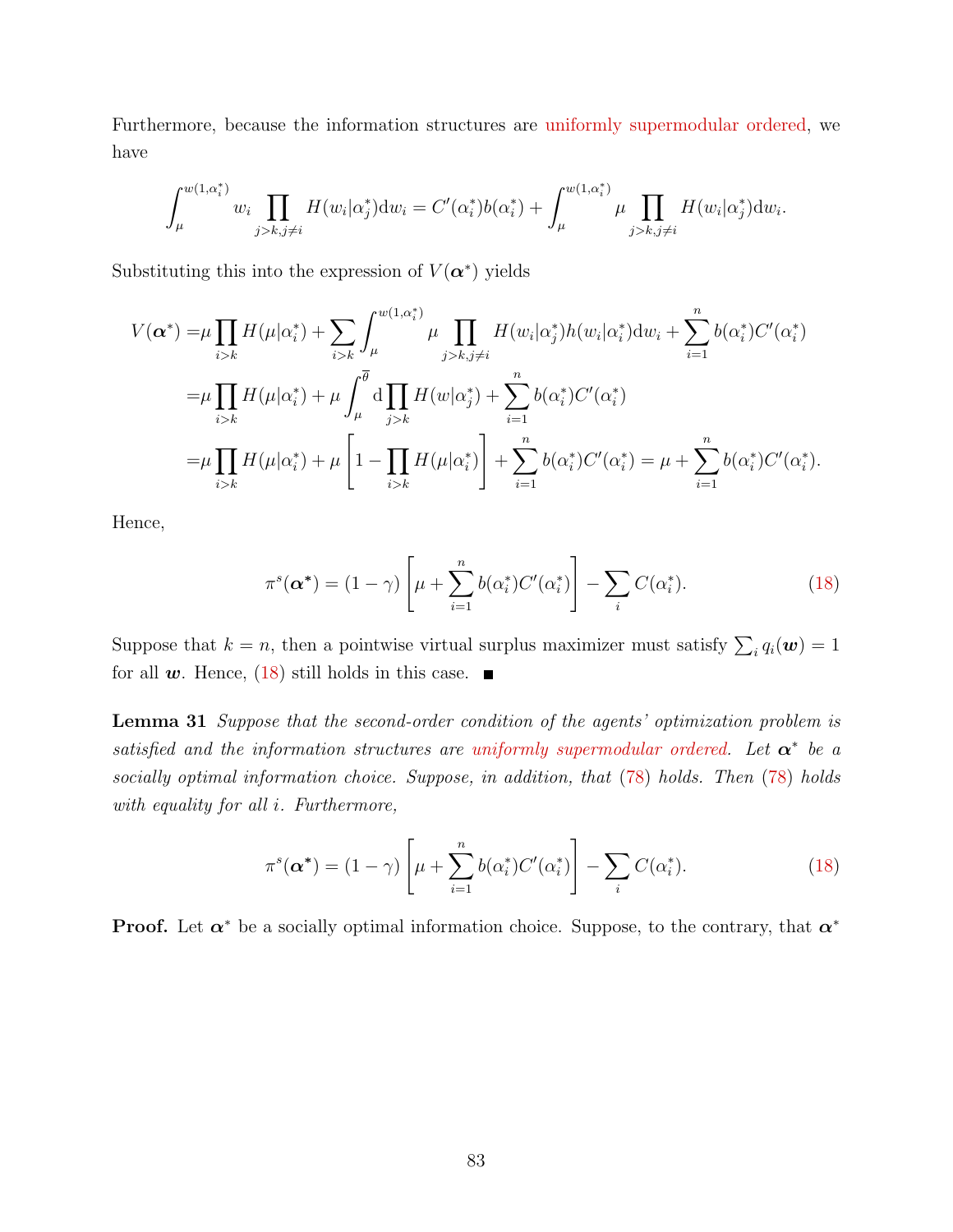Furthermore, because the information structures are uniformly supermodular ordered, we have

$$\int_{\mu}^{w(1,\alpha_i^*)} w_i \prod_{j>k, j\neq i} H(w_i|\alpha_j^*)\mathrm{d}w_i = C'(\alpha_i^*)b(\alpha_i^*) + \int_{\mu}^{w(1,\alpha_i^*)} \mu \prod_{j>k, j\neq i} H(w_i|\alpha_j^*)\mathrm{d}w_i.$$

Substituting this into the expression of $V(\boldsymbol{\alpha}^*)$ yields

$$\begin{aligned}
V(\boldsymbol{\alpha}^*) =& \mu \prod_{i>k} H(\mu|\alpha_i^*) + \sum_{i>k} \int_{\mu}^{w(1,\alpha_i^*)} \mu \prod_{j>k, j\neq i} H(w_i|\alpha_j^*) h(w_i|\alpha_i^*)\mathrm{d}w_i + \sum_{i=1}^{n} b(\alpha_i^*)C'(\alpha_i^*) \\
=& \mu \prod_{i>k} H(\mu|\alpha_i^*) + \mu \int_{\mu}^{\overline{\theta}} \mathrm{d} \prod_{j>k} H(w|\alpha_j^*) + \sum_{i=1}^{n} b(\alpha_i^*)C'(\alpha_i^*) \\
=& \mu \prod_{i>k} H(\mu|\alpha_i^*) + \mu \left[1 - \prod_{i>k} H(\mu|\alpha_i^*)\right] + \sum_{i=1}^{n} b(\alpha_i^*)C'(\alpha_i^*) = \mu + \sum_{i=1}^{n} b(\alpha_i^*)C'(\alpha_i^*).
\end{aligned}$$

Hence,

$$\pi^s(\boldsymbol{\alpha^*}) = (1-\gamma)\left[\mu + \sum_{i=1}^{n} b(\alpha_i^*)C'(\alpha_i^*)\right] - \sum_i C(\alpha_i^*). \tag{18}$$

Suppose that $k = n$, then a pointwise virtual surplus maximizer must satisfy $\sum_i q_i(\boldsymbol{w}) = 1$ for all $\boldsymbol{w}$. Hence, (18) still holds in this case. ■

**Lemma 31** *Suppose that the second-order condition of the agents' optimization problem is satisfied and the information structures are uniformly supermodular ordered. Let $\boldsymbol{\alpha}^*$ be a socially optimal information choice. Suppose, in addition, that (78) holds. Then (78) holds with equality for all $i$. Furthermore,*

$$\pi^s(\boldsymbol{\alpha^*}) = (1-\gamma)\left[\mu + \sum_{i=1}^{n} b(\alpha_i^*)C'(\alpha_i^*)\right] - \sum_i C(\alpha_i^*). \tag{18}$$

**Proof.** Let $\boldsymbol{\alpha}^*$ be a socially optimal information choice. Suppose, to the contrary, that $\boldsymbol{\alpha}^*$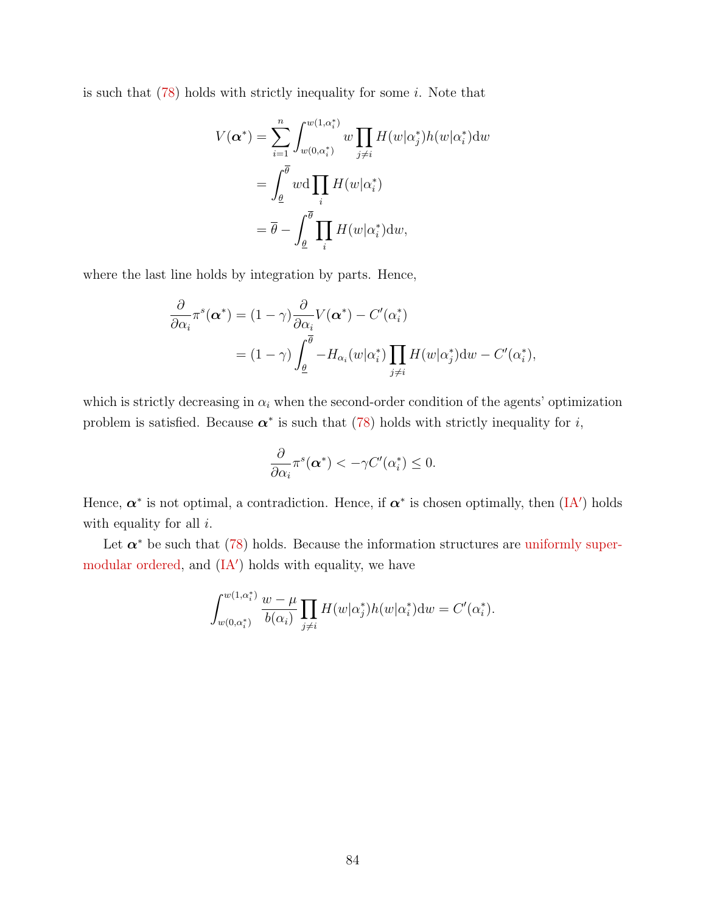is such that (78) holds with strictly inequality for some $i$. Note that

$$
\begin{aligned}
V(\boldsymbol{\alpha}^*) &= \sum_{i=1}^{n} \int_{w(0,\alpha_i^*)}^{w(1,\alpha_i^*)} w \prod_{j \neq i} H(w|\alpha_j^*) h(w|\alpha_i^*) \mathrm{d}w \\
&= \int_{\underline{\theta}}^{\overline{\theta}} w \mathrm{d} \prod_{i} H(w|\alpha_i^*) \\
&= \overline{\theta} - \int_{\underline{\theta}}^{\overline{\theta}} \prod_{i} H(w|\alpha_i^*) \mathrm{d}w,
\end{aligned}
$$

where the last line holds by integration by parts. Hence,

$$
\begin{aligned}
\frac{\partial}{\partial \alpha_i} \pi^s(\boldsymbol{\alpha}^*) &= (1-\gamma) \frac{\partial}{\partial \alpha_i} V(\boldsymbol{\alpha}^*) - C'(\alpha_i^*) \\
&= (1-\gamma) \int_{\underline{\theta}}^{\overline{\theta}} -H_{\alpha_i}(w|\alpha_i^*) \prod_{j \neq i} H(w|\alpha_j^*) \mathrm{d}w - C'(\alpha_i^*),
\end{aligned}
$$

which is strictly decreasing in $\alpha_i$ when the second-order condition of the agents' optimization problem is satisfied. Because $\boldsymbol{\alpha}^*$ is such that (78) holds with strictly inequality for $i$,

$$
\frac{\partial}{\partial \alpha_i} \pi^s(\boldsymbol{\alpha}^*) < -\gamma C'(\alpha_i^*) \leq 0.
$$

Hence, $\boldsymbol{\alpha}^*$ is not optimal, a contradiction. Hence, if $\boldsymbol{\alpha}^*$ is chosen optimally, then (IA′) holds with equality for all $i$.

Let $\boldsymbol{\alpha}^*$ be such that (78) holds. Because the information structures are uniformly supermodular ordered, and (IA′) holds with equality, we have

$$
\int_{w(0,\alpha_i^*)}^{w(1,\alpha_i^*)} \frac{w-\mu}{b(\alpha_i)} \prod_{j \neq i} H(w|\alpha_j^*) h(w|\alpha_i^*) \mathrm{d}w = C'(\alpha_i^*).
$$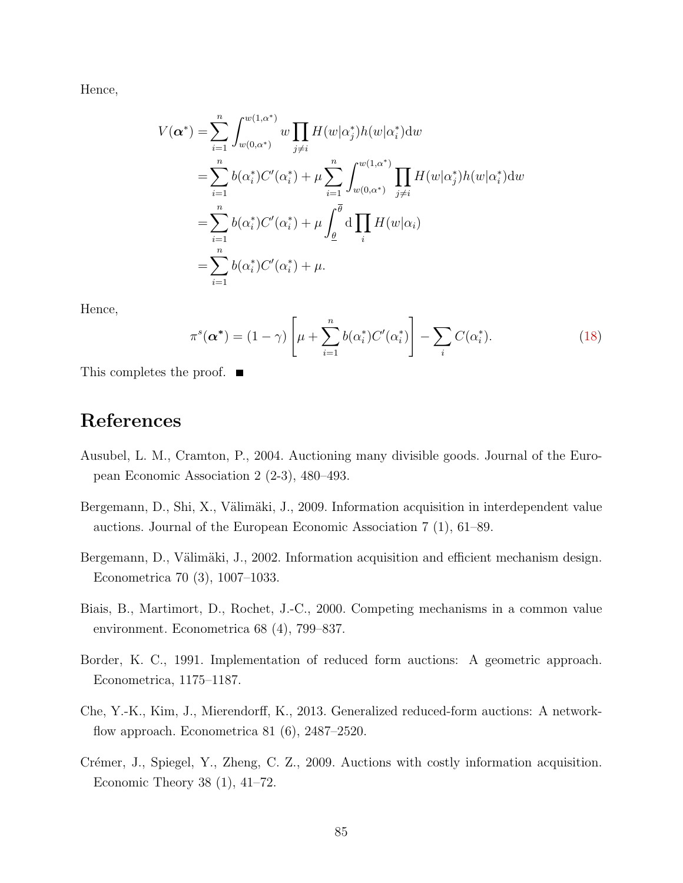Hence,

$$
\begin{aligned}
V(\boldsymbol{\alpha}^*) =& \sum_{i=1}^{n} \int_{w(0,\alpha^*)}^{w(1,\alpha^*)} w \prod_{j \neq i} H(w|\alpha_j^*) h(w|\alpha_i^*) \mathrm{d}w \\
=& \sum_{i=1}^{n} b(\alpha_i^*) C'(\alpha_i^*) + \mu \sum_{i=1}^{n} \int_{w(0,\alpha^*)}^{w(1,\alpha^*)} \prod_{j \neq i} H(w|\alpha_j^*) h(w|\alpha_i^*) \mathrm{d}w \\
=& \sum_{i=1}^{n} b(\alpha_i^*) C'(\alpha_i^*) + \mu \int_{\underline{\theta}}^{\overline{\theta}} \mathrm{d} \prod_{i} H(w|\alpha_i) \\
=& \sum_{i=1}^{n} b(\alpha_i^*) C'(\alpha_i^*) + \mu.
\end{aligned}
$$

Hence,

$$
\pi^s(\boldsymbol{\alpha}^*) = (1-\gamma) \left[ \mu + \sum_{i=1}^{n} b(\alpha_i^*) C'(\alpha_i^*) \right] - \sum_{i} C(\alpha_i^*). \tag{18}
$$

This completes the proof. ■

# References

Ausubel, L. M., Cramton, P., 2004. Auctioning many divisible goods. Journal of the European Economic Association 2 (2-3), 480–493.

Bergemann, D., Shi, X., Välimäki, J., 2009. Information acquisition in interdependent value auctions. Journal of the European Economic Association 7 (1), 61–89.

Bergemann, D., Välimäki, J., 2002. Information acquisition and efficient mechanism design. Econometrica 70 (3), 1007–1033.

Biais, B., Martimort, D., Rochet, J.-C., 2000. Competing mechanisms in a common value environment. Econometrica 68 (4), 799–837.

Border, K. C., 1991. Implementation of reduced form auctions: A geometric approach. Econometrica, 1175–1187.

Che, Y.-K., Kim, J., Mierendorff, K., 2013. Generalized reduced-form auctions: A network-flow approach. Econometrica 81 (6), 2487–2520.

Crémer, J., Spiegel, Y., Zheng, C. Z., 2009. Auctions with costly information acquisition. Economic Theory 38 (1), 41–72.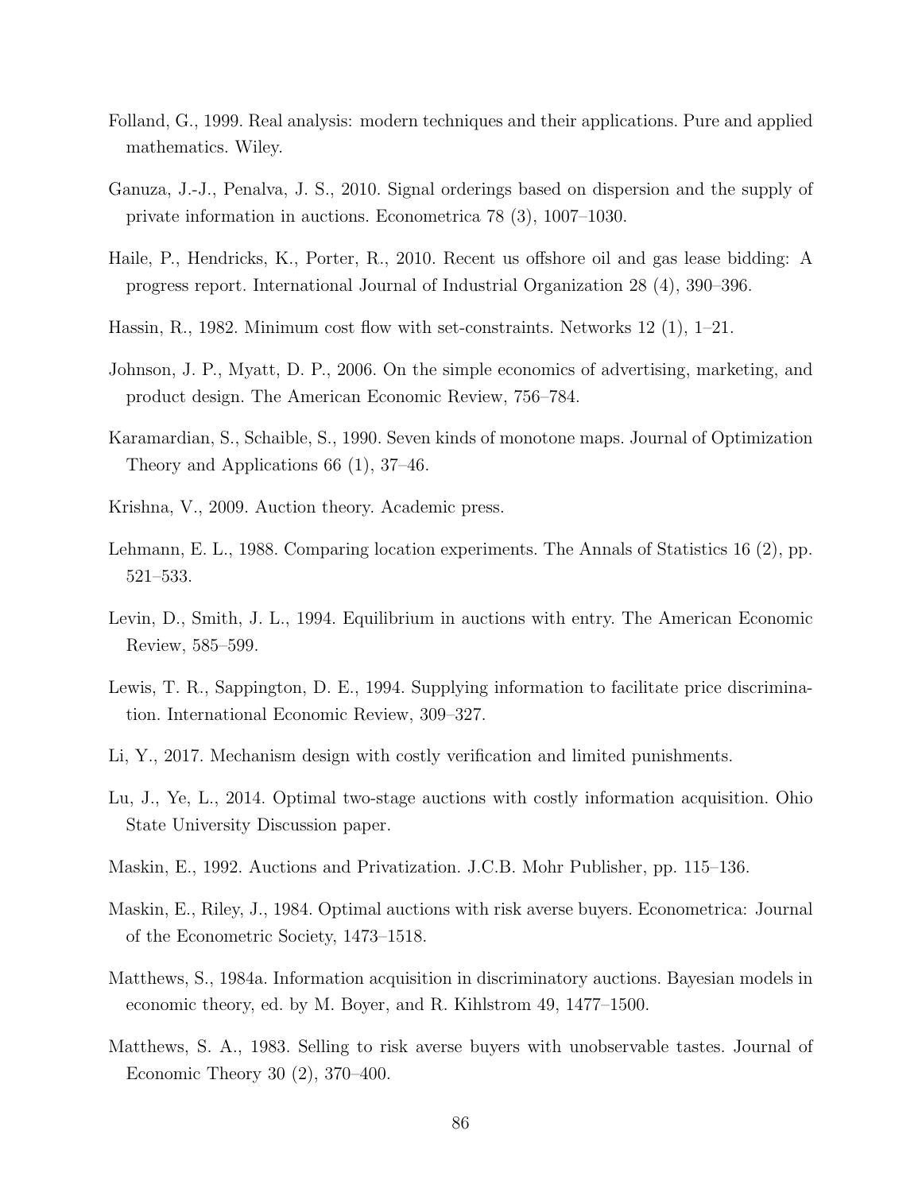Folland, G., 1999. Real analysis: modern techniques and their applications. Pure and applied mathematics. Wiley.

Ganuza, J.-J., Penalva, J. S., 2010. Signal orderings based on dispersion and the supply of private information in auctions. Econometrica 78 (3), 1007–1030.

Haile, P., Hendricks, K., Porter, R., 2010. Recent us offshore oil and gas lease bidding: A progress report. International Journal of Industrial Organization 28 (4), 390–396.

Hassin, R., 1982. Minimum cost flow with set-constraints. Networks 12 (1), 1–21.

Johnson, J. P., Myatt, D. P., 2006. On the simple economics of advertising, marketing, and product design. The American Economic Review, 756–784.

Karamardian, S., Schaible, S., 1990. Seven kinds of monotone maps. Journal of Optimization Theory and Applications 66 (1), 37–46.

Krishna, V., 2009. Auction theory. Academic press.

Lehmann, E. L., 1988. Comparing location experiments. The Annals of Statistics 16 (2), pp. 521–533.

Levin, D., Smith, J. L., 1994. Equilibrium in auctions with entry. The American Economic Review, 585–599.

Lewis, T. R., Sappington, D. E., 1994. Supplying information to facilitate price discrimination. International Economic Review, 309–327.

Li, Y., 2017. Mechanism design with costly verification and limited punishments.

Lu, J., Ye, L., 2014. Optimal two-stage auctions with costly information acquisition. Ohio State University Discussion paper.

Maskin, E., 1992. Auctions and Privatization. J.C.B. Mohr Publisher, pp. 115–136.

Maskin, E., Riley, J., 1984. Optimal auctions with risk averse buyers. Econometrica: Journal of the Econometric Society, 1473–1518.

Matthews, S., 1984a. Information acquisition in discriminatory auctions. Bayesian models in economic theory, ed. by M. Boyer, and R. Kihlstrom 49, 1477–1500.

Matthews, S. A., 1983. Selling to risk averse buyers with unobservable tastes. Journal of Economic Theory 30 (2), 370–400.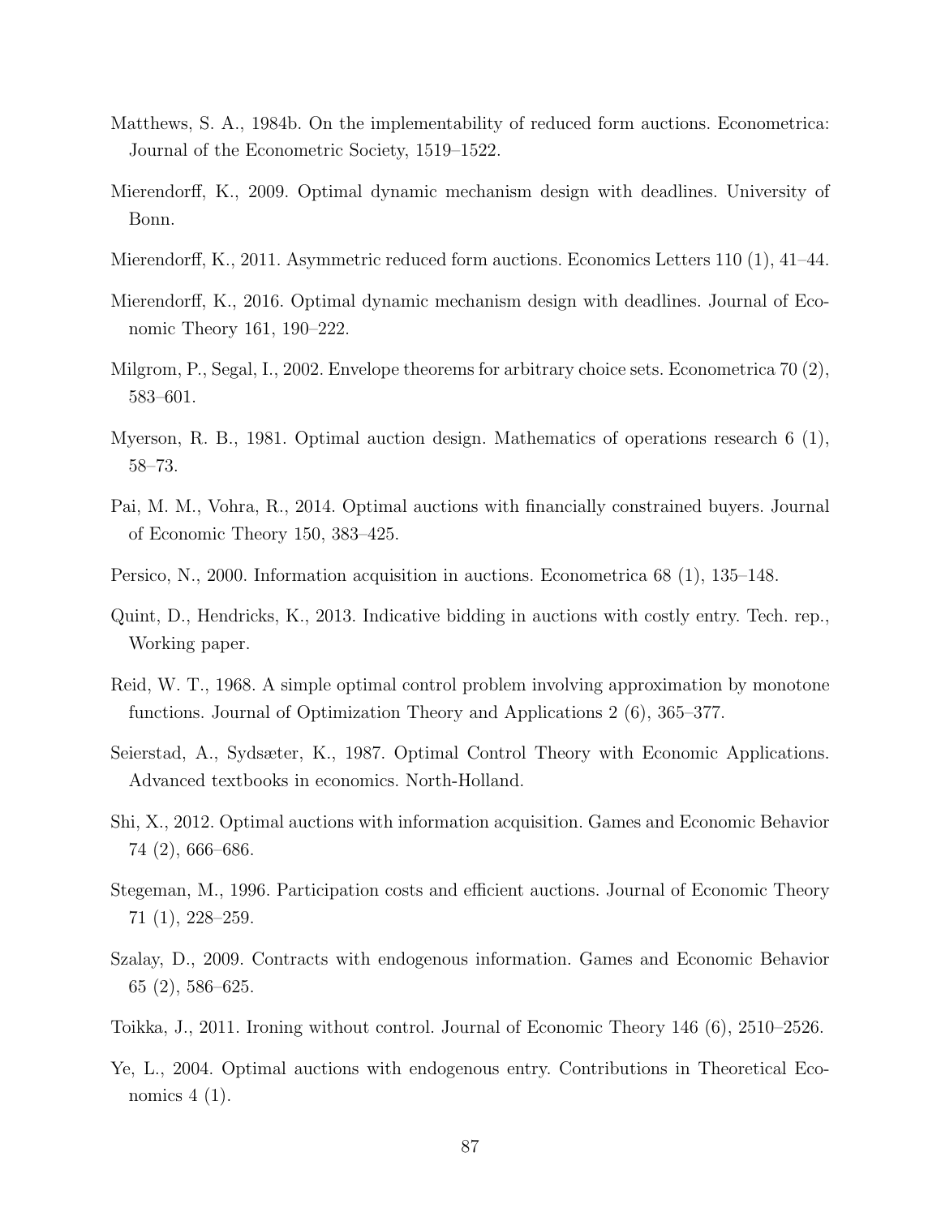Matthews, S. A., 1984b. On the implementability of reduced form auctions. Econometrica: Journal of the Econometric Society, 1519–1522.

Mierendorff, K., 2009. Optimal dynamic mechanism design with deadlines. University of Bonn.

Mierendorff, K., 2011. Asymmetric reduced form auctions. Economics Letters 110 (1), 41–44.

Mierendorff, K., 2016. Optimal dynamic mechanism design with deadlines. Journal of Economic Theory 161, 190–222.

Milgrom, P., Segal, I., 2002. Envelope theorems for arbitrary choice sets. Econometrica 70 (2), 583–601.

Myerson, R. B., 1981. Optimal auction design. Mathematics of operations research 6 (1), 58–73.

Pai, M. M., Vohra, R., 2014. Optimal auctions with financially constrained buyers. Journal of Economic Theory 150, 383–425.

Persico, N., 2000. Information acquisition in auctions. Econometrica 68 (1), 135–148.

Quint, D., Hendricks, K., 2013. Indicative bidding in auctions with costly entry. Tech. rep., Working paper.

Reid, W. T., 1968. A simple optimal control problem involving approximation by monotone functions. Journal of Optimization Theory and Applications 2 (6), 365–377.

Seierstad, A., Sydsæter, K., 1987. Optimal Control Theory with Economic Applications. Advanced textbooks in economics. North-Holland.

Shi, X., 2012. Optimal auctions with information acquisition. Games and Economic Behavior 74 (2), 666–686.

Stegeman, M., 1996. Participation costs and efficient auctions. Journal of Economic Theory 71 (1), 228–259.

Szalay, D., 2009. Contracts with endogenous information. Games and Economic Behavior 65 (2), 586–625.

Toikka, J., 2011. Ironing without control. Journal of Economic Theory 146 (6), 2510–2526.

Ye, L., 2004. Optimal auctions with endogenous entry. Contributions in Theoretical Economics 4 (1).